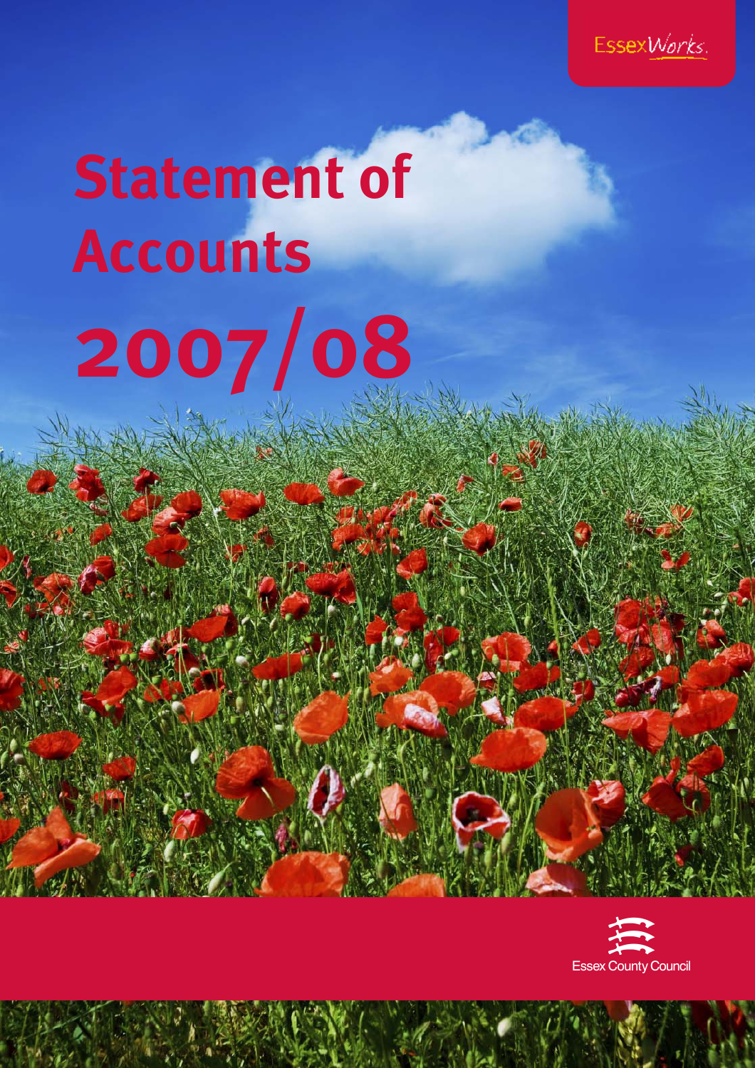EssexWorks.

# Statement of Accounts 2007/08

Essex County Council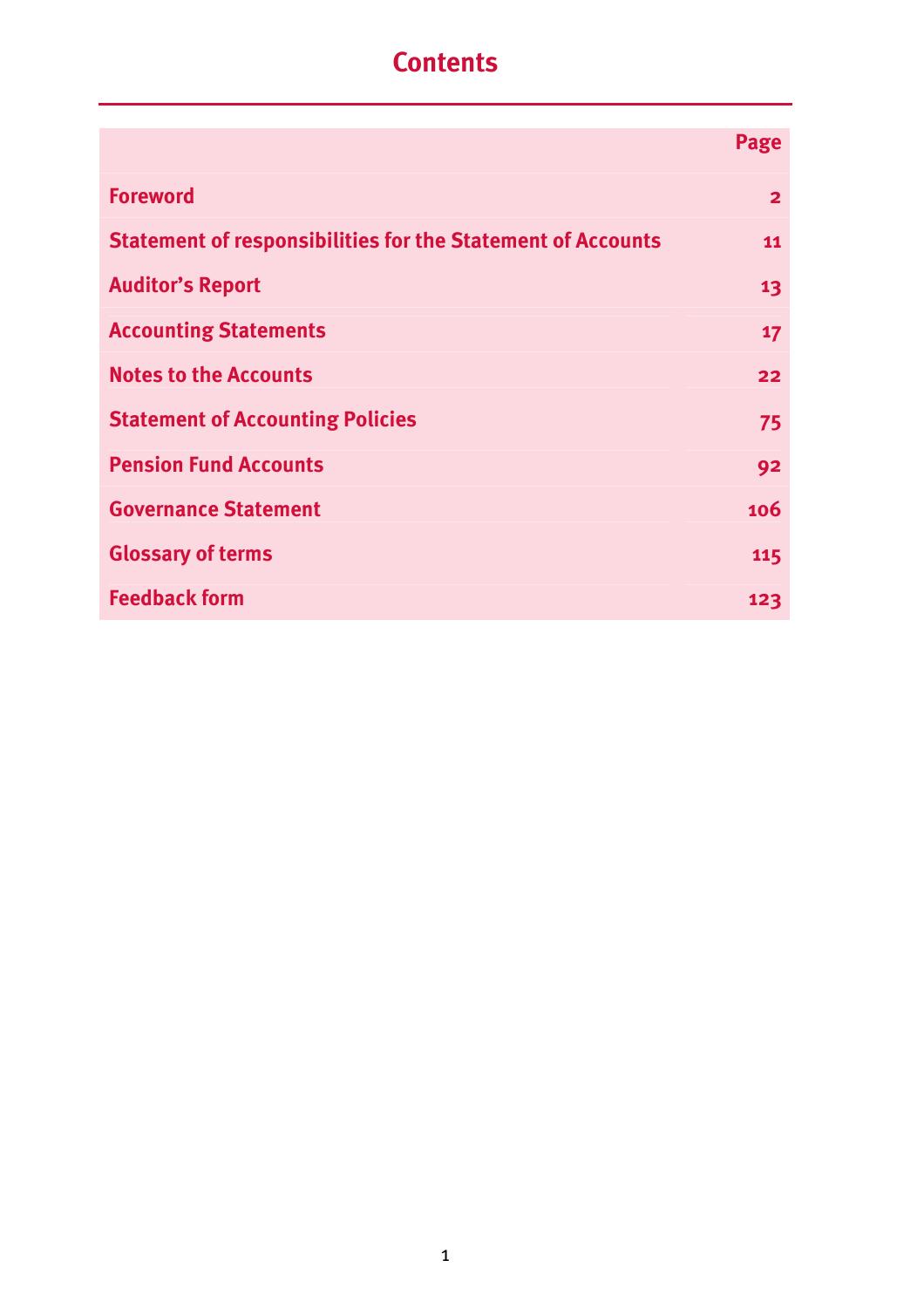# Contents

| | Page |
|---|---|
| **Foreword** | **2** |
| **Statement of responsibilities for the Statement of Accounts** | **11** |
| **Auditor's Report** | **13** |
| **Accounting Statements** | **17** |
| **Notes to the Accounts** | **22** |
| **Statement of Accounting Policies** | **75** |
| **Pension Fund Accounts** | **92** |
| **Governance Statement** | **106** |
| **Glossary of terms** | **115** |
| **Feedback form** | **123** |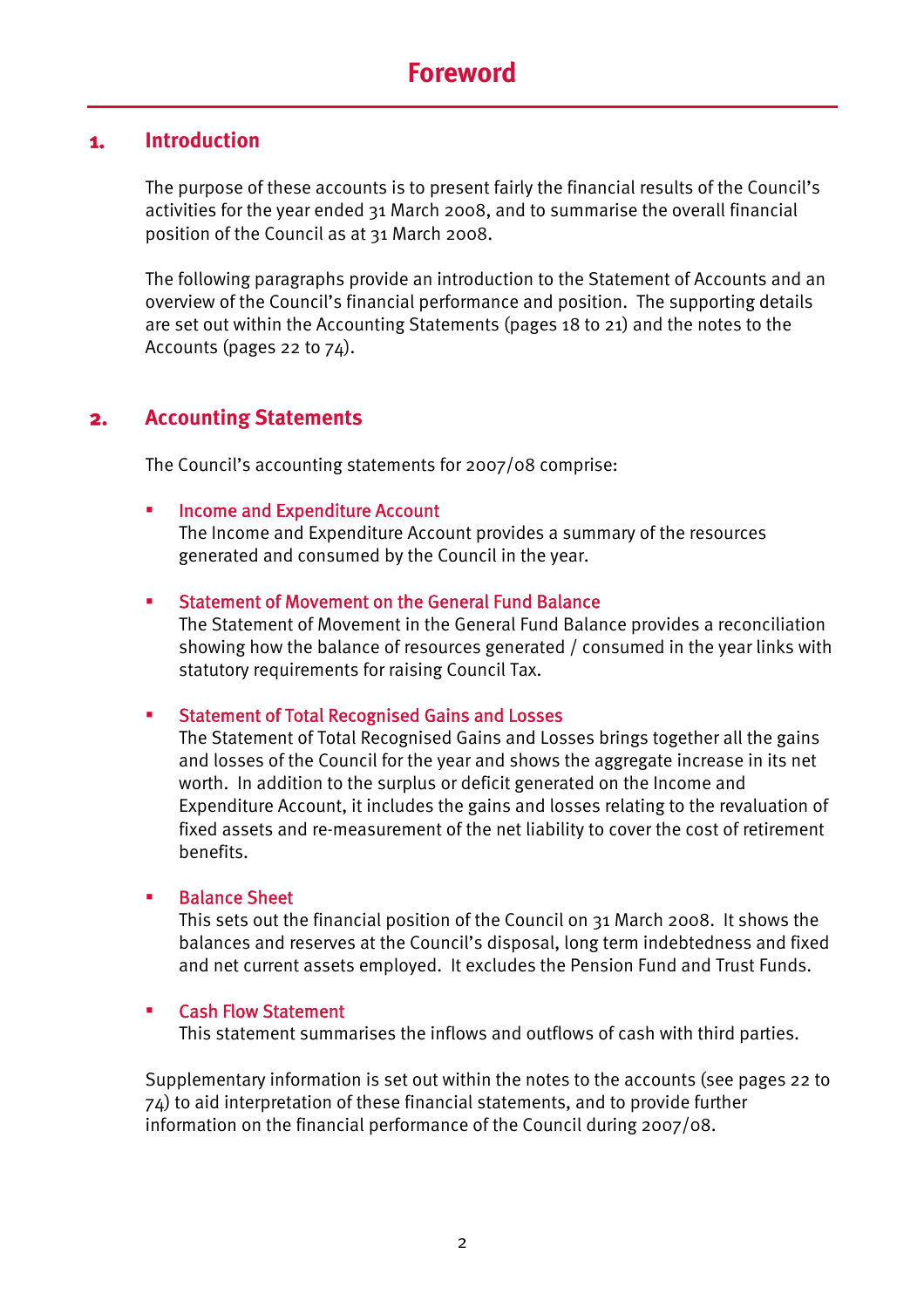# Foreword

## 1. Introduction

The purpose of these accounts is to present fairly the financial results of the Council's activities for the year ended 31 March 2008, and to summarise the overall financial position of the Council as at 31 March 2008.

The following paragraphs provide an introduction to the Statement of Accounts and an overview of the Council's financial performance and position. The supporting details are set out within the Accounting Statements (pages 18 to 21) and the notes to the Accounts (pages 22 to 74).

## 2. Accounting Statements

The Council's accounting statements for 2007/08 comprise:

- **Income and Expenditure Account**
  The Income and Expenditure Account provides a summary of the resources generated and consumed by the Council in the year.

- **Statement of Movement on the General Fund Balance**
  The Statement of Movement in the General Fund Balance provides a reconciliation showing how the balance of resources generated / consumed in the year links with statutory requirements for raising Council Tax.

- **Statement of Total Recognised Gains and Losses**
  The Statement of Total Recognised Gains and Losses brings together all the gains and losses of the Council for the year and shows the aggregate increase in its net worth. In addition to the surplus or deficit generated on the Income and Expenditure Account, it includes the gains and losses relating to the revaluation of fixed assets and re-measurement of the net liability to cover the cost of retirement benefits.

- **Balance Sheet**
  This sets out the financial position of the Council on 31 March 2008. It shows the balances and reserves at the Council's disposal, long term indebtedness and fixed and net current assets employed. It excludes the Pension Fund and Trust Funds.

- **Cash Flow Statement**
  This statement summarises the inflows and outflows of cash with third parties.

Supplementary information is set out within the notes to the accounts (see pages 22 to 74) to aid interpretation of these financial statements, and to provide further information on the financial performance of the Council during 2007/08.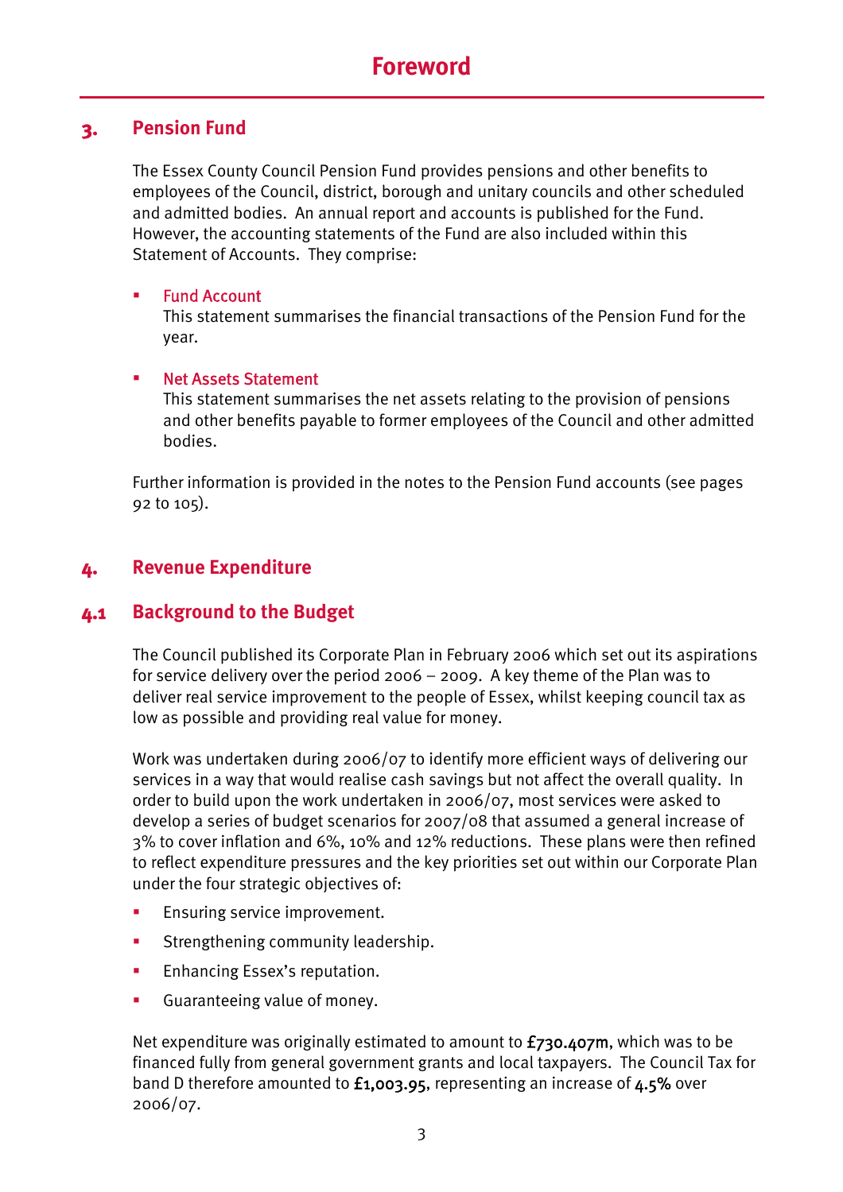# Foreword

## 3. Pension Fund

The Essex County Council Pension Fund provides pensions and other benefits to employees of the Council, district, borough and unitary councils and other scheduled and admitted bodies. An annual report and accounts is published for the Fund. However, the accounting statements of the Fund are also included within this Statement of Accounts. They comprise:

- Fund Account
  This statement summarises the financial transactions of the Pension Fund for the year.

- Net Assets Statement
  This statement summarises the net assets relating to the provision of pensions and other benefits payable to former employees of the Council and other admitted bodies.

Further information is provided in the notes to the Pension Fund accounts (see pages 92 to 105).

## 4. Revenue Expenditure

## 4.1 Background to the Budget

The Council published its Corporate Plan in February 2006 which set out its aspirations for service delivery over the period 2006 – 2009. A key theme of the Plan was to deliver real service improvement to the people of Essex, whilst keeping council tax as low as possible and providing real value for money.

Work was undertaken during 2006/07 to identify more efficient ways of delivering our services in a way that would realise cash savings but not affect the overall quality. In order to build upon the work undertaken in 2006/07, most services were asked to develop a series of budget scenarios for 2007/08 that assumed a general increase of 3% to cover inflation and 6%, 10% and 12% reductions. These plans were then refined to reflect expenditure pressures and the key priorities set out within our Corporate Plan under the four strategic objectives of:

- Ensuring service improvement.
- Strengthening community leadership.
- Enhancing Essex's reputation.
- Guaranteeing value of money.

Net expenditure was originally estimated to amount to **£730.407m**, which was to be financed fully from general government grants and local taxpayers. The Council Tax for band D therefore amounted to **£1,003.95**, representing an increase of **4.5%** over 2006/07.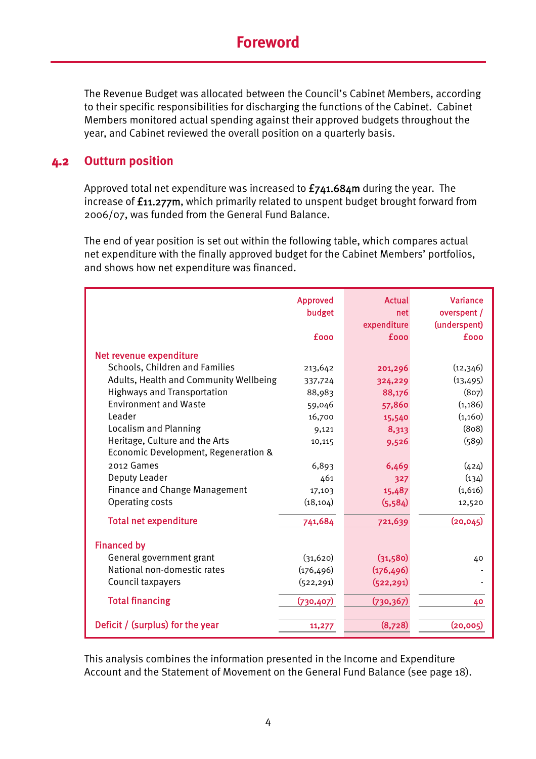# Foreword

The Revenue Budget was allocated between the Council's Cabinet Members, according to their specific responsibilities for discharging the functions of the Cabinet. Cabinet Members monitored actual spending against their approved budgets throughout the year, and Cabinet reviewed the overall position on a quarterly basis.

## 4.2 Outturn position

Approved total net expenditure was increased to **£741.684m** during the year. The increase of **£11.277m**, which primarily related to unspent budget brought forward from 2006/07, was funded from the General Fund Balance.

The end of year position is set out within the following table, which compares actual net expenditure with the finally approved budget for the Cabinet Members' portfolios, and shows how net expenditure was financed.

| | Approved budget £000 | Actual net expenditure £000 | Variance overspent / (underspent) £000 |
|---|---|---|---|
| **Net revenue expenditure** | | | |
| Schools, Children and Families | 213,642 | 201,296 | (12,346) |
| Adults, Health and Community Wellbeing | 337,724 | 324,229 | (13,495) |
| Highways and Transportation | 88,983 | 88,176 | (807) |
| Environment and Waste | 59,046 | 57,860 | (1,186) |
| Leader | 16,700 | 15,540 | (1,160) |
| Localism and Planning | 9,121 | 8,313 | (808) |
| Heritage, Culture and the Arts | 10,115 | 9,526 | (589) |
| Economic Development, Regeneration & 2012 Games | 6,893 | 6,469 | (424) |
| Deputy Leader | 461 | 327 | (134) |
| Finance and Change Management | 17,103 | 15,487 | (1,616) |
| Operating costs | (18,104) | (5,584) | 12,520 |
| **Total net expenditure** | 741,684 | 721,639 | (20,045) |
| **Financed by** | | | |
| General government grant | (31,620) | (31,580) | 40 |
| National non-domestic rates | (176,496) | (176,496) | - |
| Council taxpayers | (522,291) | (522,291) | - |
| **Total financing** | (730,407) | (730,367) | 40 |
| **Deficit / (surplus) for the year** | 11,277 | (8,728) | (20,005) |

This analysis combines the information presented in the Income and Expenditure Account and the Statement of Movement on the General Fund Balance (see page 18).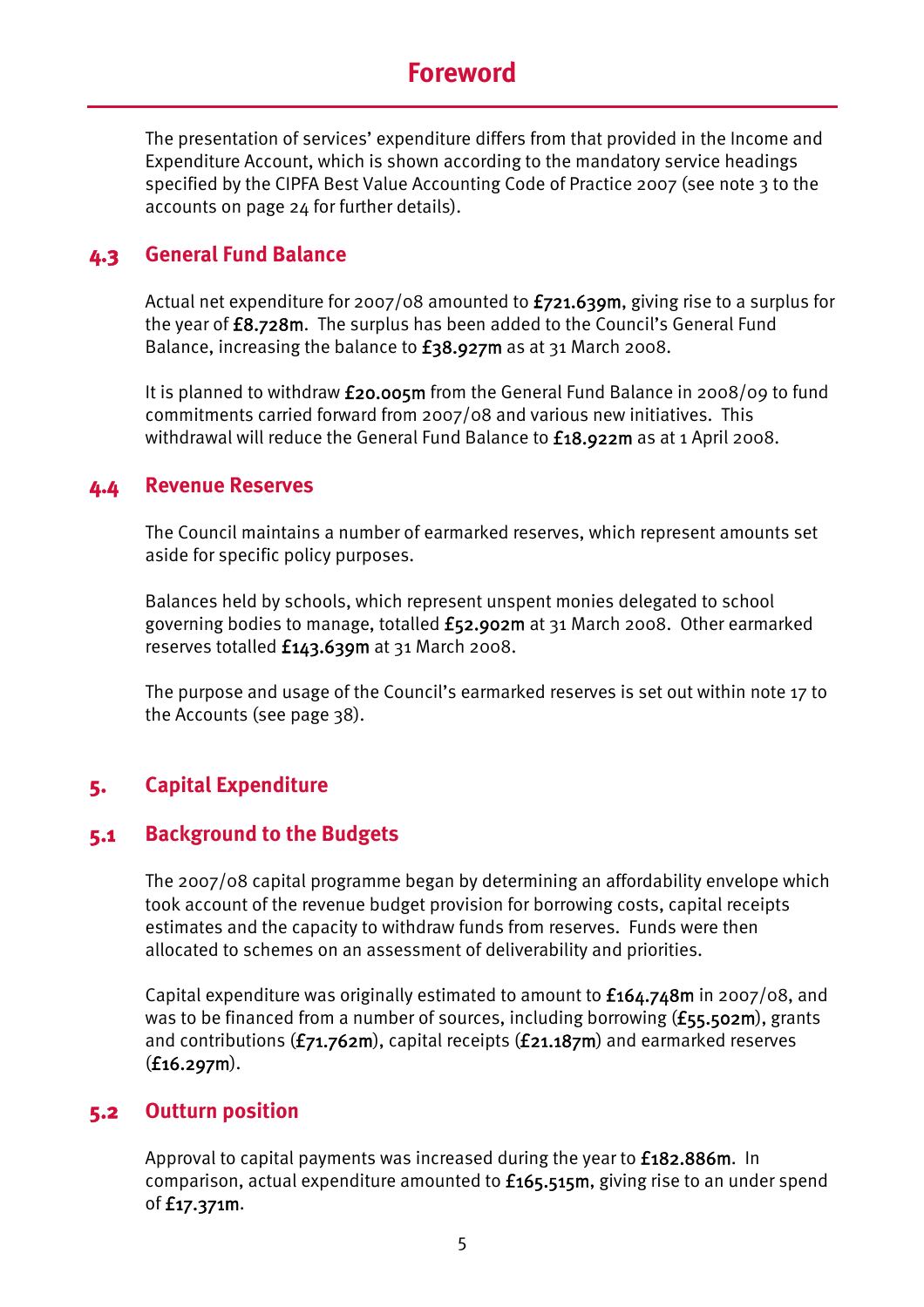# Foreword

The presentation of services' expenditure differs from that provided in the Income and Expenditure Account, which is shown according to the mandatory service headings specified by the CIPFA Best Value Accounting Code of Practice 2007 (see note 3 to the accounts on page 24 for further details).

## 4.3 General Fund Balance

Actual net expenditure for 2007/08 amounted to **£721.639m**, giving rise to a surplus for the year of **£8.728m**. The surplus has been added to the Council's General Fund Balance, increasing the balance to **£38.927m** as at 31 March 2008.

It is planned to withdraw **£20.005m** from the General Fund Balance in 2008/09 to fund commitments carried forward from 2007/08 and various new initiatives. This withdrawal will reduce the General Fund Balance to **£18.922m** as at 1 April 2008.

## 4.4 Revenue Reserves

The Council maintains a number of earmarked reserves, which represent amounts set aside for specific policy purposes.

Balances held by schools, which represent unspent monies delegated to school governing bodies to manage, totalled **£52.902m** at 31 March 2008. Other earmarked reserves totalled **£143.639m** at 31 March 2008.

The purpose and usage of the Council's earmarked reserves is set out within note 17 to the Accounts (see page 38).

## 5. Capital Expenditure

## 5.1 Background to the Budgets

The 2007/08 capital programme began by determining an affordability envelope which took account of the revenue budget provision for borrowing costs, capital receipts estimates and the capacity to withdraw funds from reserves. Funds were then allocated to schemes on an assessment of deliverability and priorities.

Capital expenditure was originally estimated to amount to **£164.748m** in 2007/08, and was to be financed from a number of sources, including borrowing (**£55.502m**), grants and contributions (**£71.762m**), capital receipts (**£21.187m**) and earmarked reserves (**£16.297m**).

## 5.2 Outturn position

Approval to capital payments was increased during the year to **£182.886m**. In comparison, actual expenditure amounted to **£165.515m**, giving rise to an under spend of **£17.371m**.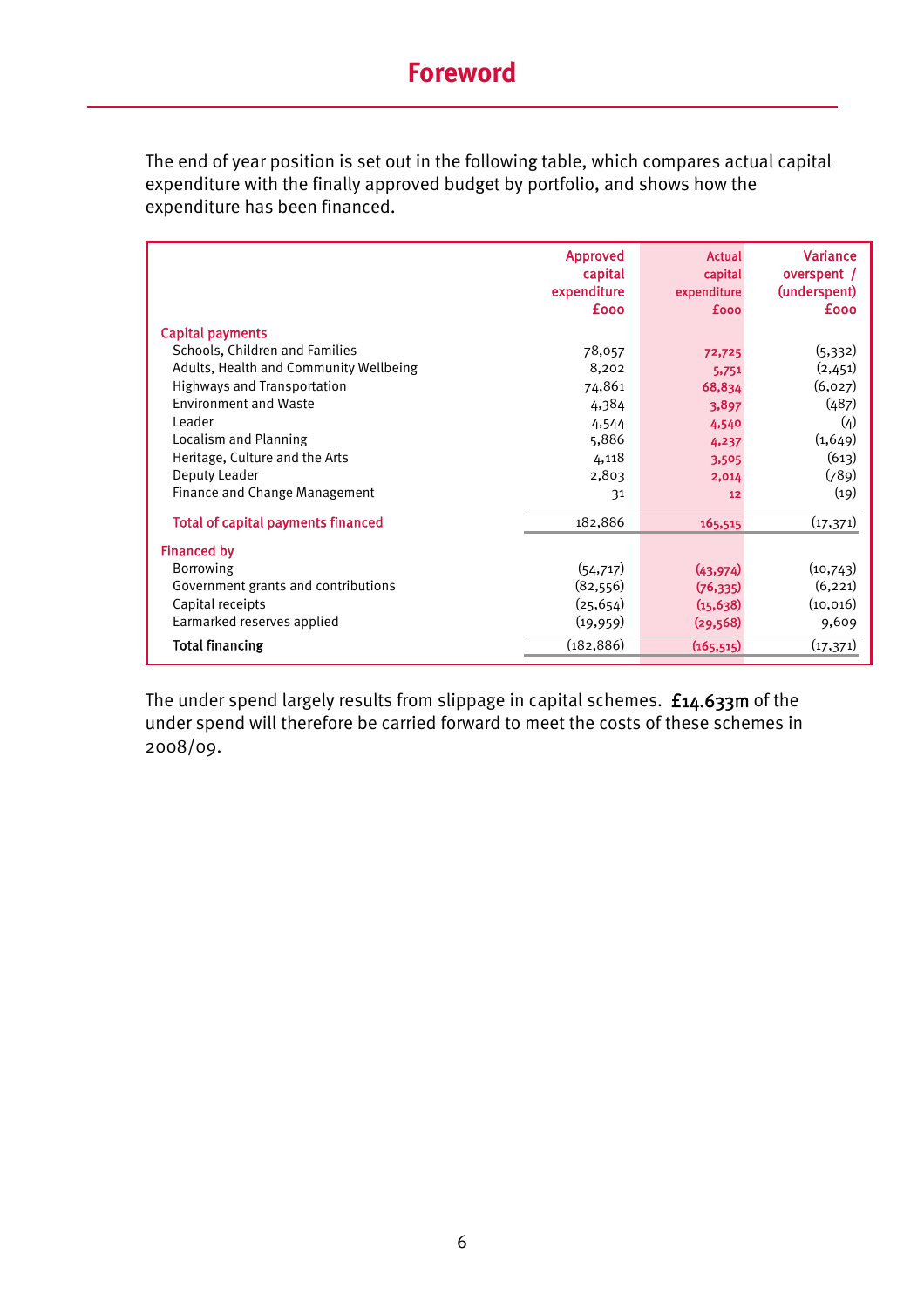# Foreword

The end of year position is set out in the following table, which compares actual capital expenditure with the finally approved budget by portfolio, and shows how the expenditure has been financed.

| | Approved capital expenditure £000 | Actual capital expenditure £000 | Variance overspent / (underspent) £000 |
|---|---|---|---|
| **Capital payments** | | | |
| Schools, Children and Families | 78,057 | 72,725 | (5,332) |
| Adults, Health and Community Wellbeing | 8,202 | 5,751 | (2,451) |
| Highways and Transportation | 74,861 | 68,834 | (6,027) |
| Environment and Waste | 4,384 | 3,897 | (487) |
| Leader | 4,544 | 4,540 | (4) |
| Localism and Planning | 5,886 | 4,237 | (1,649) |
| Heritage, Culture and the Arts | 4,118 | 3,505 | (613) |
| Deputy Leader | 2,803 | 2,014 | (789) |
| Finance and Change Management | 31 | 12 | (19) |
| Total of capital payments financed | 182,886 | 165,515 | (17,371) |
| **Financed by** | | | |
| Borrowing | (54,717) | (43,974) | (10,743) |
| Government grants and contributions | (82,556) | (76,335) | (6,221) |
| Capital receipts | (25,654) | (15,638) | (10,016) |
| Earmarked reserves applied | (19,959) | (29,568) | 9,609 |
| **Total financing** | (182,886) | (165,515) | (17,371) |

The under spend largely results from slippage in capital schemes. **£14.633m** of the under spend will therefore be carried forward to meet the costs of these schemes in 2008/09.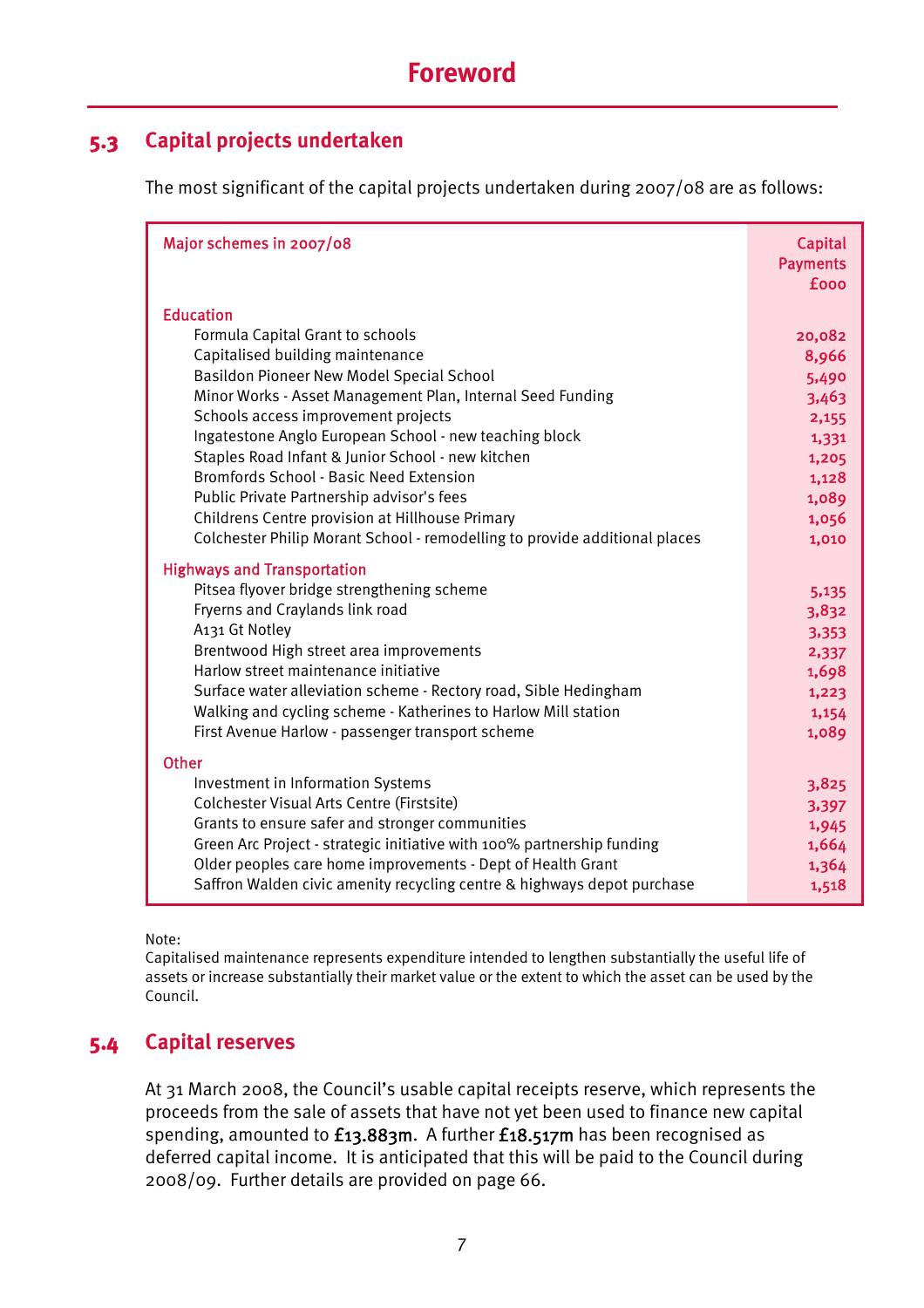# Foreword

## 5.3 Capital projects undertaken

The most significant of the capital projects undertaken during 2007/08 are as follows:

| Major schemes in 2007/08 | Capital Payments £000 |
|---|---|
| **Education** | |
| Formula Capital Grant to schools | 20,082 |
| Capitalised building maintenance | 8,966 |
| Basildon Pioneer New Model Special School | 5,490 |
| Minor Works - Asset Management Plan, Internal Seed Funding | 3,463 |
| Schools access improvement projects | 2,155 |
| Ingatestone Anglo European School - new teaching block | 1,331 |
| Staples Road Infant & Junior School - new kitchen | 1,205 |
| Bromfords School - Basic Need Extension | 1,128 |
| Public Private Partnership advisor's fees | 1,089 |
| Childrens Centre provision at Hillhouse Primary | 1,056 |
| Colchester Philip Morant School - remodelling to provide additional places | 1,010 |
| **Highways and Transportation** | |
| Pitsea flyover bridge strengthening scheme | 5,135 |
| Fryerns and Craylands link road | 3,832 |
| A131 Gt Notley | 3,353 |
| Brentwood High street area improvements | 2,337 |
| Harlow street maintenance initiative | 1,698 |
| Surface water alleviation scheme - Rectory road, Sible Hedingham | 1,223 |
| Walking and cycling scheme - Katherines to Harlow Mill station | 1,154 |
| First Avenue Harlow - passenger transport scheme | 1,089 |
| **Other** | |
| Investment in Information Systems | 3,825 |
| Colchester Visual Arts Centre (Firstsite) | 3,397 |
| Grants to ensure safer and stronger communities | 1,945 |
| Green Arc Project - strategic initiative with 100% partnership funding | 1,664 |
| Older peoples care home improvements - Dept of Health Grant | 1,364 |
| Saffron Walden civic amenity recycling centre & highways depot purchase | 1,518 |

Note:
Capitalised maintenance represents expenditure intended to lengthen substantially the useful life of assets or increase substantially their market value or the extent to which the asset can be used by the Council.

## 5.4 Capital reserves

At 31 March 2008, the Council's usable capital receipts reserve, which represents the proceeds from the sale of assets that have not yet been used to finance new capital spending, amounted to £13.883m. A further £18.517m has been recognised as deferred capital income. It is anticipated that this will be paid to the Council during 2008/09. Further details are provided on page 66.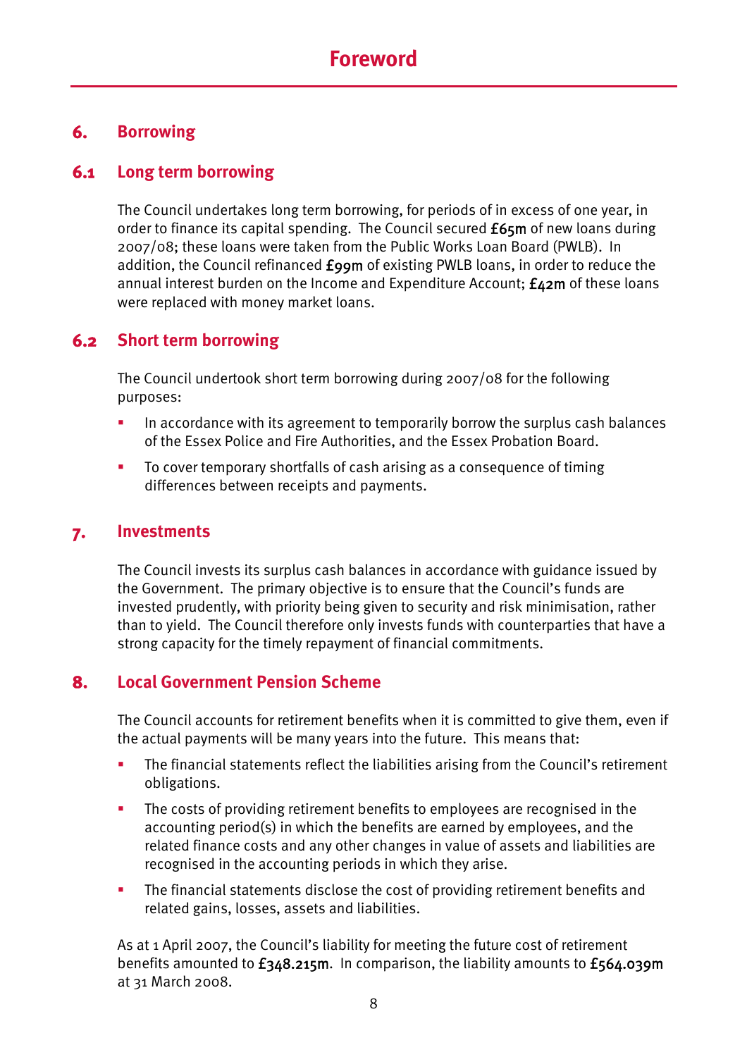# Foreword

## 6. Borrowing

### 6.1 Long term borrowing

The Council undertakes long term borrowing, for periods of in excess of one year, in order to finance its capital spending. The Council secured £65m of new loans during 2007/08; these loans were taken from the Public Works Loan Board (PWLB). In addition, the Council refinanced £99m of existing PWLB loans, in order to reduce the annual interest burden on the Income and Expenditure Account; £42m of these loans were replaced with money market loans.

### 6.2 Short term borrowing

The Council undertook short term borrowing during 2007/08 for the following purposes:

- In accordance with its agreement to temporarily borrow the surplus cash balances of the Essex Police and Fire Authorities, and the Essex Probation Board.
- To cover temporary shortfalls of cash arising as a consequence of timing differences between receipts and payments.

## 7. Investments

The Council invests its surplus cash balances in accordance with guidance issued by the Government. The primary objective is to ensure that the Council's funds are invested prudently, with priority being given to security and risk minimisation, rather than to yield. The Council therefore only invests funds with counterparties that have a strong capacity for the timely repayment of financial commitments.

## 8. Local Government Pension Scheme

The Council accounts for retirement benefits when it is committed to give them, even if the actual payments will be many years into the future. This means that:

- The financial statements reflect the liabilities arising from the Council's retirement obligations.
- The costs of providing retirement benefits to employees are recognised in the accounting period(s) in which the benefits are earned by employees, and the related finance costs and any other changes in value of assets and liabilities are recognised in the accounting periods in which they arise.
- The financial statements disclose the cost of providing retirement benefits and related gains, losses, assets and liabilities.

As at 1 April 2007, the Council's liability for meeting the future cost of retirement benefits amounted to £348.215m. In comparison, the liability amounts to £564.039m at 31 March 2008.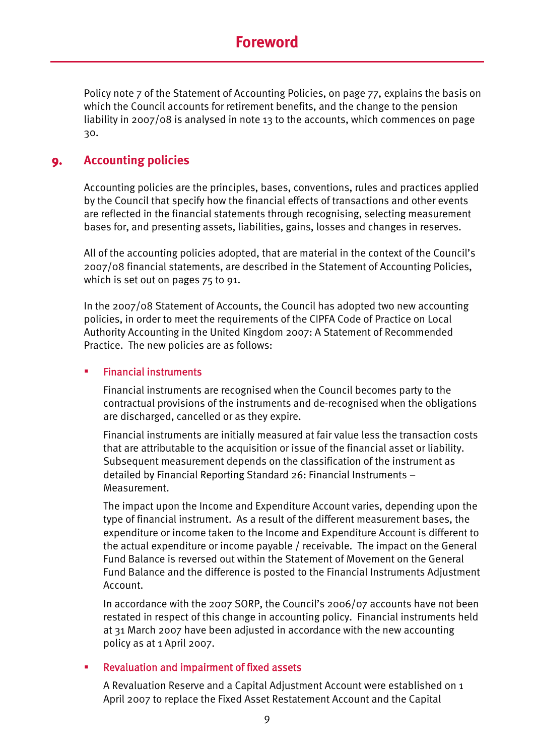Policy note 7 of the Statement of Accounting Policies, on page 77, explains the basis on which the Council accounts for retirement benefits, and the change to the pension liability in 2007/08 is analysed in note 13 to the accounts, which commences on page 30.

## 9. Accounting policies

Accounting policies are the principles, bases, conventions, rules and practices applied by the Council that specify how the financial effects of transactions and other events are reflected in the financial statements through recognising, selecting measurement bases for, and presenting assets, liabilities, gains, losses and changes in reserves.

All of the accounting policies adopted, that are material in the context of the Council's 2007/08 financial statements, are described in the Statement of Accounting Policies, which is set out on pages 75 to 91.

In the 2007/08 Statement of Accounts, the Council has adopted two new accounting policies, in order to meet the requirements of the CIPFA Code of Practice on Local Authority Accounting in the United Kingdom 2007: A Statement of Recommended Practice. The new policies are as follows:

- **Financial instruments**

  Financial instruments are recognised when the Council becomes party to the contractual provisions of the instruments and de-recognised when the obligations are discharged, cancelled or as they expire.

  Financial instruments are initially measured at fair value less the transaction costs that are attributable to the acquisition or issue of the financial asset or liability. Subsequent measurement depends on the classification of the instrument as detailed by Financial Reporting Standard 26: Financial Instruments – Measurement.

  The impact upon the Income and Expenditure Account varies, depending upon the type of financial instrument. As a result of the different measurement bases, the expenditure or income taken to the Income and Expenditure Account is different to the actual expenditure or income payable / receivable. The impact on the General Fund Balance is reversed out within the Statement of Movement on the General Fund Balance and the difference is posted to the Financial Instruments Adjustment Account.

  In accordance with the 2007 SORP, the Council's 2006/07 accounts have not been restated in respect of this change in accounting policy. Financial instruments held at 31 March 2007 have been adjusted in accordance with the new accounting policy as at 1 April 2007.

- **Revaluation and impairment of fixed assets**

  A Revaluation Reserve and a Capital Adjustment Account were established on 1 April 2007 to replace the Fixed Asset Restatement Account and the Capital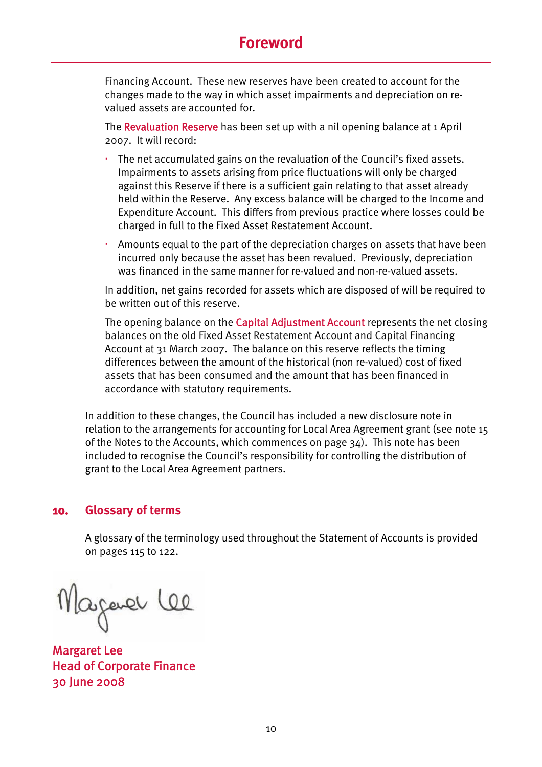Financing Account. These new reserves have been created to account for the changes made to the way in which asset impairments and depreciation on re-valued assets are accounted for.

The **Revaluation Reserve** has been set up with a nil opening balance at 1 April 2007. It will record:

- The net accumulated gains on the revaluation of the Council's fixed assets. Impairments to assets arising from price fluctuations will only be charged against this Reserve if there is a sufficient gain relating to that asset already held within the Reserve. Any excess balance will be charged to the Income and Expenditure Account. This differs from previous practice where losses could be charged in full to the Fixed Asset Restatement Account.
- Amounts equal to the part of the depreciation charges on assets that have been incurred only because the asset has been revalued. Previously, depreciation was financed in the same manner for re-valued and non-re-valued assets.

In addition, net gains recorded for assets which are disposed of will be required to be written out of this reserve.

The opening balance on the **Capital Adjustment Account** represents the net closing balances on the old Fixed Asset Restatement Account and Capital Financing Account at 31 March 2007. The balance on this reserve reflects the timing differences between the amount of the historical (non re-valued) cost of fixed assets that has been consumed and the amount that has been financed in accordance with statutory requirements.

In addition to these changes, the Council has included a new disclosure note in relation to the arrangements for accounting for Local Area Agreement grant (see note 15 of the Notes to the Accounts, which commences on page 34). This note has been included to recognise the Council's responsibility for controlling the distribution of grant to the Local Area Agreement partners.

## 10. Glossary of terms

A glossary of the terminology used throughout the Statement of Accounts is provided on pages 115 to 122.

Margaret Lee
Head of Corporate Finance
30 June 2008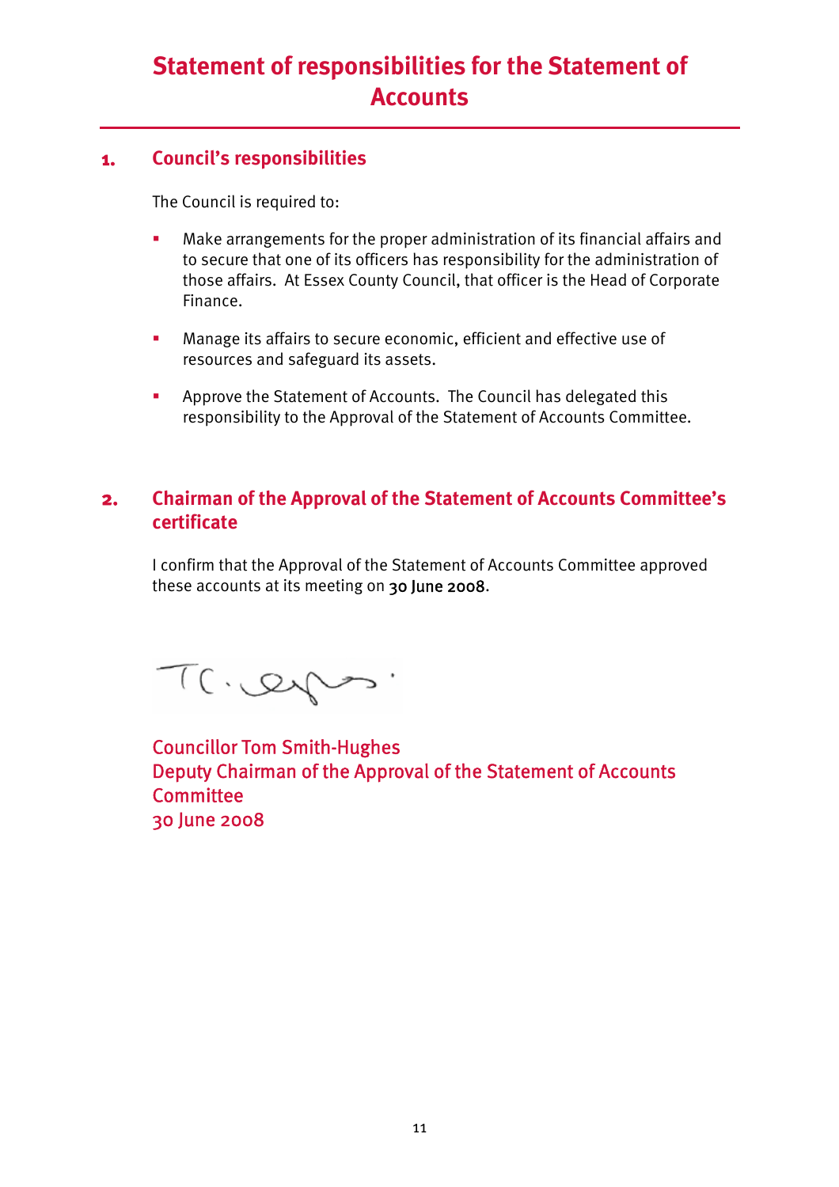# Statement of responsibilities for the Statement of Accounts

## 1. Council's responsibilities

The Council is required to:

- Make arrangements for the proper administration of its financial affairs and to secure that one of its officers has responsibility for the administration of those affairs. At Essex County Council, that officer is the Head of Corporate Finance.
- Manage its affairs to secure economic, efficient and effective use of resources and safeguard its assets.
- Approve the Statement of Accounts. The Council has delegated this responsibility to the Approval of the Statement of Accounts Committee.

## 2. Chairman of the Approval of the Statement of Accounts Committee's certificate

I confirm that the Approval of the Statement of Accounts Committee approved these accounts at its meeting on 30 June 2008.

Councillor Tom Smith-Hughes
Deputy Chairman of the Approval of the Statement of Accounts Committee
30 June 2008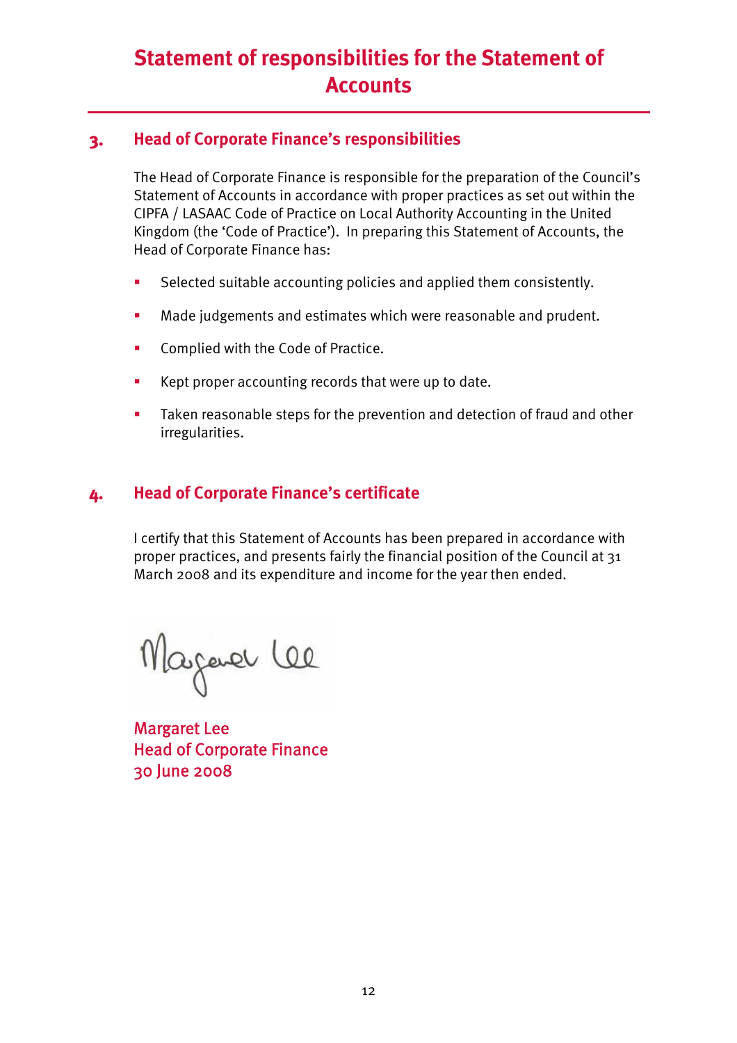# Statement of responsibilities for the Statement of Accounts

## 3. Head of Corporate Finance's responsibilities

The Head of Corporate Finance is responsible for the preparation of the Council's Statement of Accounts in accordance with proper practices as set out within the CIPFA / LASAAC Code of Practice on Local Authority Accounting in the United Kingdom (the 'Code of Practice'). In preparing this Statement of Accounts, the Head of Corporate Finance has:

- Selected suitable accounting policies and applied them consistently.
- Made judgements and estimates which were reasonable and prudent.
- Complied with the Code of Practice.
- Kept proper accounting records that were up to date.
- Taken reasonable steps for the prevention and detection of fraud and other irregularities.

## 4. Head of Corporate Finance's certificate

I certify that this Statement of Accounts has been prepared in accordance with proper practices, and presents fairly the financial position of the Council at 31 March 2008 and its expenditure and income for the year then ended.

Margaret Lee
Head of Corporate Finance
30 June 2008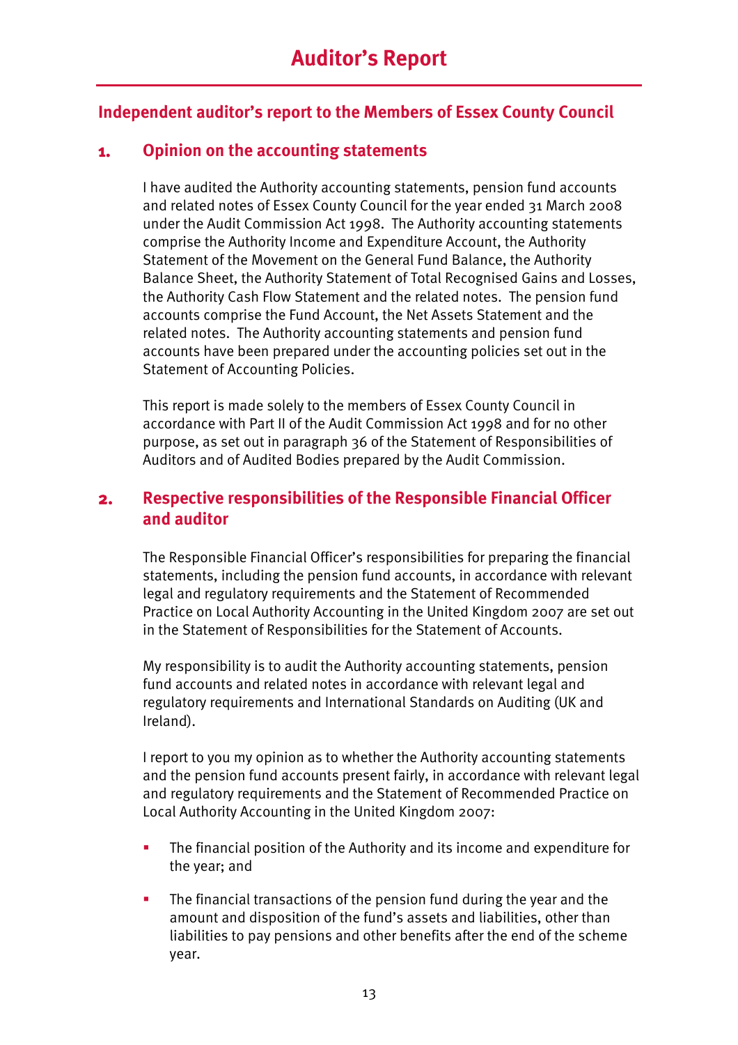# Auditor's Report

## Independent auditor's report to the Members of Essex County Council

### 1. Opinion on the accounting statements

I have audited the Authority accounting statements, pension fund accounts and related notes of Essex County Council for the year ended 31 March 2008 under the Audit Commission Act 1998. The Authority accounting statements comprise the Authority Income and Expenditure Account, the Authority Statement of the Movement on the General Fund Balance, the Authority Balance Sheet, the Authority Statement of Total Recognised Gains and Losses, the Authority Cash Flow Statement and the related notes. The pension fund accounts comprise the Fund Account, the Net Assets Statement and the related notes. The Authority accounting statements and pension fund accounts have been prepared under the accounting policies set out in the Statement of Accounting Policies.

This report is made solely to the members of Essex County Council in accordance with Part II of the Audit Commission Act 1998 and for no other purpose, as set out in paragraph 36 of the Statement of Responsibilities of Auditors and of Audited Bodies prepared by the Audit Commission.

### 2. Respective responsibilities of the Responsible Financial Officer and auditor

The Responsible Financial Officer's responsibilities for preparing the financial statements, including the pension fund accounts, in accordance with relevant legal and regulatory requirements and the Statement of Recommended Practice on Local Authority Accounting in the United Kingdom 2007 are set out in the Statement of Responsibilities for the Statement of Accounts.

My responsibility is to audit the Authority accounting statements, pension fund accounts and related notes in accordance with relevant legal and regulatory requirements and International Standards on Auditing (UK and Ireland).

I report to you my opinion as to whether the Authority accounting statements and the pension fund accounts present fairly, in accordance with relevant legal and regulatory requirements and the Statement of Recommended Practice on Local Authority Accounting in the United Kingdom 2007:

- The financial position of the Authority and its income and expenditure for the year; and
- The financial transactions of the pension fund during the year and the amount and disposition of the fund's assets and liabilities, other than liabilities to pay pensions and other benefits after the end of the scheme year.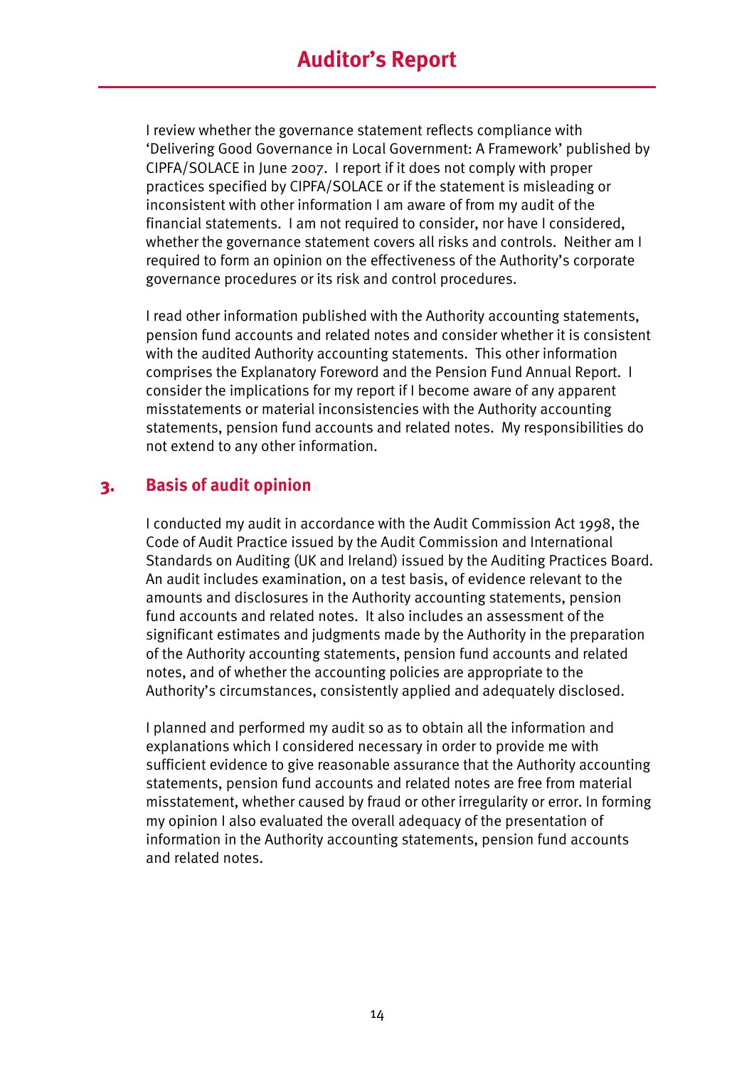I review whether the governance statement reflects compliance with 'Delivering Good Governance in Local Government: A Framework' published by CIPFA/SOLACE in June 2007. I report if it does not comply with proper practices specified by CIPFA/SOLACE or if the statement is misleading or inconsistent with other information I am aware of from my audit of the financial statements. I am not required to consider, nor have I considered, whether the governance statement covers all risks and controls. Neither am I required to form an opinion on the effectiveness of the Authority's corporate governance procedures or its risk and control procedures.

I read other information published with the Authority accounting statements, pension fund accounts and related notes and consider whether it is consistent with the audited Authority accounting statements. This other information comprises the Explanatory Foreword and the Pension Fund Annual Report. I consider the implications for my report if I become aware of any apparent misstatements or material inconsistencies with the Authority accounting statements, pension fund accounts and related notes. My responsibilities do not extend to any other information.

## 3. Basis of audit opinion

I conducted my audit in accordance with the Audit Commission Act 1998, the Code of Audit Practice issued by the Audit Commission and International Standards on Auditing (UK and Ireland) issued by the Auditing Practices Board. An audit includes examination, on a test basis, of evidence relevant to the amounts and disclosures in the Authority accounting statements, pension fund accounts and related notes. It also includes an assessment of the significant estimates and judgments made by the Authority in the preparation of the Authority accounting statements, pension fund accounts and related notes, and of whether the accounting policies are appropriate to the Authority's circumstances, consistently applied and adequately disclosed.

I planned and performed my audit so as to obtain all the information and explanations which I considered necessary in order to provide me with sufficient evidence to give reasonable assurance that the Authority accounting statements, pension fund accounts and related notes are free from material misstatement, whether caused by fraud or other irregularity or error. In forming my opinion I also evaluated the overall adequacy of the presentation of information in the Authority accounting statements, pension fund accounts and related notes.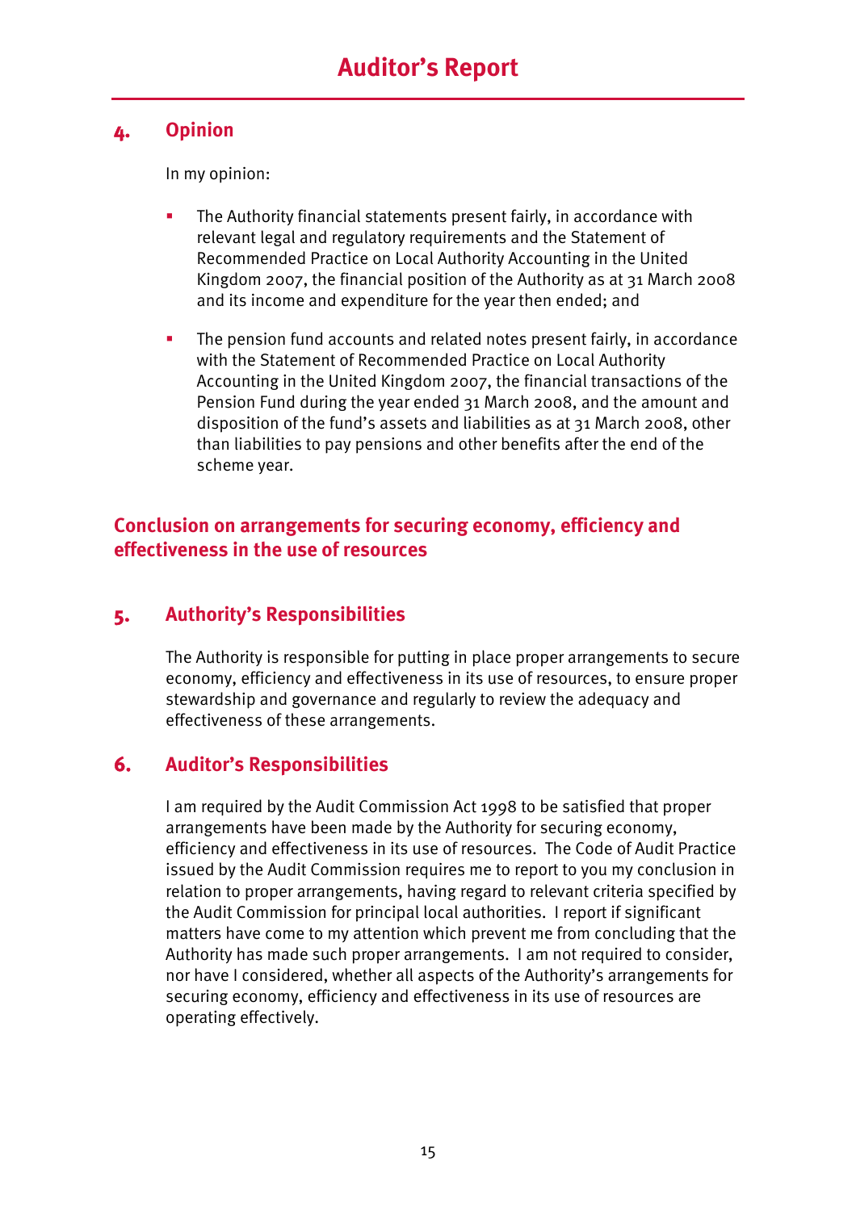# Auditor's Report

## 4. Opinion

In my opinion:

- The Authority financial statements present fairly, in accordance with relevant legal and regulatory requirements and the Statement of Recommended Practice on Local Authority Accounting in the United Kingdom 2007, the financial position of the Authority as at 31 March 2008 and its income and expenditure for the year then ended; and
- The pension fund accounts and related notes present fairly, in accordance with the Statement of Recommended Practice on Local Authority Accounting in the United Kingdom 2007, the financial transactions of the Pension Fund during the year ended 31 March 2008, and the amount and disposition of the fund's assets and liabilities as at 31 March 2008, other than liabilities to pay pensions and other benefits after the end of the scheme year.

## Conclusion on arrangements for securing economy, efficiency and effectiveness in the use of resources

## 5. Authority's Responsibilities

The Authority is responsible for putting in place proper arrangements to secure economy, efficiency and effectiveness in its use of resources, to ensure proper stewardship and governance and regularly to review the adequacy and effectiveness of these arrangements.

## 6. Auditor's Responsibilities

I am required by the Audit Commission Act 1998 to be satisfied that proper arrangements have been made by the Authority for securing economy, efficiency and effectiveness in its use of resources. The Code of Audit Practice issued by the Audit Commission requires me to report to you my conclusion in relation to proper arrangements, having regard to relevant criteria specified by the Audit Commission for principal local authorities. I report if significant matters have come to my attention which prevent me from concluding that the Authority has made such proper arrangements. I am not required to consider, nor have I considered, whether all aspects of the Authority's arrangements for securing economy, efficiency and effectiveness in its use of resources are operating effectively.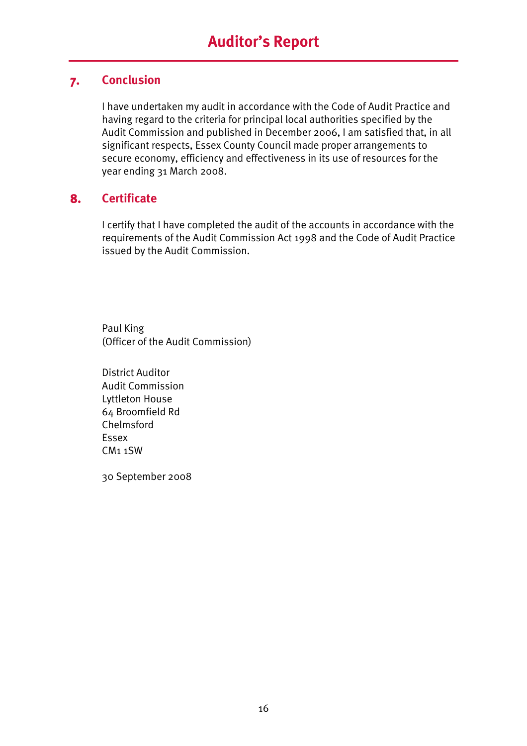# Auditor's Report

## 7. Conclusion

I have undertaken my audit in accordance with the Code of Audit Practice and having regard to the criteria for principal local authorities specified by the Audit Commission and published in December 2006, I am satisfied that, in all significant respects, Essex County Council made proper arrangements to secure economy, efficiency and effectiveness in its use of resources for the year ending 31 March 2008.

## 8. Certificate

I certify that I have completed the audit of the accounts in accordance with the requirements of the Audit Commission Act 1998 and the Code of Audit Practice issued by the Audit Commission.

Paul King  
(Officer of the Audit Commission)

District Auditor  
Audit Commission  
Lyttleton House  
64 Broomfield Rd  
Chelmsford  
Essex  
CM1 1SW

30 September 2008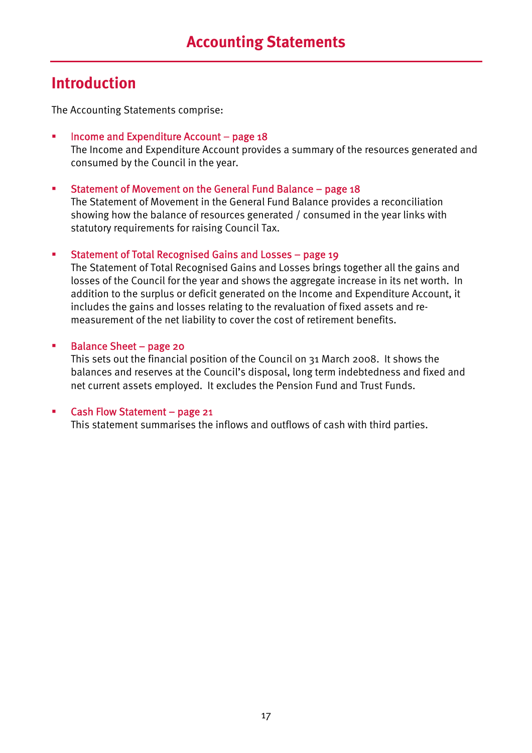# Accounting Statements

## Introduction

The Accounting Statements comprise:

- Income and Expenditure Account – page 18
  The Income and Expenditure Account provides a summary of the resources generated and consumed by the Council in the year.

- Statement of Movement on the General Fund Balance – page 18
  The Statement of Movement in the General Fund Balance provides a reconciliation showing how the balance of resources generated / consumed in the year links with statutory requirements for raising Council Tax.

- Statement of Total Recognised Gains and Losses – page 19
  The Statement of Total Recognised Gains and Losses brings together all the gains and losses of the Council for the year and shows the aggregate increase in its net worth. In addition to the surplus or deficit generated on the Income and Expenditure Account, it includes the gains and losses relating to the revaluation of fixed assets and re-measurement of the net liability to cover the cost of retirement benefits.

- Balance Sheet – page 20
  This sets out the financial position of the Council on 31 March 2008. It shows the balances and reserves at the Council's disposal, long term indebtedness and fixed and net current assets employed. It excludes the Pension Fund and Trust Funds.

- Cash Flow Statement – page 21
  This statement summarises the inflows and outflows of cash with third parties.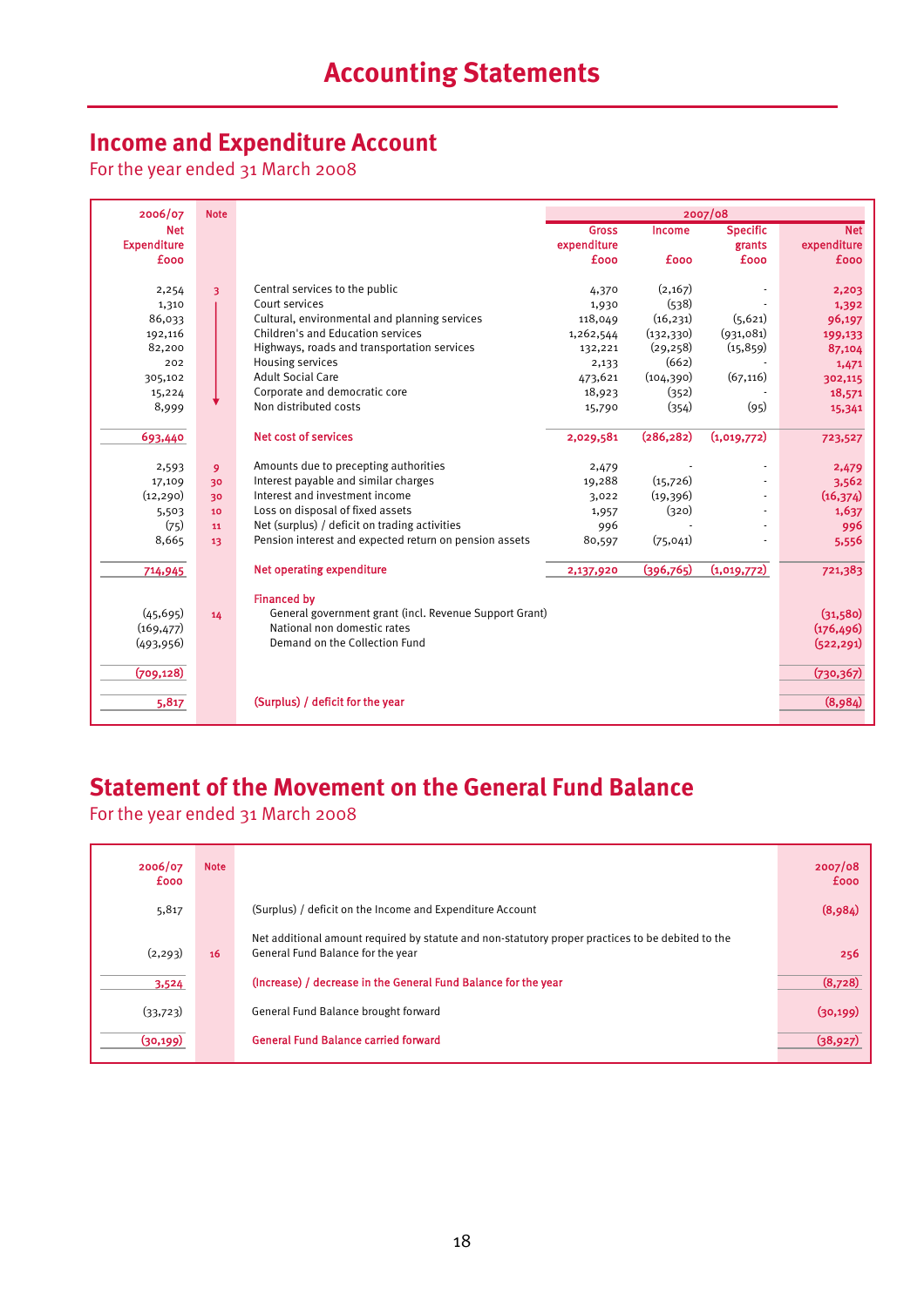# Accounting Statements

## Income and Expenditure Account

For the year ended 31 March 2008

| 2006/07 Net Expenditure £000 | Note | | 2007/08 Gross expenditure £000 | 2007/08 Income £000 | 2007/08 Specific grants £000 | 2007/08 Net expenditure £000 |
|---|---|---|---|---|---|---|
| 2,254 | 3 | Central services to the public | 4,370 | (2,167) | - | 2,203 |
| 1,310 | | Court services | 1,930 | (538) | - | 1,392 |
| 86,033 | | Cultural, environmental and planning services | 118,049 | (16,231) | (5,621) | 96,197 |
| 192,116 | | Children's and Education services | 1,262,544 | (132,330) | (931,081) | 199,133 |
| 82,200 | | Highways, roads and transportation services | 132,221 | (29,258) | (15,859) | 87,104 |
| 202 | | Housing services | 2,133 | (662) | - | 1,471 |
| 305,102 | | Adult Social Care | 473,621 | (104,390) | (67,116) | 302,115 |
| 15,224 | | Corporate and democratic core | 18,923 | (352) | - | 18,571 |
| 8,999 | | Non distributed costs | 15,790 | (354) | (95) | 15,341 |
| 693,440 | | Net cost of services | 2,029,581 | (286,282) | (1,019,772) | 723,527 |
| 2,593 | 9 | Amounts due to precepting authorities | 2,479 | - | - | 2,479 |
| 17,109 | 30 | Interest payable and similar charges | 19,288 | (15,726) | - | 3,562 |
| (12,290) | 30 | Interest and investment income | 3,022 | (19,396) | - | (16,374) |
| 5,503 | 10 | Loss on disposal of fixed assets | 1,957 | (320) | - | 1,637 |
| (75) | 11 | Net (surplus) / deficit on trading activities | 996 | - | - | 996 |
| 8,665 | 13 | Pension interest and expected return on pension assets | 80,597 | (75,041) | - | 5,556 |
| 714,945 | | Net operating expenditure | 2,137,920 | (396,765) | (1,019,772) | 721,383 |
| | | Financed by | | | | |
| (45,695) | 14 | General government grant (incl. Revenue Support Grant) | | | | (31,580) |
| (169,477) | | National non domestic rates | | | | (176,496) |
| (493,956) | | Demand on the Collection Fund | | | | (522,291) |
| (709,128) | | | | | | (730,367) |
| 5,817 | | (Surplus) / deficit for the year | | | | (8,984) |

## Statement of the Movement on the General Fund Balance

For the year ended 31 March 2008

| 2006/07 £000 | Note | | 2007/08 £000 |
|---|---|---|---|
| 5,817 | | (Surplus) / deficit on the Income and Expenditure Account | (8,984) |
| (2,293) | 16 | Net additional amount required by statute and non-statutory proper practices to be debited to the General Fund Balance for the year | 256 |
| 3,524 | | (Increase) / decrease in the General Fund Balance for the year | (8,728) |
| (33,723) | | General Fund Balance brought forward | (30,199) |
| (30,199) | | General Fund Balance carried forward | (38,927) |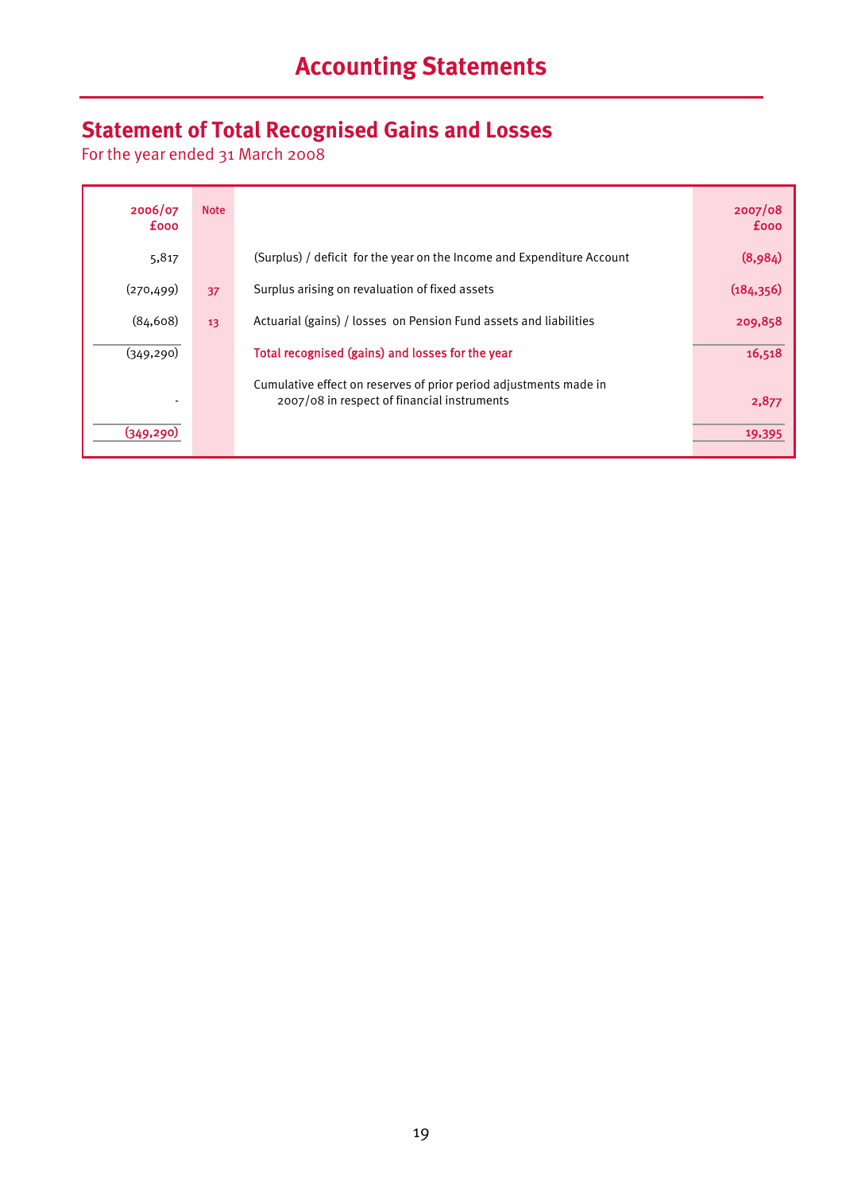# Accounting Statements

## Statement of Total Recognised Gains and Losses

For the year ended 31 March 2008

| 2006/07 £000 | Note | | 2007/08 £000 |
|---|---|---|---|
| 5,817 | | (Surplus) / deficit for the year on the Income and Expenditure Account | (8,984) |
| (270,499) | 37 | Surplus arising on revaluation of fixed assets | (184,356) |
| (84,608) | 13 | Actuarial (gains) / losses on Pension Fund assets and liabilities | 209,858 |
| (349,290) | | **Total recognised (gains) and losses for the year** | 16,518 |
| - | | Cumulative effect on reserves of prior period adjustments made in 2007/08 in respect of financial instruments | 2,877 |
| (349,290) | | | 19,395 |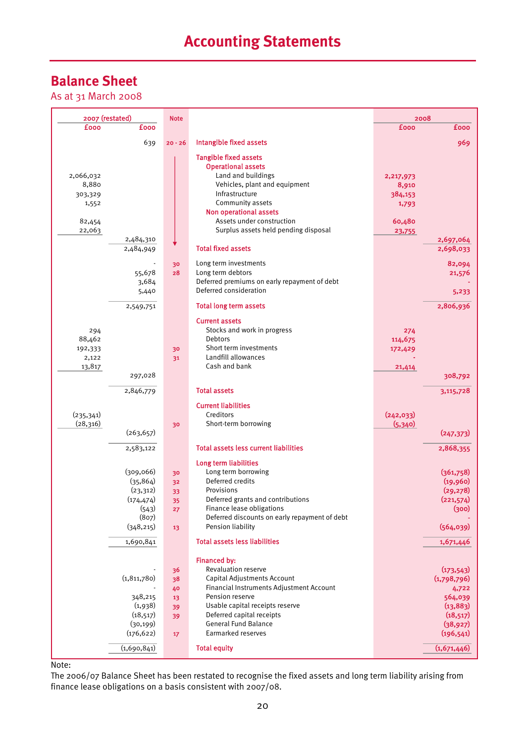# Accounting Statements

## Balance Sheet

As at 31 March 2008

| 2007 (restated) £000 | 2007 (restated) £000 | Note | | 2008 £000 | 2008 £000 |
|---|---|---|---|---|---|
| | 639 | 20 - 26 | **Intangible fixed assets** | | 969 |
| | | | **Tangible fixed assets** | | |
| | | | **Operational assets** | | |
| 2,066,032 | | | Land and buildings | 2,217,973 | |
| 8,880 | | | Vehicles, plant and equipment | 8,910 | |
| 303,329 | | | Infrastructure | 384,153 | |
| 1,552 | | | Community assets | 1,793 | |
| | | | **Non operational assets** | | |
| 82,454 | | | Assets under construction | 60,480 | |
| 22,063 | | | Surplus assets held pending disposal | 23,755 | |
| | 2,484,310 | | | | 2,697,064 |
| | 2,484,949 | | **Total fixed assets** | | 2,698,033 |
| | - | 30 | Long term investments | | 82,094 |
| | 55,678 | 28 | Long term debtors | | 21,576 |
| | 3,684 | | Deferred premiums on early repayment of debt | | - |
| | 5,440 | | Deferred consideration | | 5,233 |
| | 2,549,751 | | **Total long term assets** | | 2,806,936 |
| | | | **Current assets** | | |
| 294 | | | Stocks and work in progress | 274 | |
| 88,462 | | | Debtors | 114,675 | |
| 192,333 | | 30 | Short term investments | 172,429 | |
| 2,122 | | 31 | Landfill allowances | - | |
| 13,817 | | | Cash and bank | 21,414 | |
| | 297,028 | | | | 308,792 |
| | 2,846,779 | | **Total assets** | | 3,115,728 |
| | | | **Current liabilities** | | |
| (235,341) | | | Creditors | (242,033) | |
| (28,316) | | 30 | Short-term borrowing | (5,340) | |
| | (263,657) | | | | (247,373) |
| | 2,583,122 | | **Total assets less current liabilities** | | 2,868,355 |
| | | | **Long term liabilities** | | |
| | (309,066) | 30 | Long term borrowing | | (361,758) |
| | (35,864) | 32 | Deferred credits | | (19,960) |
| | (23,312) | 33 | Provisions | | (29,278) |
| | (174,474) | 35 | Deferred grants and contributions | | (221,574) |
| | (543) | 27 | Finance lease obligations | | (300) |
| | (807) | | Deferred discounts on early repayment of debt | | - |
| | (348,215) | 13 | Pension liability | | (564,039) |
| | 1,690,841 | | **Total assets less liabilities** | | 1,671,446 |
| | | | **Financed by:** | | |
| | - | 36 | Revaluation reserve | | (173,543) |
| | (1,811,780) | 38 | Capital Adjustments Account | | (1,798,796) |
| | - | 40 | Financial Instruments Adjustment Account | | 4,722 |
| | 348,215 | 13 | Pension reserve | | 564,039 |
| | (1,938) | 39 | Usable capital receipts reserve | | (13,883) |
| | (18,517) | 39 | Deferred capital receipts | | (18,517) |
| | (30,199) | | General Fund Balance | | (38,927) |
| | (176,622) | 17 | Earmarked reserves | | (196,541) |
| | (1,690,841) | | **Total equity** | | (1,671,446) |

Note:
The 2006/07 Balance Sheet has been restated to recognise the fixed assets and long term liability arising from finance lease obligations on a basis consistent with 2007/08.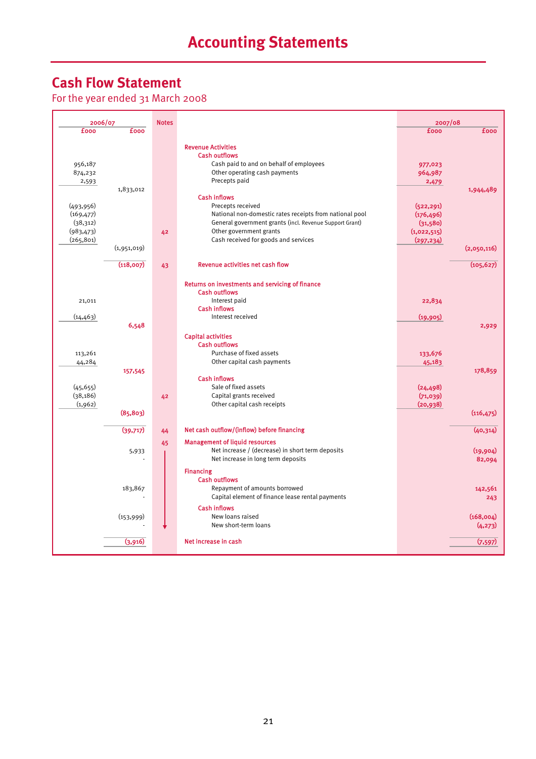# Accounting Statements

## Cash Flow Statement

For the year ended 31 March 2008

| 2006/07 £000 | 2006/07 £000 | Notes | | 2007/08 £000 | 2007/08 £000 |
|---|---|---|---|---|---|
| | | | **Revenue Activities** | | |
| | | | **Cash outflows** | | |
| 956,187 | | | Cash paid to and on behalf of employees | 977,023 | |
| 874,232 | | | Other operating cash payments | 964,987 | |
| 2,593 | | | Precepts paid | 2,479 | |
| | 1,833,012 | | | | 1,944,489 |
| | | | **Cash inflows** | | |
| (493,956) | | | Precepts received | (522,291) | |
| (169,477) | | | National non-domestic rates receipts from national pool | (176,496) | |
| (38,312) | | | General government grants (incl. Revenue Support Grant) | (31,580) | |
| (983,473) | | 42 | Other government grants | (1,022,515) | |
| (265,801) | | | Cash received for goods and services | (297,234) | |
| | (1,951,019) | | | | (2,050,116) |
| | (118,007) | 43 | **Revenue activities net cash flow** | | (105,627) |
| | | | **Returns on investments and servicing of finance** | | |
| | | | **Cash outflows** | | |
| 21,011 | | | Interest paid | 22,834 | |
| | | | **Cash inflows** | | |
| (14,463) | | | Interest received | (19,905) | |
| | 6,548 | | | | 2,929 |
| | | | **Capital activities** | | |
| | | | **Cash outflows** | | |
| 113,261 | | | Purchase of fixed assets | 133,676 | |
| 44,284 | | | Other capital cash payments | 45,183 | |
| | 157,545 | | | | 178,859 |
| | | | **Cash inflows** | | |
| (45,655) | | | Sale of fixed assets | (24,498) | |
| (38,186) | | 42 | Capital grants received | (71,039) | |
| (1,962) | | | Other capital cash receipts | (20,938) | |
| | (85,803) | | | | (116,475) |
| | (39,717) | 44 | **Net cash outflow/(inflow) before financing** | | (40,314) |
| | | 45 | **Management of liquid resources** | | |
| | 5,933 | | Net increase / (decrease) in short term deposits | | (19,904) |
| | - | | Net increase in long term deposits | | 82,094 |
| | | | **Financing** | | |
| | | | **Cash outflows** | | |
| | 183,867 | | Repayment of amounts borrowed | | 142,561 |
| | - | | Capital element of finance lease rental payments | | 243 |
| | | | **Cash inflows** | | |
| | (153,999) | | New loans raised | | (168,004) |
| | - | | New short-term loans | | (4,273) |
| | (3,916) | | **Net increase in cash** | | (7,597) |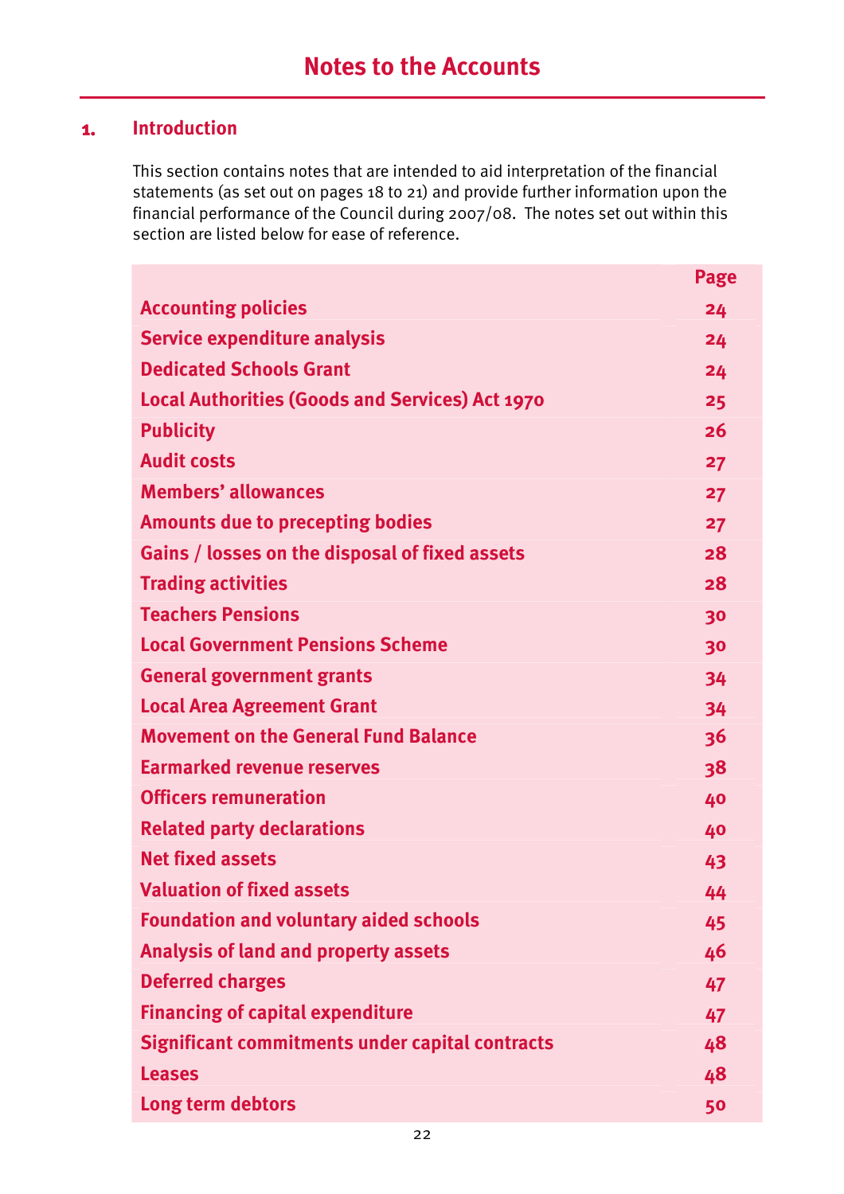# Notes to the Accounts

## 1. Introduction

This section contains notes that are intended to aid interpretation of the financial statements (as set out on pages 18 to 21) and provide further information upon the financial performance of the Council during 2007/08. The notes set out within this section are listed below for ease of reference.

| | Page |
|---|---|
| **Accounting policies** | **24** |
| **Service expenditure analysis** | **24** |
| **Dedicated Schools Grant** | **24** |
| **Local Authorities (Goods and Services) Act 1970** | **25** |
| **Publicity** | **26** |
| **Audit costs** | **27** |
| **Members' allowances** | **27** |
| **Amounts due to precepting bodies** | **27** |
| **Gains / losses on the disposal of fixed assets** | **28** |
| **Trading activities** | **28** |
| **Teachers Pensions** | **30** |
| **Local Government Pensions Scheme** | **30** |
| **General government grants** | **34** |
| **Local Area Agreement Grant** | **34** |
| **Movement on the General Fund Balance** | **36** |
| **Earmarked revenue reserves** | **38** |
| **Officers remuneration** | **40** |
| **Related party declarations** | **40** |
| **Net fixed assets** | **43** |
| **Valuation of fixed assets** | **44** |
| **Foundation and voluntary aided schools** | **45** |
| **Analysis of land and property assets** | **46** |
| **Deferred charges** | **47** |
| **Financing of capital expenditure** | **47** |
| **Significant commitments under capital contracts** | **48** |
| **Leases** | **48** |
| **Long term debtors** | **50** |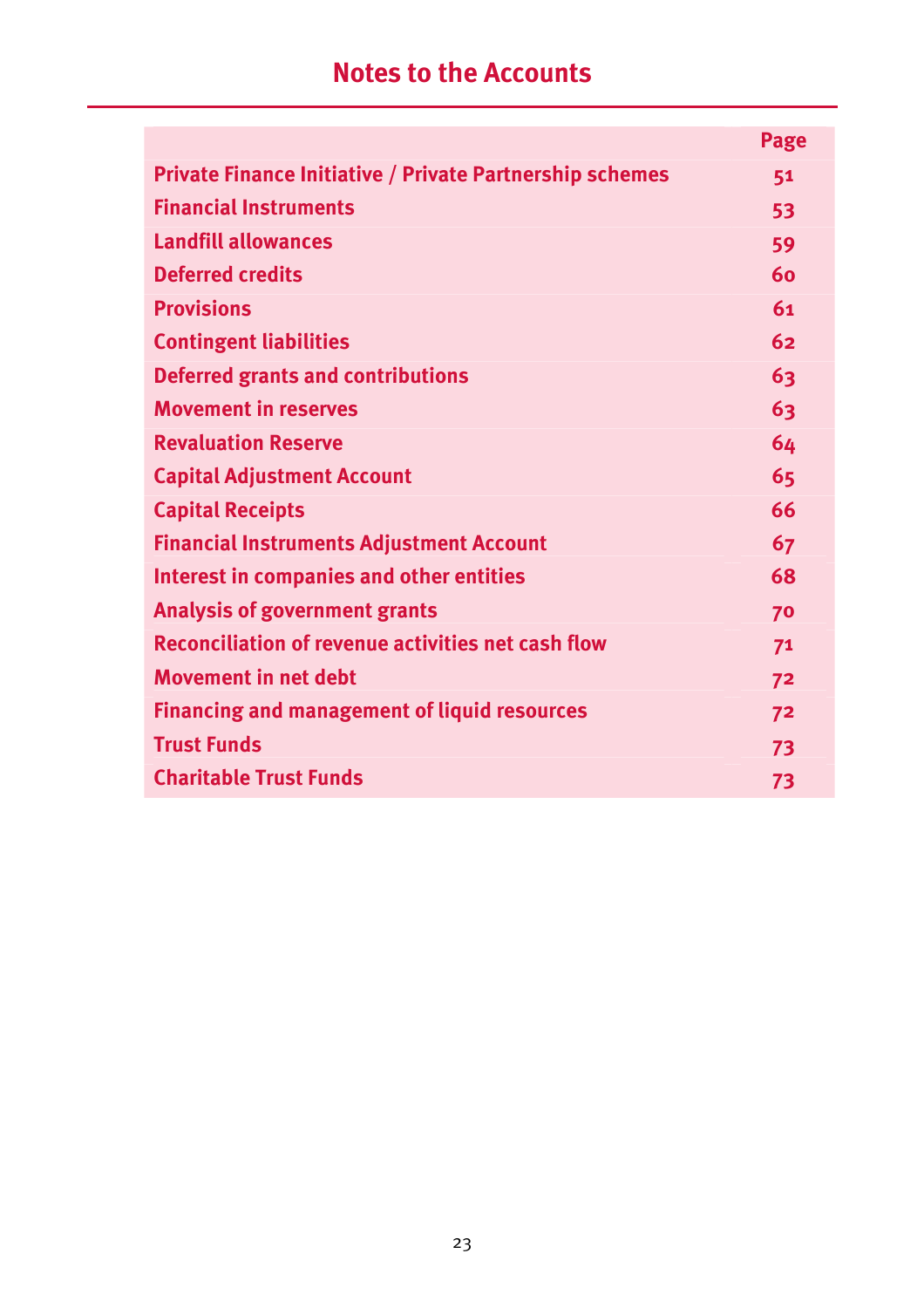# Notes to the Accounts

| | Page |
|---|---|
| Private Finance Initiative / Private Partnership schemes | 51 |
| Financial Instruments | 53 |
| Landfill allowances | 59 |
| Deferred credits | 60 |
| Provisions | 61 |
| Contingent liabilities | 62 |
| Deferred grants and contributions | 63 |
| Movement in reserves | 63 |
| Revaluation Reserve | 64 |
| Capital Adjustment Account | 65 |
| Capital Receipts | 66 |
| Financial Instruments Adjustment Account | 67 |
| Interest in companies and other entities | 68 |
| Analysis of government grants | 70 |
| Reconciliation of revenue activities net cash flow | 71 |
| Movement in net debt | 72 |
| Financing and management of liquid resources | 72 |
| Trust Funds | 73 |
| Charitable Trust Funds | 73 |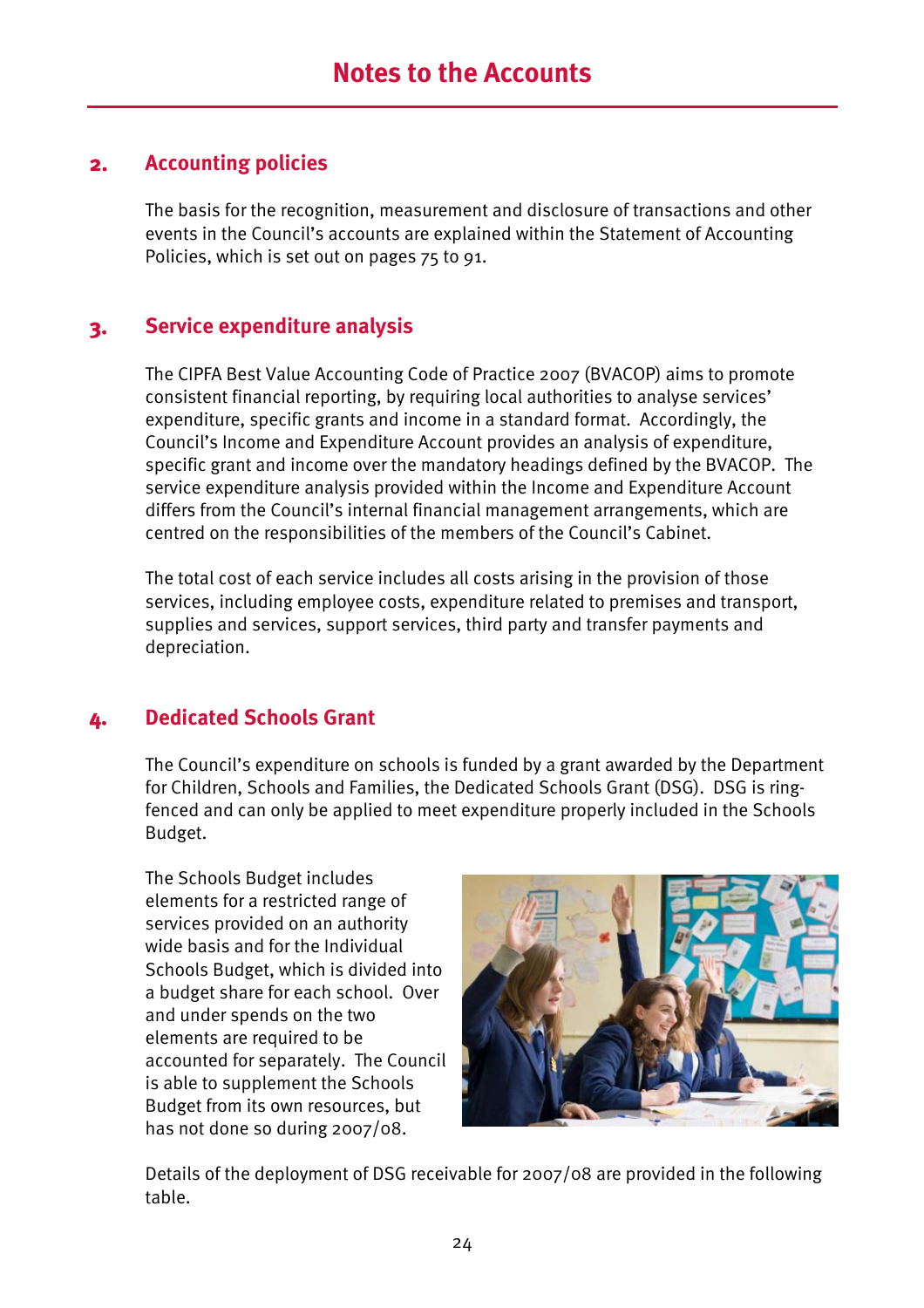# Notes to the Accounts

## 2. Accounting policies

The basis for the recognition, measurement and disclosure of transactions and other events in the Council's accounts are explained within the Statement of Accounting Policies, which is set out on pages 75 to 91.

## 3. Service expenditure analysis

The CIPFA Best Value Accounting Code of Practice 2007 (BVACOP) aims to promote consistent financial reporting, by requiring local authorities to analyse services' expenditure, specific grants and income in a standard format. Accordingly, the Council's Income and Expenditure Account provides an analysis of expenditure, specific grant and income over the mandatory headings defined by the BVACOP. The service expenditure analysis provided within the Income and Expenditure Account differs from the Council's internal financial management arrangements, which are centred on the responsibilities of the members of the Council's Cabinet.

The total cost of each service includes all costs arising in the provision of those services, including employee costs, expenditure related to premises and transport, supplies and services, support services, third party and transfer payments and depreciation.

## 4. Dedicated Schools Grant

The Council's expenditure on schools is funded by a grant awarded by the Department for Children, Schools and Families, the Dedicated Schools Grant (DSG). DSG is ring-fenced and can only be applied to meet expenditure properly included in the Schools Budget.

The Schools Budget includes elements for a restricted range of services provided on an authority wide basis and for the Individual Schools Budget, which is divided into a budget share for each school. Over and under spends on the two elements are required to be accounted for separately. The Council is able to supplement the Schools Budget from its own resources, but has not done so during 2007/08.

Details of the deployment of DSG receivable for 2007/08 are provided in the following table.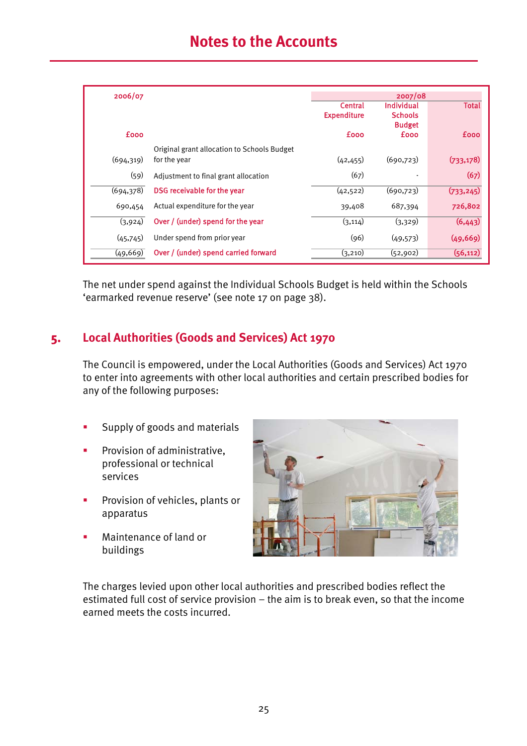# Notes to the Accounts

| 2006/07 | | 2007/08 | | |
|---|---|---|---|---|
| | | Central Expenditure | Individual Schools Budget | Total |
| £000 | | £000 | £000 | £000 |
| (694,319) | Original grant allocation to Schools Budget for the year | (42,455) | (690,723) | (733,178) |
| (59) | Adjustment to final grant allocation | (67) | - | (67) |
| (694,378) | DSG receivable for the year | (42,522) | (690,723) | (733,245) |
| 690,454 | Actual expenditure for the year | 39,408 | 687,394 | 726,802 |
| (3,924) | Over / (under) spend for the year | (3,114) | (3,329) | (6,443) |
| (45,745) | Under spend from prior year | (96) | (49,573) | (49,669) |
| (49,669) | Over / (under) spend carried forward | (3,210) | (52,902) | (56,112) |

The net under spend against the Individual Schools Budget is held within the Schools 'earmarked revenue reserve' (see note 17 on page 38).

## 5. Local Authorities (Goods and Services) Act 1970

The Council is empowered, under the Local Authorities (Goods and Services) Act 1970 to enter into agreements with other local authorities and certain prescribed bodies for any of the following purposes:

- Supply of goods and materials
- Provision of administrative, professional or technical services
- Provision of vehicles, plants or apparatus
- Maintenance of land or buildings

The charges levied upon other local authorities and prescribed bodies reflect the estimated full cost of service provision – the aim is to break even, so that the income earned meets the costs incurred.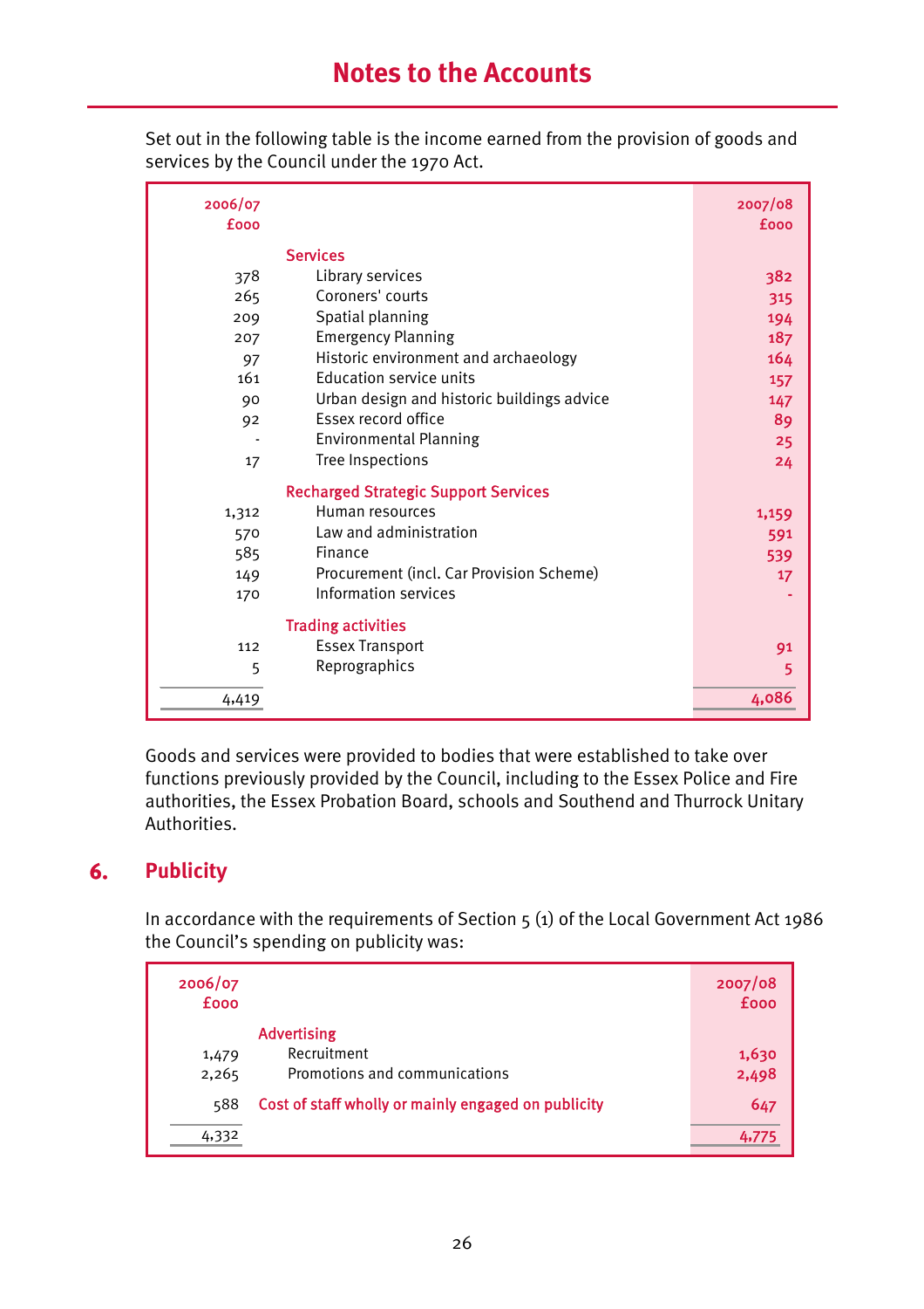# Notes to the Accounts

Set out in the following table is the income earned from the provision of goods and services by the Council under the 1970 Act.

| 2006/07 £000 | | 2007/08 £000 |
|---|---|---|
| | **Services** | |
| 378 | Library services | 382 |
| 265 | Coroners' courts | 315 |
| 209 | Spatial planning | 194 |
| 207 | Emergency Planning | 187 |
| 97 | Historic environment and archaeology | 164 |
| 161 | Education service units | 157 |
| 90 | Urban design and historic buildings advice | 147 |
| 92 | Essex record office | 89 |
| - | Environmental Planning | 25 |
| 17 | Tree Inspections | 24 |
| | **Recharged Strategic Support Services** | |
| 1,312 | Human resources | 1,159 |
| 570 | Law and administration | 591 |
| 585 | Finance | 539 |
| 149 | Procurement (incl. Car Provision Scheme) | 17 |
| 170 | Information services | - |
| | **Trading activities** | |
| 112 | Essex Transport | 91 |
| 5 | Reprographics | 5 |
| 4,419 | | 4,086 |

Goods and services were provided to bodies that were established to take over functions previously provided by the Council, including to the Essex Police and Fire authorities, the Essex Probation Board, schools and Southend and Thurrock Unitary Authorities.

## 6. Publicity

In accordance with the requirements of Section 5 (1) of the Local Government Act 1986 the Council's spending on publicity was:

| 2006/07 £000 | | 2007/08 £000 |
|---|---|---|
| | **Advertising** | |
| 1,479 | Recruitment | 1,630 |
| 2,265 | Promotions and communications | 2,498 |
| 588 | **Cost of staff wholly or mainly engaged on publicity** | 647 |
| 4,332 | | 4,775 |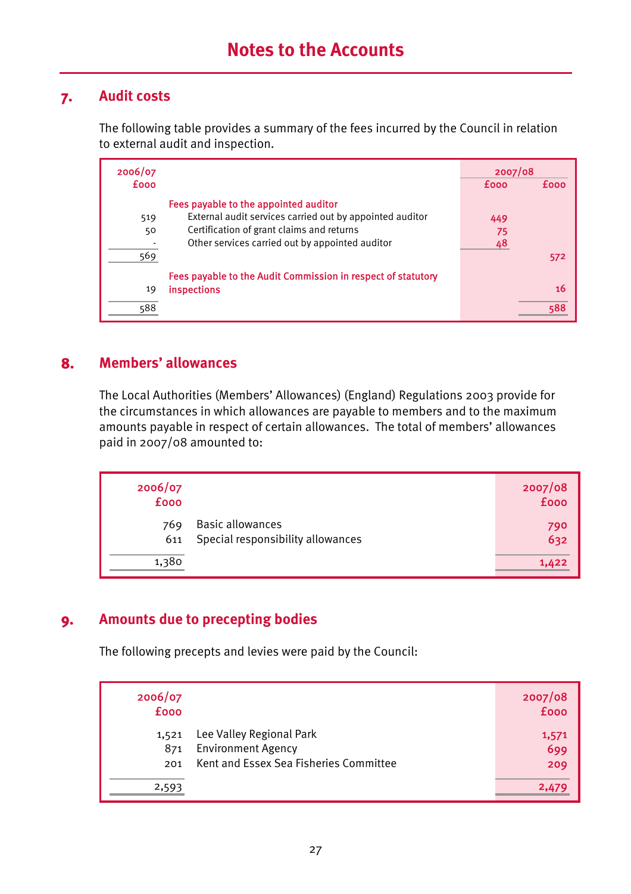# Notes to the Accounts

## 7. Audit costs

The following table provides a summary of the fees incurred by the Council in relation to external audit and inspection.

| 2006/07 £000 | | 2007/08 £000 | 2007/08 £000 |
|---|---|---|---|
| | Fees payable to the appointed auditor | | |
| 519 | External audit services carried out by appointed auditor | 449 | |
| 50 | Certification of grant claims and returns | 75 | |
| - | Other services carried out by appointed auditor | 48 | |
| 569 | | | 572 |
| 19 | Fees payable to the Audit Commission in respect of statutory inspections | | 16 |
| 588 | | | 588 |

## 8. Members' allowances

The Local Authorities (Members' Allowances) (England) Regulations 2003 provide for the circumstances in which allowances are payable to members and to the maximum amounts payable in respect of certain allowances. The total of members' allowances paid in 2007/08 amounted to:

| 2006/07 £000 | | 2007/08 £000 |
|---|---|---|
| 769 | Basic allowances | 790 |
| 611 | Special responsibility allowances | 632 |
| 1,380 | | 1,422 |

## 9. Amounts due to precepting bodies

The following precepts and levies were paid by the Council:

| 2006/07 £000 | | 2007/08 £000 |
|---|---|---|
| 1,521 | Lee Valley Regional Park | 1,571 |
| 871 | Environment Agency | 699 |
| 201 | Kent and Essex Sea Fisheries Committee | 209 |
| 2,593 | | 2,479 |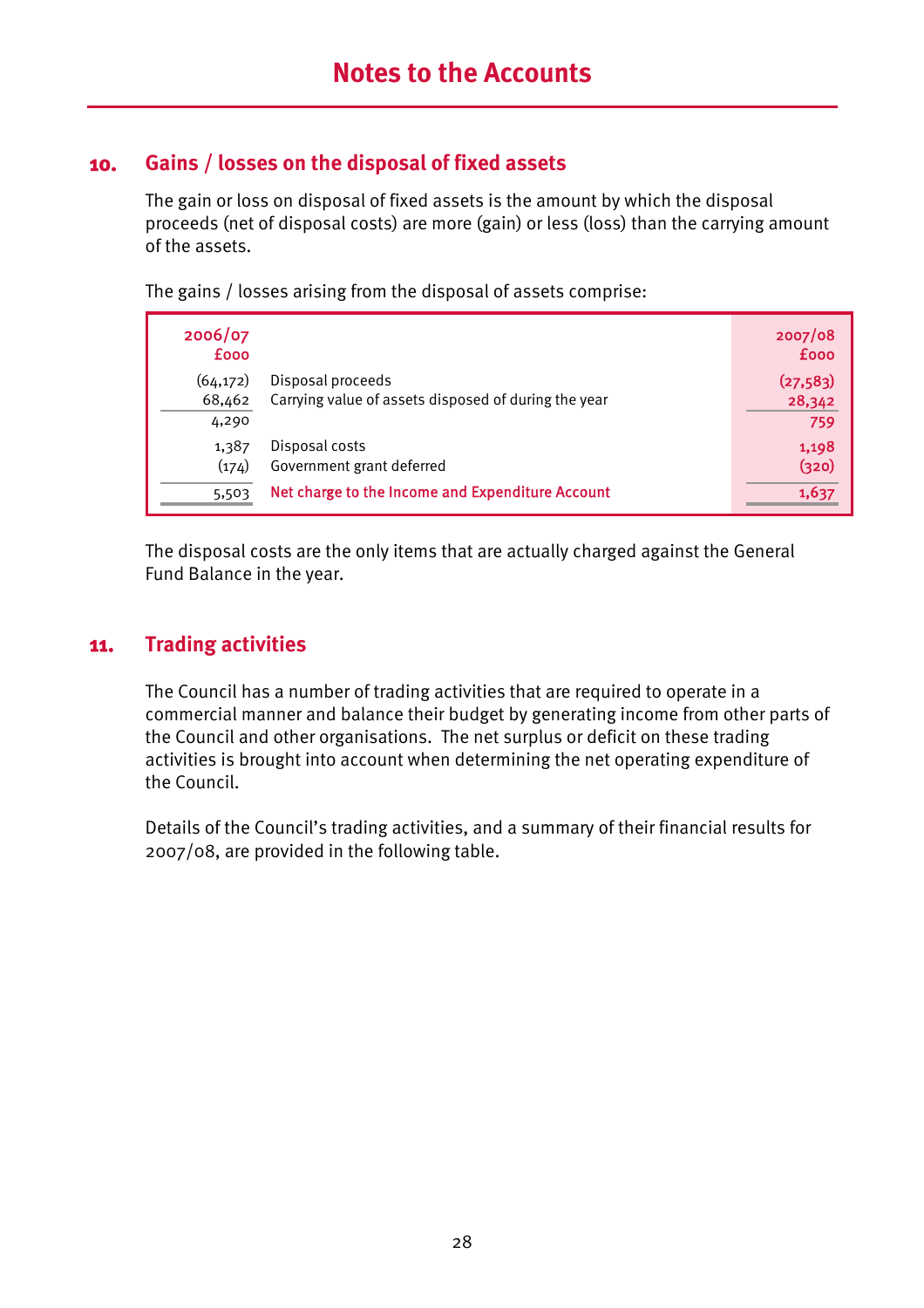# Notes to the Accounts

## 10. Gains / losses on the disposal of fixed assets

The gain or loss on disposal of fixed assets is the amount by which the disposal proceeds (net of disposal costs) are more (gain) or less (loss) than the carrying amount of the assets.

The gains / losses arising from the disposal of assets comprise:

| 2006/07 £000 | | 2007/08 £000 |
|---|---|---|
| (64,172) | Disposal proceeds | (27,583) |
| 68,462 | Carrying value of assets disposed of during the year | 28,342 |
| 4,290 | | 759 |
| 1,387 | Disposal costs | 1,198 |
| (174) | Government grant deferred | (320) |
| 5,503 | Net charge to the Income and Expenditure Account | 1,637 |

The disposal costs are the only items that are actually charged against the General Fund Balance in the year.

## 11. Trading activities

The Council has a number of trading activities that are required to operate in a commercial manner and balance their budget by generating income from other parts of the Council and other organisations. The net surplus or deficit on these trading activities is brought into account when determining the net operating expenditure of the Council.

Details of the Council's trading activities, and a summary of their financial results for 2007/08, are provided in the following table.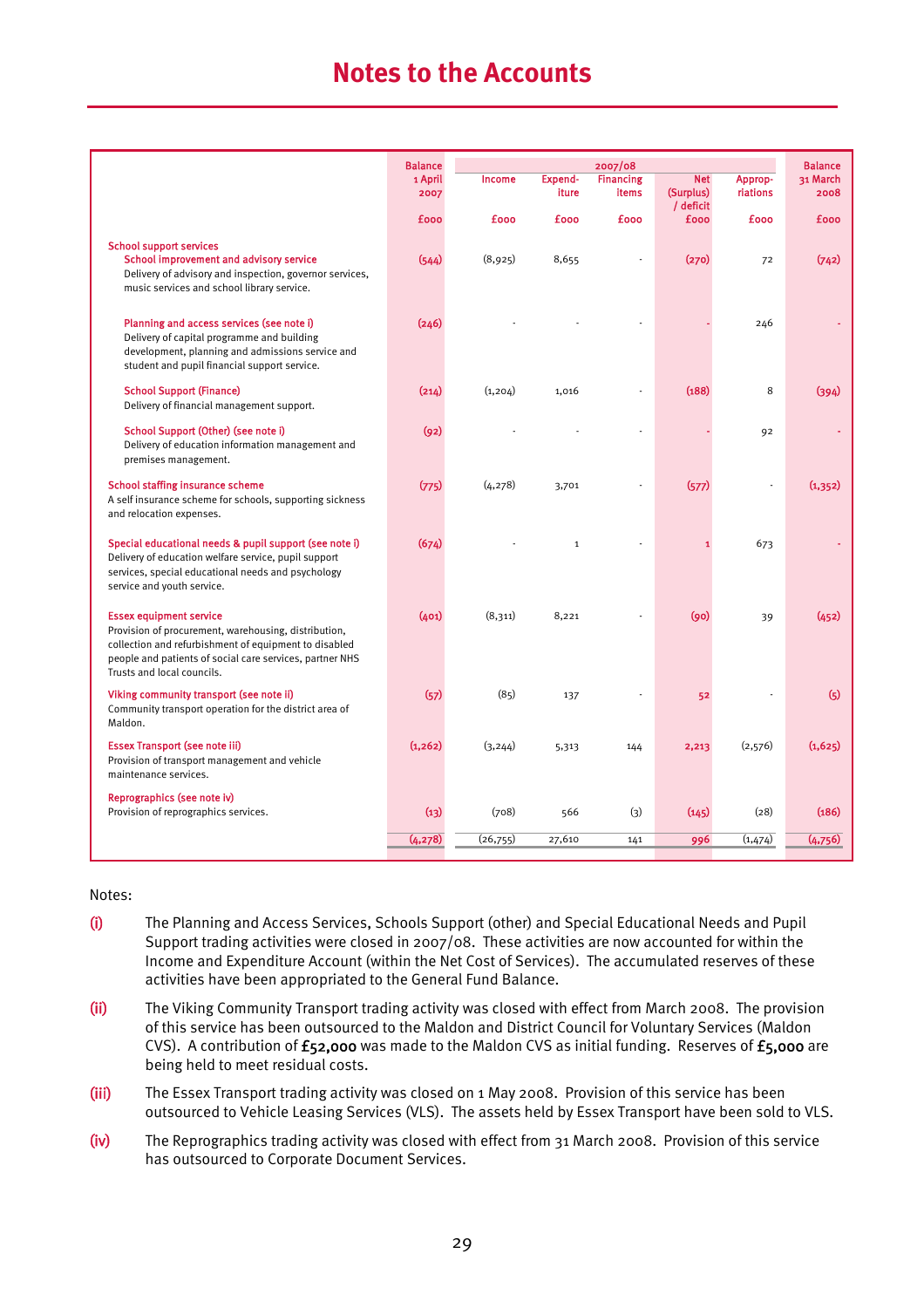# Notes to the Accounts

| | Balance 1 April 2007 | 2007/08 Income | Expend-iture | Financing items | Net (Surplus) / deficit | Approp-riations | Balance 31 March 2008 |
|---|---|---|---|---|---|---|---|
| | £000 | £000 | £000 | £000 | £000 | £000 | £000 |
| **School support services** | | | | | | | |
| **School improvement and advisory service** Delivery of advisory and inspection, governor services, music services and school library service. | (544) | (8,925) | 8,655 | - | (270) | 72 | (742) |
| **Planning and access services (see note i)** Delivery of capital programme and building development, planning and admissions service and student and pupil financial support service. | (246) | - | - | - | - | 246 | - |
| **School Support (Finance)** Delivery of financial management support. | (214) | (1,204) | 1,016 | - | (188) | 8 | (394) |
| **School Support (Other) (see note i)** Delivery of education information management and premises management. | (92) | - | - | - | - | 92 | - |
| **School staffing insurance scheme** A self insurance scheme for schools, supporting sickness and relocation expenses. | (775) | (4,278) | 3,701 | - | (577) | - | (1,352) |
| **Special educational needs & pupil support (see note i)** Delivery of education welfare service, pupil support services, special educational needs and psychology service and youth service. | (674) | - | 1 | - | 1 | 673 | - |
| **Essex equipment service** Provision of procurement, warehousing, distribution, collection and refurbishment of equipment to disabled people and patients of social care services, partner NHS Trusts and local councils. | (401) | (8,311) | 8,221 | - | (90) | 39 | (452) |
| **Viking community transport (see note ii)** Community transport operation for the district area of Maldon. | (57) | (85) | 137 | - | 52 | - | (5) |
| **Essex Transport (see note iii)** Provision of transport management and vehicle maintenance services. | (1,262) | (3,244) | 5,313 | 144 | 2,213 | (2,576) | (1,625) |
| **Reprographics (see note iv)** Provision of reprographics services. | (13) | (708) | 566 | (3) | (145) | (28) | (186) |
| | (4,278) | (26,755) | 27,610 | 141 | 996 | (1,474) | (4,756) |

Notes:

(i) The Planning and Access Services, Schools Support (other) and Special Educational Needs and Pupil Support trading activities were closed in 2007/08. These activities are now accounted for within the Income and Expenditure Account (within the Net Cost of Services). The accumulated reserves of these activities have been appropriated to the General Fund Balance.

(ii) The Viking Community Transport trading activity was closed with effect from March 2008. The provision of this service has been outsourced to the Maldon and District Council for Voluntary Services (Maldon CVS). A contribution of **£52,000** was made to the Maldon CVS as initial funding. Reserves of **£5,000** are being held to meet residual costs.

(iii) The Essex Transport trading activity was closed on 1 May 2008. Provision of this service has been outsourced to Vehicle Leasing Services (VLS). The assets held by Essex Transport have been sold to VLS.

(iv) The Reprographics trading activity was closed with effect from 31 March 2008. Provision of this service has outsourced to Corporate Document Services.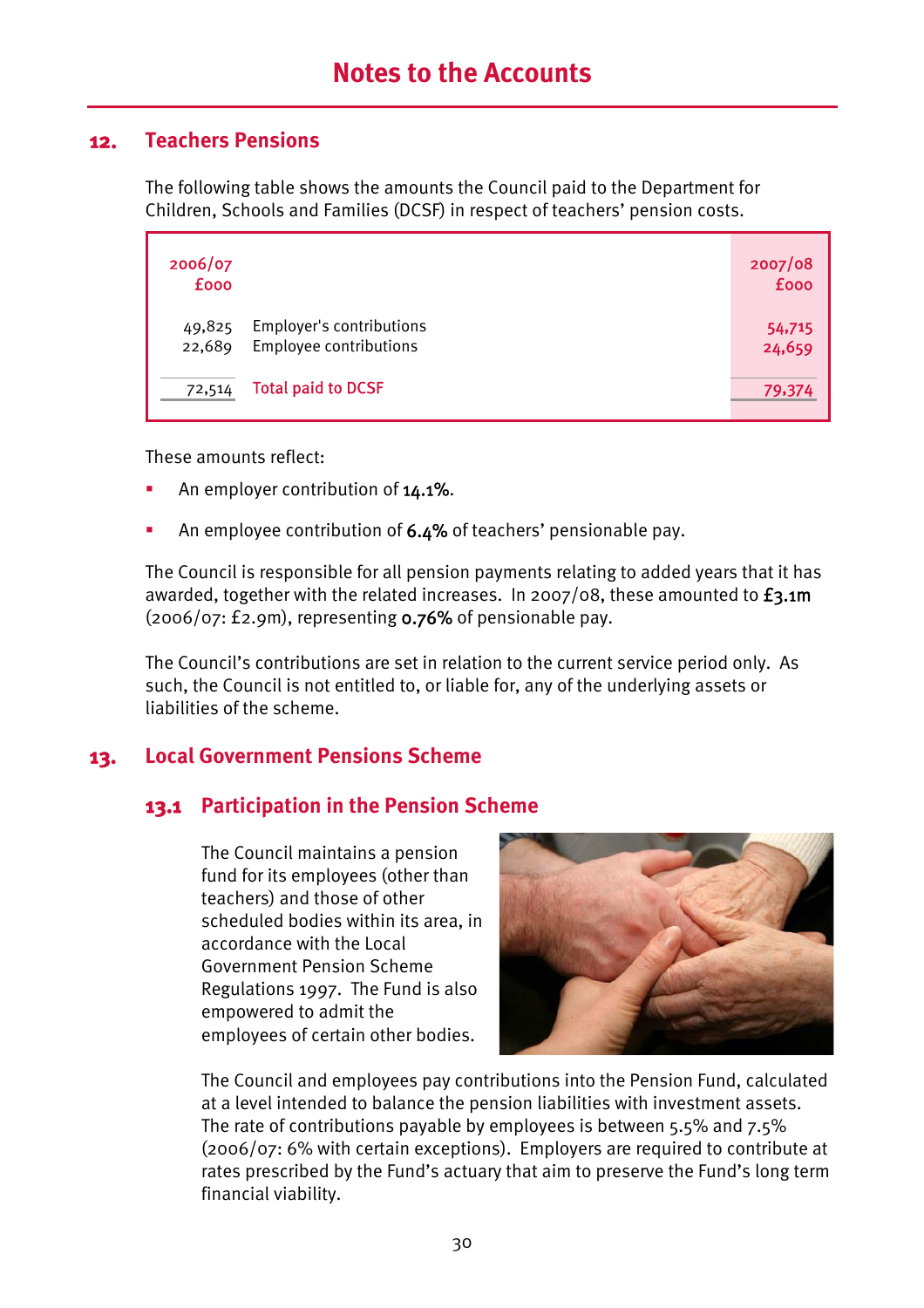# Notes to the Accounts

## 12. Teachers Pensions

The following table shows the amounts the Council paid to the Department for Children, Schools and Families (DCSF) in respect of teachers' pension costs.

| 2006/07 £000 | | 2007/08 £000 |
|---|---|---|
| 49,825 | Employer's contributions | 54,715 |
| 22,689 | Employee contributions | 24,659 |
| 72,514 | Total paid to DCSF | 79,374 |

These amounts reflect:

- An employer contribution of 14.1%.
- An employee contribution of 6.4% of teachers' pensionable pay.

The Council is responsible for all pension payments relating to added years that it has awarded, together with the related increases. In 2007/08, these amounted to £3.1m (2006/07: £2.9m), representing 0.76% of pensionable pay.

The Council's contributions are set in relation to the current service period only. As such, the Council is not entitled to, or liable for, any of the underlying assets or liabilities of the scheme.

## 13. Local Government Pensions Scheme

### 13.1 Participation in the Pension Scheme

The Council maintains a pension fund for its employees (other than teachers) and those of other scheduled bodies within its area, in accordance with the Local Government Pension Scheme Regulations 1997. The Fund is also empowered to admit the employees of certain other bodies.

The Council and employees pay contributions into the Pension Fund, calculated at a level intended to balance the pension liabilities with investment assets. The rate of contributions payable by employees is between 5.5% and 7.5% (2006/07: 6% with certain exceptions). Employers are required to contribute at rates prescribed by the Fund's actuary that aim to preserve the Fund's long term financial viability.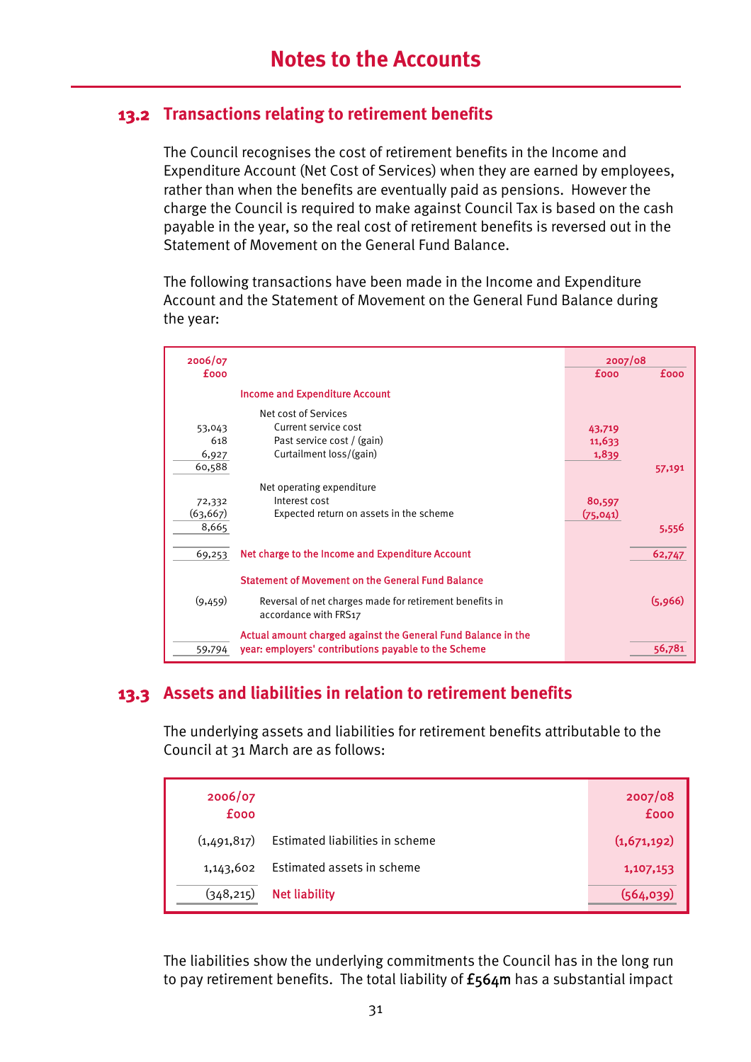# Notes to the Accounts

## 13.2 Transactions relating to retirement benefits

The Council recognises the cost of retirement benefits in the Income and Expenditure Account (Net Cost of Services) when they are earned by employees, rather than when the benefits are eventually paid as pensions. However the charge the Council is required to make against Council Tax is based on the cash payable in the year, so the real cost of retirement benefits is reversed out in the Statement of Movement on the General Fund Balance.

The following transactions have been made in the Income and Expenditure Account and the Statement of Movement on the General Fund Balance during the year:

| 2006/07 £000 | | 2007/08 £000 | 2007/08 £000 |
|---|---|---|---|
| | **Income and Expenditure Account** | | |
| | Net cost of Services | | |
| 53,043 | Current service cost | 43,719 | |
| 618 | Past service cost / (gain) | 11,633 | |
| 6,927 | Curtailment loss/(gain) | 1,839 | |
| 60,588 | | | 57,191 |
| | Net operating expenditure | | |
| 72,332 | Interest cost | 80,597 | |
| (63,667) | Expected return on assets in the scheme | (75,041) | |
| 8,665 | | | 5,556 |
| 69,253 | **Net charge to the Income and Expenditure Account** | | 62,747 |
| | **Statement of Movement on the General Fund Balance** | | |
| (9,459) | Reversal of net charges made for retirement benefits in accordance with FRS17 | | (5,966) |
| 59,794 | **Actual amount charged against the General Fund Balance in the year: employers' contributions payable to the Scheme** | | 56,781 |

## 13.3 Assets and liabilities in relation to retirement benefits

The underlying assets and liabilities for retirement benefits attributable to the Council at 31 March are as follows:

| 2006/07 £000 | | 2007/08 £000 |
|---|---|---|
| (1,491,817) | Estimated liabilities in scheme | (1,671,192) |
| 1,143,602 | Estimated assets in scheme | 1,107,153 |
| (348,215) | **Net liability** | (564,039) |

The liabilities show the underlying commitments the Council has in the long run to pay retirement benefits. The total liability of **£564m** has a substantial impact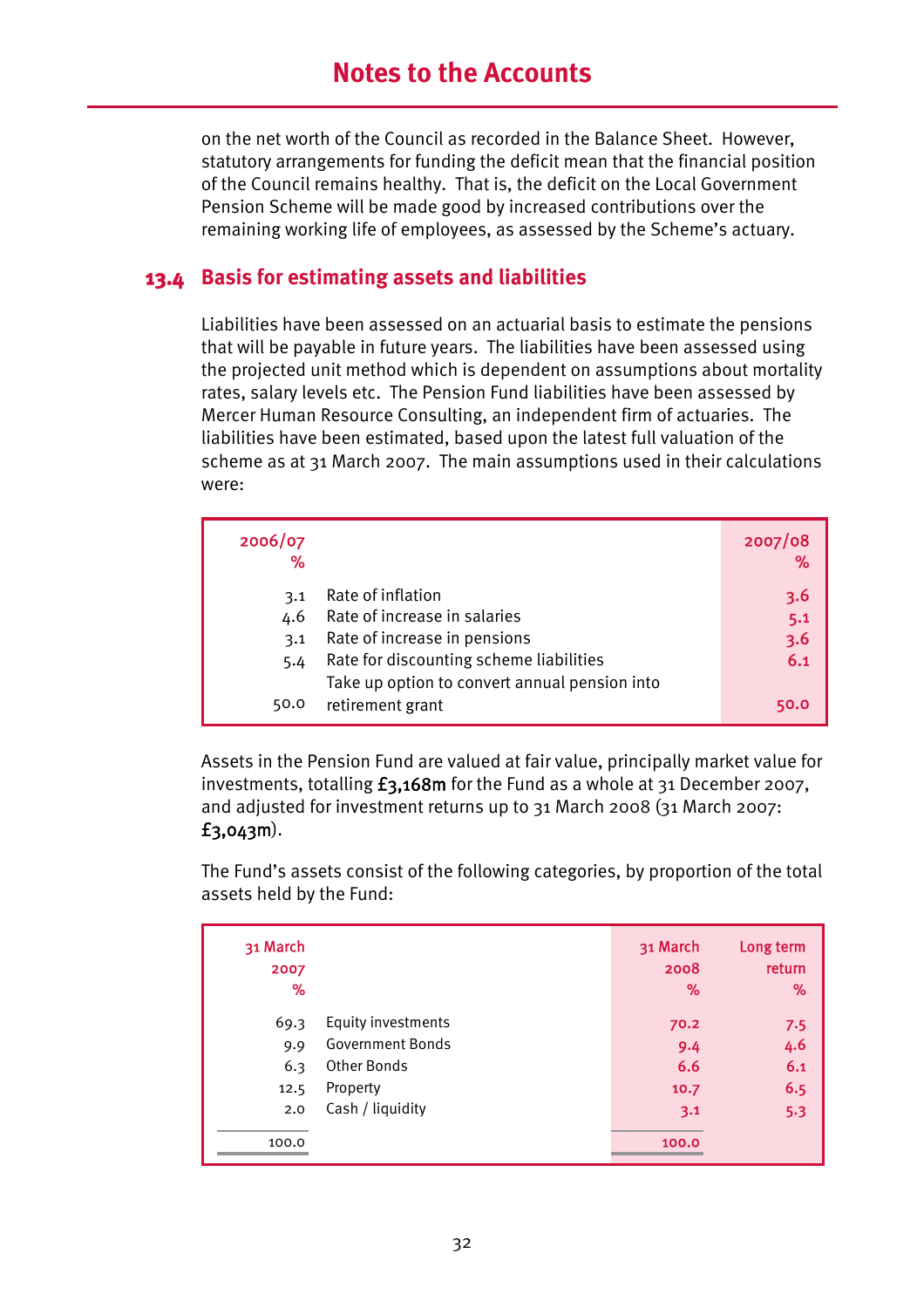on the net worth of the Council as recorded in the Balance Sheet. However, statutory arrangements for funding the deficit mean that the financial position of the Council remains healthy. That is, the deficit on the Local Government Pension Scheme will be made good by increased contributions over the remaining working life of employees, as assessed by the Scheme's actuary.

## 13.4 Basis for estimating assets and liabilities

Liabilities have been assessed on an actuarial basis to estimate the pensions that will be payable in future years. The liabilities have been assessed using the projected unit method which is dependent on assumptions about mortality rates, salary levels etc. The Pension Fund liabilities have been assessed by Mercer Human Resource Consulting, an independent firm of actuaries. The liabilities have been estimated, based upon the latest full valuation of the scheme as at 31 March 2007. The main assumptions used in their calculations were:

| 2006/07 % | | 2007/08 % |
|---|---|---|
| 3.1 | Rate of inflation | 3.6 |
| 4.6 | Rate of increase in salaries | 5.1 |
| 3.1 | Rate of increase in pensions | 3.6 |
| 5.4 | Rate for discounting scheme liabilities | 6.1 |
| 50.0 | Take up option to convert annual pension into retirement grant | 50.0 |

Assets in the Pension Fund are valued at fair value, principally market value for investments, totalling £3,168m for the Fund as a whole at 31 December 2007, and adjusted for investment returns up to 31 March 2008 (31 March 2007: £3,043m).

The Fund's assets consist of the following categories, by proportion of the total assets held by the Fund:

| 31 March 2007 % | | 31 March 2008 % | Long term return % |
|---|---|---|---|
| 69.3 | Equity investments | 70.2 | 7.5 |
| 9.9 | Government Bonds | 9.4 | 4.6 |
| 6.3 | Other Bonds | 6.6 | 6.1 |
| 12.5 | Property | 10.7 | 6.5 |
| 2.0 | Cash / liquidity | 3.1 | 5.3 |
| 100.0 | | 100.0 | |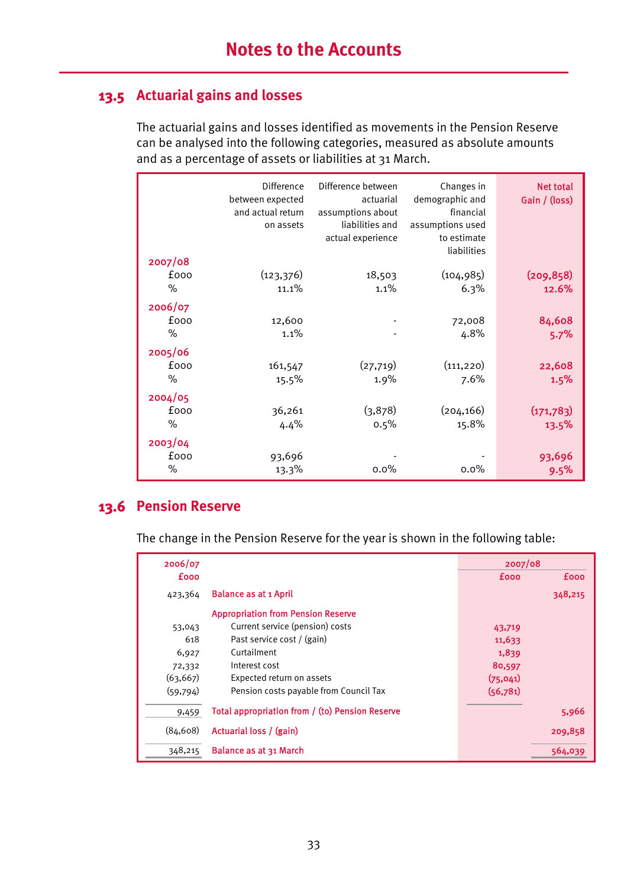# Notes to the Accounts

## 13.5 Actuarial gains and losses

The actuarial gains and losses identified as movements in the Pension Reserve can be analysed into the following categories, measured as absolute amounts and as a percentage of assets or liabilities at 31 March.

| | Difference between expected and actual return on assets | Difference between actuarial assumptions about liabilities and actual experience | Changes in demographic and financial assumptions used to estimate liabilities | Net total Gain / (loss) |
|---|---|---|---|---|
| **2007/08** | | | | |
| £000 | (123,376) | 18,503 | (104,985) | (209,858) |
| % | 11.1% | 1.1% | 6.3% | 12.6% |
| **2006/07** | | | | |
| £000 | 12,600 | - | 72,008 | 84,608 |
| % | 1.1% | - | 4.8% | 5.7% |
| **2005/06** | | | | |
| £000 | 161,547 | (27,719) | (111,220) | 22,608 |
| % | 15.5% | 1.9% | 7.6% | 1.5% |
| **2004/05** | | | | |
| £000 | 36,261 | (3,878) | (204,166) | (171,783) |
| % | 4.4% | 0.5% | 15.8% | 13.5% |
| **2003/04** | | | | |
| £000 | 93,696 | - | - | 93,696 |
| % | 13.3% | 0.0% | 0.0% | 9.5% |

## 13.6 Pension Reserve

The change in the Pension Reserve for the year is shown in the following table:

| 2006/07 £000 | | 2007/08 £000 | 2007/08 £000 |
|---|---|---|---|
| 423,364 | Balance as at 1 April | | 348,215 |
| | Appropriation from Pension Reserve | | |
| 53,043 | Current service (pension) costs | 43,719 | |
| 618 | Past service cost / (gain) | 11,633 | |
| 6,927 | Curtailment | 1,839 | |
| 72,332 | Interest cost | 80,597 | |
| (63,667) | Expected return on assets | (75,041) | |
| (59,794) | Pension costs payable from Council Tax | (56,781) | |
| 9,459 | Total appropriation from / (to) Pension Reserve | | 5,966 |
| (84,608) | Actuarial loss / (gain) | | 209,858 |
| 348,215 | Balance as at 31 March | | 564,039 |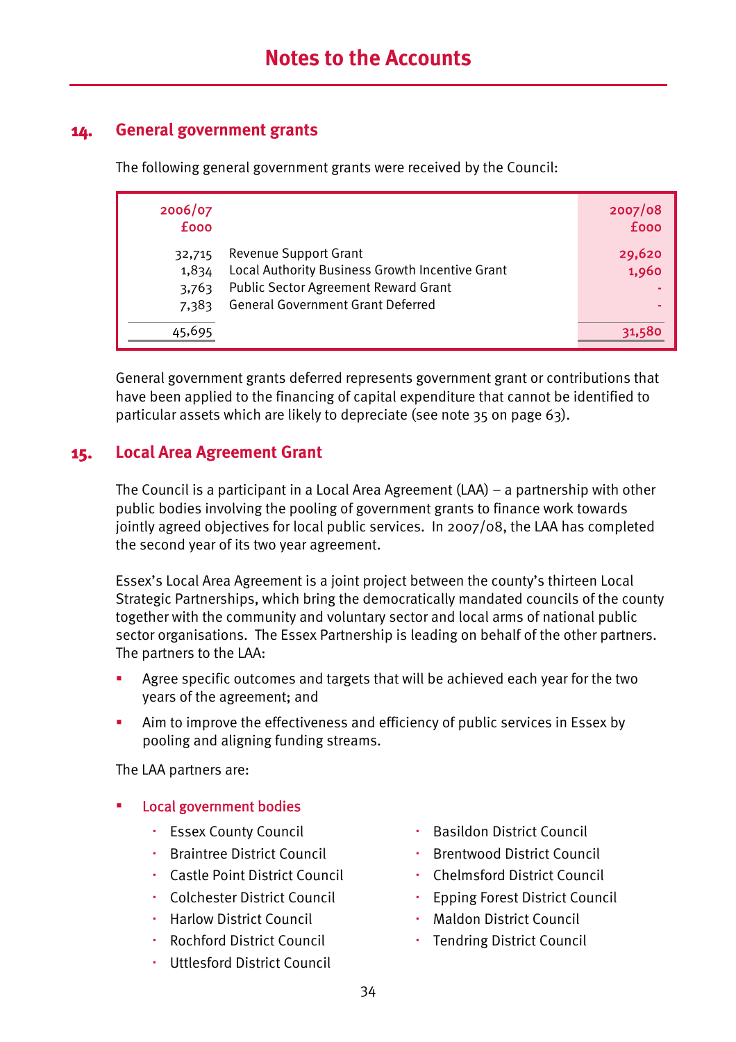# Notes to the Accounts

## 14. General government grants

The following general government grants were received by the Council:

| 2006/07 £000 | | 2007/08 £000 |
|---|---|---|
| 32,715 | Revenue Support Grant | 29,620 |
| 1,834 | Local Authority Business Growth Incentive Grant | 1,960 |
| 3,763 | Public Sector Agreement Reward Grant | - |
| 7,383 | General Government Grant Deferred | - |
| 45,695 | | 31,580 |

General government grants deferred represents government grant or contributions that have been applied to the financing of capital expenditure that cannot be identified to particular assets which are likely to depreciate (see note 35 on page 63).

## 15. Local Area Agreement Grant

The Council is a participant in a Local Area Agreement (LAA) – a partnership with other public bodies involving the pooling of government grants to finance work towards jointly agreed objectives for local public services. In 2007/08, the LAA has completed the second year of its two year agreement.

Essex's Local Area Agreement is a joint project between the county's thirteen Local Strategic Partnerships, which bring the democratically mandated councils of the county together with the community and voluntary sector and local arms of national public sector organisations. The Essex Partnership is leading on behalf of the other partners. The partners to the LAA:

- Agree specific outcomes and targets that will be achieved each year for the two years of the agreement; and
- Aim to improve the effectiveness and efficiency of public services in Essex by pooling and aligning funding streams.

The LAA partners are:

- Local government bodies
  - Essex County Council
  - Braintree District Council
  - Castle Point District Council
  - Colchester District Council
  - Harlow District Council
  - Rochford District Council
  - Uttlesford District Council
  - Basildon District Council
  - Brentwood District Council
  - Chelmsford District Council
  - Epping Forest District Council
  - Maldon District Council
  - Tendring District Council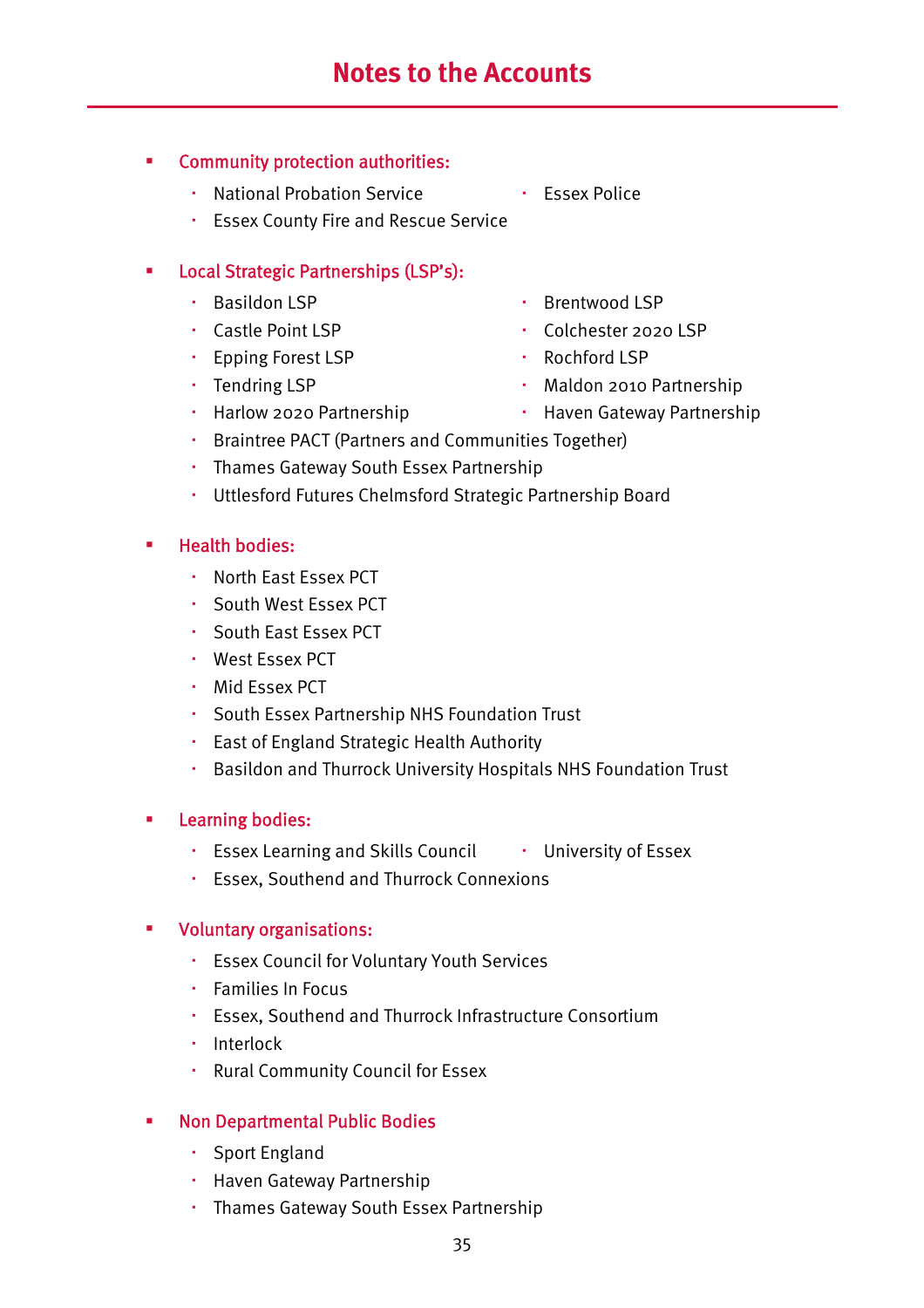# Notes to the Accounts

- **Community protection authorities:**
  - National Probation Service
  - Essex Police
  - Essex County Fire and Rescue Service

- **Local Strategic Partnerships (LSP's):**
  - Basildon LSP
  - Brentwood LSP
  - Castle Point LSP
  - Colchester 2020 LSP
  - Epping Forest LSP
  - Rochford LSP
  - Tendring LSP
  - Maldon 2010 Partnership
  - Harlow 2020 Partnership
  - Haven Gateway Partnership
  - Braintree PACT (Partners and Communities Together)
  - Thames Gateway South Essex Partnership
  - Uttlesford Futures Chelmsford Strategic Partnership Board

- **Health bodies:**
  - North East Essex PCT
  - South West Essex PCT
  - South East Essex PCT
  - West Essex PCT
  - Mid Essex PCT
  - South Essex Partnership NHS Foundation Trust
  - East of England Strategic Health Authority
  - Basildon and Thurrock University Hospitals NHS Foundation Trust

- **Learning bodies:**
  - Essex Learning and Skills Council
  - University of Essex
  - Essex, Southend and Thurrock Connexions

- **Voluntary organisations:**
  - Essex Council for Voluntary Youth Services
  - Families In Focus
  - Essex, Southend and Thurrock Infrastructure Consortium
  - Interlock
  - Rural Community Council for Essex

- **Non Departmental Public Bodies**
  - Sport England
  - Haven Gateway Partnership
  - Thames Gateway South Essex Partnership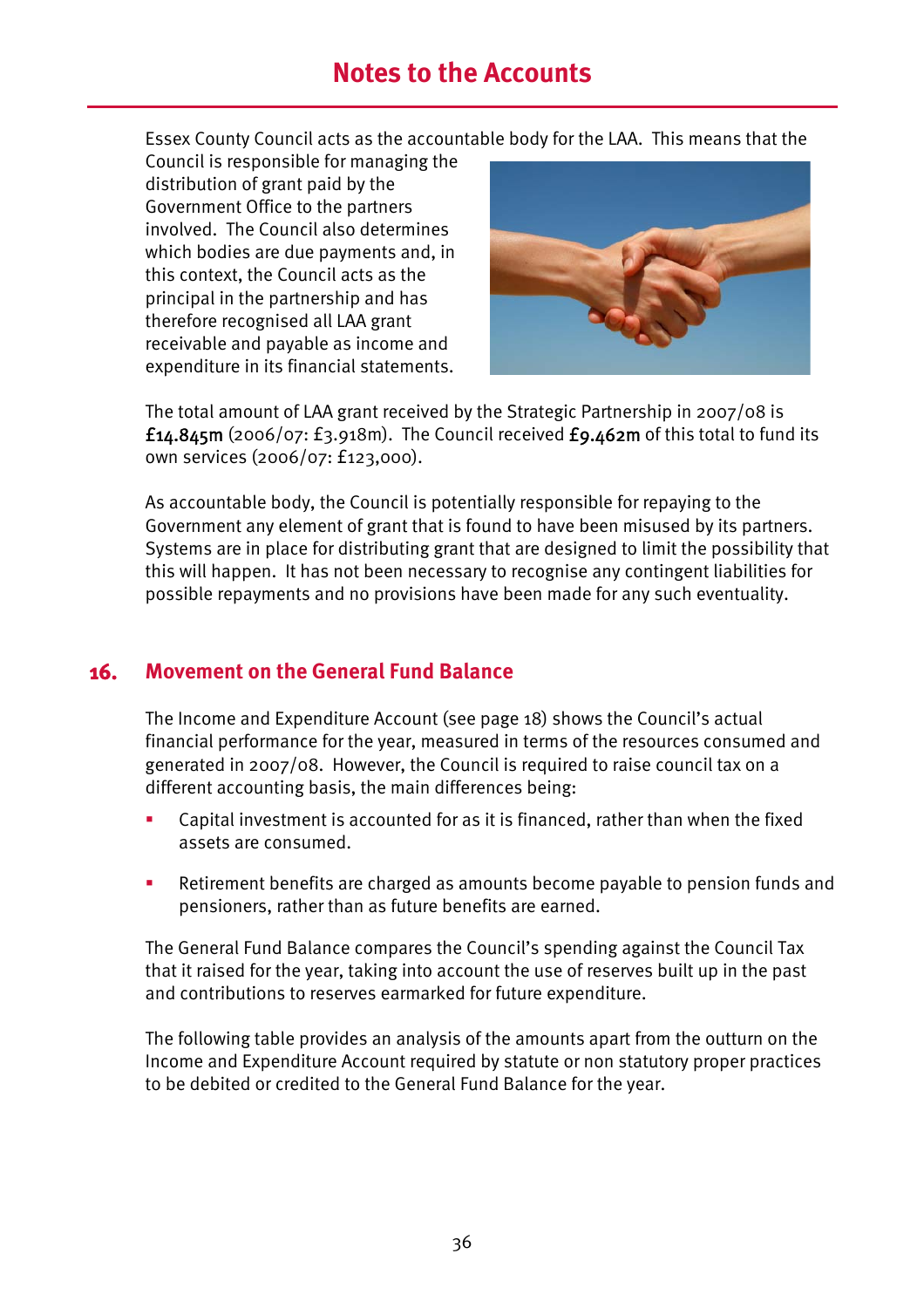Essex County Council acts as the accountable body for the LAA. This means that the Council is responsible for managing the distribution of grant paid by the Government Office to the partners involved. The Council also determines which bodies are due payments and, in this context, the Council acts as the principal in the partnership and has therefore recognised all LAA grant receivable and payable as income and expenditure in its financial statements.

The total amount of LAA grant received by the Strategic Partnership in 2007/08 is £14.845m (2006/07: £3.918m). The Council received £9.462m of this total to fund its own services (2006/07: £123,000).

As accountable body, the Council is potentially responsible for repaying to the Government any element of grant that is found to have been misused by its partners. Systems are in place for distributing grant that are designed to limit the possibility that this will happen. It has not been necessary to recognise any contingent liabilities for possible repayments and no provisions have been made for any such eventuality.

## 16. Movement on the General Fund Balance

The Income and Expenditure Account (see page 18) shows the Council's actual financial performance for the year, measured in terms of the resources consumed and generated in 2007/08. However, the Council is required to raise council tax on a different accounting basis, the main differences being:

- Capital investment is accounted for as it is financed, rather than when the fixed assets are consumed.
- Retirement benefits are charged as amounts become payable to pension funds and pensioners, rather than as future benefits are earned.

The General Fund Balance compares the Council's spending against the Council Tax that it raised for the year, taking into account the use of reserves built up in the past and contributions to reserves earmarked for future expenditure.

The following table provides an analysis of the amounts apart from the outturn on the Income and Expenditure Account required by statute or non statutory proper practices to be debited or credited to the General Fund Balance for the year.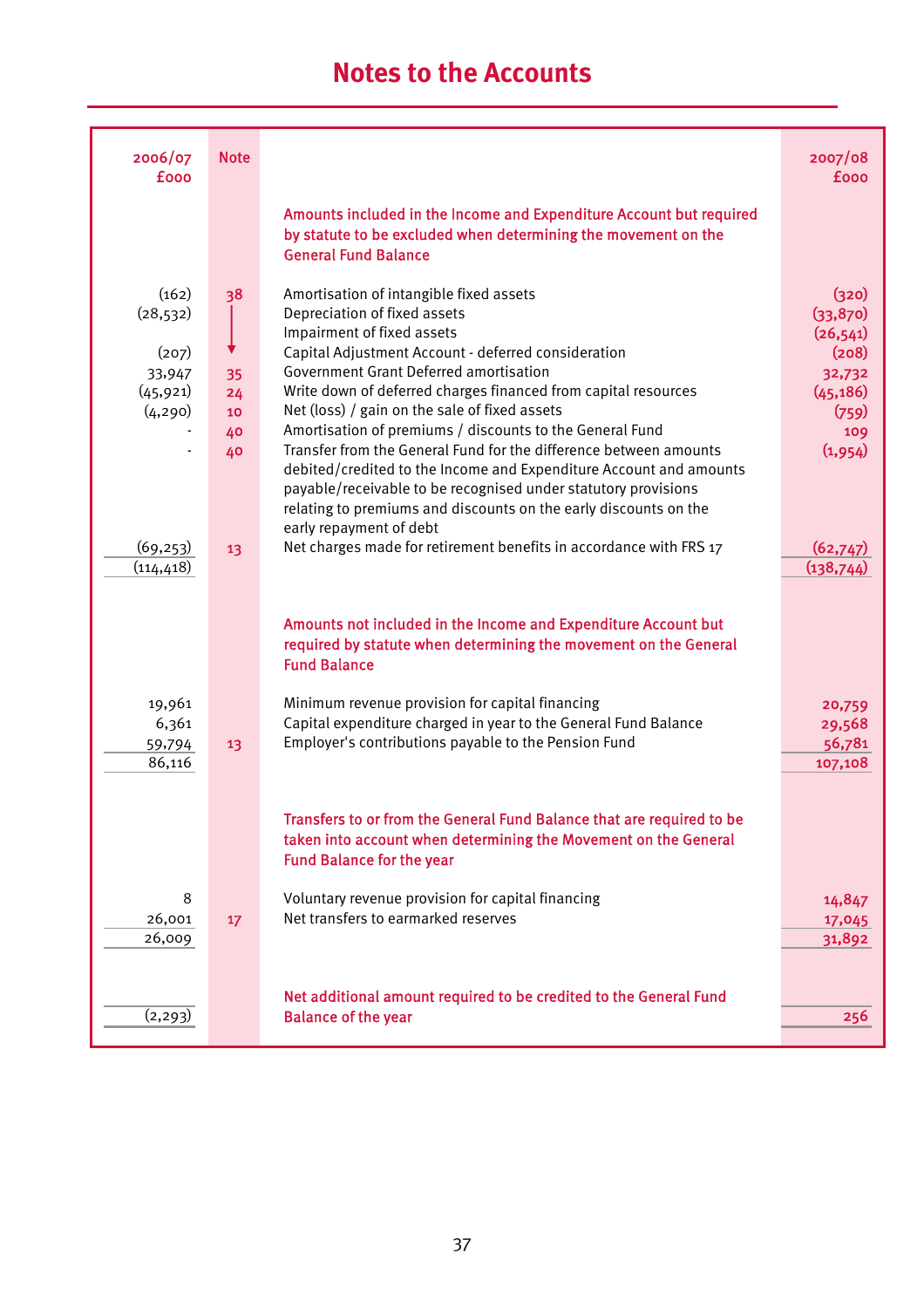# Notes to the Accounts

| 2006/07 £000 | Note | | 2007/08 £000 |
|---|---|---|---|
| | | **Amounts included in the Income and Expenditure Account but required by statute to be excluded when determining the movement on the General Fund Balance** | |
| (162) | 38 | Amortisation of intangible fixed assets | (320) |
| (28,532) | | Depreciation of fixed assets | (33,870) |
| | | Impairment of fixed assets | (26,541) |
| (207) | | Capital Adjustment Account - deferred consideration | (208) |
| 33,947 | 35 | Government Grant Deferred amortisation | 32,732 |
| (45,921) | 24 | Write down of deferred charges financed from capital resources | (45,186) |
| (4,290) | 10 | Net (loss) / gain on the sale of fixed assets | (759) |
| - | 40 | Amortisation of premiums / discounts to the General Fund | 109 |
| - | 40 | Transfer from the General Fund for the difference between amounts debited/credited to the Income and Expenditure Account and amounts payable/receivable to be recognised under statutory provisions relating to premiums and discounts on the early discounts on the early repayment of debt | (1,954) |
| (69,253) | 13 | Net charges made for retirement benefits in accordance with FRS 17 | (62,747) |
| (114,418) | | | (138,744) |
| | | **Amounts not included in the Income and Expenditure Account but required by statute when determining the movement on the General Fund Balance** | |
| 19,961 | | Minimum revenue provision for capital financing | 20,759 |
| 6,361 | | Capital expenditure charged in year to the General Fund Balance | 29,568 |
| 59,794 | 13 | Employer's contributions payable to the Pension Fund | 56,781 |
| 86,116 | | | 107,108 |
| | | **Transfers to or from the General Fund Balance that are required to be taken into account when determining the Movement on the General Fund Balance for the year** | |
| 8 | | Voluntary revenue provision for capital financing | 14,847 |
| 26,001 | 17 | Net transfers to earmarked reserves | 17,045 |
| 26,009 | | | 31,892 |
| (2,293) | | **Net additional amount required to be credited to the General Fund Balance of the year** | 256 |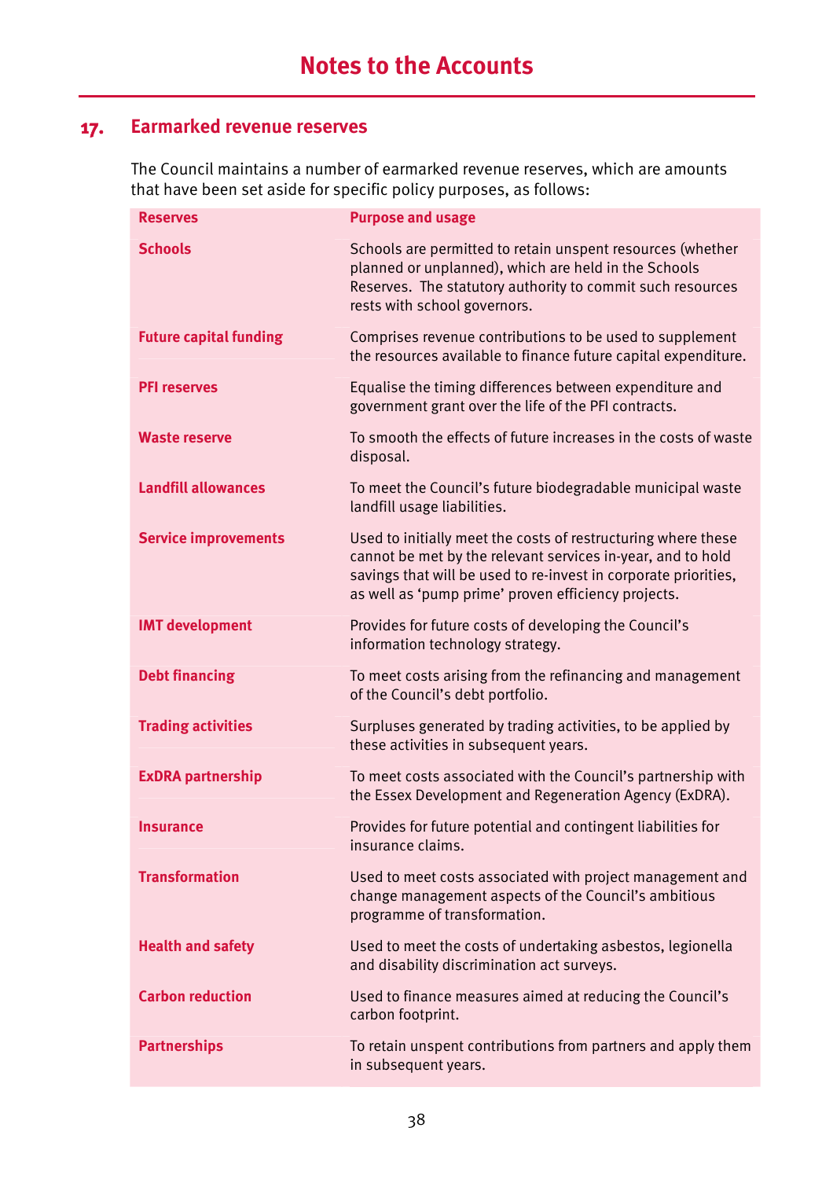# Notes to the Accounts

## 17. Earmarked revenue reserves

The Council maintains a number of earmarked revenue reserves, which are amounts that have been set aside for specific policy purposes, as follows:

| Reserves | Purpose and usage |
|---|---|
| **Schools** | Schools are permitted to retain unspent resources (whether planned or unplanned), which are held in the Schools Reserves. The statutory authority to commit such resources rests with school governors. |
| **Future capital funding** | Comprises revenue contributions to be used to supplement the resources available to finance future capital expenditure. |
| **PFI reserves** | Equalise the timing differences between expenditure and government grant over the life of the PFI contracts. |
| **Waste reserve** | To smooth the effects of future increases in the costs of waste disposal. |
| **Landfill allowances** | To meet the Council's future biodegradable municipal waste landfill usage liabilities. |
| **Service improvements** | Used to initially meet the costs of restructuring where these cannot be met by the relevant services in-year, and to hold savings that will be used to re-invest in corporate priorities, as well as 'pump prime' proven efficiency projects. |
| **IMT development** | Provides for future costs of developing the Council's information technology strategy. |
| **Debt financing** | To meet costs arising from the refinancing and management of the Council's debt portfolio. |
| **Trading activities** | Surpluses generated by trading activities, to be applied by these activities in subsequent years. |
| **ExDRA partnership** | To meet costs associated with the Council's partnership with the Essex Development and Regeneration Agency (ExDRA). |
| **Insurance** | Provides for future potential and contingent liabilities for insurance claims. |
| **Transformation** | Used to meet costs associated with project management and change management aspects of the Council's ambitious programme of transformation. |
| **Health and safety** | Used to meet the costs of undertaking asbestos, legionella and disability discrimination act surveys. |
| **Carbon reduction** | Used to finance measures aimed at reducing the Council's carbon footprint. |
| **Partnerships** | To retain unspent contributions from partners and apply them in subsequent years. |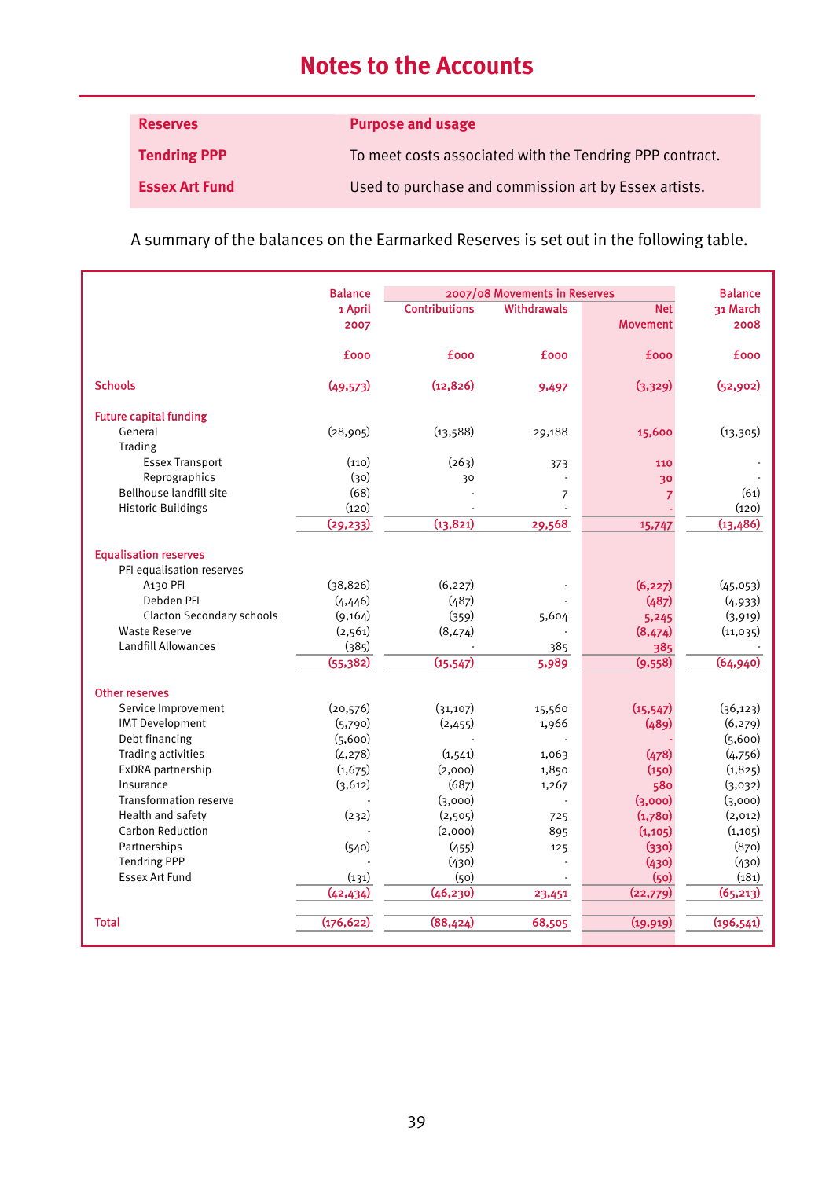# Notes to the Accounts

| Reserves | Purpose and usage |
|---|---|
| Tendring PPP | To meet costs associated with the Tendring PPP contract. |
| Essex Art Fund | Used to purchase and commission art by Essex artists. |

A summary of the balances on the Earmarked Reserves is set out in the following table.

| | Balance 1 April 2007 | 2007/08 Movements in Reserves | | | Balance 31 March 2008 |
|---|---|---|---|---|---|
| | | Contributions | Withdrawals | Net Movement | |
| | £000 | £000 | £000 | £000 | £000 |
| **Schools** | (49,573) | (12,826) | 9,497 | (3,329) | (52,902) |
| **Future capital funding** | | | | | |
| General | (28,905) | (13,588) | 29,188 | 15,600 | (13,305) |
| Trading | | | | | |
| Essex Transport | (110) | (263) | 373 | 110 | - |
| Reprographics | (30) | 30 | - | 30 | - |
| Bellhouse landfill site | (68) | - | 7 | 7 | (61) |
| Historic Buildings | (120) | - | - | - | (120) |
| | (29,233) | (13,821) | 29,568 | 15,747 | (13,486) |
| **Equalisation reserves** | | | | | |
| PFI equalisation reserves | | | | | |
| A130 PFI | (38,826) | (6,227) | - | (6,227) | (45,053) |
| Debden PFI | (4,446) | (487) | - | (487) | (4,933) |
| Clacton Secondary schools | (9,164) | (359) | 5,604 | 5,245 | (3,919) |
| Waste Reserve | (2,561) | (8,474) | - | (8,474) | (11,035) |
| Landfill Allowances | (385) | - | 385 | 385 | - |
| | (55,382) | (15,547) | 5,989 | (9,558) | (64,940) |
| **Other reserves** | | | | | |
| Service Improvement | (20,576) | (31,107) | 15,560 | (15,547) | (36,123) |
| IMT Development | (5,790) | (2,455) | 1,966 | (489) | (6,279) |
| Debt financing | (5,600) | - | - | - | (5,600) |
| Trading activities | (4,278) | (1,541) | 1,063 | (478) | (4,756) |
| ExDRA partnership | (1,675) | (2,000) | 1,850 | (150) | (1,825) |
| Insurance | (3,612) | (687) | 1,267 | 580 | (3,032) |
| Transformation reserve | - | (3,000) | - | (3,000) | (3,000) |
| Health and safety | (232) | (2,505) | 725 | (1,780) | (2,012) |
| Carbon Reduction | - | (2,000) | 895 | (1,105) | (1,105) |
| Partnerships | (540) | (455) | 125 | (330) | (870) |
| Tendring PPP | - | (430) | - | (430) | (430) |
| Essex Art Fund | (131) | (50) | - | (50) | (181) |
| | (42,434) | (46,230) | 23,451 | (22,779) | (65,213) |
| **Total** | (176,622) | (88,424) | 68,505 | (19,919) | (196,541) |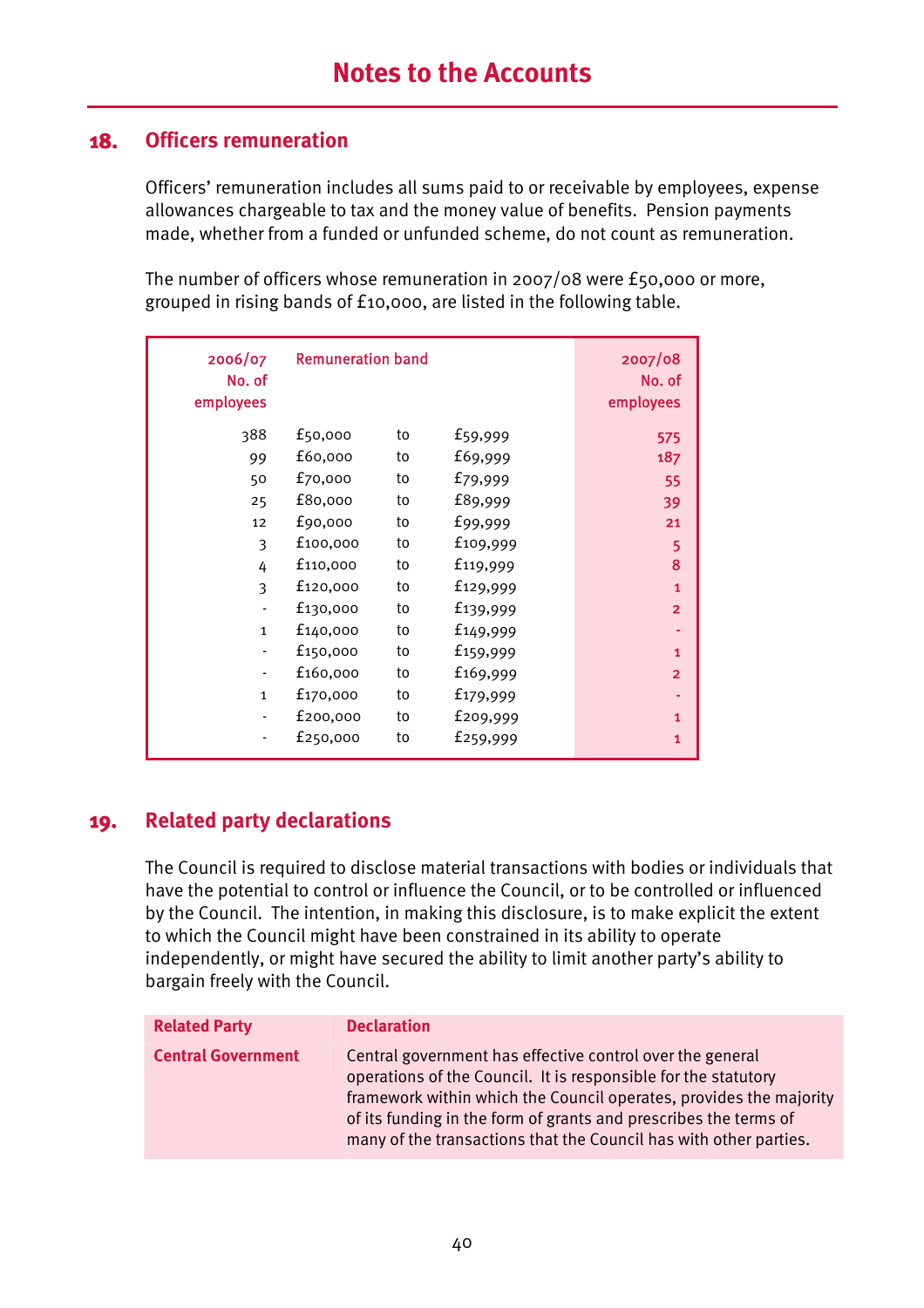# Notes to the Accounts

## 18. Officers remuneration

Officers' remuneration includes all sums paid to or receivable by employees, expense allowances chargeable to tax and the money value of benefits. Pension payments made, whether from a funded or unfunded scheme, do not count as remuneration.

The number of officers whose remuneration in 2007/08 were £50,000 or more, grouped in rising bands of £10,000, are listed in the following table.

| 2006/07 No. of employees | Remuneration band | | | 2007/08 No. of employees |
|---|---|---|---|---|
| 388 | £50,000 | to | £59,999 | 575 |
| 99 | £60,000 | to | £69,999 | 187 |
| 50 | £70,000 | to | £79,999 | 55 |
| 25 | £80,000 | to | £89,999 | 39 |
| 12 | £90,000 | to | £99,999 | 21 |
| 3 | £100,000 | to | £109,999 | 5 |
| 4 | £110,000 | to | £119,999 | 8 |
| 3 | £120,000 | to | £129,999 | 1 |
| - | £130,000 | to | £139,999 | 2 |
| 1 | £140,000 | to | £149,999 | - |
| - | £150,000 | to | £159,999 | 1 |
| - | £160,000 | to | £169,999 | 2 |
| 1 | £170,000 | to | £179,999 | - |
| - | £200,000 | to | £209,999 | 1 |
| - | £250,000 | to | £259,999 | 1 |

## 19. Related party declarations

The Council is required to disclose material transactions with bodies or individuals that have the potential to control or influence the Council, or to be controlled or influenced by the Council. The intention, in making this disclosure, is to make explicit the extent to which the Council might have been constrained in its ability to operate independently, or might have secured the ability to limit another party's ability to bargain freely with the Council.

| Related Party | Declaration |
|---|---|
| **Central Government** | Central government has effective control over the general operations of the Council. It is responsible for the statutory framework within which the Council operates, provides the majority of its funding in the form of grants and prescribes the terms of many of the transactions that the Council has with other parties. |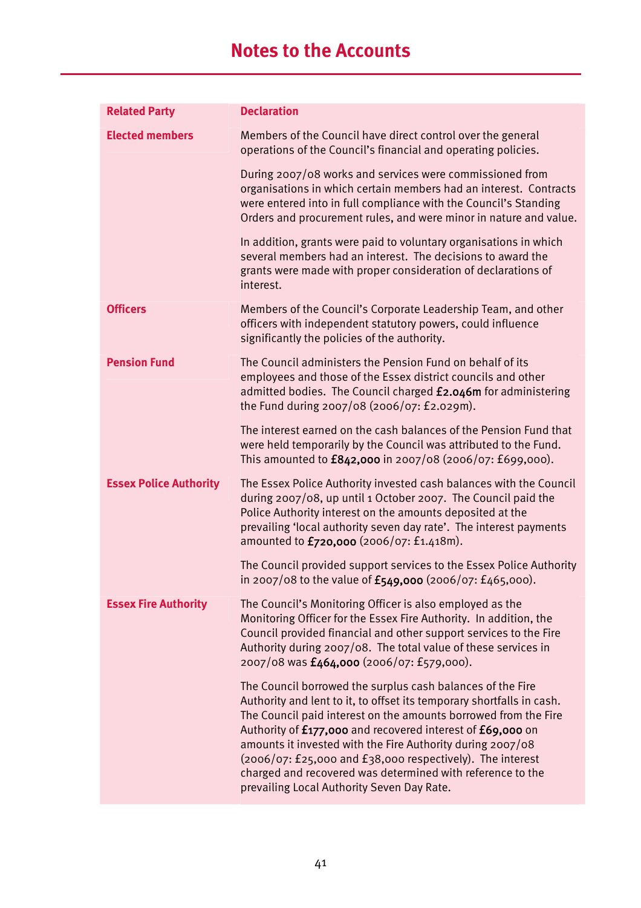# Notes to the Accounts

| Related Party | Declaration |
|---|---|
| Elected members | Members of the Council have direct control over the general operations of the Council's financial and operating policies.<br><br>During 2007/08 works and services were commissioned from organisations in which certain members had an interest. Contracts were entered into in full compliance with the Council's Standing Orders and procurement rules, and were minor in nature and value.<br><br>In addition, grants were paid to voluntary organisations in which several members had an interest. The decisions to award the grants were made with proper consideration of declarations of interest. |
| Officers | Members of the Council's Corporate Leadership Team, and other officers with independent statutory powers, could influence significantly the policies of the authority. |
| Pension Fund | The Council administers the Pension Fund on behalf of its employees and those of the Essex district councils and other admitted bodies. The Council charged **£2.046m** for administering the Fund during 2007/08 (2006/07: £2.029m).<br><br>The interest earned on the cash balances of the Pension Fund that were held temporarily by the Council was attributed to the Fund. This amounted to **£842,000** in 2007/08 (2006/07: £699,000). |
| Essex Police Authority | The Essex Police Authority invested cash balances with the Council during 2007/08, up until 1 October 2007. The Council paid the Police Authority interest on the amounts deposited at the prevailing 'local authority seven day rate'. The interest payments amounted to **£720,000** (2006/07: £1.418m).<br><br>The Council provided support services to the Essex Police Authority in 2007/08 to the value of **£549,000** (2006/07: £465,000). |
| Essex Fire Authority | The Council's Monitoring Officer is also employed as the Monitoring Officer for the Essex Fire Authority. In addition, the Council provided financial and other support services to the Fire Authority during 2007/08. The total value of these services in 2007/08 was **£464,000** (2006/07: £579,000).<br><br>The Council borrowed the surplus cash balances of the Fire Authority and lent to it, to offset its temporary shortfalls in cash. The Council paid interest on the amounts borrowed from the Fire Authority of **£177,000** and recovered interest of **£69,000** on amounts it invested with the Fire Authority during 2007/08 (2006/07: £25,000 and £38,000 respectively). The interest charged and recovered was determined with reference to the prevailing Local Authority Seven Day Rate. |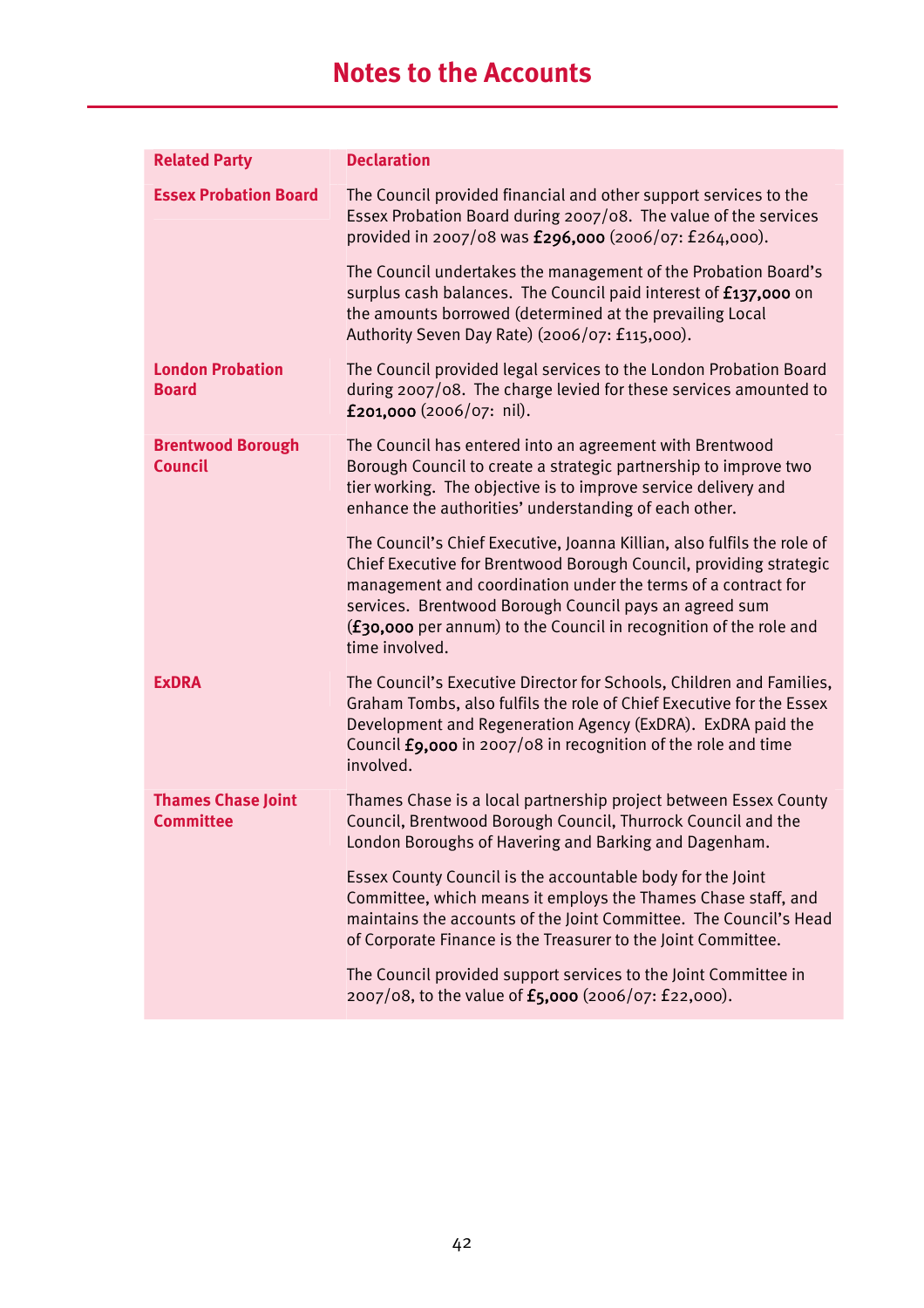# Notes to the Accounts

| Related Party | Declaration |
|---|---|
| **Essex Probation Board** | The Council provided financial and other support services to the Essex Probation Board during 2007/08. The value of the services provided in 2007/08 was **£296,000** (2006/07: £264,000).<br><br>The Council undertakes the management of the Probation Board's surplus cash balances. The Council paid interest of **£137,000** on the amounts borrowed (determined at the prevailing Local Authority Seven Day Rate) (2006/07: £115,000). |
| **London Probation Board** | The Council provided legal services to the London Probation Board during 2007/08. The charge levied for these services amounted to **£201,000** (2006/07: nil). |
| **Brentwood Borough Council** | The Council has entered into an agreement with Brentwood Borough Council to create a strategic partnership to improve two tier working. The objective is to improve service delivery and enhance the authorities' understanding of each other.<br><br>The Council's Chief Executive, Joanna Killian, also fulfils the role of Chief Executive for Brentwood Borough Council, providing strategic management and coordination under the terms of a contract for services. Brentwood Borough Council pays an agreed sum (**£30,000** per annum) to the Council in recognition of the role and time involved. |
| **ExDRA** | The Council's Executive Director for Schools, Children and Families, Graham Tombs, also fulfils the role of Chief Executive for the Essex Development and Regeneration Agency (ExDRA). ExDRA paid the Council **£9,000** in 2007/08 in recognition of the role and time involved. |
| **Thames Chase Joint Committee** | Thames Chase is a local partnership project between Essex County Council, Brentwood Borough Council, Thurrock Council and the London Boroughs of Havering and Barking and Dagenham.<br><br>Essex County Council is the accountable body for the Joint Committee, which means it employs the Thames Chase staff, and maintains the accounts of the Joint Committee. The Council's Head of Corporate Finance is the Treasurer to the Joint Committee.<br><br>The Council provided support services to the Joint Committee in 2007/08, to the value of **£5,000** (2006/07: £22,000). |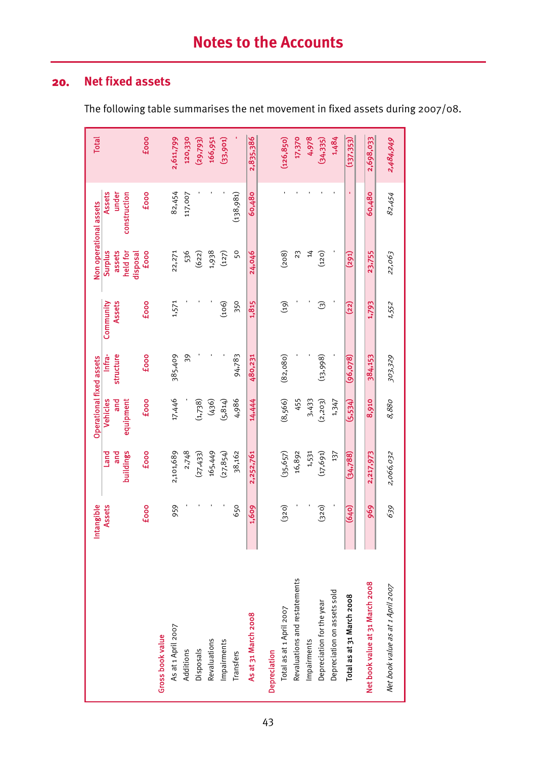# Notes to the Accounts

## 20. Net fixed assets

The following table summarises the net movement in fixed assets during 2007/08.

| | Intangible Assets | Operational fixed assets | | | | Non operational assets | | Total |
|---|---|---|---|---|---|---|---|---|
| | | Land and buildings | Vehicles and equipment | Infra-structure | Community Assets | Surplus assets held for disposal | Assets under construction | |
| | £000 | £000 | £000 | £000 | £000 | £000 | £000 | £000 |
| **Gross book value** | | | | | | | | |
| As at 1 April 2007 | 959 | 2,101,689 | 17,446 | 385,409 | 1,571 | 22,271 | 82,454 | 2,611,799 |
| Additions | - | 2,748 | - | 39 | - | 536 | 117,007 | 120,330 |
| Disposals | - | (27,433) | (1,738) | - | - | (622) | - | (29,793) |
| Revaluations | - | 165,449 | (436) | - | - | 1,938 | - | 166,951 |
| Impairments | - | (27,854) | (5,814) | - | (106) | (127) | - | (33,901) |
| Transfers | 650 | 38,162 | 4,986 | 94,783 | 350 | 50 | (138,981) | - |
| **As at 31 March 2008** | 1,609 | 2,252,761 | 14,444 | 480,231 | 1,815 | 24,046 | 60,480 | 2,835,386 |
| **Depreciation** | | | | | | | | |
| Total as at 1 April 2007 | (320) | (35,657) | (8,566) | (82,080) | (19) | (208) | - | (126,850) |
| Revaluations and restatements | - | 16,892 | 455 | - | - | 23 | - | 17,370 |
| Impairments | - | 1,531 | 3,433 | - | - | 14 | - | 4,978 |
| Depreciation for the year | (320) | (17,691) | (2,203) | (13,998) | (3) | (120) | - | (34,335) |
| Depreciation on assets sold | - | 137 | 1,347 | - | - | - | - | 1,484 |
| **Total as at 31 March 2008** | (640) | (34,788) | (5,534) | (96,078) | (22) | (291) | - | (137,353) |
| **Net book value at 31 March 2008** | 969 | 2,217,973 | 8,910 | 384,153 | 1,793 | 23,755 | 60,480 | 2,698,033 |
| *Net book value as at 1 April 2007* | *639* | *2,066,032* | *8,880* | *303,329* | *1,552* | *22,063* | *82,454* | *2,484,949* |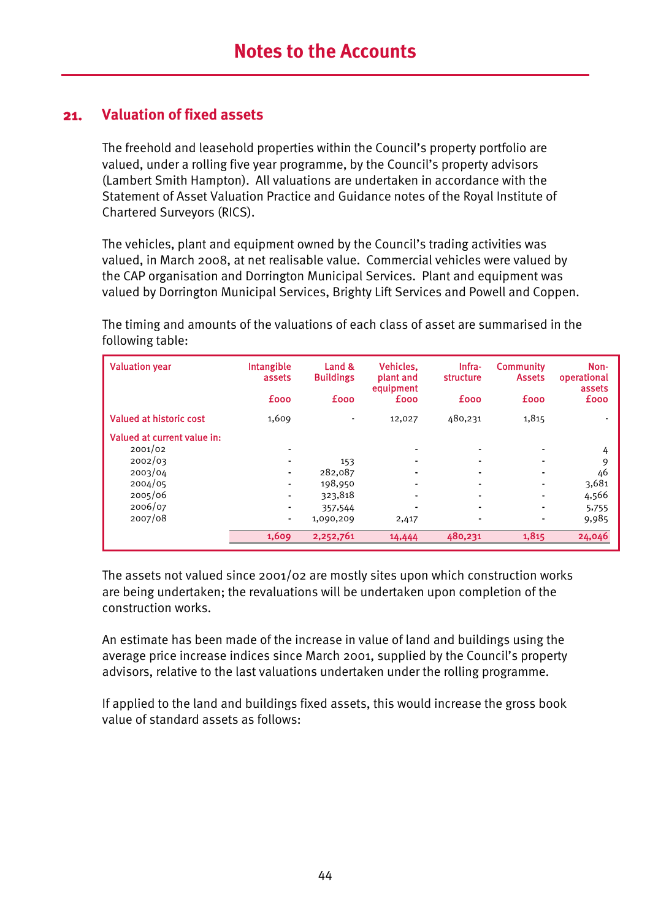# Notes to the Accounts

## 21. Valuation of fixed assets

The freehold and leasehold properties within the Council's property portfolio are valued, under a rolling five year programme, by the Council's property advisors (Lambert Smith Hampton). All valuations are undertaken in accordance with the Statement of Asset Valuation Practice and Guidance notes of the Royal Institute of Chartered Surveyors (RICS).

The vehicles, plant and equipment owned by the Council's trading activities was valued, in March 2008, at net realisable value. Commercial vehicles were valued by the CAP organisation and Dorrington Municipal Services. Plant and equipment was valued by Dorrington Municipal Services, Brighty Lift Services and Powell and Coppen.

The timing and amounts of the valuations of each class of asset are summarised in the following table:

| Valuation year | Intangible assets £000 | Land & Buildings £000 | Vehicles, plant and equipment £000 | Infra-structure £000 | Community Assets £000 | Non-operational assets £000 |
|---|---|---|---|---|---|---|
| Valued at historic cost | 1,609 | - | 12,027 | 480,231 | 1,815 | - |
| Valued at current value in: | | | | | | |
| 2001/02 | - | | - | - | - | 4 |
| 2002/03 | - | 153 | - | - | - | 9 |
| 2003/04 | - | 282,087 | - | - | - | 46 |
| 2004/05 | - | 198,950 | - | - | - | 3,681 |
| 2005/06 | - | 323,818 | - | - | - | 4,566 |
| 2006/07 | - | 357,544 | - | - | - | 5,755 |
| 2007/08 | - | 1,090,209 | 2,417 | - | - | 9,985 |
| | 1,609 | 2,252,761 | 14,444 | 480,231 | 1,815 | 24,046 |

The assets not valued since 2001/02 are mostly sites upon which construction works are being undertaken; the revaluations will be undertaken upon completion of the construction works.

An estimate has been made of the increase in value of land and buildings using the average price increase indices since March 2001, supplied by the Council's property advisors, relative to the last valuations undertaken under the rolling programme.

If applied to the land and buildings fixed assets, this would increase the gross book value of standard assets as follows: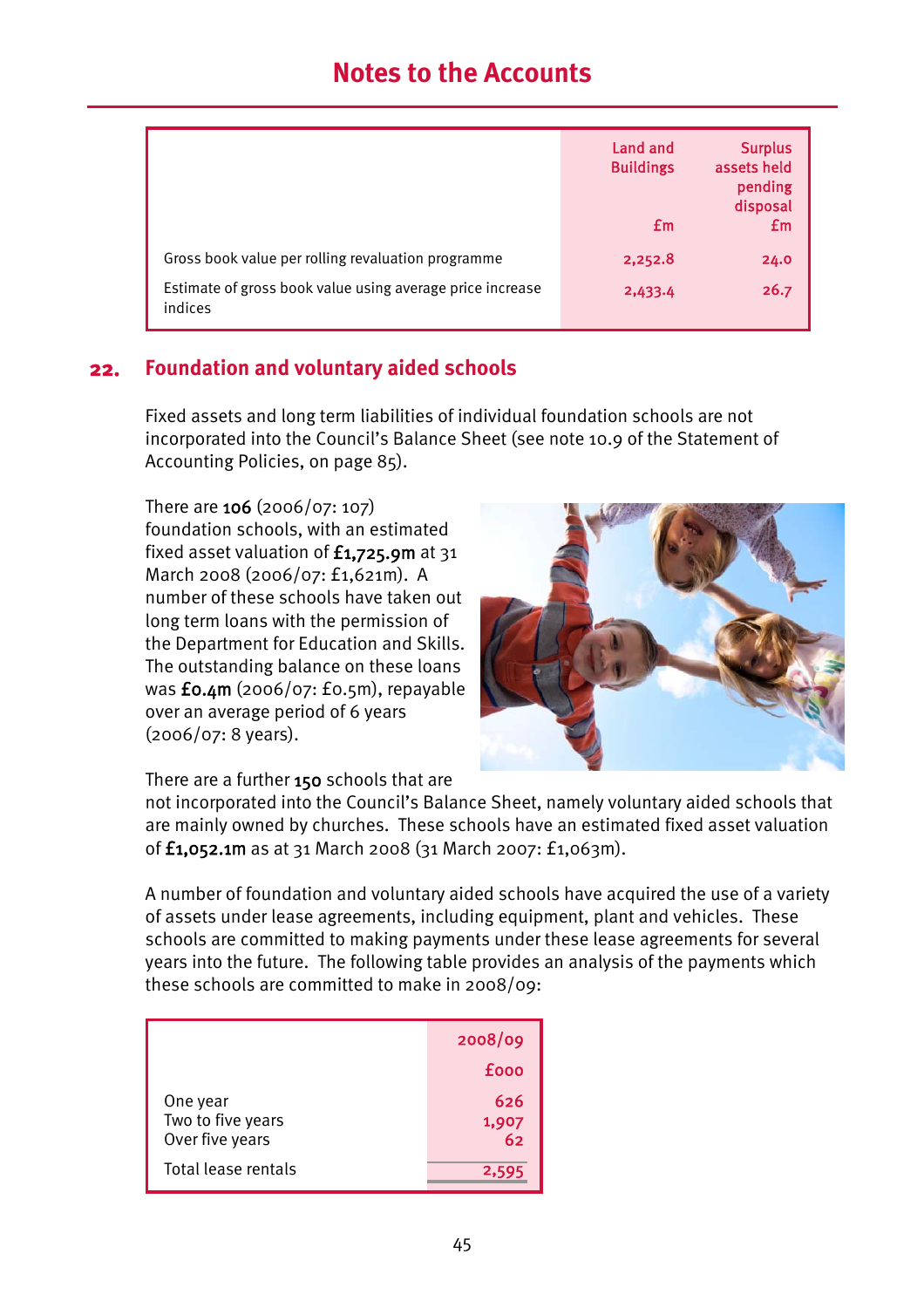# Notes to the Accounts

| | Land and Buildings £m | Surplus assets held pending disposal £m |
|---|---|---|
| Gross book value per rolling revaluation programme | 2,252.8 | 24.0 |
| Estimate of gross book value using average price increase indices | 2,433.4 | 26.7 |

## 22. Foundation and voluntary aided schools

Fixed assets and long term liabilities of individual foundation schools are not incorporated into the Council's Balance Sheet (see note 10.9 of the Statement of Accounting Policies, on page 85).

There are **106** (2006/07: 107) foundation schools, with an estimated fixed asset valuation of **£1,725.9m** at 31 March 2008 (2006/07: £1,621m). A number of these schools have taken out long term loans with the permission of the Department for Education and Skills. The outstanding balance on these loans was **£0.4m** (2006/07: £0.5m), repayable over an average period of 6 years (2006/07: 8 years).

There are a further **150** schools that are not incorporated into the Council's Balance Sheet, namely voluntary aided schools that are mainly owned by churches. These schools have an estimated fixed asset valuation of **£1,052.1m** as at 31 March 2008 (31 March 2007: £1,063m).

A number of foundation and voluntary aided schools have acquired the use of a variety of assets under lease agreements, including equipment, plant and vehicles. These schools are committed to making payments under these lease agreements for several years into the future. The following table provides an analysis of the payments which these schools are committed to make in 2008/09:

| | 2008/09 £000 |
|---|---|
| One year | 626 |
| Two to five years | 1,907 |
| Over five years | 62 |
| Total lease rentals | 2,595 |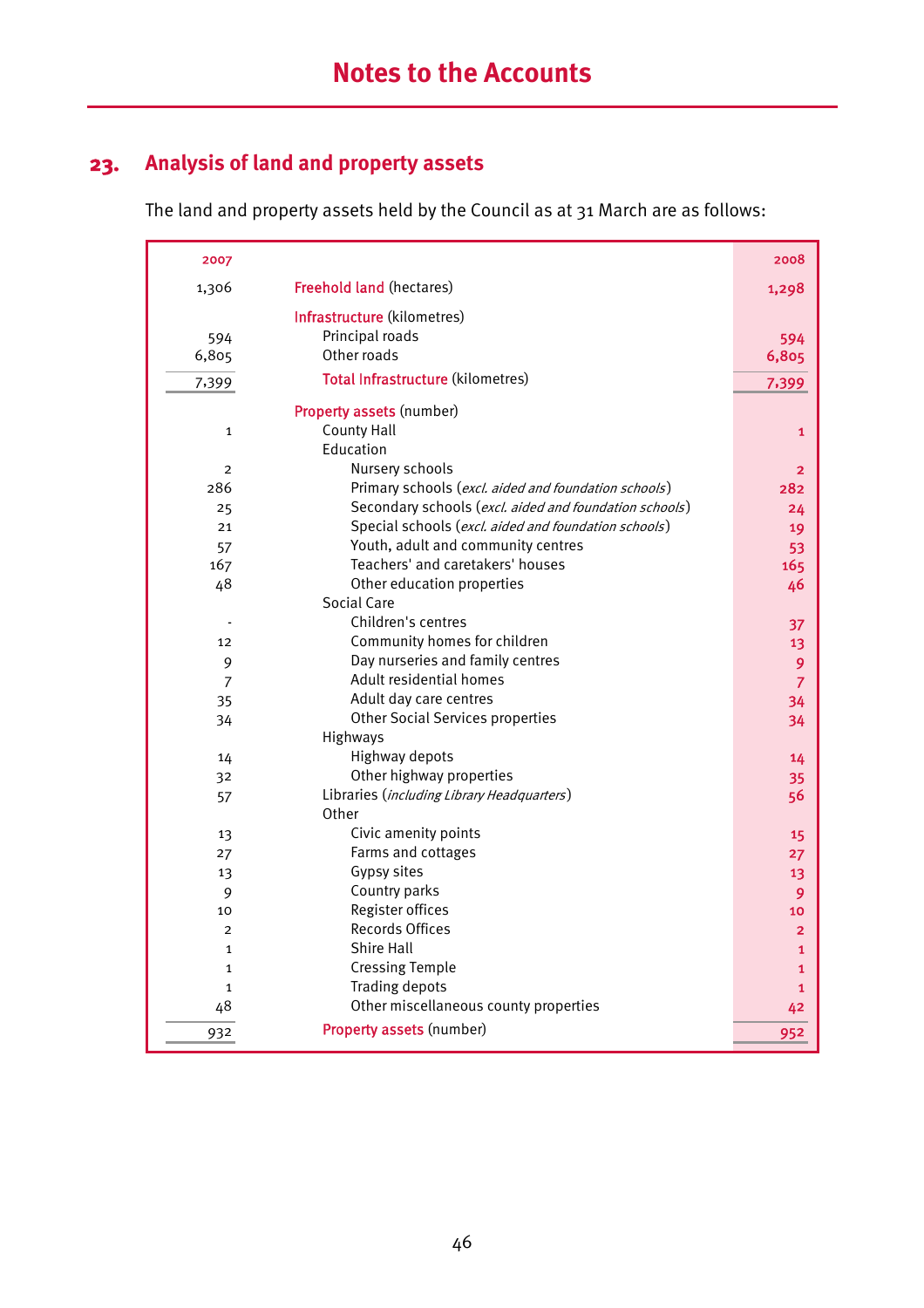# Notes to the Accounts

## 23. Analysis of land and property assets

The land and property assets held by the Council as at 31 March are as follows:

| 2007 | | 2008 |
|---|---|---|
| 1,306 | Freehold land (hectares) | 1,298 |
| | Infrastructure (kilometres) | |
| 594 | Principal roads | 594 |
| 6,805 | Other roads | 6,805 |
| 7,399 | Total Infrastructure (kilometres) | 7,399 |
| | Property assets (number) | |
| 1 | County Hall | 1 |
| | Education | |
| 2 | Nursery schools | 2 |
| 286 | Primary schools (*excl. aided and foundation schools*) | 282 |
| 25 | Secondary schools (*excl. aided and foundation schools*) | 24 |
| 21 | Special schools (*excl. aided and foundation schools*) | 19 |
| 57 | Youth, adult and community centres | 53 |
| 167 | Teachers' and caretakers' houses | 165 |
| 48 | Other education properties | 46 |
| | Social Care | |
| - | Children's centres | 37 |
| 12 | Community homes for children | 13 |
| 9 | Day nurseries and family centres | 9 |
| 7 | Adult residential homes | 7 |
| 35 | Adult day care centres | 34 |
| 34 | Other Social Services properties | 34 |
| | Highways | |
| 14 | Highway depots | 14 |
| 32 | Other highway properties | 35 |
| 57 | Libraries (*including Library Headquarters*) | 56 |
| | Other | |
| 13 | Civic amenity points | 15 |
| 27 | Farms and cottages | 27 |
| 13 | Gypsy sites | 13 |
| 9 | Country parks | 9 |
| 10 | Register offices | 10 |
| 2 | Records Offices | 2 |
| 1 | Shire Hall | 1 |
| 1 | Cressing Temple | 1 |
| 1 | Trading depots | 1 |
| 48 | Other miscellaneous county properties | 42 |
| 932 | Property assets (number) | 952 |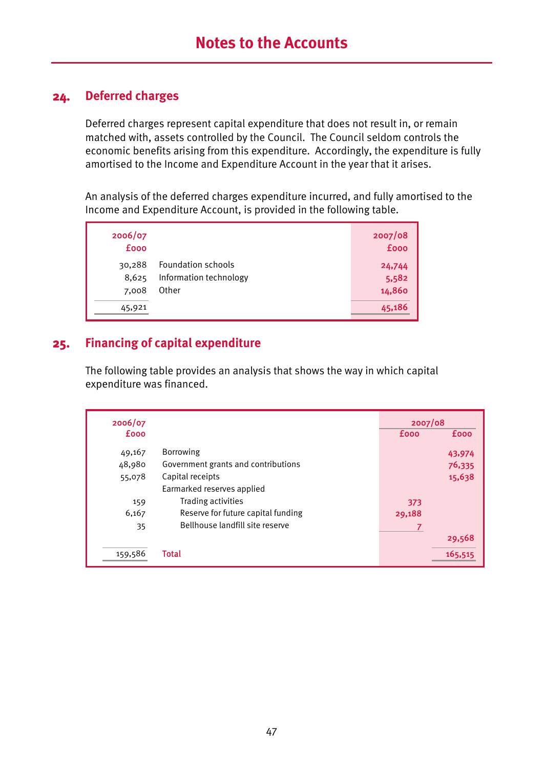# Notes to the Accounts

## 24. Deferred charges

Deferred charges represent capital expenditure that does not result in, or remain matched with, assets controlled by the Council. The Council seldom controls the economic benefits arising from this expenditure. Accordingly, the expenditure is fully amortised to the Income and Expenditure Account in the year that it arises.

An analysis of the deferred charges expenditure incurred, and fully amortised to the Income and Expenditure Account, is provided in the following table.

| 2006/07 £000 | | 2007/08 £000 |
|---:|---|---:|
| 30,288 | Foundation schools | 24,744 |
| 8,625 | Information technology | 5,582 |
| 7,008 | Other | 14,860 |
| 45,921 | | 45,186 |

## 25. Financing of capital expenditure

The following table provides an analysis that shows the way in which capital expenditure was financed.

| 2006/07 | | 2007/08 | |
|---:|---|---:|---:|
| £000 | | £000 | £000 |
| 49,167 | Borrowing | | 43,974 |
| 48,980 | Government grants and contributions | | 76,335 |
| 55,078 | Capital receipts | | 15,638 |
| | Earmarked reserves applied | | |
| 159 | Trading activities | 373 | |
| 6,167 | Reserve for future capital funding | 29,188 | |
| 35 | Bellhouse landfill site reserve | 7 | |
| | | | 29,568 |
| 159,586 | **Total** | | 165,515 |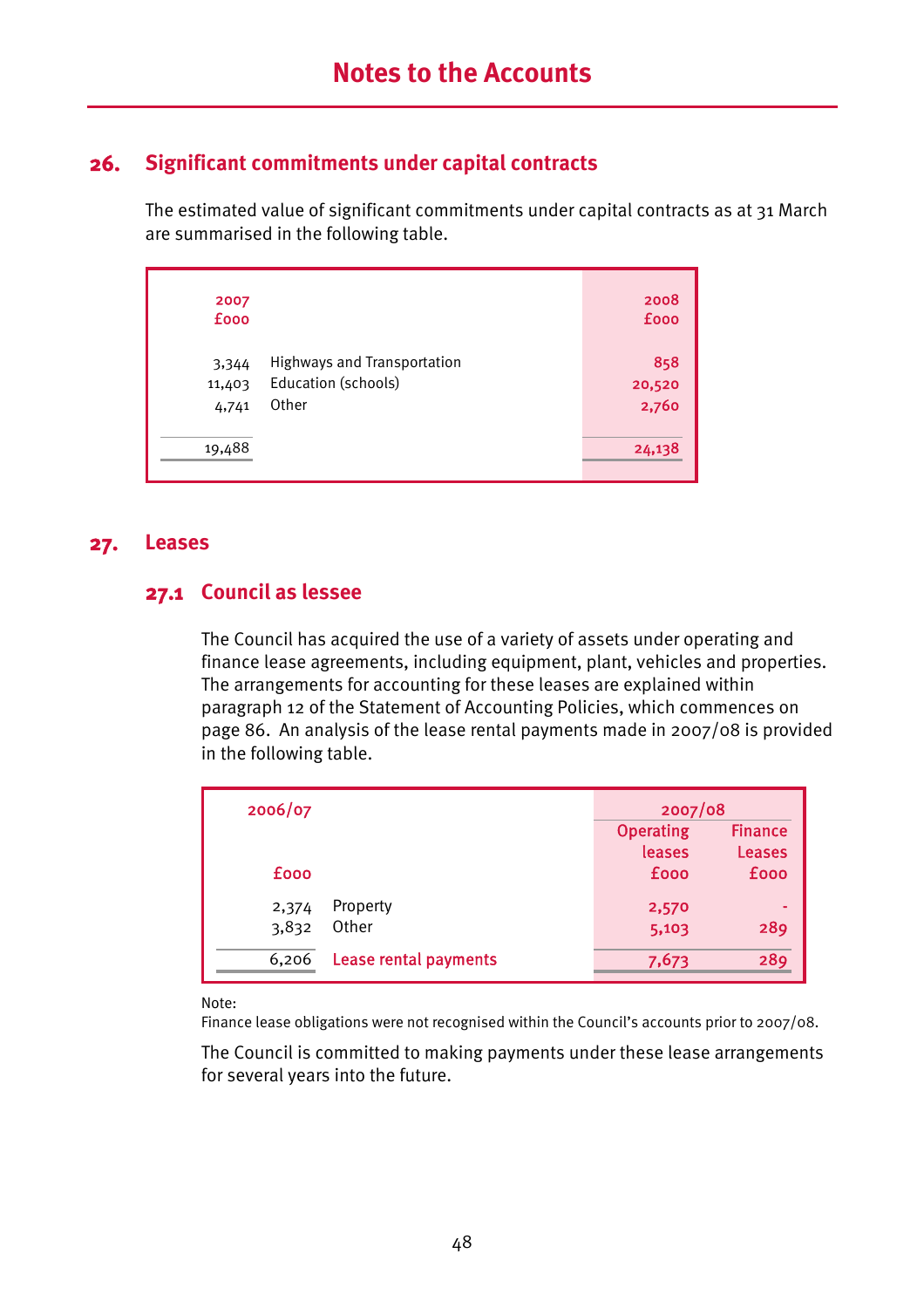# Notes to the Accounts

## 26. Significant commitments under capital contracts

The estimated value of significant commitments under capital contracts as at 31 March are summarised in the following table.

| 2007 £000 | | 2008 £000 |
|---:|---|---:|
| 3,344 | Highways and Transportation | 858 |
| 11,403 | Education (schools) | 20,520 |
| 4,741 | Other | 2,760 |
| 19,488 | | 24,138 |

## 27. Leases

### 27.1 Council as lessee

The Council has acquired the use of a variety of assets under operating and finance lease agreements, including equipment, plant, vehicles and properties. The arrangements for accounting for these leases are explained within paragraph 12 of the Statement of Accounting Policies, which commences on page 86. An analysis of the lease rental payments made in 2007/08 is provided in the following table.

| 2006/07 | | 2007/08 | |
|---:|---|---:|---:|
| | | Operating leases | Finance Leases |
| £000 | | £000 | £000 |
| 2,374 | Property | 2,570 | - |
| 3,832 | Other | 5,103 | 289 |
| 6,206 | Lease rental payments | 7,673 | 289 |

Note:
Finance lease obligations were not recognised within the Council's accounts prior to 2007/08.

The Council is committed to making payments under these lease arrangements for several years into the future.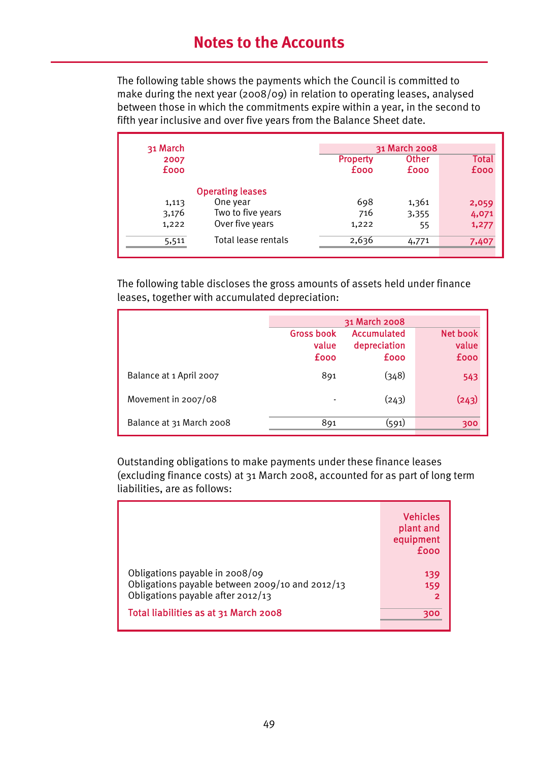The following table shows the payments which the Council is committed to make during the next year (2008/09) in relation to operating leases, analysed between those in which the commitments expire within a year, in the second to fifth year inclusive and over five years from the Balance Sheet date.

| 31 March 2007 £000 | | 31 March 2008 Property £000 | Other £000 | Total £000 |
|---|---|---|---|---|
| | **Operating leases** | | | |
| 1,113 | One year | 698 | 1,361 | 2,059 |
| 3,176 | Two to five years | 716 | 3,355 | 4,071 |
| 1,222 | Over five years | 1,222 | 55 | 1,277 |
| 5,511 | Total lease rentals | 2,636 | 4,771 | 7,407 |

The following table discloses the gross amounts of assets held under finance leases, together with accumulated depreciation:

| | 31 March 2008 Gross book value £000 | Accumulated depreciation £000 | Net book value £000 |
|---|---|---|---|
| Balance at 1 April 2007 | 891 | (348) | 543 |
| Movement in 2007/08 | - | (243) | (243) |
| Balance at 31 March 2008 | 891 | (591) | 300 |

Outstanding obligations to make payments under these finance leases (excluding finance costs) at 31 March 2008, accounted for as part of long term liabilities, are as follows:

| | Vehicles plant and equipment £000 |
|---|---|
| Obligations payable in 2008/09 | 139 |
| Obligations payable between 2009/10 and 2012/13 | 159 |
| Obligations payable after 2012/13 | 2 |
| **Total liabilities as at 31 March 2008** | 300 |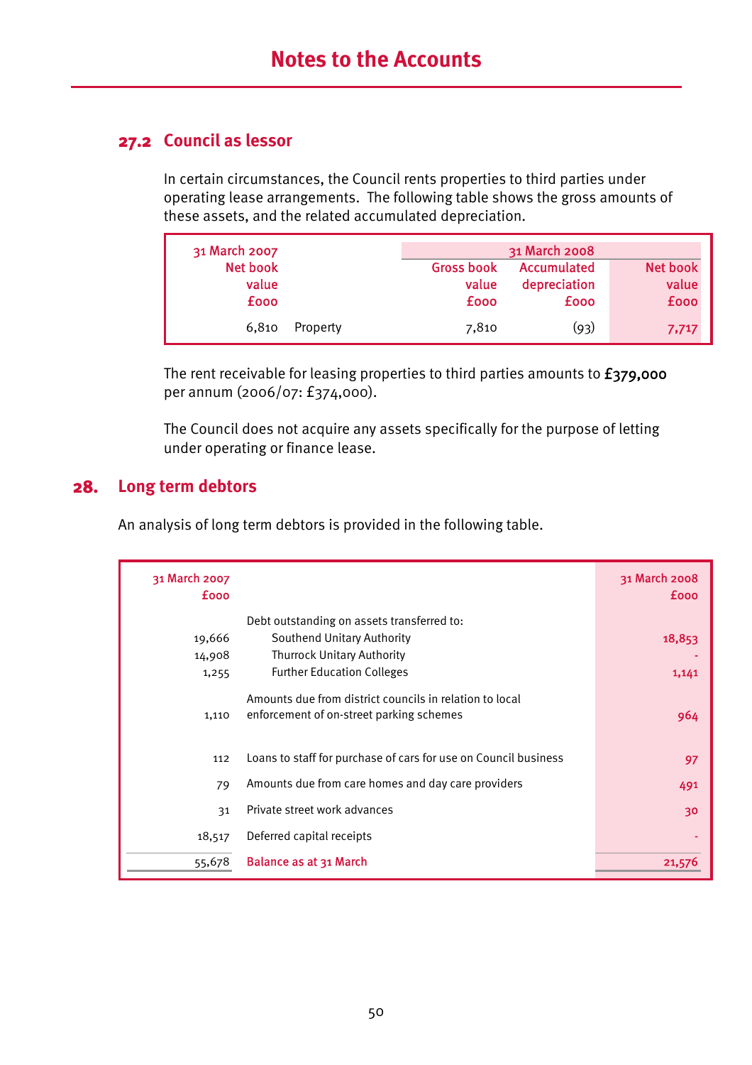# Notes to the Accounts

## 27.2 Council as lessor

In certain circumstances, the Council rents properties to third parties under operating lease arrangements. The following table shows the gross amounts of these assets, and the related accumulated depreciation.

| 31 March 2007 | | 31 March 2008 | | |
|---|---|---|---|---|
| Net book value £000 | | Gross book value £000 | Accumulated depreciation £000 | Net book value £000 |
| 6,810 | Property | 7,810 | (93) | 7,717 |

The rent receivable for leasing properties to third parties amounts to **£379,000** per annum (2006/07: £374,000).

The Council does not acquire any assets specifically for the purpose of letting under operating or finance lease.

## 28. Long term debtors

An analysis of long term debtors is provided in the following table.

| 31 March 2007 £000 | | 31 March 2008 £000 |
|---|---|---|
| | Debt outstanding on assets transferred to: | |
| 19,666 | Southend Unitary Authority | 18,853 |
| 14,908 | Thurrock Unitary Authority | - |
| 1,255 | Further Education Colleges | 1,141 |
| 1,110 | Amounts due from district councils in relation to local enforcement of on-street parking schemes | 964 |
| 112 | Loans to staff for purchase of cars for use on Council business | 97 |
| 79 | Amounts due from care homes and day care providers | 491 |
| 31 | Private street work advances | 30 |
| 18,517 | Deferred capital receipts | - |
| 55,678 | Balance as at 31 March | 21,576 |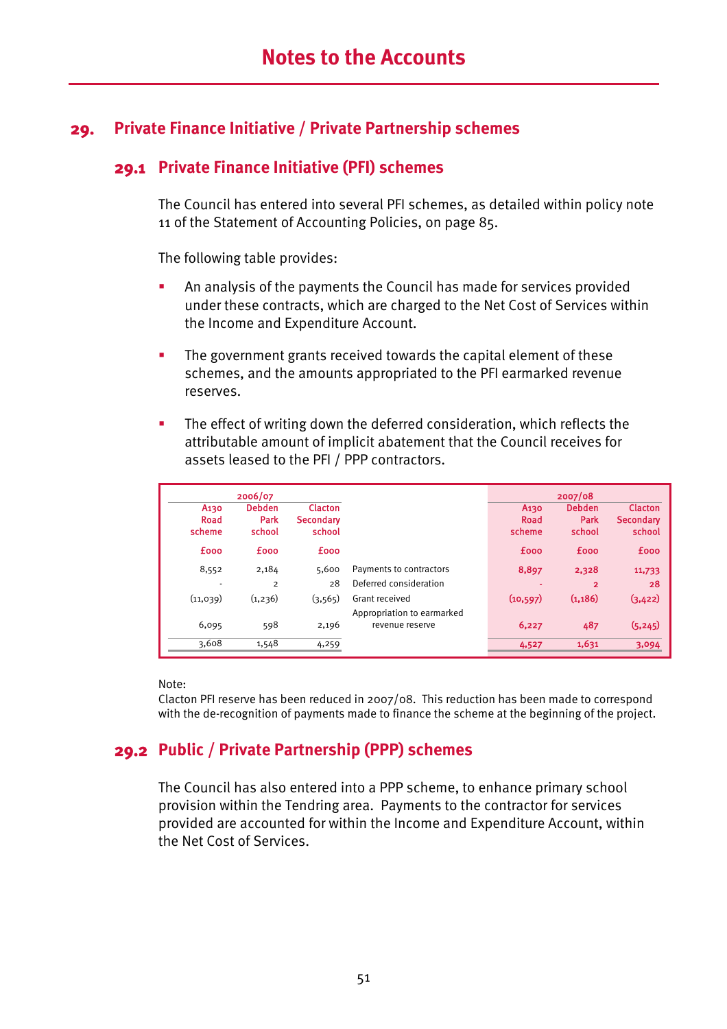# Notes to the Accounts

## 29. Private Finance Initiative / Private Partnership schemes

### 29.1 Private Finance Initiative (PFI) schemes

The Council has entered into several PFI schemes, as detailed within policy note 11 of the Statement of Accounting Policies, on page 85.

The following table provides:

- An analysis of the payments the Council has made for services provided under these contracts, which are charged to the Net Cost of Services within the Income and Expenditure Account.
- The government grants received towards the capital element of these schemes, and the amounts appropriated to the PFI earmarked revenue reserves.
- The effect of writing down the deferred consideration, which reflects the attributable amount of implicit abatement that the Council receives for assets leased to the PFI / PPP contractors.

| 2006/07 | | | | 2007/08 | | |
|---|---|---|---|---|---|---|
| A130 Road scheme | Debden Park school | Clacton Secondary school | | A130 Road scheme | Debden Park school | Clacton Secondary school |
| £000 | £000 | £000 | | £000 | £000 | £000 |
| 8,552 | 2,184 | 5,600 | Payments to contractors | 8,897 | 2,328 | 11,733 |
| - | 2 | 28 | Deferred consideration | - | 2 | 28 |
| (11,039) | (1,236) | (3,565) | Grant received | (10,597) | (1,186) | (3,422) |
| 6,095 | 598 | 2,196 | Appropriation to earmarked revenue reserve | 6,227 | 487 | (5,245) |
| 3,608 | 1,548 | 4,259 | | 4,527 | 1,631 | 3,094 |

Note:
Clacton PFI reserve has been reduced in 2007/08. This reduction has been made to correspond with the de-recognition of payments made to finance the scheme at the beginning of the project.

### 29.2 Public / Private Partnership (PPP) schemes

The Council has also entered into a PPP scheme, to enhance primary school provision within the Tendring area. Payments to the contractor for services provided are accounted for within the Income and Expenditure Account, within the Net Cost of Services.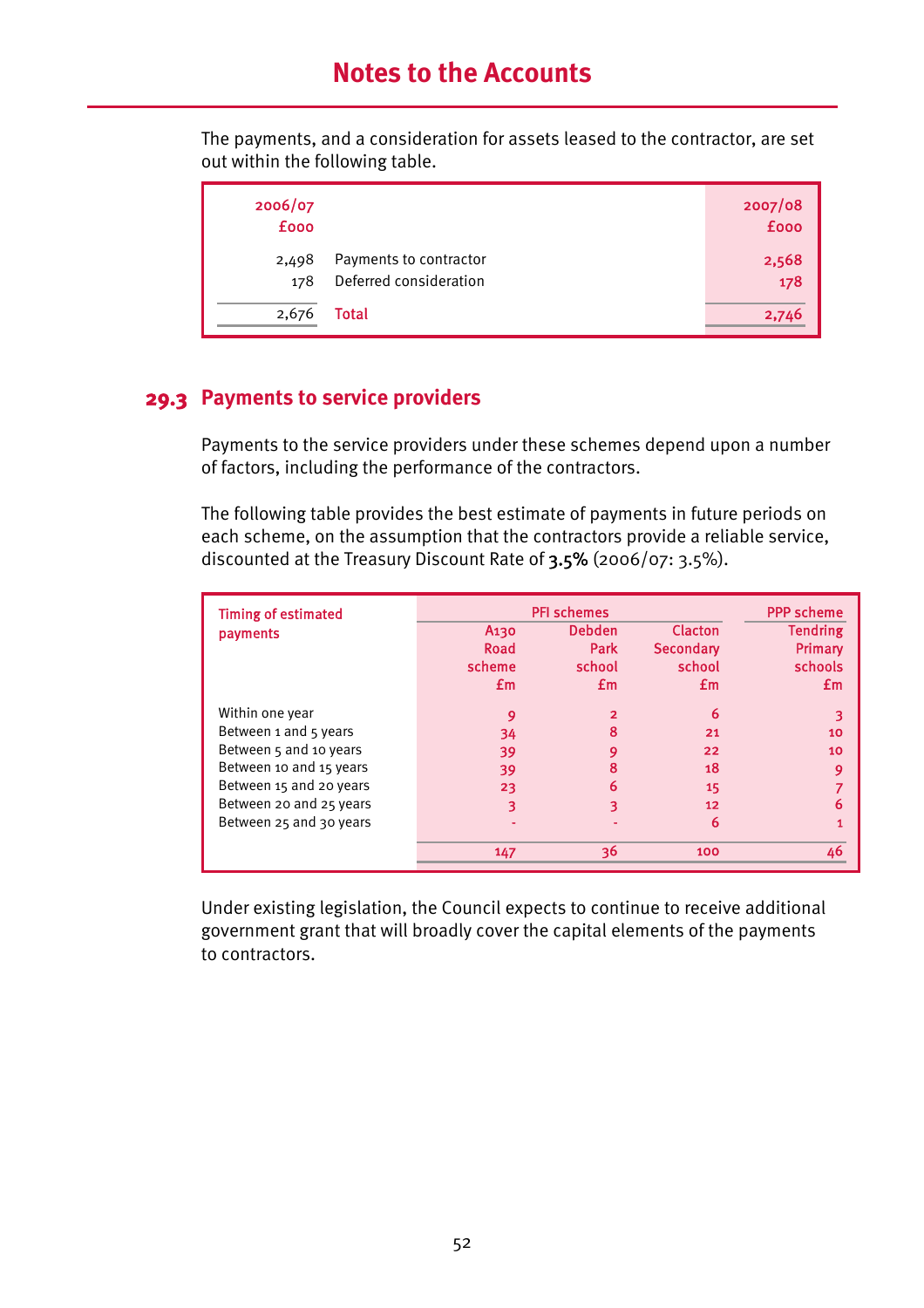## Notes to the Accounts

The payments, and a consideration for assets leased to the contractor, are set out within the following table.

| 2006/07 £000 | | 2007/08 £000 |
|---|---|---|
| 2,498 | Payments to contractor | 2,568 |
| 178 | Deferred consideration | 178 |
| 2,676 | Total | 2,746 |

### 29.3 Payments to service providers

Payments to the service providers under these schemes depend upon a number of factors, including the performance of the contractors.

The following table provides the best estimate of payments in future periods on each scheme, on the assumption that the contractors provide a reliable service, discounted at the Treasury Discount Rate of **3.5%** (2006/07: 3.5%).

| Timing of estimated payments | PFI schemes | | | PPP scheme |
|---|---|---|---|---|
| | A130 Road scheme £m | Debden Park school £m | Clacton Secondary school £m | Tendring Primary schools £m |
| Within one year | 9 | 2 | 6 | 3 |
| Between 1 and 5 years | 34 | 8 | 21 | 10 |
| Between 5 and 10 years | 39 | 9 | 22 | 10 |
| Between 10 and 15 years | 39 | 8 | 18 | 9 |
| Between 15 and 20 years | 23 | 6 | 15 | 7 |
| Between 20 and 25 years | 3 | 3 | 12 | 6 |
| Between 25 and 30 years | - | - | 6 | 1 |
| | 147 | 36 | 100 | 46 |

Under existing legislation, the Council expects to continue to receive additional government grant that will broadly cover the capital elements of the payments to contractors.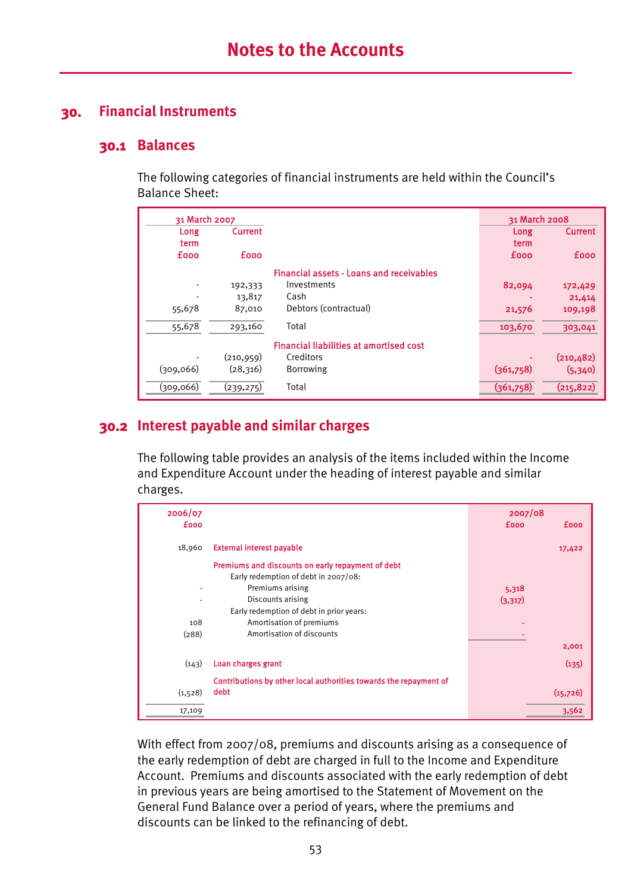# Notes to the Accounts

## 30. Financial Instruments

### 30.1 Balances

The following categories of financial instruments are held within the Council's Balance Sheet:

| 31 March 2007 | | | 31 March 2008 | |
|---|---|---|---|---|
| Long term £000 | Current £000 | | Long term £000 | Current £000 |
| | | **Financial assets - Loans and receivables** | | |
| - | 192,333 | Investments | 82,094 | 172,429 |
| - | 13,817 | Cash | - | 21,414 |
| 55,678 | 87,010 | Debtors (contractual) | 21,576 | 109,198 |
| 55,678 | 293,160 | Total | 103,670 | 303,041 |
| | | **Financial liabilities at amortised cost** | | |
| - | (210,959) | Creditors | - | (210,482) |
| (309,066) | (28,316) | Borrowing | (361,758) | (5,340) |
| (309,066) | (239,275) | Total | (361,758) | (215,822) |

### 30.2 Interest payable and similar charges

The following table provides an analysis of the items included within the Income and Expenditure Account under the heading of interest payable and similar charges.

| 2006/07 £000 | | 2007/08 £000 | £000 |
|---|---|---|---|
| 18,960 | **External interest payable** | | 17,422 |
| | **Premiums and discounts on early repayment of debt** | | |
| | Early redemption of debt in 2007/08: | | |
| - | Premiums arising | 5,318 | |
| - | Discounts arising | (3,317) | |
| | Early redemption of debt in prior years: | | |
| 108 | Amortisation of premiums | - | |
| (288) | Amortisation of discounts | - | |
| | | | 2,001 |
| (143) | **Loan charges grant** | | (135) |
| (1,528) | **Contributions by other local authorities towards the repayment of debt** | | (15,726) |
| 17,109 | | | 3,562 |

With effect from 2007/08, premiums and discounts arising as a consequence of the early redemption of debt are charged in full to the Income and Expenditure Account. Premiums and discounts associated with the early redemption of debt in previous years are being amortised to the Statement of Movement on the General Fund Balance over a period of years, where the premiums and discounts can be linked to the refinancing of debt.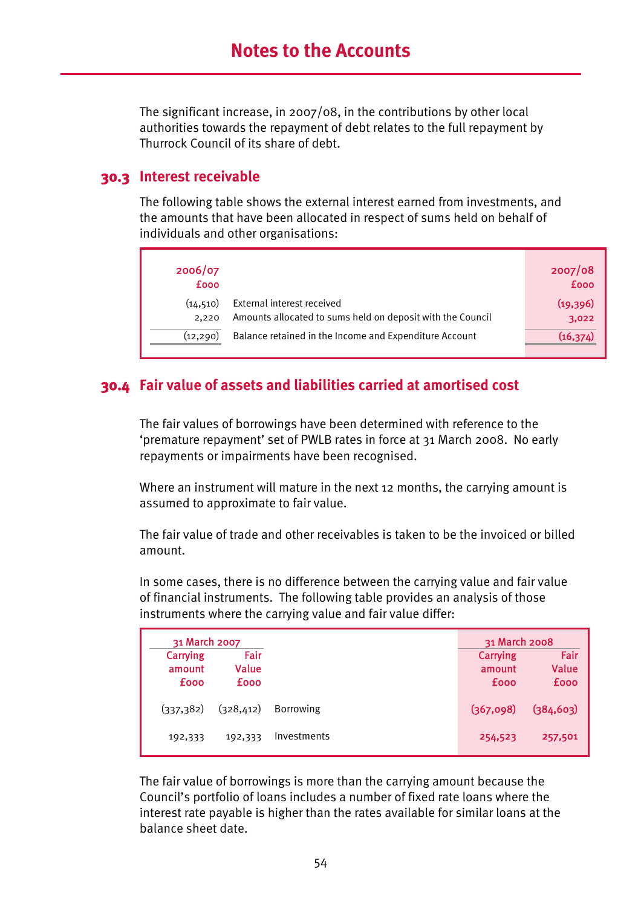# Notes to the Accounts

The significant increase, in 2007/08, in the contributions by other local authorities towards the repayment of debt relates to the full repayment by Thurrock Council of its share of debt.

## 30.3 Interest receivable

The following table shows the external interest earned from investments, and the amounts that have been allocated in respect of sums held on behalf of individuals and other organisations:

| 2006/07 £000 | | 2007/08 £000 |
|---|---|---|
| (14,510) | External interest received | (19,396) |
| 2,220 | Amounts allocated to sums held on deposit with the Council | 3,022 |
| (12,290) | Balance retained in the Income and Expenditure Account | (16,374) |

## 30.4 Fair value of assets and liabilities carried at amortised cost

The fair values of borrowings have been determined with reference to the 'premature repayment' set of PWLB rates in force at 31 March 2008. No early repayments or impairments have been recognised.

Where an instrument will mature in the next 12 months, the carrying amount is assumed to approximate to fair value.

The fair value of trade and other receivables is taken to be the invoiced or billed amount.

In some cases, there is no difference between the carrying value and fair value of financial instruments. The following table provides an analysis of those instruments where the carrying value and fair value differ:

| 31 March 2007 | | | 31 March 2008 | |
|---|---|---|---|---|
| Carrying amount £000 | Fair Value £000 | | Carrying amount £000 | Fair Value £000 |
| (337,382) | (328,412) | Borrowing | (367,098) | (384,603) |
| 192,333 | 192,333 | Investments | 254,523 | 257,501 |

The fair value of borrowings is more than the carrying amount because the Council's portfolio of loans includes a number of fixed rate loans where the interest rate payable is higher than the rates available for similar loans at the balance sheet date.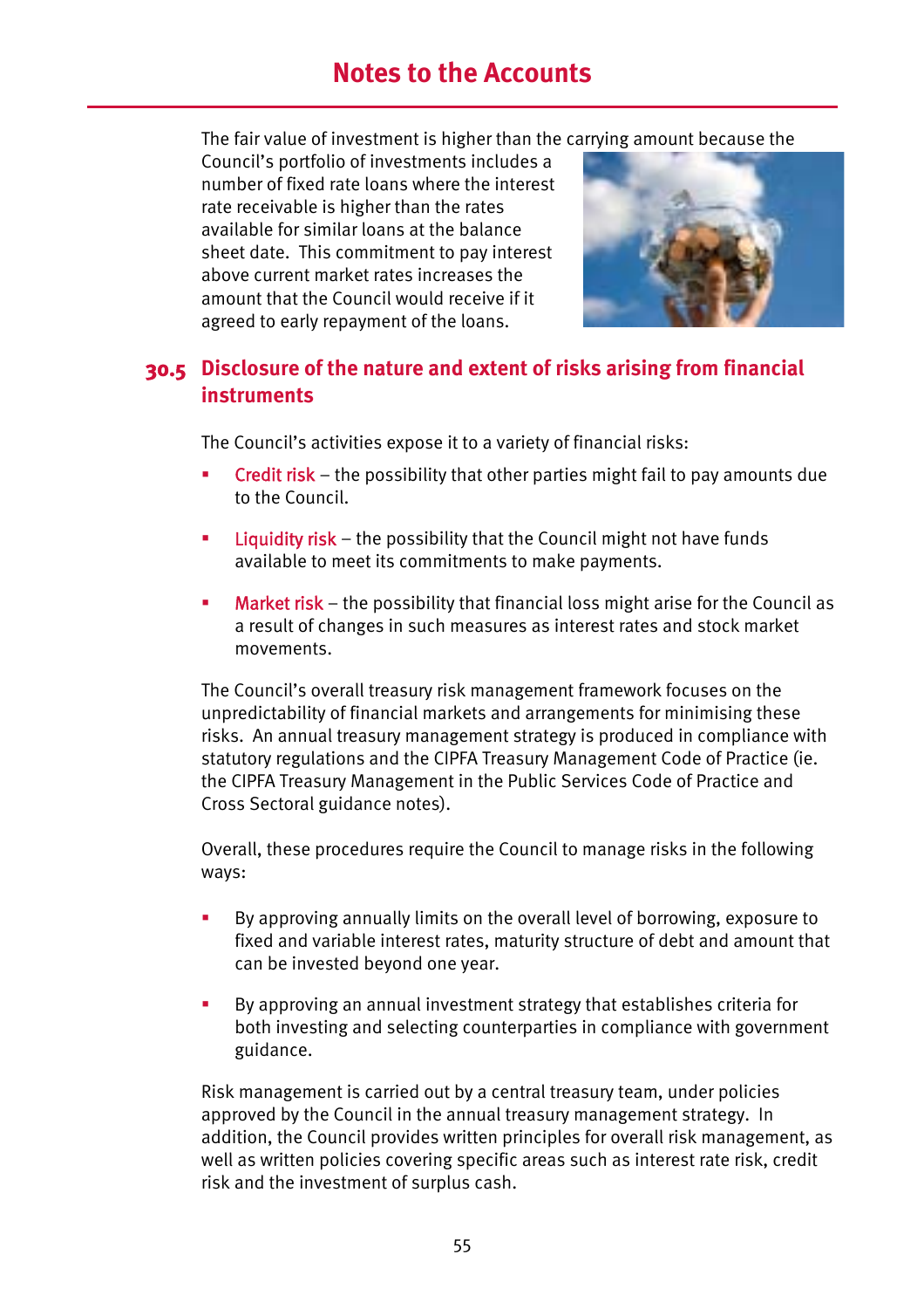The fair value of investment is higher than the carrying amount because the Council's portfolio of investments includes a number of fixed rate loans where the interest rate receivable is higher than the rates available for similar loans at the balance sheet date. This commitment to pay interest above current market rates increases the amount that the Council would receive if it agreed to early repayment of the loans.

## 30.5 Disclosure of the nature and extent of risks arising from financial instruments

The Council's activities expose it to a variety of financial risks:

- Credit risk – the possibility that other parties might fail to pay amounts due to the Council.
- Liquidity risk – the possibility that the Council might not have funds available to meet its commitments to make payments.
- Market risk – the possibility that financial loss might arise for the Council as a result of changes in such measures as interest rates and stock market movements.

The Council's overall treasury risk management framework focuses on the unpredictability of financial markets and arrangements for minimising these risks. An annual treasury management strategy is produced in compliance with statutory regulations and the CIPFA Treasury Management Code of Practice (ie. the CIPFA Treasury Management in the Public Services Code of Practice and Cross Sectoral guidance notes).

Overall, these procedures require the Council to manage risks in the following ways:

- By approving annually limits on the overall level of borrowing, exposure to fixed and variable interest rates, maturity structure of debt and amount that can be invested beyond one year.
- By approving an annual investment strategy that establishes criteria for both investing and selecting counterparties in compliance with government guidance.

Risk management is carried out by a central treasury team, under policies approved by the Council in the annual treasury management strategy. In addition, the Council provides written principles for overall risk management, as well as written policies covering specific areas such as interest rate risk, credit risk and the investment of surplus cash.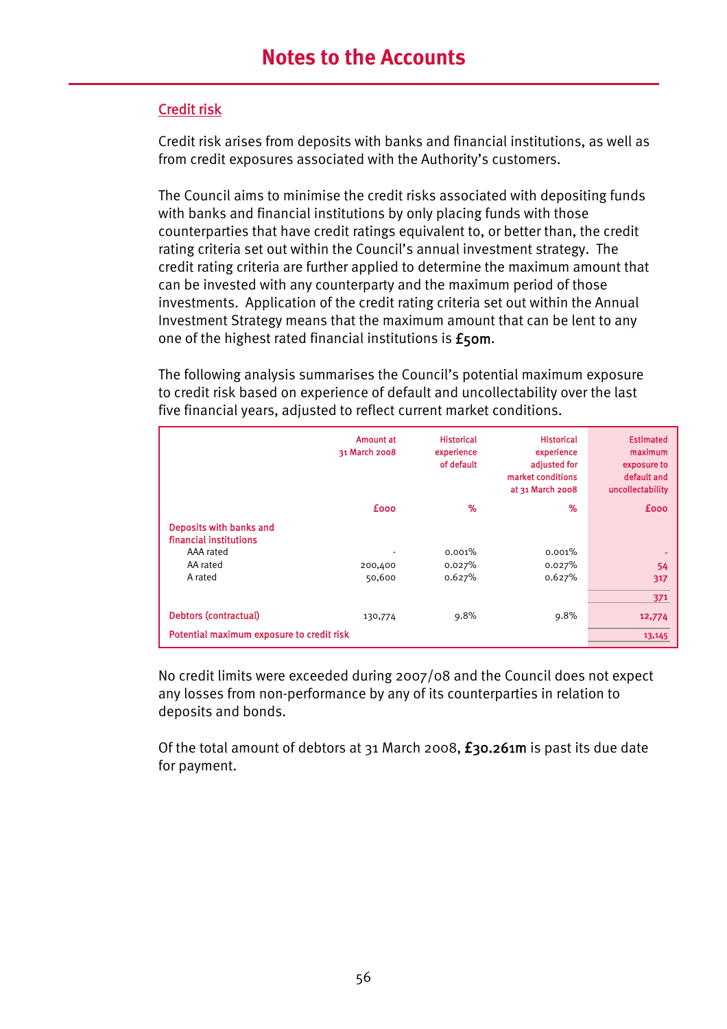## Credit risk

Credit risk arises from deposits with banks and financial institutions, as well as from credit exposures associated with the Authority's customers.

The Council aims to minimise the credit risks associated with depositing funds with banks and financial institutions by only placing funds with those counterparties that have credit ratings equivalent to, or better than, the credit rating criteria set out within the Council's annual investment strategy. The credit rating criteria are further applied to determine the maximum amount that can be invested with any counterparty and the maximum period of those investments. Application of the credit rating criteria set out within the Annual Investment Strategy means that the maximum amount that can be lent to any one of the highest rated financial institutions is **£50m**.

The following analysis summarises the Council's potential maximum exposure to credit risk based on experience of default and uncollectability over the last five financial years, adjusted to reflect current market conditions.

| | Amount at 31 March 2008 | Historical experience of default | Historical experience adjusted for market conditions at 31 March 2008 | Estimated maximum exposure to default and uncollectability |
|---|---|---|---|---|
| | £000 | % | % | £000 |
| **Deposits with banks and financial institutions** | | | | |
| AAA rated | - | 0.001% | 0.001% | - |
| AA rated | 200,400 | 0.027% | 0.027% | 54 |
| A rated | 50,600 | 0.627% | 0.627% | 317 |
| | | | | 371 |
| **Debtors (contractual)** | 130,774 | 9.8% | 9.8% | 12,774 |
| **Potential maximum exposure to credit risk** | | | | 13,145 |

No credit limits were exceeded during 2007/08 and the Council does not expect any losses from non-performance by any of its counterparties in relation to deposits and bonds.

Of the total amount of debtors at 31 March 2008, **£30.261m** is past its due date for payment.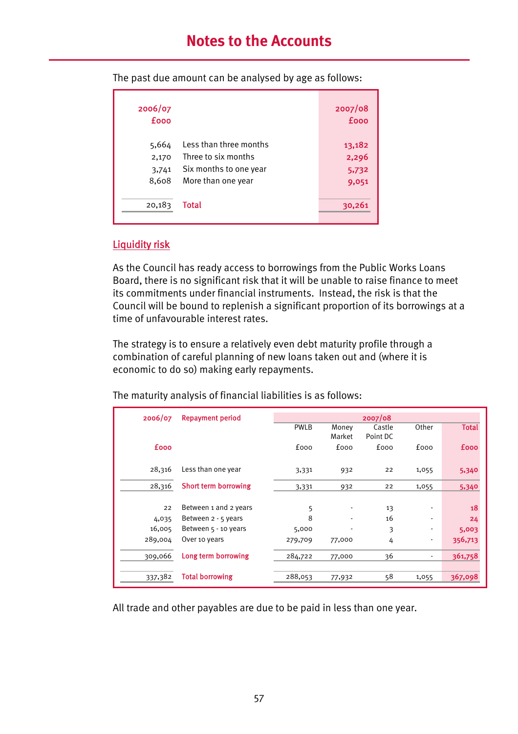The past due amount can be analysed by age as follows:

| 2006/07 £000 | | 2007/08 £000 |
|---|---|---|
| 5,664 | Less than three months | 13,182 |
| 2,170 | Three to six months | 2,296 |
| 3,741 | Six months to one year | 5,732 |
| 8,608 | More than one year | 9,051 |
| 20,183 | Total | 30,261 |

## Liquidity risk

As the Council has ready access to borrowings from the Public Works Loans Board, there is no significant risk that it will be unable to raise finance to meet its commitments under financial instruments. Instead, the risk is that the Council will be bound to replenish a significant proportion of its borrowings at a time of unfavourable interest rates.

The strategy is to ensure a relatively even debt maturity profile through a combination of careful planning of new loans taken out and (where it is economic to do so) making early repayments.

The maturity analysis of financial liabilities is as follows:

| 2006/07 | Repayment period | 2007/08 | | | | |
|---|---|---|---|---|---|---|
| | | PWLB | Money Market | Castle Point DC | Other | Total |
| £000 | | £000 | £000 | £000 | £000 | £000 |
| 28,316 | Less than one year | 3,331 | 932 | 22 | 1,055 | 5,340 |
| 28,316 | Short term borrowing | 3,331 | 932 | 22 | 1,055 | 5,340 |
| 22 | Between 1 and 2 years | 5 | - | 13 | - | 18 |
| 4,035 | Between 2 - 5 years | 8 | - | 16 | - | 24 |
| 16,005 | Between 5 - 10 years | 5,000 | - | 3 | - | 5,003 |
| 289,004 | Over 10 years | 279,709 | 77,000 | 4 | - | 356,713 |
| 309,066 | Long term borrowing | 284,722 | 77,000 | 36 | - | 361,758 |
| 337,382 | Total borrowing | 288,053 | 77,932 | 58 | 1,055 | 367,098 |

All trade and other payables are due to be paid in less than one year.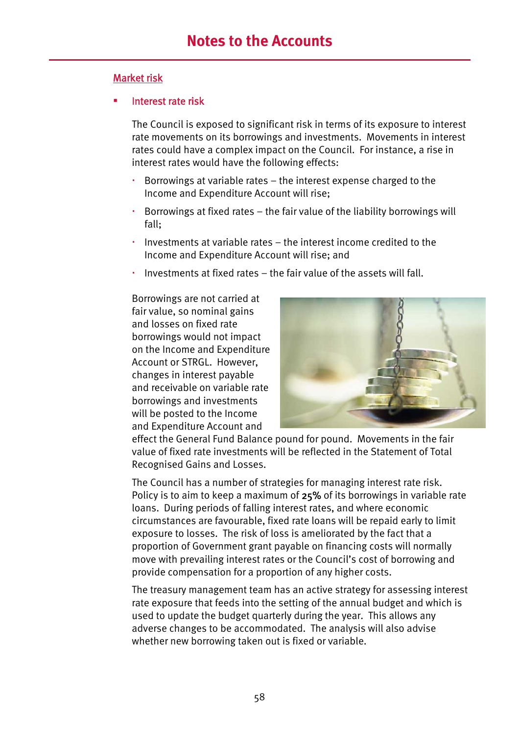# Notes to the Accounts

## Market risk

- Interest rate risk

The Council is exposed to significant risk in terms of its exposure to interest rate movements on its borrowings and investments. Movements in interest rates could have a complex impact on the Council. For instance, a rise in interest rates would have the following effects:

- Borrowings at variable rates – the interest expense charged to the Income and Expenditure Account will rise;
- Borrowings at fixed rates – the fair value of the liability borrowings will fall;
- Investments at variable rates – the interest income credited to the Income and Expenditure Account will rise; and
- Investments at fixed rates – the fair value of the assets will fall.

Borrowings are not carried at fair value, so nominal gains and losses on fixed rate borrowings would not impact on the Income and Expenditure Account or STRGL. However, changes in interest payable and receivable on variable rate borrowings and investments will be posted to the Income and Expenditure Account and effect the General Fund Balance pound for pound. Movements in the fair value of fixed rate investments will be reflected in the Statement of Total Recognised Gains and Losses.

The Council has a number of strategies for managing interest rate risk. Policy is to aim to keep a maximum of 25% of its borrowings in variable rate loans. During periods of falling interest rates, and where economic circumstances are favourable, fixed rate loans will be repaid early to limit exposure to losses. The risk of loss is ameliorated by the fact that a proportion of Government grant payable on financing costs will normally move with prevailing interest rates or the Council's cost of borrowing and provide compensation for a proportion of any higher costs.

The treasury management team has an active strategy for assessing interest rate exposure that feeds into the setting of the annual budget and which is used to update the budget quarterly during the year. This allows any adverse changes to be accommodated. The analysis will also advise whether new borrowing taken out is fixed or variable.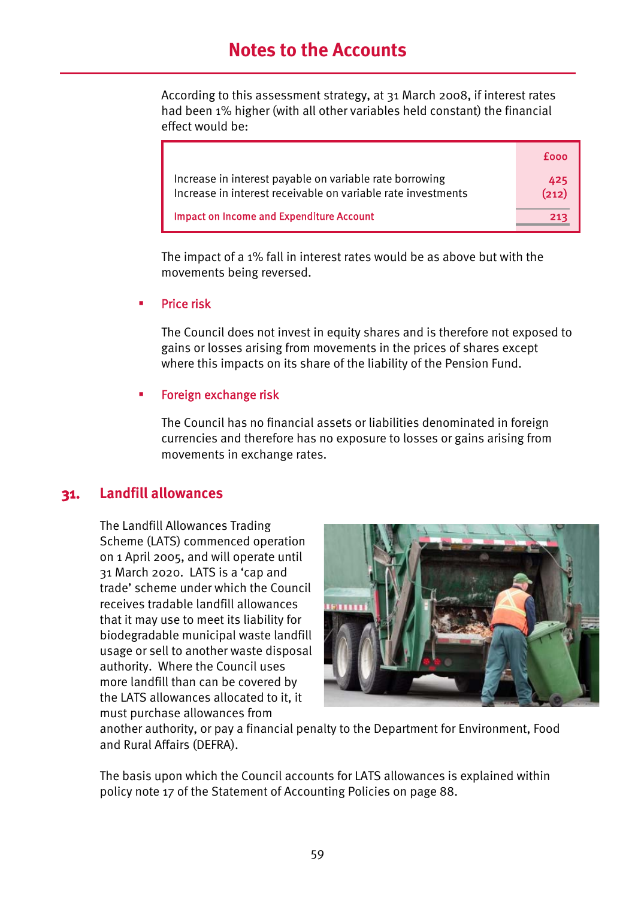According to this assessment strategy, at 31 March 2008, if interest rates had been 1% higher (with all other variables held constant) the financial effect would be:

| | £000 |
|---|---|
| Increase in interest payable on variable rate borrowing | 425 |
| Increase in interest receivable on variable rate investments | (212) |
| Impact on Income and Expenditure Account | 213 |

The impact of a 1% fall in interest rates would be as above but with the movements being reversed.

- **Price risk**

  The Council does not invest in equity shares and is therefore not exposed to gains or losses arising from movements in the prices of shares except where this impacts on its share of the liability of the Pension Fund.

- **Foreign exchange risk**

  The Council has no financial assets or liabilities denominated in foreign currencies and therefore has no exposure to losses or gains arising from movements in exchange rates.

## 31. Landfill allowances

The Landfill Allowances Trading Scheme (LATS) commenced operation on 1 April 2005, and will operate until 31 March 2020. LATS is a 'cap and trade' scheme under which the Council receives tradable landfill allowances that it may use to meet its liability for biodegradable municipal waste landfill usage or sell to another waste disposal authority. Where the Council uses more landfill than can be covered by the LATS allowances allocated to it, it must purchase allowances from another authority, or pay a financial penalty to the Department for Environment, Food and Rural Affairs (DEFRA).

The basis upon which the Council accounts for LATS allowances is explained within policy note 17 of the Statement of Accounting Policies on page 88.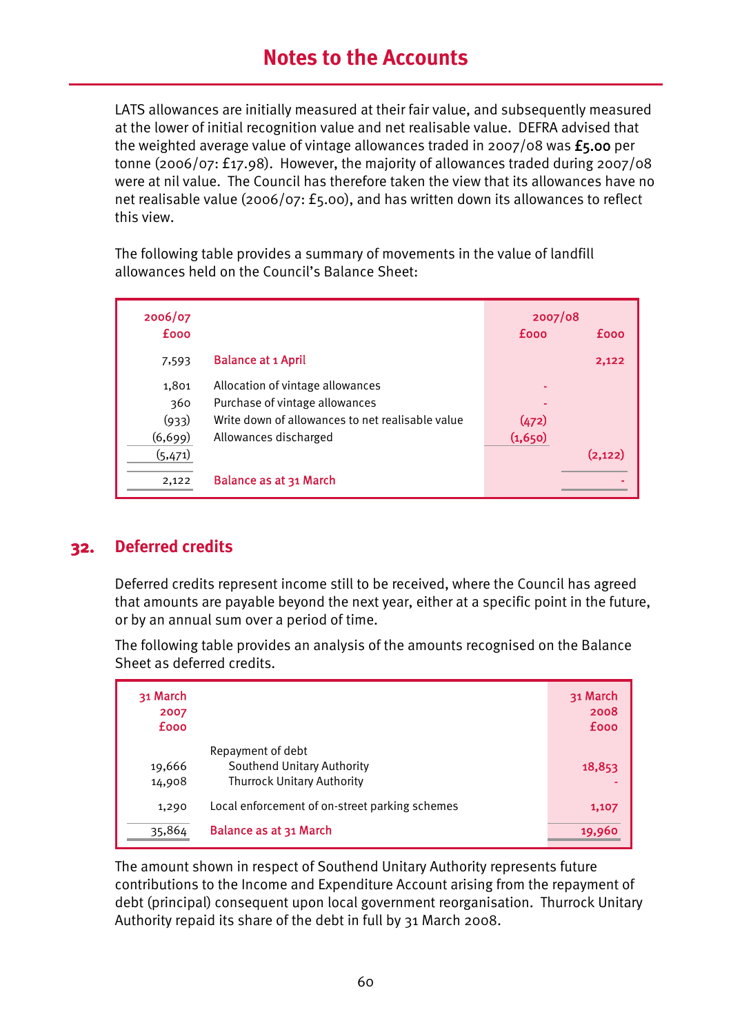# Notes to the Accounts

LATS allowances are initially measured at their fair value, and subsequently measured at the lower of initial recognition value and net realisable value. DEFRA advised that the weighted average value of vintage allowances traded in 2007/08 was **£5.00** per tonne (2006/07: £17.98). However, the majority of allowances traded during 2007/08 were at nil value. The Council has therefore taken the view that its allowances have no net realisable value (2006/07: £5.00), and has written down its allowances to reflect this view.

The following table provides a summary of movements in the value of landfill allowances held on the Council's Balance Sheet:

| 2006/07 £000 | | 2007/08 £000 | 2007/08 £000 |
|---|---|---|---|
| 7,593 | Balance at 1 April | | 2,122 |
| 1,801 | Allocation of vintage allowances | - | |
| 360 | Purchase of vintage allowances | - | |
| (933) | Write down of allowances to net realisable value | (472) | |
| (6,699) | Allowances discharged | (1,650) | |
| (5,471) | | | (2,122) |
| 2,122 | Balance as at 31 March | | - |

## 32. Deferred credits

Deferred credits represent income still to be received, where the Council has agreed that amounts are payable beyond the next year, either at a specific point in the future, or by an annual sum over a period of time.

The following table provides an analysis of the amounts recognised on the Balance Sheet as deferred credits.

| 31 March 2007 £000 | | 31 March 2008 £000 |
|---|---|---|
| | Repayment of debt | |
| 19,666 | Southend Unitary Authority | 18,853 |
| 14,908 | Thurrock Unitary Authority | - |
| 1,290 | Local enforcement of on-street parking schemes | 1,107 |
| 35,864 | Balance as at 31 March | 19,960 |

The amount shown in respect of Southend Unitary Authority represents future contributions to the Income and Expenditure Account arising from the repayment of debt (principal) consequent upon local government reorganisation. Thurrock Unitary Authority repaid its share of the debt in full by 31 March 2008.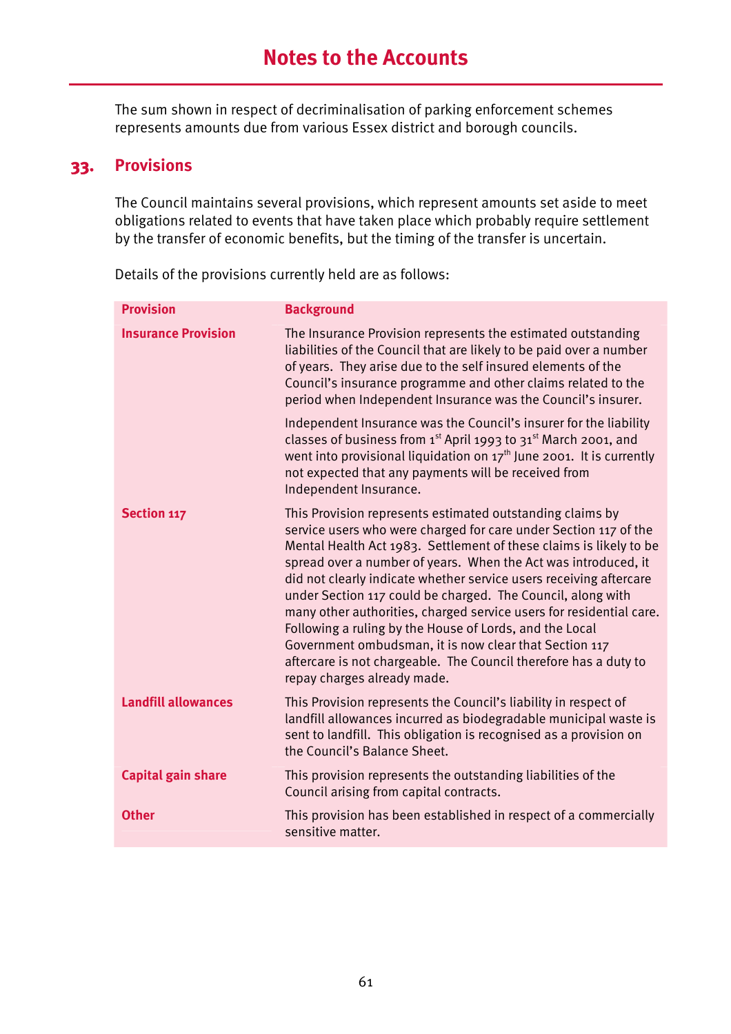The sum shown in respect of decriminalisation of parking enforcement schemes represents amounts due from various Essex district and borough councils.

## 33. Provisions

The Council maintains several provisions, which represent amounts set aside to meet obligations related to events that have taken place which probably require settlement by the transfer of economic benefits, but the timing of the transfer is uncertain.

Details of the provisions currently held are as follows:

| Provision | Background |
|---|---|
| **Insurance Provision** | The Insurance Provision represents the estimated outstanding liabilities of the Council that are likely to be paid over a number of years. They arise due to the self insured elements of the Council's insurance programme and other claims related to the period when Independent Insurance was the Council's insurer.<br><br>Independent Insurance was the Council's insurer for the liability classes of business from 1st April 1993 to 31st March 2001, and went into provisional liquidation on 17th June 2001. It is currently not expected that any payments will be received from Independent Insurance. |
| **Section 117** | This Provision represents estimated outstanding claims by service users who were charged for care under Section 117 of the Mental Health Act 1983. Settlement of these claims is likely to be spread over a number of years. When the Act was introduced, it did not clearly indicate whether service users receiving aftercare under Section 117 could be charged. The Council, along with many other authorities, charged service users for residential care. Following a ruling by the House of Lords, and the Local Government ombudsman, it is now clear that Section 117 aftercare is not chargeable. The Council therefore has a duty to repay charges already made. |
| **Landfill allowances** | This Provision represents the Council's liability in respect of landfill allowances incurred as biodegradable municipal waste is sent to landfill. This obligation is recognised as a provision on the Council's Balance Sheet. |
| **Capital gain share** | This provision represents the outstanding liabilities of the Council arising from capital contracts. |
| **Other** | This provision has been established in respect of a commercially sensitive matter. |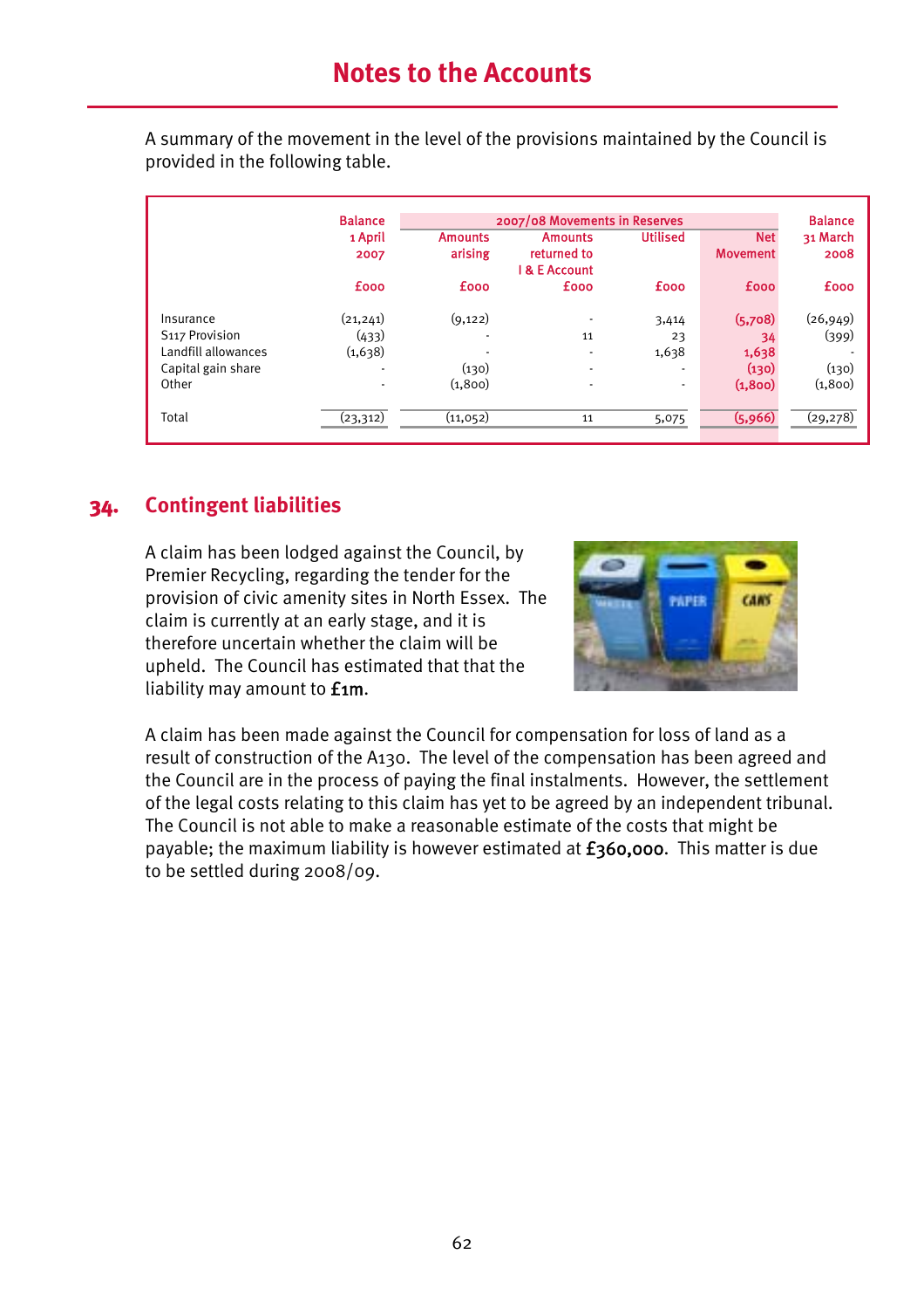A summary of the movement in the level of the provisions maintained by the Council is provided in the following table.

| | Balance 1 April 2007 | 2007/08 Movements in Reserves | | | | Balance 31 March 2008 |
|---|---|---|---|---|---|---|
| | | Amounts arising | Amounts returned to I & E Account | Utilised | Net Movement | |
| | £000 | £000 | £000 | £000 | £000 | £000 |
| Insurance | (21,241) | (9,122) | - | 3,414 | (5,708) | (26,949) |
| S117 Provision | (433) | - | 11 | 23 | 34 | (399) |
| Landfill allowances | (1,638) | - | - | 1,638 | 1,638 | - |
| Capital gain share | - | (130) | - | - | (130) | (130) |
| Other | - | (1,800) | - | - | (1,800) | (1,800) |
| Total | (23,312) | (11,052) | 11 | 5,075 | (5,966) | (29,278) |

## 34. Contingent liabilities

A claim has been lodged against the Council, by Premier Recycling, regarding the tender for the provision of civic amenity sites in North Essex. The claim is currently at an early stage, and it is therefore uncertain whether the claim will be upheld. The Council has estimated that that the liability may amount to **£1m**.

A claim has been made against the Council for compensation for loss of land as a result of construction of the A130. The level of the compensation has been agreed and the Council are in the process of paying the final instalments. However, the settlement of the legal costs relating to this claim has yet to be agreed by an independent tribunal. The Council is not able to make a reasonable estimate of the costs that might be payable; the maximum liability is however estimated at **£360,000**. This matter is due to be settled during 2008/09.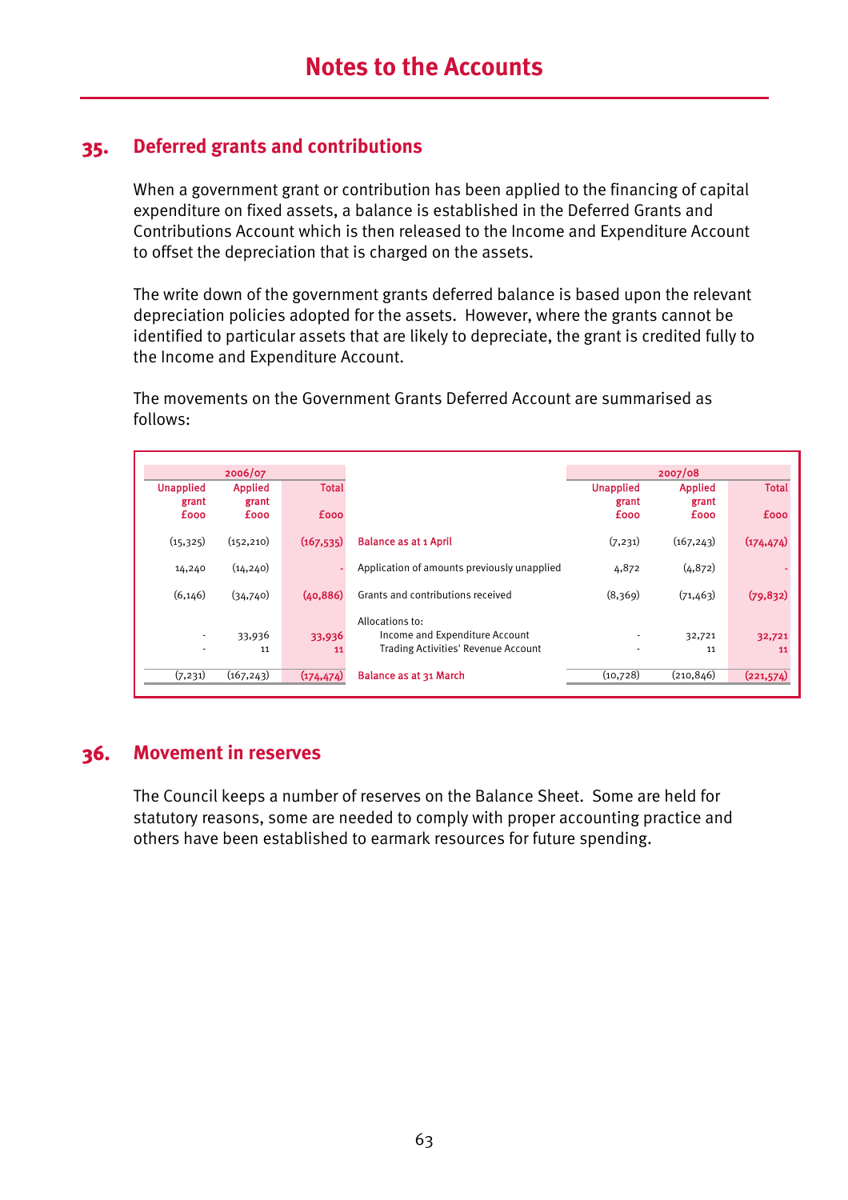# Notes to the Accounts

## 35. Deferred grants and contributions

When a government grant or contribution has been applied to the financing of capital expenditure on fixed assets, a balance is established in the Deferred Grants and Contributions Account which is then released to the Income and Expenditure Account to offset the depreciation that is charged on the assets.

The write down of the government grants deferred balance is based upon the relevant depreciation policies adopted for the assets. However, where the grants cannot be identified to particular assets that are likely to depreciate, the grant is credited fully to the Income and Expenditure Account.

The movements on the Government Grants Deferred Account are summarised as follows:

| 2006/07 | | | | 2007/08 | | |
|---|---|---|---|---|---|---|
| Unapplied grant £000 | Applied grant £000 | Total £000 | | Unapplied grant £000 | Applied grant £000 | Total £000 |
| (15,325) | (152,210) | (167,535) | Balance as at 1 April | (7,231) | (167,243) | (174,474) |
| 14,240 | (14,240) | - | Application of amounts previously unapplied | 4,872 | (4,872) | - |
| (6,146) | (34,740) | (40,886) | Grants and contributions received | (8,369) | (71,463) | (79,832) |
| | | | Allocations to: | | | |
| - | 33,936 | 33,936 | Income and Expenditure Account | - | 32,721 | 32,721 |
| - | 11 | 11 | Trading Activities' Revenue Account | - | 11 | 11 |
| (7,231) | (167,243) | (174,474) | Balance as at 31 March | (10,728) | (210,846) | (221,574) |

## 36. Movement in reserves

The Council keeps a number of reserves on the Balance Sheet. Some are held for statutory reasons, some are needed to comply with proper accounting practice and others have been established to earmark resources for future spending.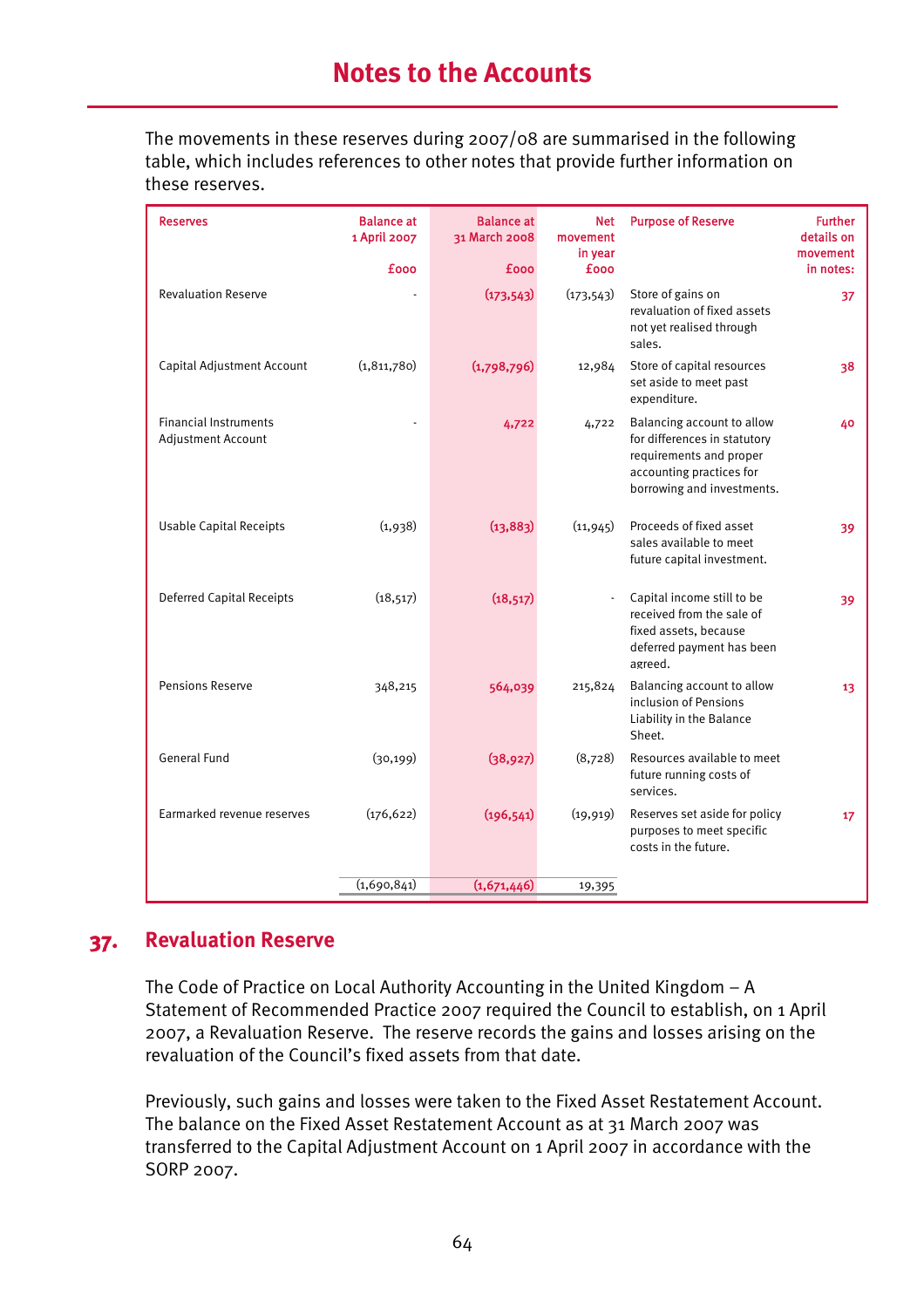The movements in these reserves during 2007/08 are summarised in the following table, which includes references to other notes that provide further information on these reserves.

| Reserves | Balance at 1 April 2007 £000 | Balance at 31 March 2008 £000 | Net movement in year £000 | Purpose of Reserve | Further details on movement in notes: |
|---|---|---|---|---|---|
| Revaluation Reserve | - | (173,543) | (173,543) | Store of gains on revaluation of fixed assets not yet realised through sales. | 37 |
| Capital Adjustment Account | (1,811,780) | (1,798,796) | 12,984 | Store of capital resources set aside to meet past expenditure. | 38 |
| Financial Instruments Adjustment Account | - | 4,722 | 4,722 | Balancing account to allow for differences in statutory requirements and proper accounting practices for borrowing and investments. | 40 |
| Usable Capital Receipts | (1,938) | (13,883) | (11,945) | Proceeds of fixed asset sales available to meet future capital investment. | 39 |
| Deferred Capital Receipts | (18,517) | (18,517) | - | Capital income still to be received from the sale of fixed assets, because deferred payment has been agreed. | 39 |
| Pensions Reserve | 348,215 | 564,039 | 215,824 | Balancing account to allow inclusion of Pensions Liability in the Balance Sheet. | 13 |
| General Fund | (30,199) | (38,927) | (8,728) | Resources available to meet future running costs of services. | |
| Earmarked revenue reserves | (176,622) | (196,541) | (19,919) | Reserves set aside for policy purposes to meet specific costs in the future. | 17 |
| | (1,690,841) | (1,671,446) | 19,395 | | |

## 37. Revaluation Reserve

The Code of Practice on Local Authority Accounting in the United Kingdom – A Statement of Recommended Practice 2007 required the Council to establish, on 1 April 2007, a Revaluation Reserve. The reserve records the gains and losses arising on the revaluation of the Council's fixed assets from that date.

Previously, such gains and losses were taken to the Fixed Asset Restatement Account. The balance on the Fixed Asset Restatement Account as at 31 March 2007 was transferred to the Capital Adjustment Account on 1 April 2007 in accordance with the SORP 2007.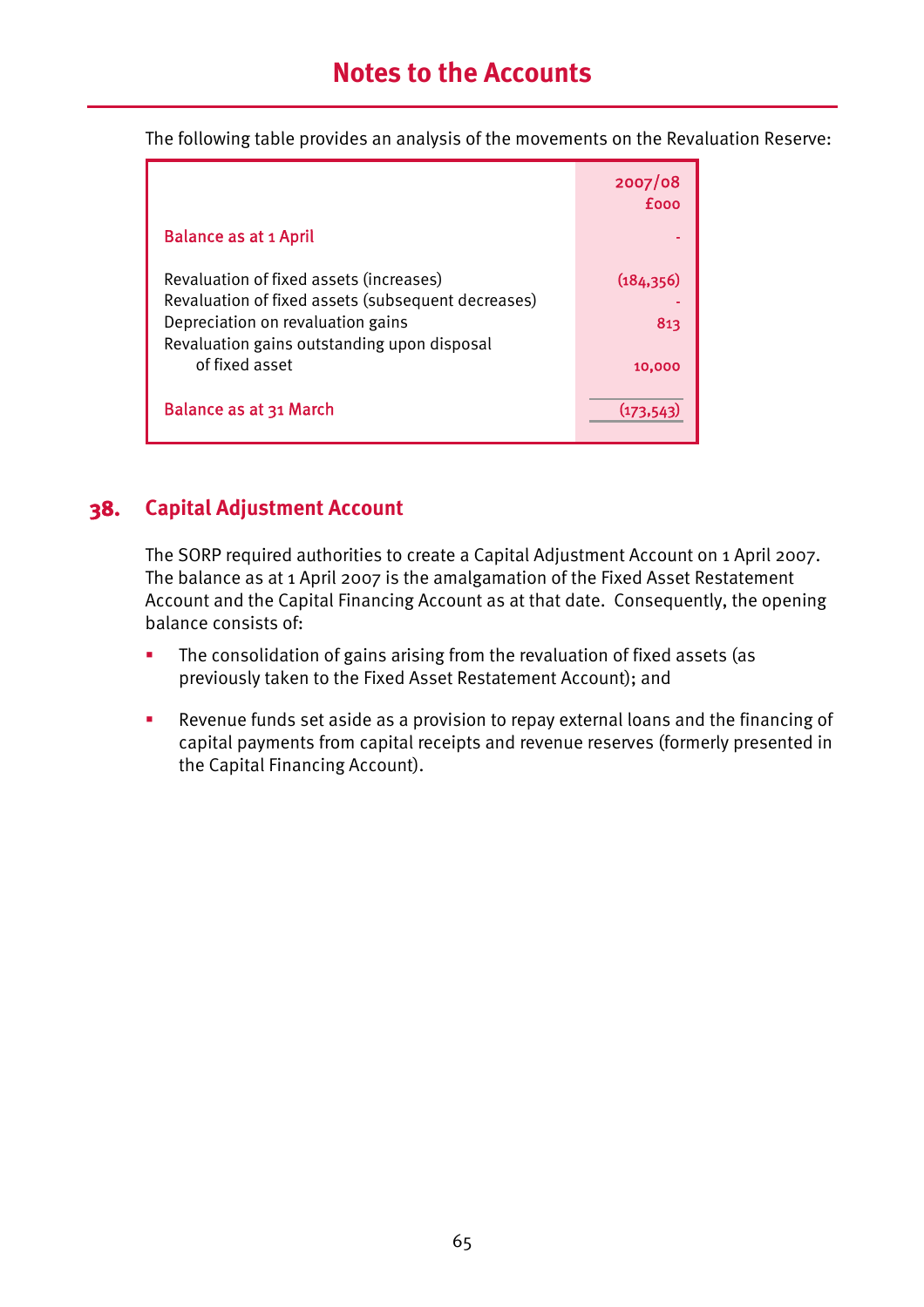## Notes to the Accounts

The following table provides an analysis of the movements on the Revaluation Reserve:

| | 2007/08 £000 |
|---|---|
| Balance as at 1 April | - |
| Revaluation of fixed assets (increases) | (184,356) |
| Revaluation of fixed assets (subsequent decreases) | - |
| Depreciation on revaluation gains | 813 |
| Revaluation gains outstanding upon disposal of fixed asset | 10,000 |
| Balance as at 31 March | (173,543) |

## 38. Capital Adjustment Account

The SORP required authorities to create a Capital Adjustment Account on 1 April 2007. The balance as at 1 April 2007 is the amalgamation of the Fixed Asset Restatement Account and the Capital Financing Account as at that date. Consequently, the opening balance consists of:

- The consolidation of gains arising from the revaluation of fixed assets (as previously taken to the Fixed Asset Restatement Account); and
- Revenue funds set aside as a provision to repay external loans and the financing of capital payments from capital receipts and revenue reserves (formerly presented in the Capital Financing Account).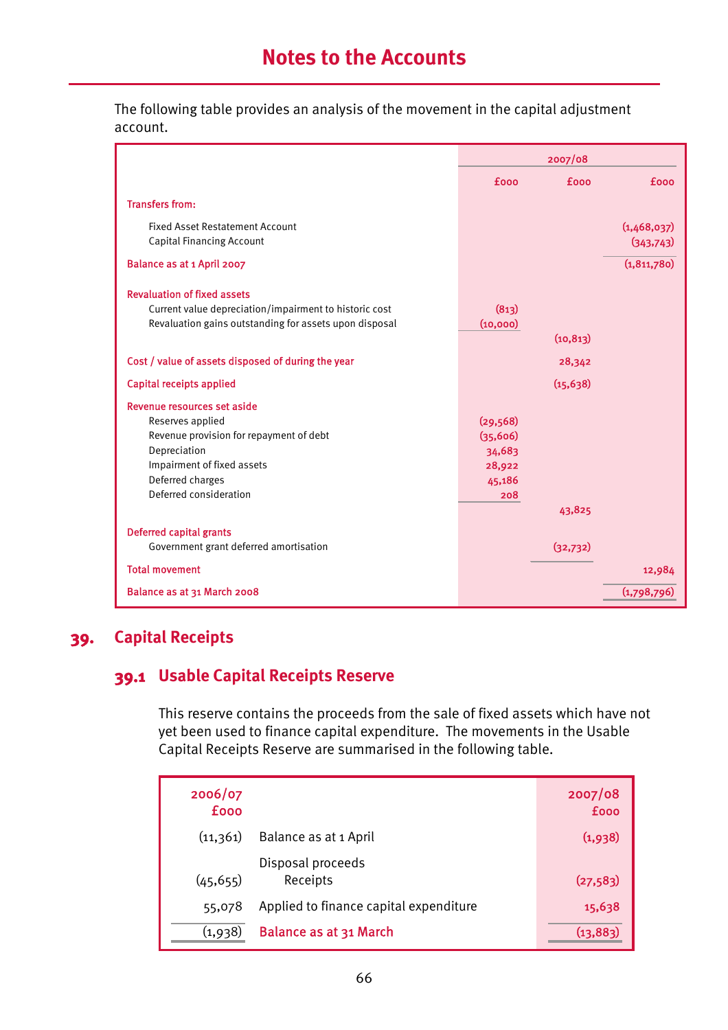# Notes to the Accounts

The following table provides an analysis of the movement in the capital adjustment account.

| | 2007/08 | | |
|---|---|---|---|
| | £000 | £000 | £000 |
| **Transfers from:** | | | |
| Fixed Asset Restatement Account | | | (1,468,037) |
| Capital Financing Account | | | (343,743) |
| **Balance as at 1 April 2007** | | | (1,811,780) |
| **Revaluation of fixed assets** | | | |
| Current value depreciation/impairment to historic cost | (813) | | |
| Revaluation gains outstanding for assets upon disposal | (10,000) | | |
| | | (10,813) | |
| **Cost / value of assets disposed of during the year** | | 28,342 | |
| **Capital receipts applied** | | (15,638) | |
| **Revenue resources set aside** | | | |
| Reserves applied | (29,568) | | |
| Revenue provision for repayment of debt | (35,606) | | |
| Depreciation | 34,683 | | |
| Impairment of fixed assets | 28,922 | | |
| Deferred charges | 45,186 | | |
| Deferred consideration | 208 | | |
| | | 43,825 | |
| **Deferred capital grants** | | | |
| Government grant deferred amortisation | | (32,732) | |
| **Total movement** | | | 12,984 |
| **Balance as at 31 March 2008** | | | (1,798,796) |

## 39. Capital Receipts

### 39.1 Usable Capital Receipts Reserve

This reserve contains the proceeds from the sale of fixed assets which have not yet been used to finance capital expenditure. The movements in the Usable Capital Receipts Reserve are summarised in the following table.

| 2006/07 £000 | | 2007/08 £000 |
|---|---|---|
| (11,361) | Balance as at 1 April | (1,938) |
| | Disposal proceeds | |
| (45,655) | Receipts | (27,583) |
| 55,078 | Applied to finance capital expenditure | 15,638 |
| (1,938) | **Balance as at 31 March** | (13,883) |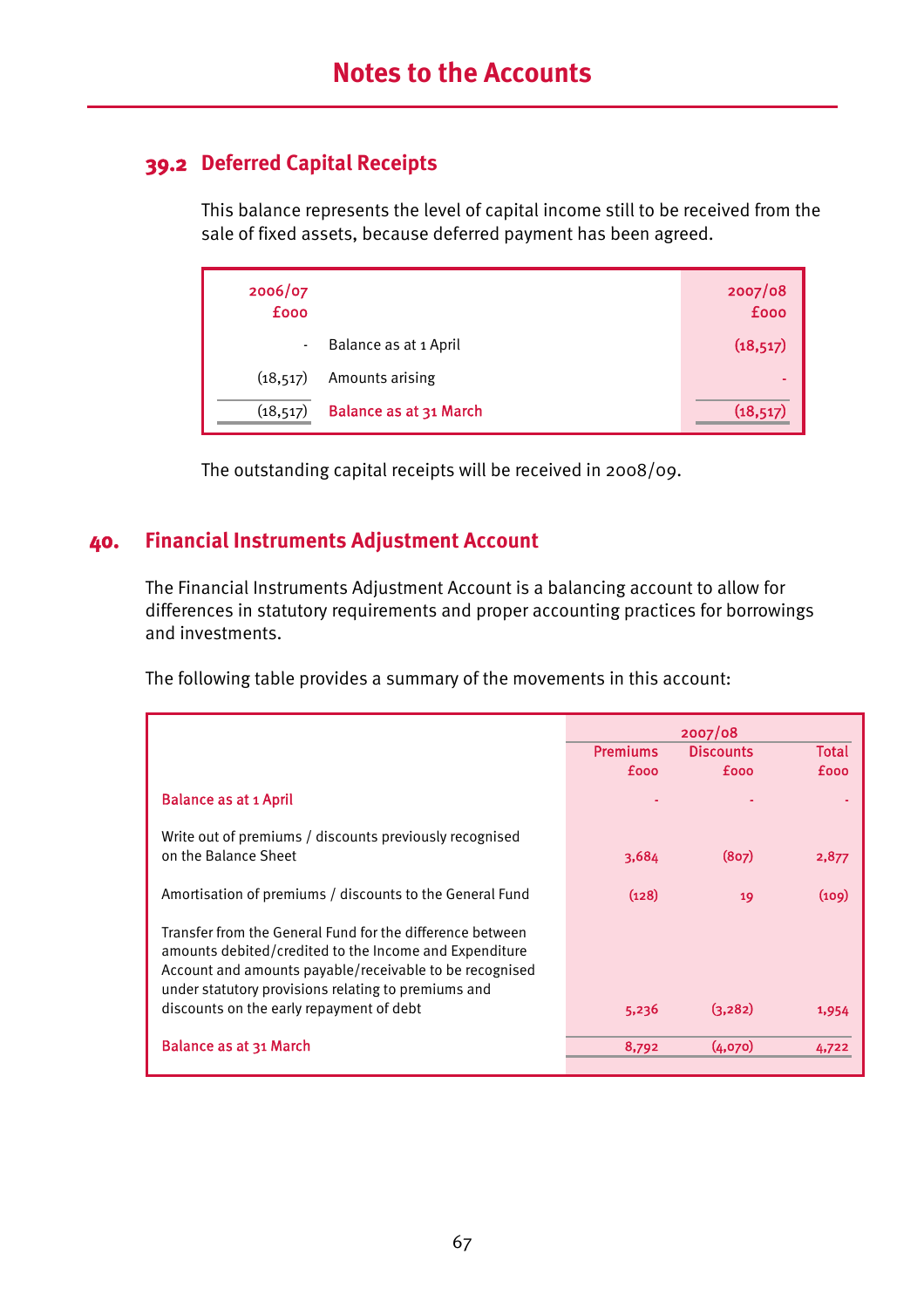# Notes to the Accounts

## 39.2 Deferred Capital Receipts

This balance represents the level of capital income still to be received from the sale of fixed assets, because deferred payment has been agreed.

| 2006/07 £000 | | 2007/08 £000 |
|---:|---|---:|
| - | Balance as at 1 April | (18,517) |
| (18,517) | Amounts arising | - |
| (18,517) | Balance as at 31 March | (18,517) |

The outstanding capital receipts will be received in 2008/09.

## 40. Financial Instruments Adjustment Account

The Financial Instruments Adjustment Account is a balancing account to allow for differences in statutory requirements and proper accounting practices for borrowings and investments.

The following table provides a summary of the movements in this account:

| | 2007/08 | | |
|---|---:|---:|---:|
| | Premiums £000 | Discounts £000 | Total £000 |
| Balance as at 1 April | - | - | - |
| Write out of premiums / discounts previously recognised on the Balance Sheet | 3,684 | (807) | 2,877 |
| Amortisation of premiums / discounts to the General Fund | (128) | 19 | (109) |
| Transfer from the General Fund for the difference between amounts debited/credited to the Income and Expenditure Account and amounts payable/receivable to be recognised under statutory provisions relating to premiums and discounts on the early repayment of debt | 5,236 | (3,282) | 1,954 |
| Balance as at 31 March | 8,792 | (4,070) | 4,722 |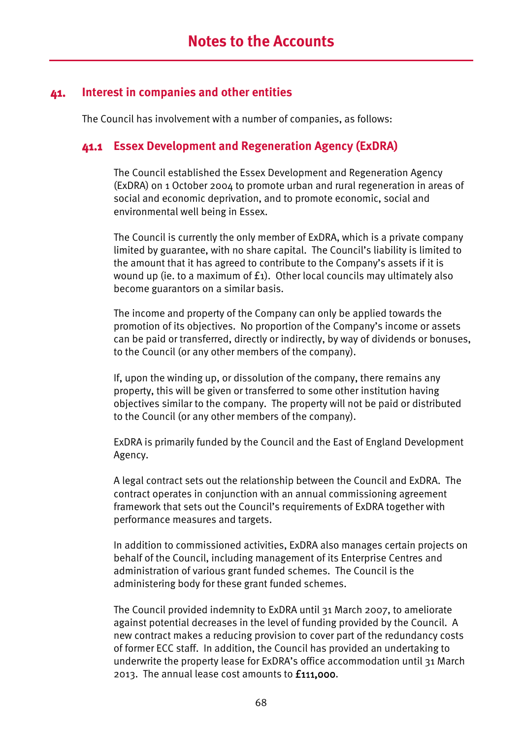# Notes to the Accounts

## 41. Interest in companies and other entities

The Council has involvement with a number of companies, as follows:

### 41.1 Essex Development and Regeneration Agency (ExDRA)

The Council established the Essex Development and Regeneration Agency (ExDRA) on 1 October 2004 to promote urban and rural regeneration in areas of social and economic deprivation, and to promote economic, social and environmental well being in Essex.

The Council is currently the only member of ExDRA, which is a private company limited by guarantee, with no share capital. The Council's liability is limited to the amount that it has agreed to contribute to the Company's assets if it is wound up (ie. to a maximum of £1). Other local councils may ultimately also become guarantors on a similar basis.

The income and property of the Company can only be applied towards the promotion of its objectives. No proportion of the Company's income or assets can be paid or transferred, directly or indirectly, by way of dividends or bonuses, to the Council (or any other members of the company).

If, upon the winding up, or dissolution of the company, there remains any property, this will be given or transferred to some other institution having objectives similar to the company. The property will not be paid or distributed to the Council (or any other members of the company).

ExDRA is primarily funded by the Council and the East of England Development Agency.

A legal contract sets out the relationship between the Council and ExDRA. The contract operates in conjunction with an annual commissioning agreement framework that sets out the Council's requirements of ExDRA together with performance measures and targets.

In addition to commissioned activities, ExDRA also manages certain projects on behalf of the Council, including management of its Enterprise Centres and administration of various grant funded schemes. The Council is the administering body for these grant funded schemes.

The Council provided indemnity to ExDRA until 31 March 2007, to ameliorate against potential decreases in the level of funding provided by the Council. A new contract makes a reducing provision to cover part of the redundancy costs of former ECC staff. In addition, the Council has provided an undertaking to underwrite the property lease for ExDRA's office accommodation until 31 March 2013. The annual lease cost amounts to **£111,000**.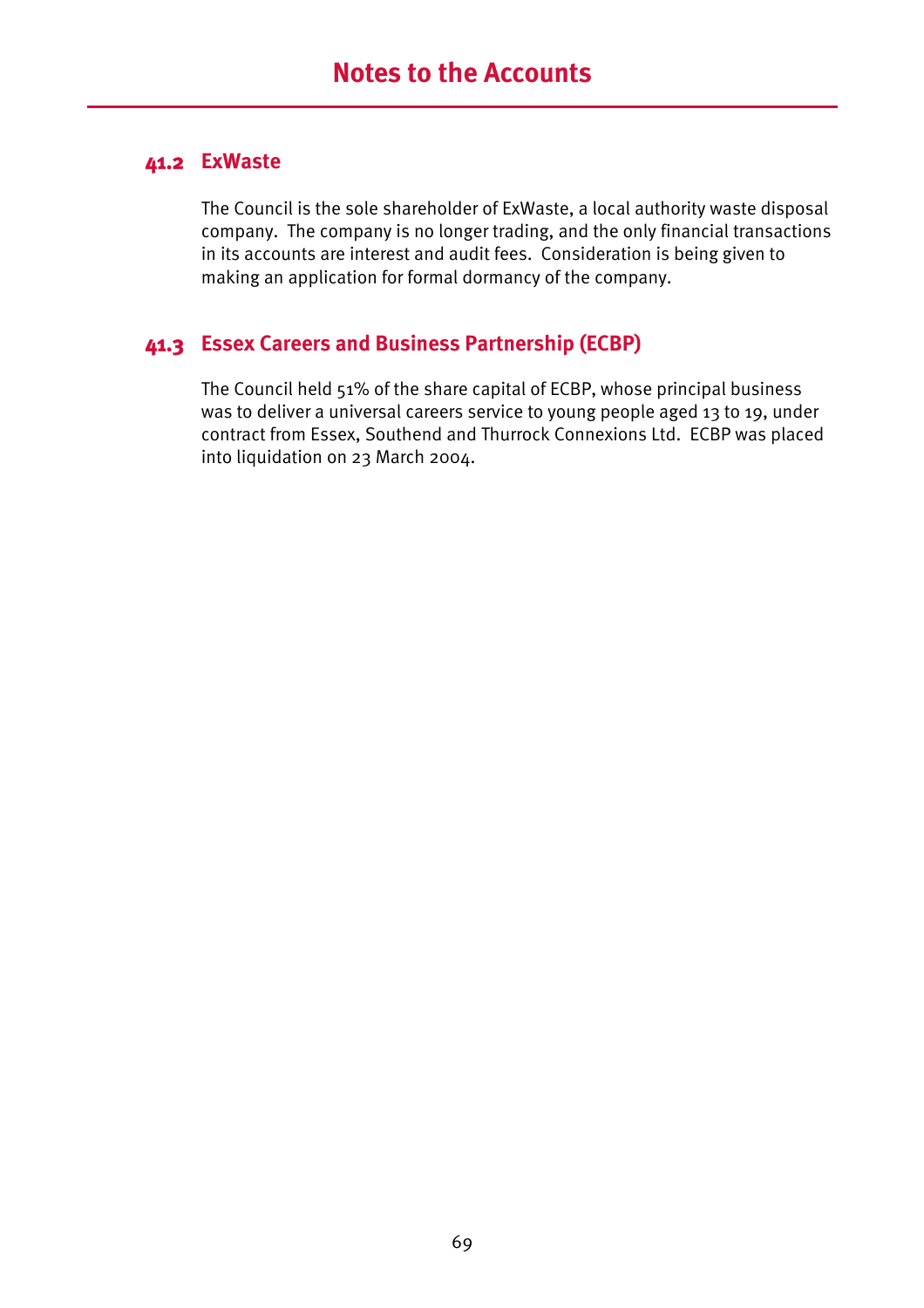# Notes to the Accounts

## 41.2 ExWaste

The Council is the sole shareholder of ExWaste, a local authority waste disposal company. The company is no longer trading, and the only financial transactions in its accounts are interest and audit fees. Consideration is being given to making an application for formal dormancy of the company.

## 41.3 Essex Careers and Business Partnership (ECBP)

The Council held 51% of the share capital of ECBP, whose principal business was to deliver a universal careers service to young people aged 13 to 19, under contract from Essex, Southend and Thurrock Connexions Ltd. ECBP was placed into liquidation on 23 March 2004.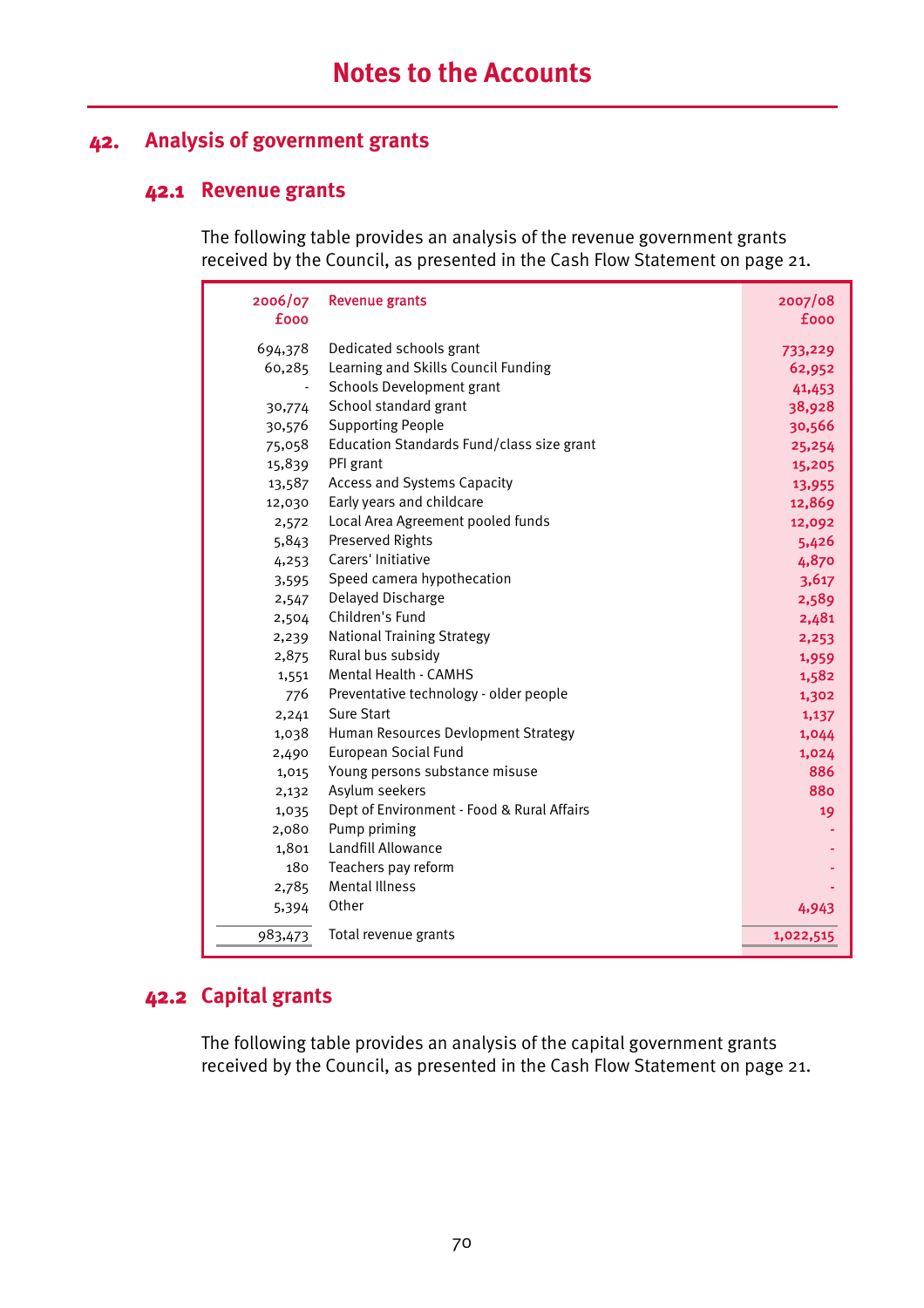# Notes to the Accounts

## 42. Analysis of government grants

### 42.1 Revenue grants

The following table provides an analysis of the revenue government grants received by the Council, as presented in the Cash Flow Statement on page 21.

| 2006/07 £000 | Revenue grants | 2007/08 £000 |
|---|---|---|
| 694,378 | Dedicated schools grant | 733,229 |
| 60,285 | Learning and Skills Council Funding | 62,952 |
| - | Schools Development grant | 41,453 |
| 30,774 | School standard grant | 38,928 |
| 30,576 | Supporting People | 30,566 |
| 75,058 | Education Standards Fund/class size grant | 25,254 |
| 15,839 | PFI grant | 15,205 |
| 13,587 | Access and Systems Capacity | 13,955 |
| 12,030 | Early years and childcare | 12,869 |
| 2,572 | Local Area Agreement pooled funds | 12,092 |
| 5,843 | Preserved Rights | 5,426 |
| 4,253 | Carers' Initiative | 4,870 |
| 3,595 | Speed camera hypothecation | 3,617 |
| 2,547 | Delayed Discharge | 2,589 |
| 2,504 | Children's Fund | 2,481 |
| 2,239 | National Training Strategy | 2,253 |
| 2,875 | Rural bus subsidy | 1,959 |
| 1,551 | Mental Health - CAMHS | 1,582 |
| 776 | Preventative technology - older people | 1,302 |
| 2,241 | Sure Start | 1,137 |
| 1,038 | Human Resources Devlopment Strategy | 1,044 |
| 2,490 | European Social Fund | 1,024 |
| 1,015 | Young persons substance misuse | 886 |
| 2,132 | Asylum seekers | 880 |
| 1,035 | Dept of Environment - Food & Rural Affairs | 19 |
| 2,080 | Pump priming | - |
| 1,801 | Landfill Allowance | - |
| 180 | Teachers pay reform | - |
| 2,785 | Mental Illness | - |
| 5,394 | Other | 4,943 |
| 983,473 | Total revenue grants | 1,022,515 |

### 42.2 Capital grants

The following table provides an analysis of the capital government grants received by the Council, as presented in the Cash Flow Statement on page 21.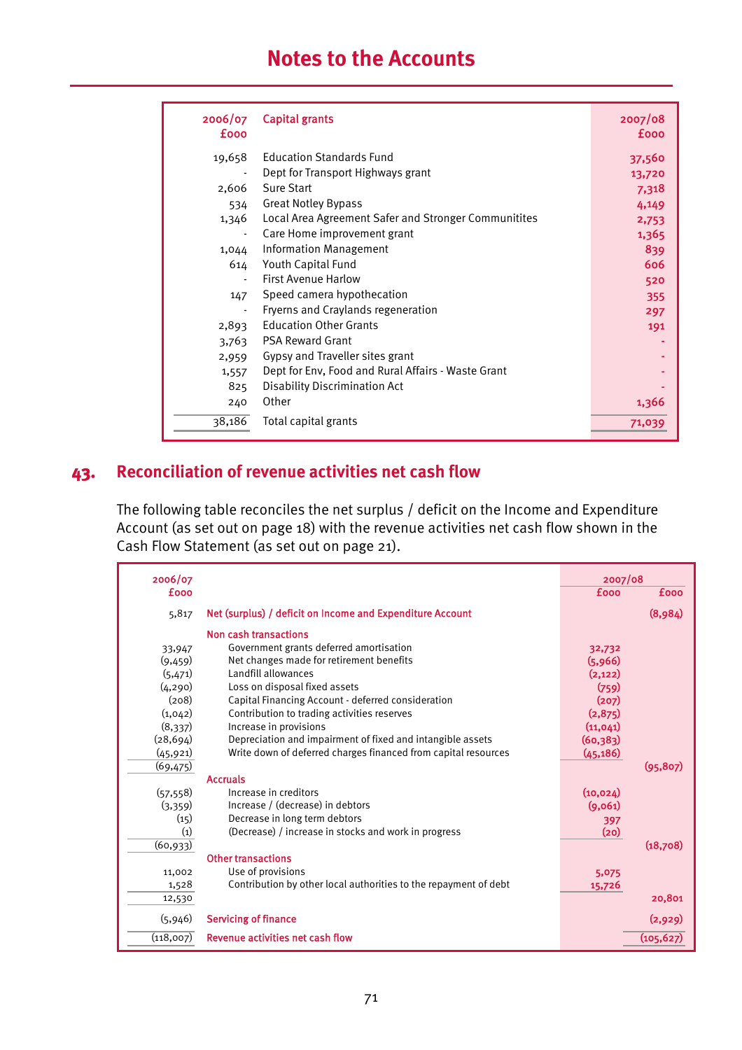# Notes to the Accounts

| 2006/07 £000 | Capital grants | 2007/08 £000 |
|---|---|---|
| 19,658 | Education Standards Fund | 37,560 |
| - | Dept for Transport Highways grant | 13,720 |
| 2,606 | Sure Start | 7,318 |
| 534 | Great Notley Bypass | 4,149 |
| 1,346 | Local Area Agreement Safer and Stronger Communitites | 2,753 |
| - | Care Home improvement grant | 1,365 |
| 1,044 | Information Management | 839 |
| 614 | Youth Capital Fund | 606 |
| - | First Avenue Harlow | 520 |
| 147 | Speed camera hypothecation | 355 |
| - | Fryerns and Craylands regeneration | 297 |
| 2,893 | Education Other Grants | 191 |
| 3,763 | PSA Reward Grant | - |
| 2,959 | Gypsy and Traveller sites grant | - |
| 1,557 | Dept for Env, Food and Rural Affairs - Waste Grant | - |
| 825 | Disability Discrimination Act | - |
| 240 | Other | 1,366 |
| 38,186 | Total capital grants | 71,039 |

## 43. Reconciliation of revenue activities net cash flow

The following table reconciles the net surplus / deficit on the Income and Expenditure Account (as set out on page 18) with the revenue activities net cash flow shown in the Cash Flow Statement (as set out on page 21).

| 2006/07 £000 | | 2007/08 £000 | 2007/08 £000 |
|---|---|---|---|
| 5,817 | Net (surplus) / deficit on Income and Expenditure Account | | (8,984) |
| | **Non cash transactions** | | |
| 33,947 | Government grants deferred amortisation | 32,732 | |
| (9,459) | Net changes made for retirement benefits | (5,966) | |
| (5,471) | Landfill allowances | (2,122) | |
| (4,290) | Loss on disposal fixed assets | (759) | |
| (208) | Capital Financing Account - deferred consideration | (207) | |
| (1,042) | Contribution to trading activities reserves | (2,875) | |
| (8,337) | Increase in provisions | (11,041) | |
| (28,694) | Depreciation and impairment of fixed and intangible assets | (60,383) | |
| (45,921) | Write down of deferred charges financed from capital resources | (45,186) | |
| (69,475) | | | (95,807) |
| | **Accruals** | | |
| (57,558) | Increase in creditors | (10,024) | |
| (3,359) | Increase / (decrease) in debtors | (9,061) | |
| (15) | Decrease in long term debtors | 397 | |
| (1) | (Decrease) / increase in stocks and work in progress | (20) | |
| (60,933) | | | (18,708) |
| | **Other transactions** | | |
| 11,002 | Use of provisions | 5,075 | |
| 1,528 | Contribution by other local authorities to the repayment of debt | 15,726 | |
| 12,530 | | | 20,801 |
| (5,946) | Servicing of finance | | (2,929) |
| (118,007) | Revenue activities net cash flow | | (105,627) |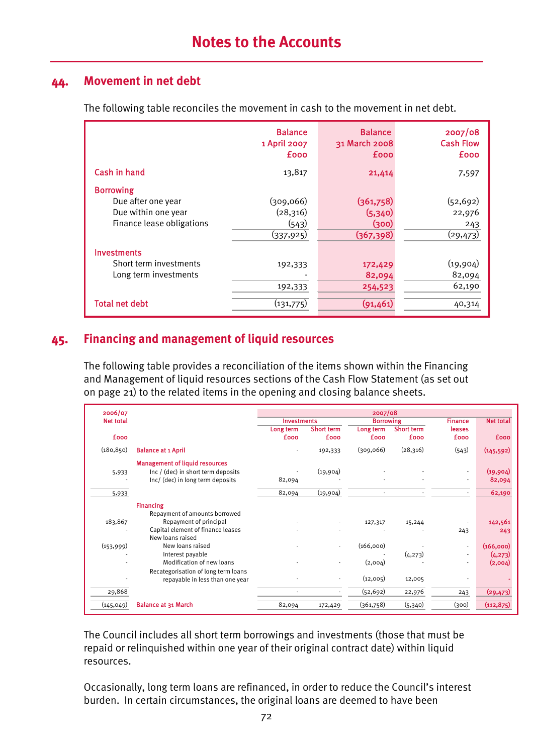## Notes to the Accounts

## 44. Movement in net debt

The following table reconciles the movement in cash to the movement in net debt.

| | Balance 1 April 2007 £000 | Balance 31 March 2008 £000 | 2007/08 Cash Flow £000 |
|---|---|---|---|
| **Cash in hand** | 13,817 | 21,414 | 7,597 |
| **Borrowing** | | | |
| Due after one year | (309,066) | (361,758) | (52,692) |
| Due within one year | (28,316) | (5,340) | 22,976 |
| Finance lease obligations | (543) | (300) | 243 |
| | (337,925) | (367,398) | (29,473) |
| **Investments** | | | |
| Short term investments | 192,333 | 172,429 | (19,904) |
| Long term investments | - | 82,094 | 82,094 |
| | 192,333 | 254,523 | 62,190 |
| **Total net debt** | (131,775) | (91,461) | 40,314 |

## 45. Financing and management of liquid resources

The following table provides a reconciliation of the items shown within the Financing and Management of liquid resources sections of the Cash Flow Statement (as set out on page 21) to the related items in the opening and closing balance sheets.

| 2006/07 Net total £000 | | 2007/08 Investments Long term £000 | Investments Short term £000 | Borrowing Long term £000 | Borrowing Short term £000 | Finance leases £000 | Net total £000 |
|---|---|---|---|---|---|---|---|
| (180,850) | **Balance at 1 April** | - | 192,333 | (309,066) | (28,316) | (543) | (145,592) |
| | **Management of liquid resources** | | | | | | |
| 5,933 | Inc / (dec) in short term deposits | - | (19,904) | - | - | - | (19,904) |
| - | Inc/ (dec) in long term deposits | 82,094 | - | - | - | - | 82,094 |
| 5,933 | | 82,094 | (19,904) | - | - | - | 62,190 |
| | **Financing** | | | | | | |
| | Repayment of amounts borrowed | | | | | | |
| 183,867 | Repayment of principal | - | - | 127,317 | 15,244 | - | 142,561 |
| - | Capital element of finance leases | - | - | - | - | 243 | 243 |
| | New loans raised | | | | | | |
| (153,999) | New loans raised | - | - | (166,000) | - | - | (166,000) |
| - | Interest payable | | | - | (4,273) | - | (4,273) |
| - | Modification of new loans | - | - | (2,004) | - | - | (2,004) |
| | Recategorisation of long term loans repayable in less than one year | | | | | | |
| - | | - | - | (12,005) | 12,005 | - | - |
| 29,868 | | - | - | (52,692) | 22,976 | 243 | (29,473) |
| (145,049) | **Balance at 31 March** | 82,094 | 172,429 | (361,758) | (5,340) | (300) | (112,875) |

The Council includes all short term borrowings and investments (those that must be repaid or relinquished within one year of their original contract date) within liquid resources.

Occasionally, long term loans are refinanced, in order to reduce the Council's interest burden. In certain circumstances, the original loans are deemed to have been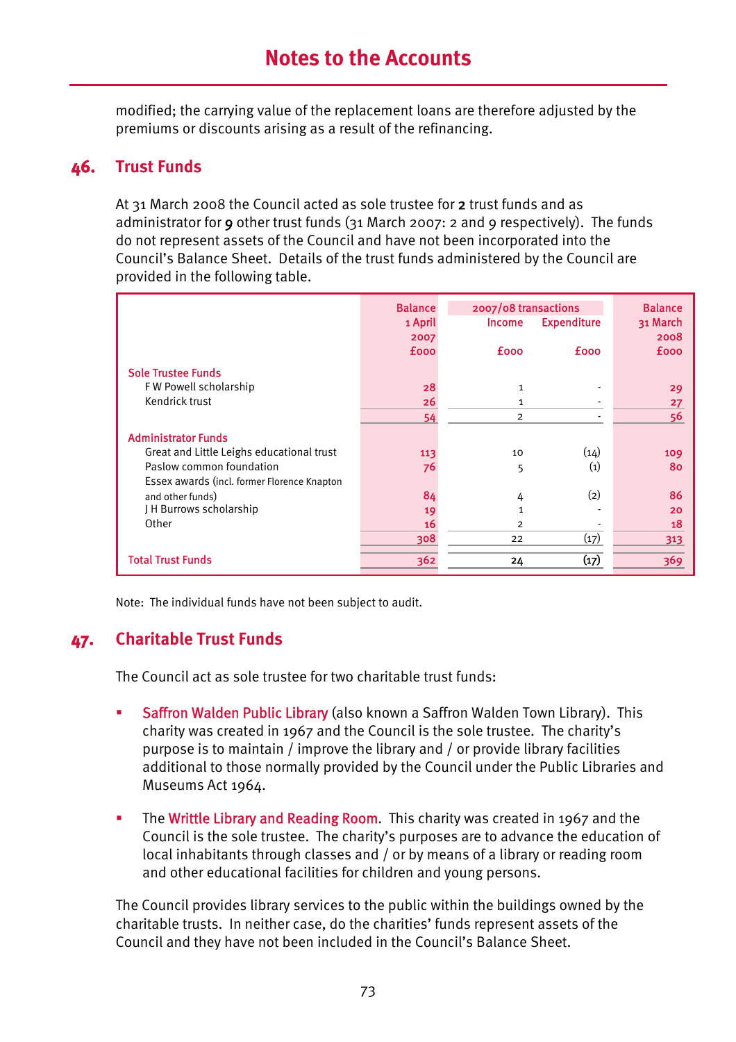modified; the carrying value of the replacement loans are therefore adjusted by the premiums or discounts arising as a result of the refinancing.

## 46. Trust Funds

At 31 March 2008 the Council acted as sole trustee for **2** trust funds and as administrator for **9** other trust funds (31 March 2007: 2 and 9 respectively). The funds do not represent assets of the Council and have not been incorporated into the Council's Balance Sheet. Details of the trust funds administered by the Council are provided in the following table.

| | Balance 1 April 2007 | 2007/08 transactions | | Balance 31 March 2008 |
|---|---|---|---|---|
| | | Income | Expenditure | |
| | £000 | £000 | £000 | £000 |
| **Sole Trustee Funds** | | | | |
| F W Powell scholarship | 28 | 1 | - | 29 |
| Kendrick trust | 26 | 1 | - | 27 |
| | 54 | 2 | - | 56 |
| **Administrator Funds** | | | | |
| Great and Little Leighs educational trust | 113 | 10 | (14) | 109 |
| Paslow common foundation | 76 | 5 | (1) | 80 |
| Essex awards (incl. former Florence Knapton and other funds) | 84 | 4 | (2) | 86 |
| J H Burrows scholarship | 19 | 1 | - | 20 |
| Other | 16 | 2 | - | 18 |
| | 308 | 22 | (17) | 313 |
| **Total Trust Funds** | 362 | 24 | (17) | 369 |

Note: The individual funds have not been subject to audit.

## 47. Charitable Trust Funds

The Council act as sole trustee for two charitable trust funds:

- **Saffron Walden Public Library** (also known a Saffron Walden Town Library). This charity was created in 1967 and the Council is the sole trustee. The charity's purpose is to maintain / improve the library and / or provide library facilities additional to those normally provided by the Council under the Public Libraries and Museums Act 1964.

- The **Writtle Library and Reading Room**. This charity was created in 1967 and the Council is the sole trustee. The charity's purposes are to advance the education of local inhabitants through classes and / or by means of a library or reading room and other educational facilities for children and young persons.

The Council provides library services to the public within the buildings owned by the charitable trusts. In neither case, do the charities' funds represent assets of the Council and they have not been included in the Council's Balance Sheet.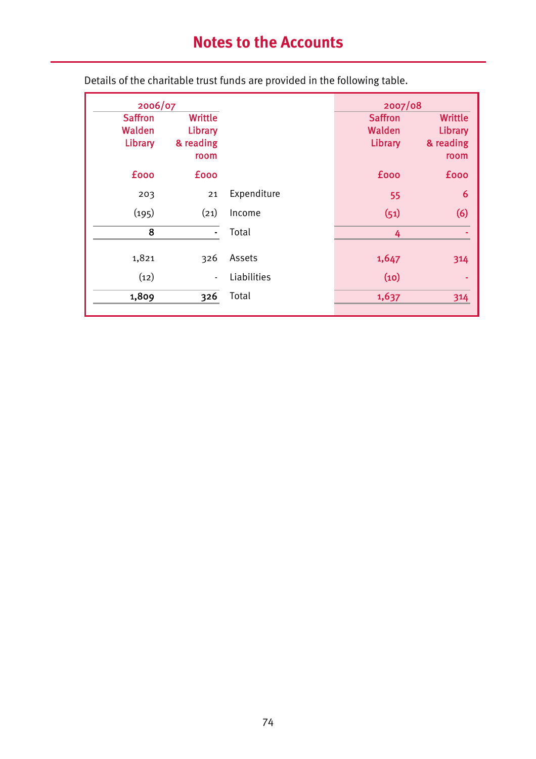# Notes to the Accounts

Details of the charitable trust funds are provided in the following table.

| 2006/07 | | | 2007/08 | |
|---|---|---|---|---|
| Saffron Walden Library | Writtle Library & reading room | | Saffron Walden Library | Writtle Library & reading room |
| £000 | £000 | | £000 | £000 |
| 203 | 21 | Expenditure | 55 | 6 |
| (195) | (21) | Income | (51) | (6) |
| **8** | **-** | Total | 4 | - |
| 1,821 | 326 | Assets | 1,647 | 314 |
| (12) | - | Liabilities | (10) | - |
| **1,809** | **326** | Total | 1,637 | 314 |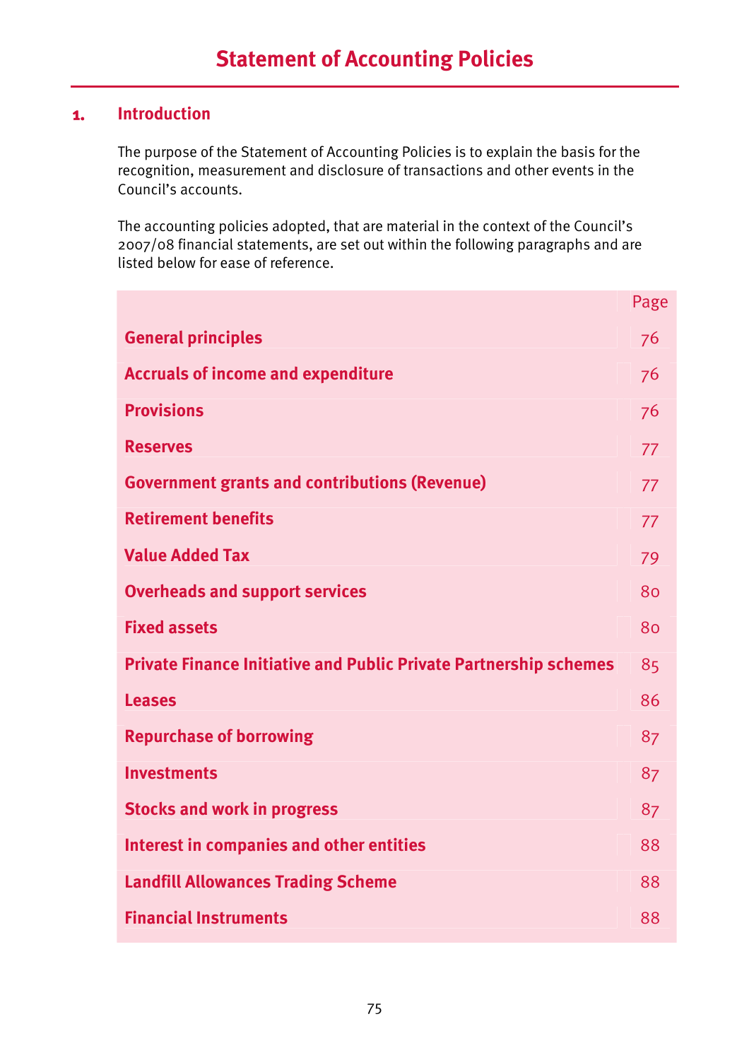# Statement of Accounting Policies

## 1. Introduction

The purpose of the Statement of Accounting Policies is to explain the basis for the recognition, measurement and disclosure of transactions and other events in the Council's accounts.

The accounting policies adopted, that are material in the context of the Council's 2007/08 financial statements, are set out within the following paragraphs and are listed below for ease of reference.

| | Page |
|---|---|
| **General principles** | 76 |
| **Accruals of income and expenditure** | 76 |
| **Provisions** | 76 |
| **Reserves** | 77 |
| **Government grants and contributions (Revenue)** | 77 |
| **Retirement benefits** | 77 |
| **Value Added Tax** | 79 |
| **Overheads and support services** | 80 |
| **Fixed assets** | 80 |
| **Private Finance Initiative and Public Private Partnership schemes** | 85 |
| **Leases** | 86 |
| **Repurchase of borrowing** | 87 |
| **Investments** | 87 |
| **Stocks and work in progress** | 87 |
| **Interest in companies and other entities** | 88 |
| **Landfill Allowances Trading Scheme** | 88 |
| **Financial Instruments** | 88 |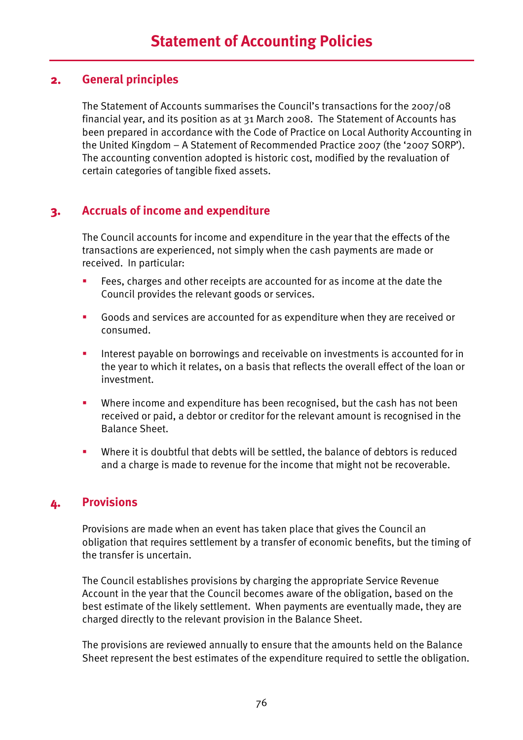# Statement of Accounting Policies

## 2. General principles

The Statement of Accounts summarises the Council's transactions for the 2007/08 financial year, and its position as at 31 March 2008. The Statement of Accounts has been prepared in accordance with the Code of Practice on Local Authority Accounting in the United Kingdom – A Statement of Recommended Practice 2007 (the '2007 SORP'). The accounting convention adopted is historic cost, modified by the revaluation of certain categories of tangible fixed assets.

## 3. Accruals of income and expenditure

The Council accounts for income and expenditure in the year that the effects of the transactions are experienced, not simply when the cash payments are made or received. In particular:

- Fees, charges and other receipts are accounted for as income at the date the Council provides the relevant goods or services.
- Goods and services are accounted for as expenditure when they are received or consumed.
- Interest payable on borrowings and receivable on investments is accounted for in the year to which it relates, on a basis that reflects the overall effect of the loan or investment.
- Where income and expenditure has been recognised, but the cash has not been received or paid, a debtor or creditor for the relevant amount is recognised in the Balance Sheet.
- Where it is doubtful that debts will be settled, the balance of debtors is reduced and a charge is made to revenue for the income that might not be recoverable.

## 4. Provisions

Provisions are made when an event has taken place that gives the Council an obligation that requires settlement by a transfer of economic benefits, but the timing of the transfer is uncertain.

The Council establishes provisions by charging the appropriate Service Revenue Account in the year that the Council becomes aware of the obligation, based on the best estimate of the likely settlement. When payments are eventually made, they are charged directly to the relevant provision in the Balance Sheet.

The provisions are reviewed annually to ensure that the amounts held on the Balance Sheet represent the best estimates of the expenditure required to settle the obligation.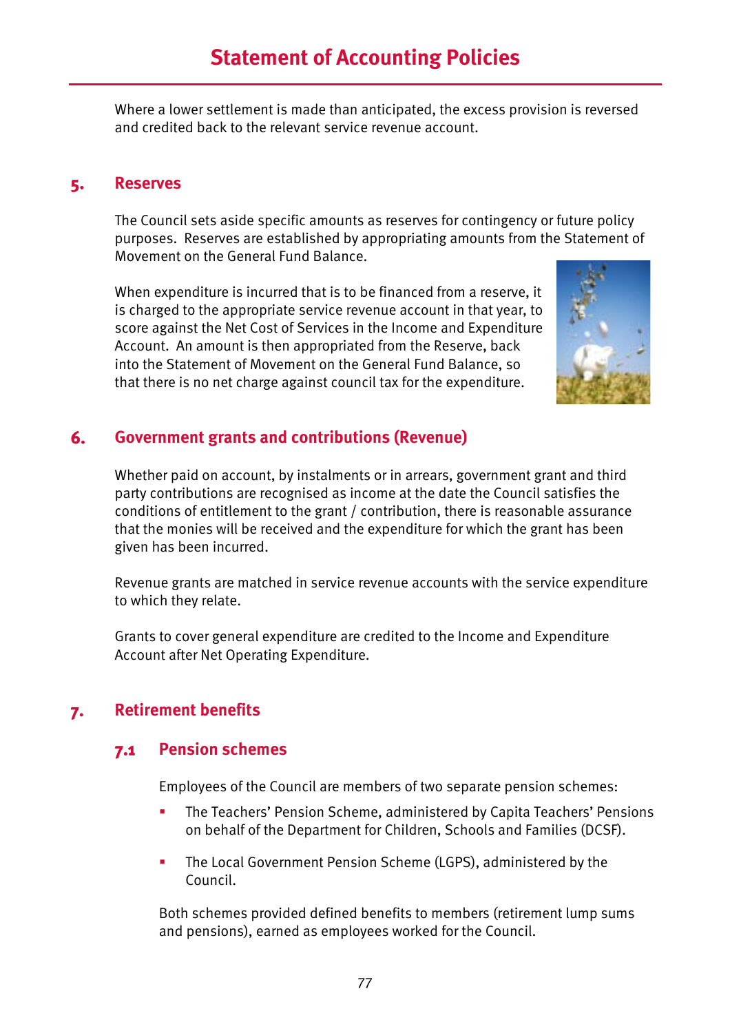Where a lower settlement is made than anticipated, the excess provision is reversed and credited back to the relevant service revenue account.

## 5. Reserves

The Council sets aside specific amounts as reserves for contingency or future policy purposes. Reserves are established by appropriating amounts from the Statement of Movement on the General Fund Balance.

When expenditure is incurred that is to be financed from a reserve, it is charged to the appropriate service revenue account in that year, to score against the Net Cost of Services in the Income and Expenditure Account. An amount is then appropriated from the Reserve, back into the Statement of Movement on the General Fund Balance, so that there is no net charge against council tax for the expenditure.

## 6. Government grants and contributions (Revenue)

Whether paid on account, by instalments or in arrears, government grant and third party contributions are recognised as income at the date the Council satisfies the conditions of entitlement to the grant / contribution, there is reasonable assurance that the monies will be received and the expenditure for which the grant has been given has been incurred.

Revenue grants are matched in service revenue accounts with the service expenditure to which they relate.

Grants to cover general expenditure are credited to the Income and Expenditure Account after Net Operating Expenditure.

## 7. Retirement benefits

### 7.1 Pension schemes

Employees of the Council are members of two separate pension schemes:

- The Teachers' Pension Scheme, administered by Capita Teachers' Pensions on behalf of the Department for Children, Schools and Families (DCSF).
- The Local Government Pension Scheme (LGPS), administered by the Council.

Both schemes provided defined benefits to members (retirement lump sums and pensions), earned as employees worked for the Council.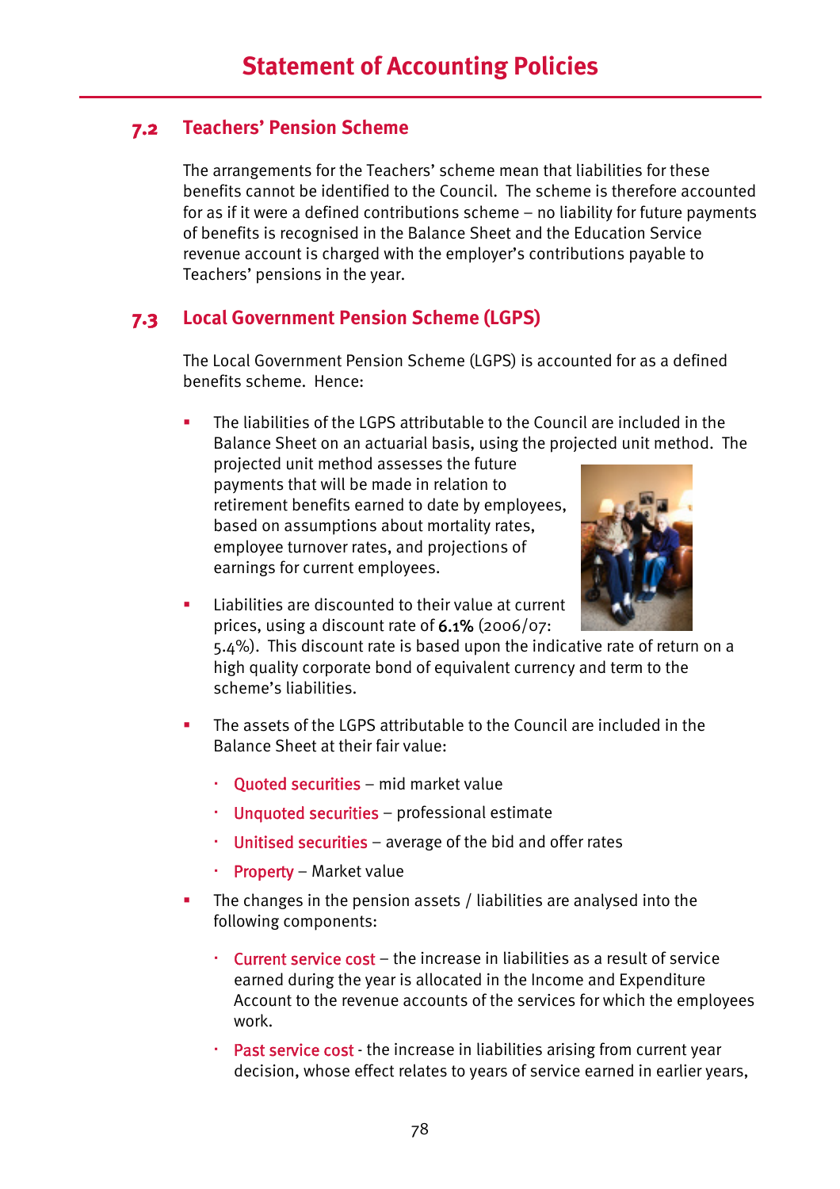# Statement of Accounting Policies

## 7.2 Teachers' Pension Scheme

The arrangements for the Teachers' scheme mean that liabilities for these benefits cannot be identified to the Council. The scheme is therefore accounted for as if it were a defined contributions scheme – no liability for future payments of benefits is recognised in the Balance Sheet and the Education Service revenue account is charged with the employer's contributions payable to Teachers' pensions in the year.

## 7.3 Local Government Pension Scheme (LGPS)

The Local Government Pension Scheme (LGPS) is accounted for as a defined benefits scheme. Hence:

- The liabilities of the LGPS attributable to the Council are included in the Balance Sheet on an actuarial basis, using the projected unit method. The projected unit method assesses the future payments that will be made in relation to retirement benefits earned to date by employees, based on assumptions about mortality rates, employee turnover rates, and projections of earnings for current employees.
- Liabilities are discounted to their value at current prices, using a discount rate of **6.1%** (2006/07: 5.4%). This discount rate is based upon the indicative rate of return on a high quality corporate bond of equivalent currency and term to the scheme's liabilities.
- The assets of the LGPS attributable to the Council are included in the Balance Sheet at their fair value:
  - Quoted securities – mid market value
  - Unquoted securities – professional estimate
  - Unitised securities – average of the bid and offer rates
  - Property – Market value
- The changes in the pension assets / liabilities are analysed into the following components:
  - Current service cost – the increase in liabilities as a result of service earned during the year is allocated in the Income and Expenditure Account to the revenue accounts of the services for which the employees work.
  - Past service cost - the increase in liabilities arising from current year decision, whose effect relates to years of service earned in earlier years,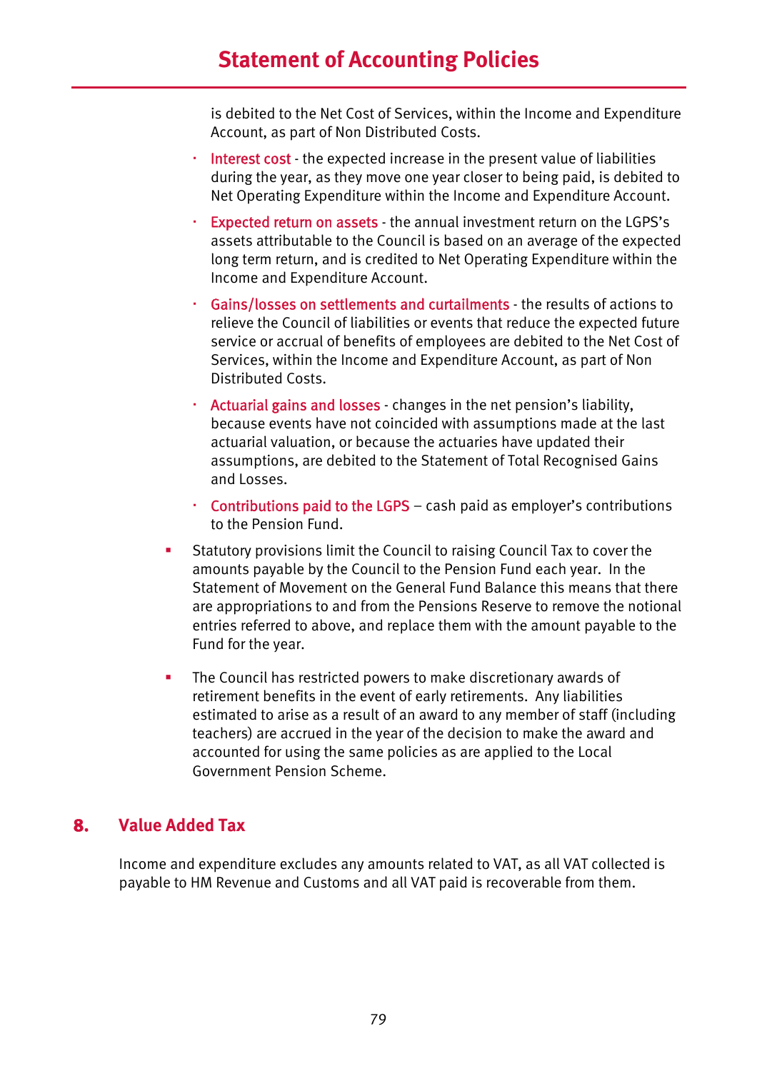is debited to the Net Cost of Services, within the Income and Expenditure Account, as part of Non Distributed Costs.

- Interest cost - the expected increase in the present value of liabilities during the year, as they move one year closer to being paid, is debited to Net Operating Expenditure within the Income and Expenditure Account.
- Expected return on assets - the annual investment return on the LGPS's assets attributable to the Council is based on an average of the expected long term return, and is credited to Net Operating Expenditure within the Income and Expenditure Account.
- Gains/losses on settlements and curtailments - the results of actions to relieve the Council of liabilities or events that reduce the expected future service or accrual of benefits of employees are debited to the Net Cost of Services, within the Income and Expenditure Account, as part of Non Distributed Costs.
- Actuarial gains and losses - changes in the net pension's liability, because events have not coincided with assumptions made at the last actuarial valuation, or because the actuaries have updated their assumptions, are debited to the Statement of Total Recognised Gains and Losses.
- Contributions paid to the LGPS – cash paid as employer's contributions to the Pension Fund.

- Statutory provisions limit the Council to raising Council Tax to cover the amounts payable by the Council to the Pension Fund each year. In the Statement of Movement on the General Fund Balance this means that there are appropriations to and from the Pensions Reserve to remove the notional entries referred to above, and replace them with the amount payable to the Fund for the year.

- The Council has restricted powers to make discretionary awards of retirement benefits in the event of early retirements. Any liabilities estimated to arise as a result of an award to any member of staff (including teachers) are accrued in the year of the decision to make the award and accounted for using the same policies as are applied to the Local Government Pension Scheme.

## 8. Value Added Tax

Income and expenditure excludes any amounts related to VAT, as all VAT collected is payable to HM Revenue and Customs and all VAT paid is recoverable from them.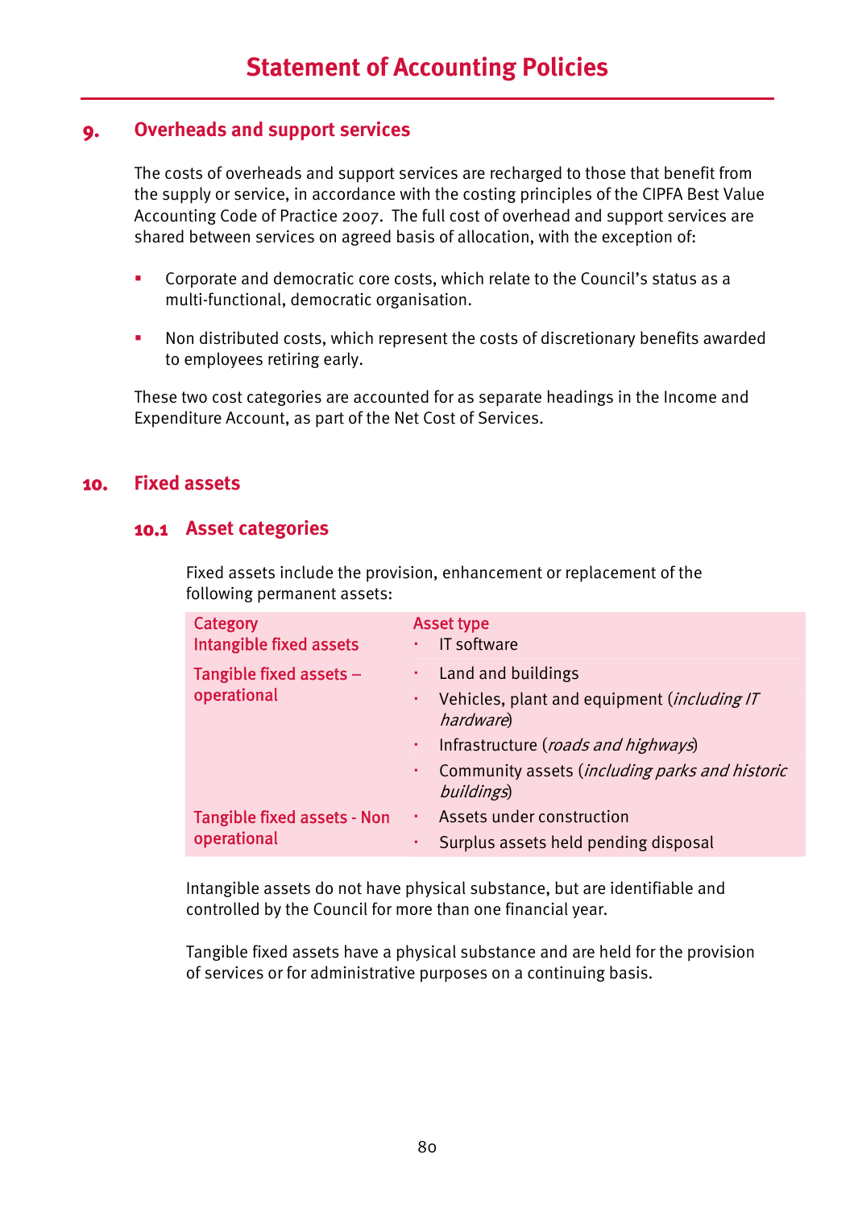# Statement of Accounting Policies

## 9. Overheads and support services

The costs of overheads and support services are recharged to those that benefit from the supply or service, in accordance with the costing principles of the CIPFA Best Value Accounting Code of Practice 2007. The full cost of overhead and support services are shared between services on agreed basis of allocation, with the exception of:

- Corporate and democratic core costs, which relate to the Council's status as a multi-functional, democratic organisation.
- Non distributed costs, which represent the costs of discretionary benefits awarded to employees retiring early.

These two cost categories are accounted for as separate headings in the Income and Expenditure Account, as part of the Net Cost of Services.

## 10. Fixed assets

### 10.1 Asset categories

Fixed assets include the provision, enhancement or replacement of the following permanent assets:

| Category | Asset type |
|---|---|
| Intangible fixed assets | • IT software |
| Tangible fixed assets – operational | • Land and buildings<br>• Vehicles, plant and equipment (*including IT hardware*)<br>• Infrastructure (*roads and highways*)<br>• Community assets (*including parks and historic buildings*) |
| Tangible fixed assets - Non operational | • Assets under construction<br>• Surplus assets held pending disposal |

Intangible assets do not have physical substance, but are identifiable and controlled by the Council for more than one financial year.

Tangible fixed assets have a physical substance and are held for the provision of services or for administrative purposes on a continuing basis.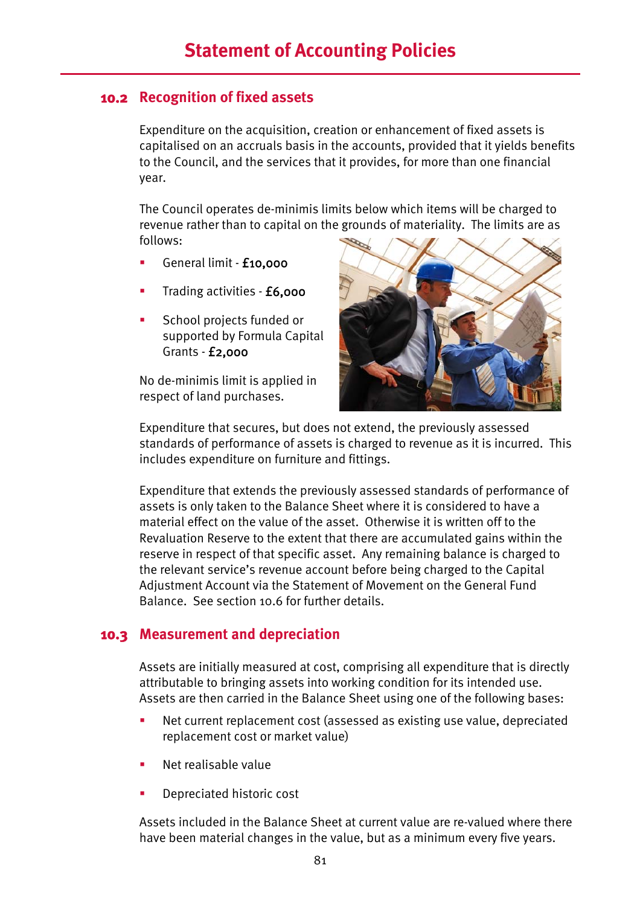## 10.2 Recognition of fixed assets

Expenditure on the acquisition, creation or enhancement of fixed assets is capitalised on an accruals basis in the accounts, provided that it yields benefits to the Council, and the services that it provides, for more than one financial year.

The Council operates de-minimis limits below which items will be charged to revenue rather than to capital on the grounds of materiality. The limits are as follows:

- General limit - **£10,000**
- Trading activities - **£6,000**
- School projects funded or supported by Formula Capital Grants - **£2,000**

No de-minimis limit is applied in respect of land purchases.

Expenditure that secures, but does not extend, the previously assessed standards of performance of assets is charged to revenue as it is incurred. This includes expenditure on furniture and fittings.

Expenditure that extends the previously assessed standards of performance of assets is only taken to the Balance Sheet where it is considered to have a material effect on the value of the asset. Otherwise it is written off to the Revaluation Reserve to the extent that there are accumulated gains within the reserve in respect of that specific asset. Any remaining balance is charged to the relevant service's revenue account before being charged to the Capital Adjustment Account via the Statement of Movement on the General Fund Balance. See section 10.6 for further details.

## 10.3 Measurement and depreciation

Assets are initially measured at cost, comprising all expenditure that is directly attributable to bringing assets into working condition for its intended use. Assets are then carried in the Balance Sheet using one of the following bases:

- Net current replacement cost (assessed as existing use value, depreciated replacement cost or market value)
- Net realisable value
- Depreciated historic cost

Assets included in the Balance Sheet at current value are re-valued where there have been material changes in the value, but as a minimum every five years.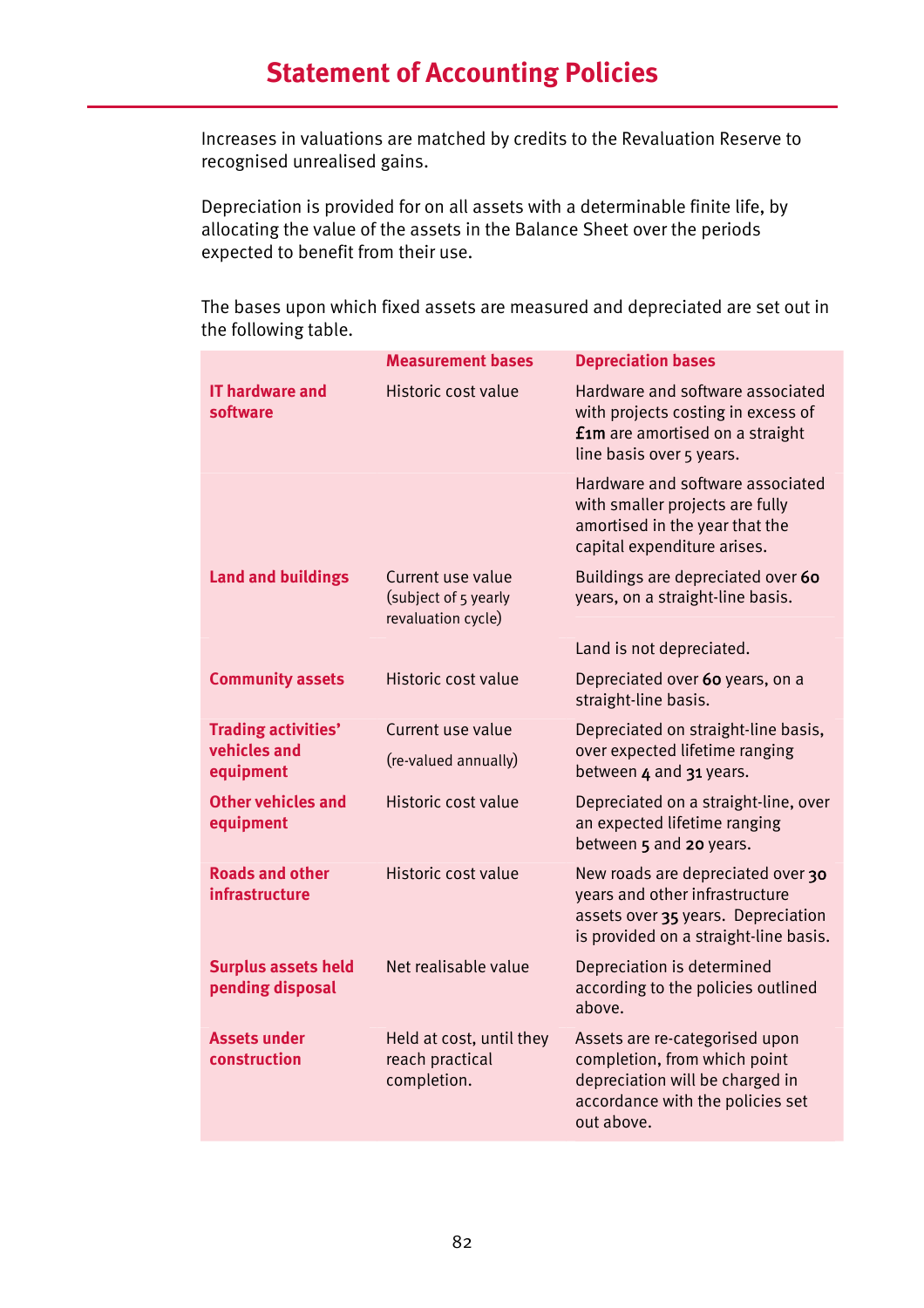# Statement of Accounting Policies

Increases in valuations are matched by credits to the Revaluation Reserve to recognised unrealised gains.

Depreciation is provided for on all assets with a determinable finite life, by allocating the value of the assets in the Balance Sheet over the periods expected to benefit from their use.

The bases upon which fixed assets are measured and depreciated are set out in the following table.

| | Measurement bases | Depreciation bases |
|---|---|---|
| **IT hardware and software** | Historic cost value | Hardware and software associated with projects costing in excess of £1m are amortised on a straight line basis over 5 years. |
| | | Hardware and software associated with smaller projects are fully amortised in the year that the capital expenditure arises. |
| **Land and buildings** | Current use value (subject of 5 yearly revaluation cycle) | Buildings are depreciated over 60 years, on a straight-line basis. |
| | | Land is not depreciated. |
| **Community assets** | Historic cost value | Depreciated over 60 years, on a straight-line basis. |
| **Trading activities' vehicles and equipment** | Current use value (re-valued annually) | Depreciated on straight-line basis, over expected lifetime ranging between 4 and 31 years. |
| **Other vehicles and equipment** | Historic cost value | Depreciated on a straight-line, over an expected lifetime ranging between 5 and 20 years. |
| **Roads and other infrastructure** | Historic cost value | New roads are depreciated over 30 years and other infrastructure assets over 35 years. Depreciation is provided on a straight-line basis. |
| **Surplus assets held pending disposal** | Net realisable value | Depreciation is determined according to the policies outlined above. |
| **Assets under construction** | Held at cost, until they reach practical completion. | Assets are re-categorised upon completion, from which point depreciation will be charged in accordance with the policies set out above. |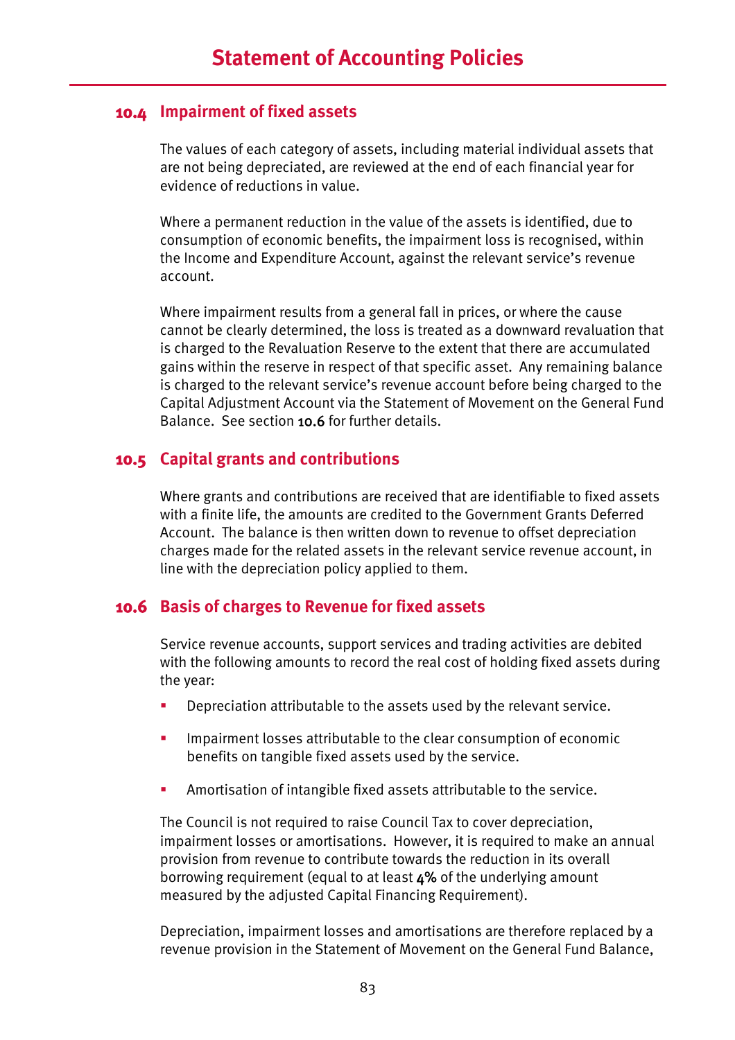# Statement of Accounting Policies

## 10.4 Impairment of fixed assets

The values of each category of assets, including material individual assets that are not being depreciated, are reviewed at the end of each financial year for evidence of reductions in value.

Where a permanent reduction in the value of the assets is identified, due to consumption of economic benefits, the impairment loss is recognised, within the Income and Expenditure Account, against the relevant service's revenue account.

Where impairment results from a general fall in prices, or where the cause cannot be clearly determined, the loss is treated as a downward revaluation that is charged to the Revaluation Reserve to the extent that there are accumulated gains within the reserve in respect of that specific asset. Any remaining balance is charged to the relevant service's revenue account before being charged to the Capital Adjustment Account via the Statement of Movement on the General Fund Balance. See section 10.6 for further details.

## 10.5 Capital grants and contributions

Where grants and contributions are received that are identifiable to fixed assets with a finite life, the amounts are credited to the Government Grants Deferred Account. The balance is then written down to revenue to offset depreciation charges made for the related assets in the relevant service revenue account, in line with the depreciation policy applied to them.

## 10.6 Basis of charges to Revenue for fixed assets

Service revenue accounts, support services and trading activities are debited with the following amounts to record the real cost of holding fixed assets during the year:

- Depreciation attributable to the assets used by the relevant service.
- Impairment losses attributable to the clear consumption of economic benefits on tangible fixed assets used by the service.
- Amortisation of intangible fixed assets attributable to the service.

The Council is not required to raise Council Tax to cover depreciation, impairment losses or amortisations. However, it is required to make an annual provision from revenue to contribute towards the reduction in its overall borrowing requirement (equal to at least 4% of the underlying amount measured by the adjusted Capital Financing Requirement).

Depreciation, impairment losses and amortisations are therefore replaced by a revenue provision in the Statement of Movement on the General Fund Balance,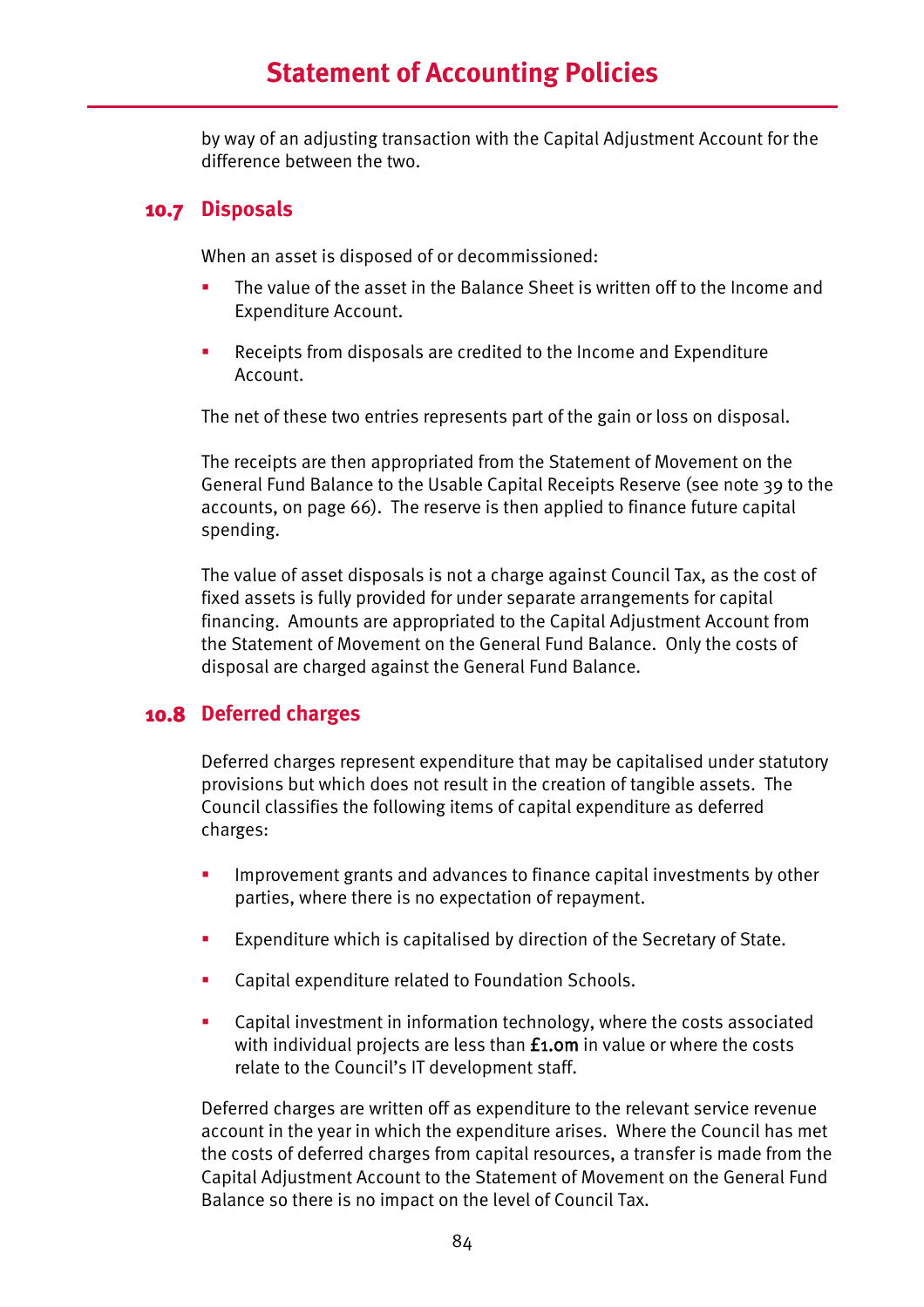by way of an adjusting transaction with the Capital Adjustment Account for the difference between the two.

## 10.7 Disposals

When an asset is disposed of or decommissioned:

- The value of the asset in the Balance Sheet is written off to the Income and Expenditure Account.
- Receipts from disposals are credited to the Income and Expenditure Account.

The net of these two entries represents part of the gain or loss on disposal.

The receipts are then appropriated from the Statement of Movement on the General Fund Balance to the Usable Capital Receipts Reserve (see note 39 to the accounts, on page 66). The reserve is then applied to finance future capital spending.

The value of asset disposals is not a charge against Council Tax, as the cost of fixed assets is fully provided for under separate arrangements for capital financing. Amounts are appropriated to the Capital Adjustment Account from the Statement of Movement on the General Fund Balance. Only the costs of disposal are charged against the General Fund Balance.

## 10.8 Deferred charges

Deferred charges represent expenditure that may be capitalised under statutory provisions but which does not result in the creation of tangible assets. The Council classifies the following items of capital expenditure as deferred charges:

- Improvement grants and advances to finance capital investments by other parties, where there is no expectation of repayment.
- Expenditure which is capitalised by direction of the Secretary of State.
- Capital expenditure related to Foundation Schools.
- Capital investment in information technology, where the costs associated with individual projects are less than **£1.0m** in value or where the costs relate to the Council's IT development staff.

Deferred charges are written off as expenditure to the relevant service revenue account in the year in which the expenditure arises. Where the Council has met the costs of deferred charges from capital resources, a transfer is made from the Capital Adjustment Account to the Statement of Movement on the General Fund Balance so there is no impact on the level of Council Tax.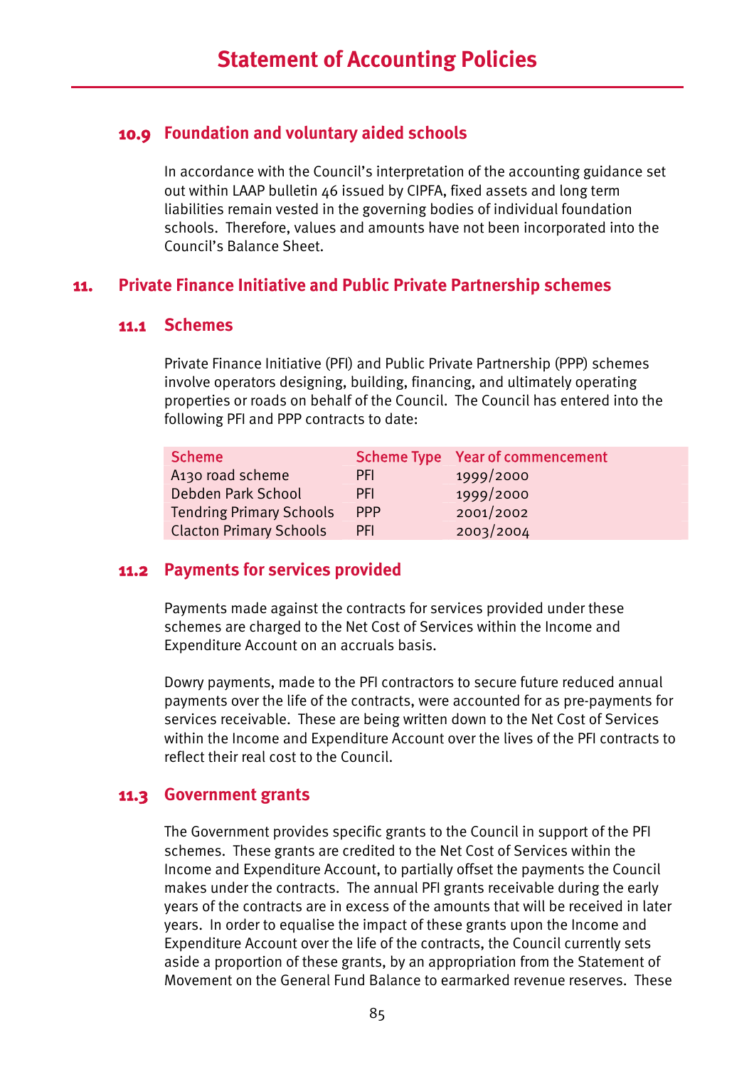# Statement of Accounting Policies

### 10.9 Foundation and voluntary aided schools

In accordance with the Council's interpretation of the accounting guidance set out within LAAP bulletin 46 issued by CIPFA, fixed assets and long term liabilities remain vested in the governing bodies of individual foundation schools. Therefore, values and amounts have not been incorporated into the Council's Balance Sheet.

## 11. Private Finance Initiative and Public Private Partnership schemes

### 11.1 Schemes

Private Finance Initiative (PFI) and Public Private Partnership (PPP) schemes involve operators designing, building, financing, and ultimately operating properties or roads on behalf of the Council. The Council has entered into the following PFI and PPP contracts to date:

| Scheme | Scheme Type | Year of commencement |
|---|---|---|
| A130 road scheme | PFI | 1999/2000 |
| Debden Park School | PFI | 1999/2000 |
| Tendring Primary Schools | PPP | 2001/2002 |
| Clacton Primary Schools | PFI | 2003/2004 |

### 11.2 Payments for services provided

Payments made against the contracts for services provided under these schemes are charged to the Net Cost of Services within the Income and Expenditure Account on an accruals basis.

Dowry payments, made to the PFI contractors to secure future reduced annual payments over the life of the contracts, were accounted for as pre-payments for services receivable. These are being written down to the Net Cost of Services within the Income and Expenditure Account over the lives of the PFI contracts to reflect their real cost to the Council.

### 11.3 Government grants

The Government provides specific grants to the Council in support of the PFI schemes. These grants are credited to the Net Cost of Services within the Income and Expenditure Account, to partially offset the payments the Council makes under the contracts. The annual PFI grants receivable during the early years of the contracts are in excess of the amounts that will be received in later years. In order to equalise the impact of these grants upon the Income and Expenditure Account over the life of the contracts, the Council currently sets aside a proportion of these grants, by an appropriation from the Statement of Movement on the General Fund Balance to earmarked revenue reserves. These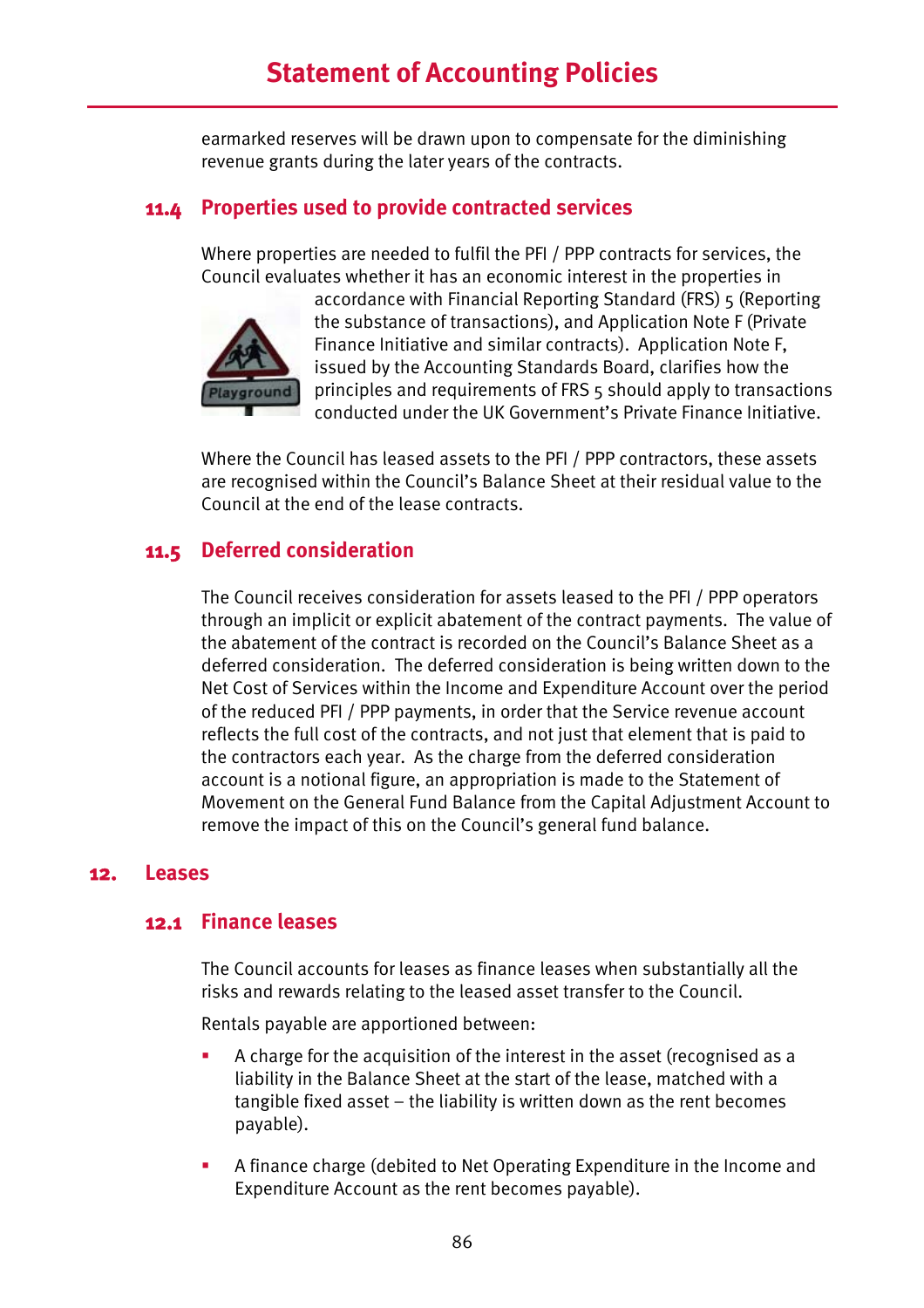earmarked reserves will be drawn upon to compensate for the diminishing revenue grants during the later years of the contracts.

### 11.4 Properties used to provide contracted services

Where properties are needed to fulfil the PFI / PPP contracts for services, the Council evaluates whether it has an economic interest in the properties in accordance with Financial Reporting Standard (FRS) 5 (Reporting the substance of transactions), and Application Note F (Private Finance Initiative and similar contracts). Application Note F, issued by the Accounting Standards Board, clarifies how the principles and requirements of FRS 5 should apply to transactions conducted under the UK Government's Private Finance Initiative.

Where the Council has leased assets to the PFI / PPP contractors, these assets are recognised within the Council's Balance Sheet at their residual value to the Council at the end of the lease contracts.

### 11.5 Deferred consideration

The Council receives consideration for assets leased to the PFI / PPP operators through an implicit or explicit abatement of the contract payments. The value of the abatement of the contract is recorded on the Council's Balance Sheet as a deferred consideration. The deferred consideration is being written down to the Net Cost of Services within the Income and Expenditure Account over the period of the reduced PFI / PPP payments, in order that the Service revenue account reflects the full cost of the contracts, and not just that element that is paid to the contractors each year. As the charge from the deferred consideration account is a notional figure, an appropriation is made to the Statement of Movement on the General Fund Balance from the Capital Adjustment Account to remove the impact of this on the Council's general fund balance.

## 12. Leases

### 12.1 Finance leases

The Council accounts for leases as finance leases when substantially all the risks and rewards relating to the leased asset transfer to the Council.

Rentals payable are apportioned between:

- A charge for the acquisition of the interest in the asset (recognised as a liability in the Balance Sheet at the start of the lease, matched with a tangible fixed asset – the liability is written down as the rent becomes payable).
- A finance charge (debited to Net Operating Expenditure in the Income and Expenditure Account as the rent becomes payable).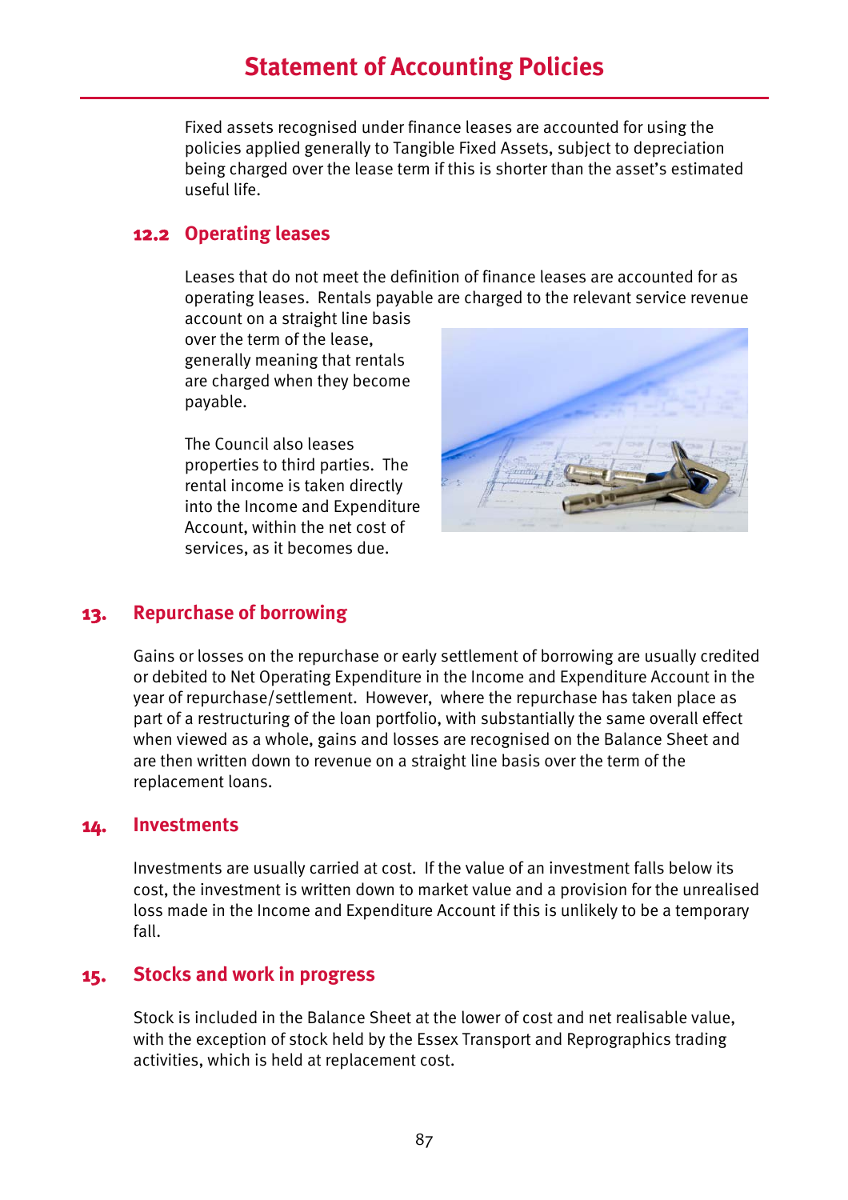Fixed assets recognised under finance leases are accounted for using the policies applied generally to Tangible Fixed Assets, subject to depreciation being charged over the lease term if this is shorter than the asset's estimated useful life.

### 12.2 Operating leases

Leases that do not meet the definition of finance leases are accounted for as operating leases. Rentals payable are charged to the relevant service revenue account on a straight line basis over the term of the lease, generally meaning that rentals are charged when they become payable.

The Council also leases properties to third parties. The rental income is taken directly into the Income and Expenditure Account, within the net cost of services, as it becomes due.

## 13. Repurchase of borrowing

Gains or losses on the repurchase or early settlement of borrowing are usually credited or debited to Net Operating Expenditure in the Income and Expenditure Account in the year of repurchase/settlement. However, where the repurchase has taken place as part of a restructuring of the loan portfolio, with substantially the same overall effect when viewed as a whole, gains and losses are recognised on the Balance Sheet and are then written down to revenue on a straight line basis over the term of the replacement loans.

## 14. Investments

Investments are usually carried at cost. If the value of an investment falls below its cost, the investment is written down to market value and a provision for the unrealised loss made in the Income and Expenditure Account if this is unlikely to be a temporary fall.

## 15. Stocks and work in progress

Stock is included in the Balance Sheet at the lower of cost and net realisable value, with the exception of stock held by the Essex Transport and Reprographics trading activities, which is held at replacement cost.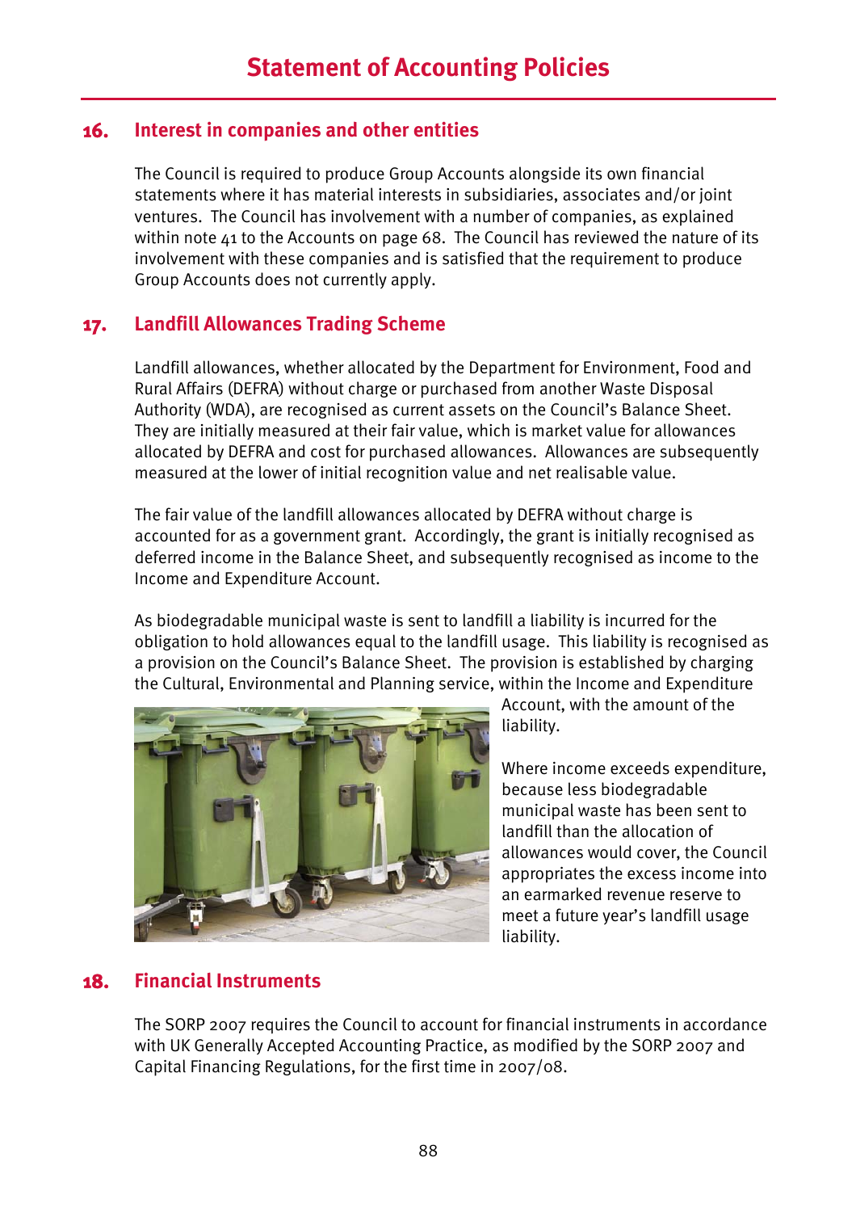# Statement of Accounting Policies

## 16. Interest in companies and other entities

The Council is required to produce Group Accounts alongside its own financial statements where it has material interests in subsidiaries, associates and/or joint ventures. The Council has involvement with a number of companies, as explained within note 41 to the Accounts on page 68. The Council has reviewed the nature of its involvement with these companies and is satisfied that the requirement to produce Group Accounts does not currently apply.

## 17. Landfill Allowances Trading Scheme

Landfill allowances, whether allocated by the Department for Environment, Food and Rural Affairs (DEFRA) without charge or purchased from another Waste Disposal Authority (WDA), are recognised as current assets on the Council's Balance Sheet. They are initially measured at their fair value, which is market value for allowances allocated by DEFRA and cost for purchased allowances. Allowances are subsequently measured at the lower of initial recognition value and net realisable value.

The fair value of the landfill allowances allocated by DEFRA without charge is accounted for as a government grant. Accordingly, the grant is initially recognised as deferred income in the Balance Sheet, and subsequently recognised as income to the Income and Expenditure Account.

As biodegradable municipal waste is sent to landfill a liability is incurred for the obligation to hold allowances equal to the landfill usage. This liability is recognised as a provision on the Council's Balance Sheet. The provision is established by charging the Cultural, Environmental and Planning service, within the Income and Expenditure Account, with the amount of the liability.

Where income exceeds expenditure, because less biodegradable municipal waste has been sent to landfill than the allocation of allowances would cover, the Council appropriates the excess income into an earmarked revenue reserve to meet a future year's landfill usage liability.

## 18. Financial Instruments

The SORP 2007 requires the Council to account for financial instruments in accordance with UK Generally Accepted Accounting Practice, as modified by the SORP 2007 and Capital Financing Regulations, for the first time in 2007/08.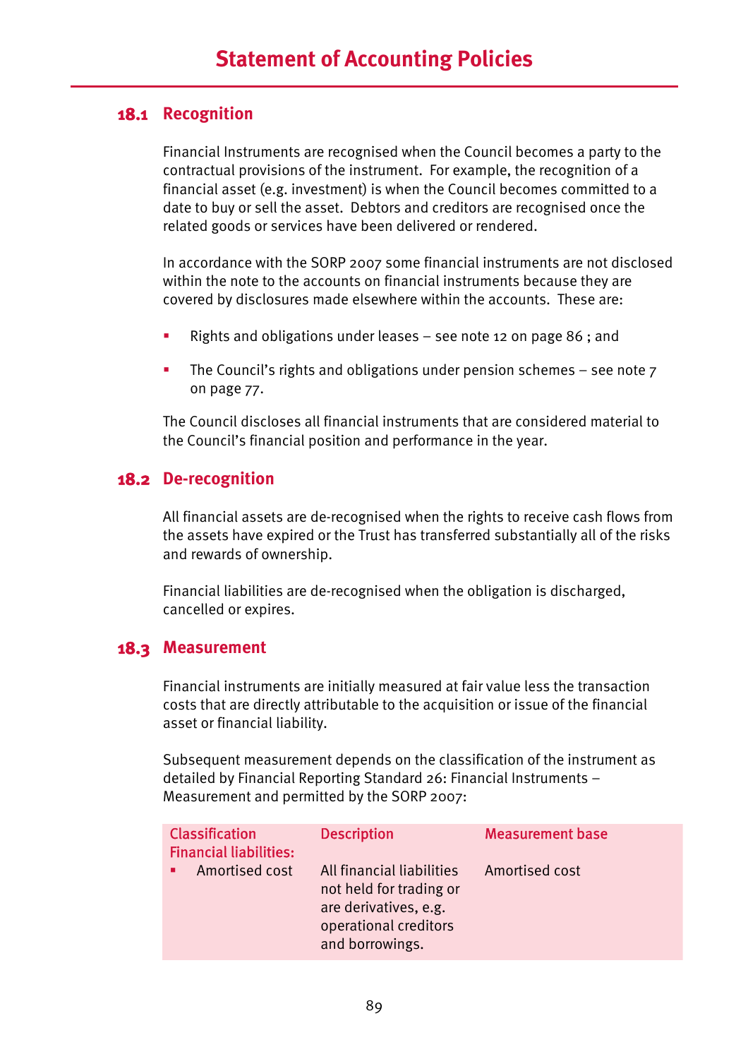# Statement of Accounting Policies

## 18.1 Recognition

Financial Instruments are recognised when the Council becomes a party to the contractual provisions of the instrument. For example, the recognition of a financial asset (e.g. investment) is when the Council becomes committed to a date to buy or sell the asset. Debtors and creditors are recognised once the related goods or services have been delivered or rendered.

In accordance with the SORP 2007 some financial instruments are not disclosed within the note to the accounts on financial instruments because they are covered by disclosures made elsewhere within the accounts. These are:

- Rights and obligations under leases – see note 12 on page 86 ; and
- The Council's rights and obligations under pension schemes – see note 7 on page 77.

The Council discloses all financial instruments that are considered material to the Council's financial position and performance in the year.

## 18.2 De-recognition

All financial assets are de-recognised when the rights to receive cash flows from the assets have expired or the Trust has transferred substantially all of the risks and rewards of ownership.

Financial liabilities are de-recognised when the obligation is discharged, cancelled or expires.

## 18.3 Measurement

Financial instruments are initially measured at fair value less the transaction costs that are directly attributable to the acquisition or issue of the financial asset or financial liability.

Subsequent measurement depends on the classification of the instrument as detailed by Financial Reporting Standard 26: Financial Instruments – Measurement and permitted by the SORP 2007:

| Classification | Description | Measurement base |
|---|---|---|
| **Financial liabilities:** | | |
| ▪ Amortised cost | All financial liabilities not held for trading or are derivatives, e.g. operational creditors and borrowings. | Amortised cost |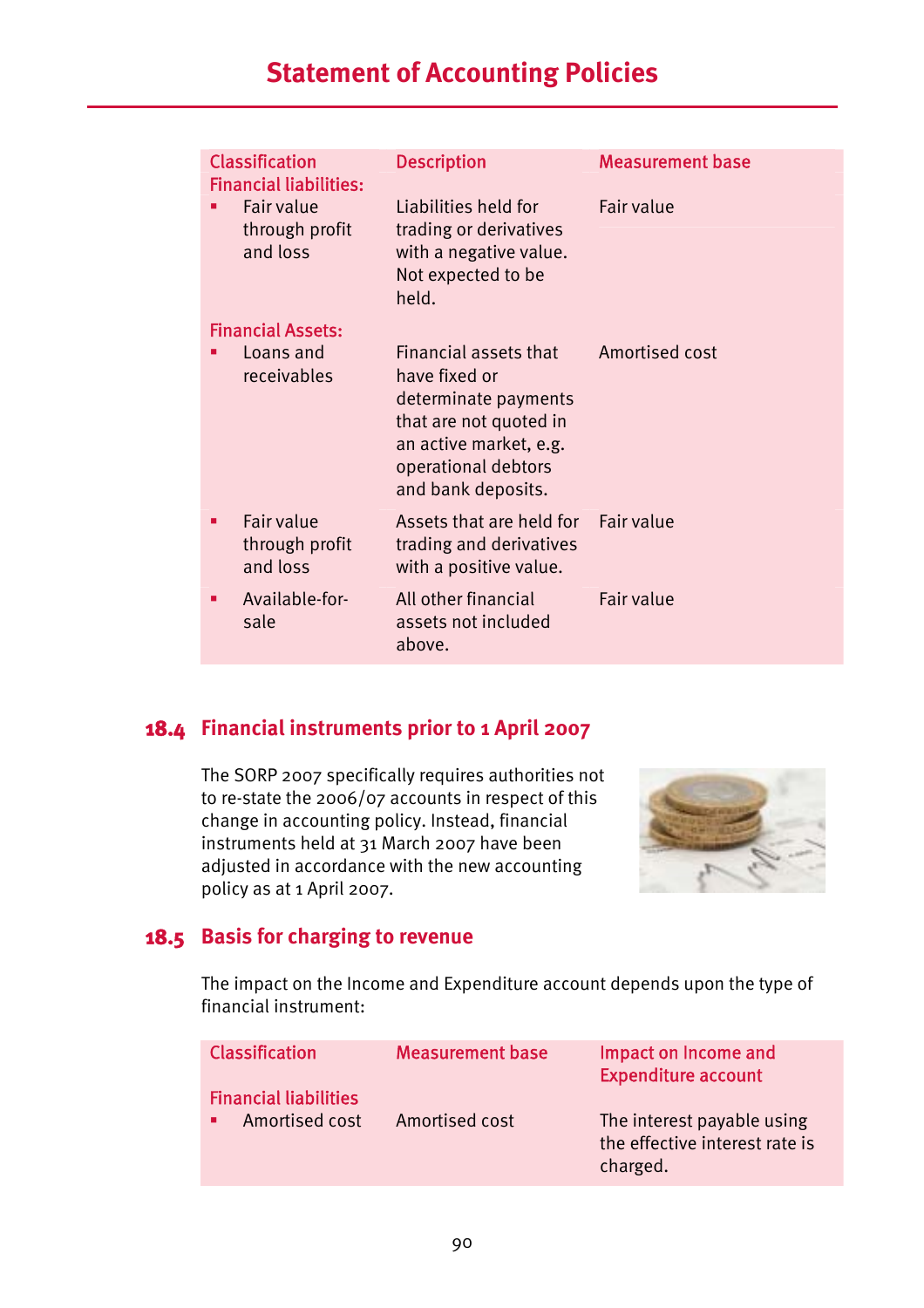| Classification | Description | Measurement base |
| --- | --- | --- |
| **Financial liabilities:** | | |
| ▪ Fair value through profit and loss | Liabilities held for trading or derivatives with a negative value. Not expected to be held. | Fair value |
| **Financial Assets:** | | |
| ▪ Loans and receivables | Financial assets that have fixed or determinate payments that are not quoted in an active market, e.g. operational debtors and bank deposits. | Amortised cost |
| ▪ Fair value through profit and loss | Assets that are held for trading and derivatives with a positive value. | Fair value |
| ▪ Available-for-sale | All other financial assets not included above. | Fair value |

## 18.4 Financial instruments prior to 1 April 2007

The SORP 2007 specifically requires authorities not to re-state the 2006/07 accounts in respect of this change in accounting policy. Instead, financial instruments held at 31 March 2007 have been adjusted in accordance with the new accounting policy as at 1 April 2007.

## 18.5 Basis for charging to revenue

The impact on the Income and Expenditure account depends upon the type of financial instrument:

| Classification | Measurement base | Impact on Income and Expenditure account |
| --- | --- | --- |
| **Financial liabilities** | | |
| ▪ Amortised cost | Amortised cost | The interest payable using the effective interest rate is charged. |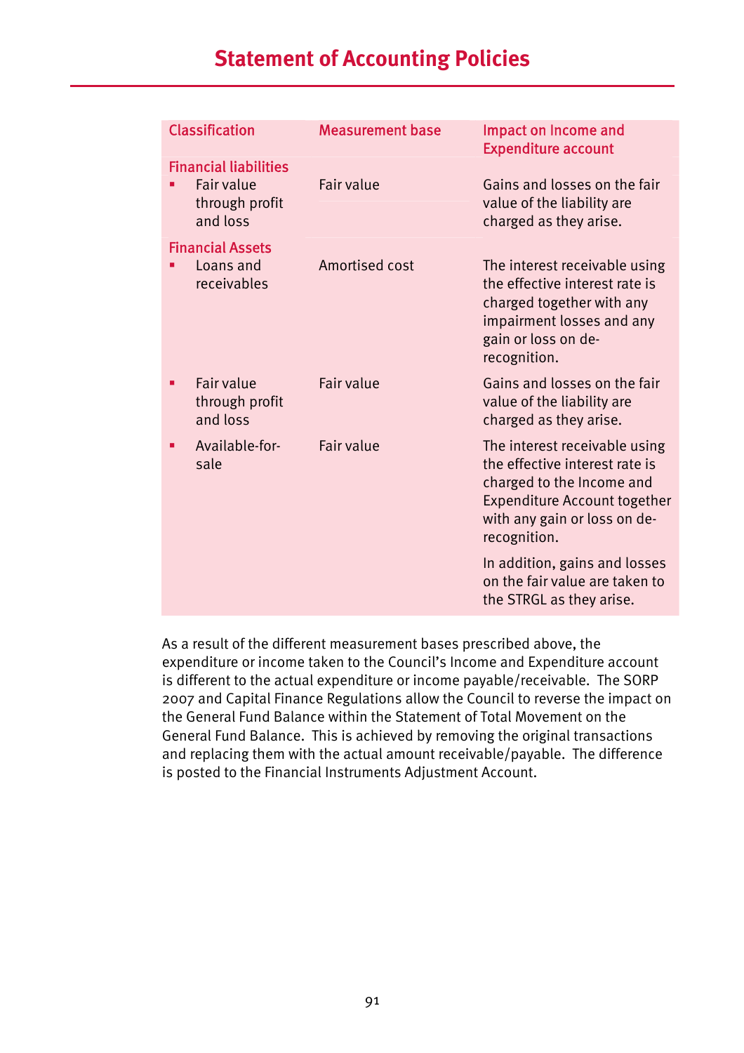# Statement of Accounting Policies

| Classification | Measurement base | Impact on Income and Expenditure account |
|---|---|---|
| **Financial liabilities** | | |
| ▪ Fair value through profit and loss | Fair value | Gains and losses on the fair value of the liability are charged as they arise. |
| **Financial Assets** | | |
| ▪ Loans and receivables | Amortised cost | The interest receivable using the effective interest rate is charged together with any impairment losses and any gain or loss on de-recognition. |
| ▪ Fair value through profit and loss | Fair value | Gains and losses on the fair value of the liability are charged as they arise. |
| ▪ Available-for-sale | Fair value | The interest receivable using the effective interest rate is charged to the Income and Expenditure Account together with any gain or loss on de-recognition. In addition, gains and losses on the fair value are taken to the STRGL as they arise. |

As a result of the different measurement bases prescribed above, the expenditure or income taken to the Council's Income and Expenditure account is different to the actual expenditure or income payable/receivable. The SORP 2007 and Capital Finance Regulations allow the Council to reverse the impact on the General Fund Balance within the Statement of Total Movement on the General Fund Balance. This is achieved by removing the original transactions and replacing them with the actual amount receivable/payable. The difference is posted to the Financial Instruments Adjustment Account.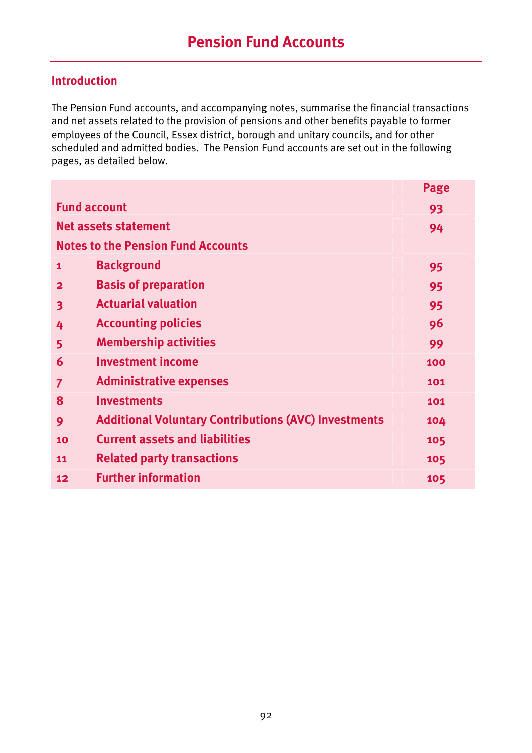# Pension Fund Accounts

## Introduction

The Pension Fund accounts, and accompanying notes, summarise the financial transactions and net assets related to the provision of pensions and other benefits payable to former employees of the Council, Essex district, borough and unitary councils, and for other scheduled and admitted bodies. The Pension Fund accounts are set out in the following pages, as detailed below.

| | | Page |
|---|---|---|
| **Fund account** | | **93** |
| **Net assets statement** | | **94** |
| **Notes to the Pension Fund Accounts** | | |
| **1** | **Background** | **95** |
| **2** | **Basis of preparation** | **95** |
| **3** | **Actuarial valuation** | **95** |
| **4** | **Accounting policies** | **96** |
| **5** | **Membership activities** | **99** |
| **6** | **Investment income** | **100** |
| **7** | **Administrative expenses** | **101** |
| **8** | **Investments** | **101** |
| **9** | **Additional Voluntary Contributions (AVC) Investments** | **104** |
| **10** | **Current assets and liabilities** | **105** |
| **11** | **Related party transactions** | **105** |
| **12** | **Further information** | **105** |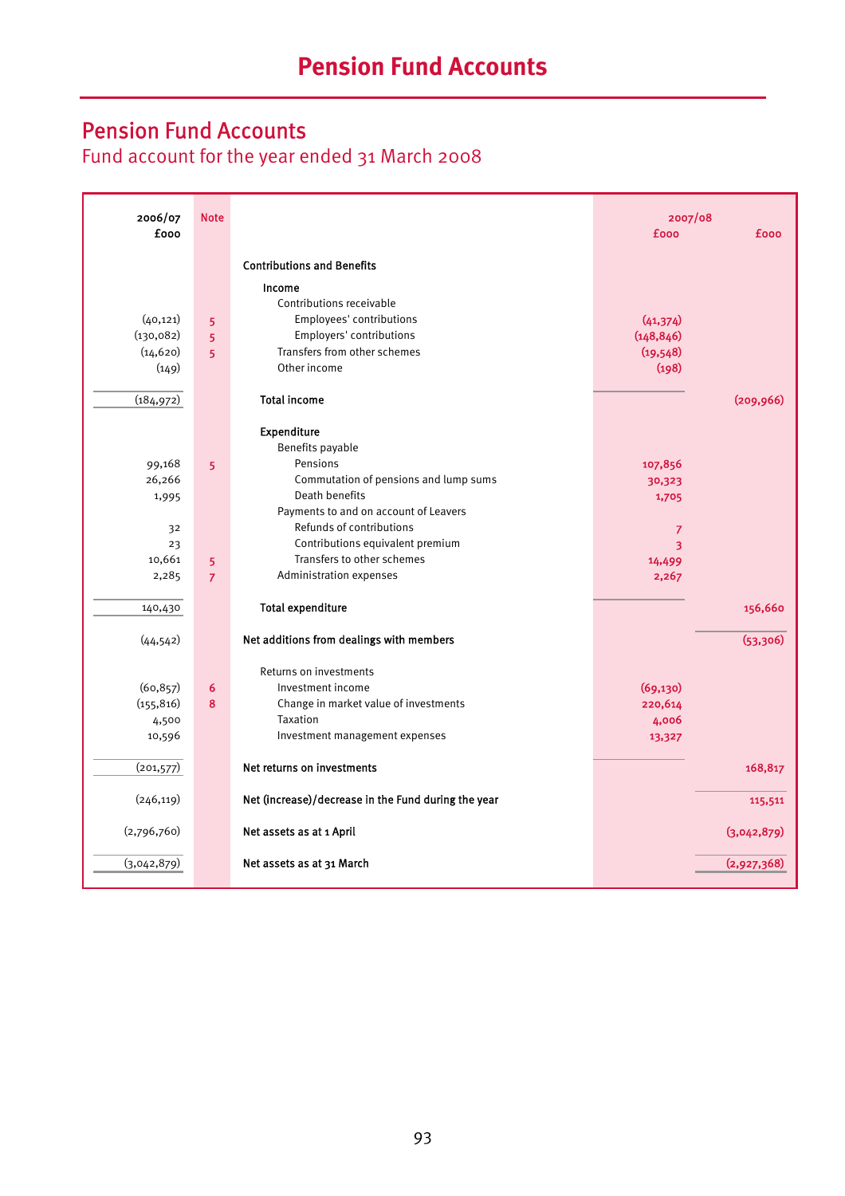# Pension Fund Accounts

## Pension Fund Accounts

Fund account for the year ended 31 March 2008

| 2006/07 £000 | Note | | 2007/08 £000 | £000 |
|---|---|---|---|---|
| | | **Contributions and Benefits** | | |
| | | **Income** | | |
| | | Contributions receivable | | |
| (40,121) | 5 | Employees' contributions | (41,374) | |
| (130,082) | 5 | Employers' contributions | (148,846) | |
| (14,620) | 5 | Transfers from other schemes | (19,548) | |
| (149) | | Other income | (198) | |
| (184,972) | | **Total income** | | (209,966) |
| | | **Expenditure** | | |
| | | Benefits payable | | |
| 99,168 | 5 | Pensions | 107,856 | |
| 26,266 | | Commutation of pensions and lump sums | 30,323 | |
| 1,995 | | Death benefits | 1,705 | |
| | | Payments to and on account of Leavers | | |
| 32 | | Refunds of contributions | 7 | |
| 23 | | Contributions equivalent premium | 3 | |
| 10,661 | 5 | Transfers to other schemes | 14,499 | |
| 2,285 | 7 | Administration expenses | 2,267 | |
| 140,430 | | **Total expenditure** | | 156,660 |
| (44,542) | | **Net additions from dealings with members** | | (53,306) |
| | | Returns on investments | | |
| (60,857) | 6 | Investment income | (69,130) | |
| (155,816) | 8 | Change in market value of investments | 220,614 | |
| 4,500 | | Taxation | 4,006 | |
| 10,596 | | Investment management expenses | 13,327 | |
| (201,577) | | **Net returns on investments** | | 168,817 |
| (246,119) | | **Net (increase)/decrease in the Fund during the year** | | 115,511 |
| (2,796,760) | | **Net assets as at 1 April** | | (3,042,879) |
| (3,042,879) | | **Net assets as at 31 March** | | (2,927,368) |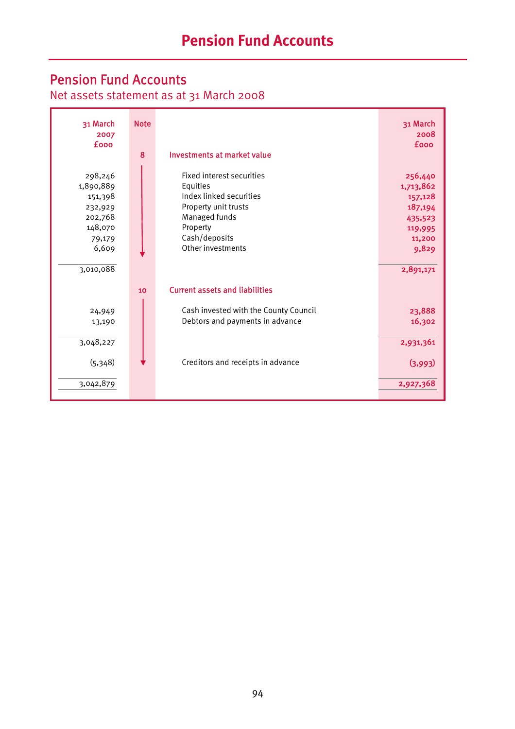# Pension Fund Accounts

## Pension Fund Accounts

Net assets statement as at 31 March 2008

| 31 March 2007 £000 | Note | | 31 March 2008 £000 |
|---|---|---|---|
| | 8 | **Investments at market value** | |
| 298,246 | | Fixed interest securities | 256,440 |
| 1,890,889 | | Equities | 1,713,862 |
| 151,398 | | Index linked securities | 157,128 |
| 232,929 | | Property unit trusts | 187,194 |
| 202,768 | | Managed funds | 435,523 |
| 148,070 | | Property | 119,995 |
| 79,179 | | Cash/deposits | 11,200 |
| 6,609 | | Other investments | 9,829 |
| 3,010,088 | | | 2,891,171 |
| | 10 | **Current assets and liabilities** | |
| 24,949 | | Cash invested with the County Council | 23,888 |
| 13,190 | | Debtors and payments in advance | 16,302 |
| 3,048,227 | | | 2,931,361 |
| (5,348) | | Creditors and receipts in advance | (3,993) |
| 3,042,879 | | | 2,927,368 |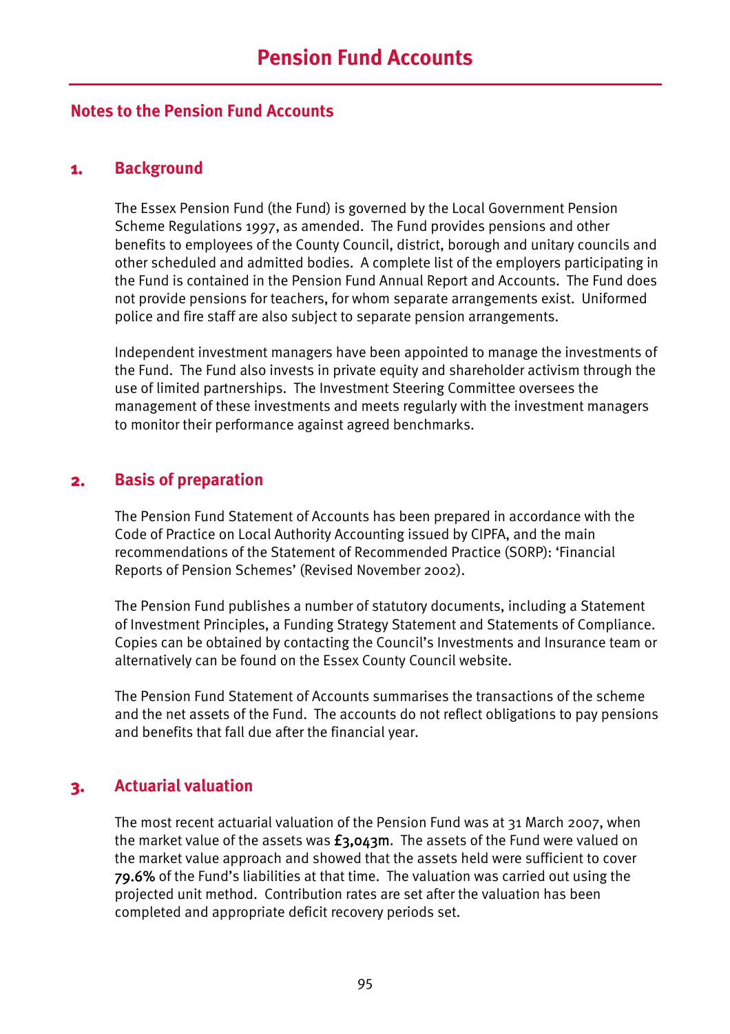# Pension Fund Accounts

## Notes to the Pension Fund Accounts

### 1. Background

The Essex Pension Fund (the Fund) is governed by the Local Government Pension Scheme Regulations 1997, as amended. The Fund provides pensions and other benefits to employees of the County Council, district, borough and unitary councils and other scheduled and admitted bodies. A complete list of the employers participating in the Fund is contained in the Pension Fund Annual Report and Accounts. The Fund does not provide pensions for teachers, for whom separate arrangements exist. Uniformed police and fire staff are also subject to separate pension arrangements.

Independent investment managers have been appointed to manage the investments of the Fund. The Fund also invests in private equity and shareholder activism through the use of limited partnerships. The Investment Steering Committee oversees the management of these investments and meets regularly with the investment managers to monitor their performance against agreed benchmarks.

### 2. Basis of preparation

The Pension Fund Statement of Accounts has been prepared in accordance with the Code of Practice on Local Authority Accounting issued by CIPFA, and the main recommendations of the Statement of Recommended Practice (SORP): 'Financial Reports of Pension Schemes' (Revised November 2002).

The Pension Fund publishes a number of statutory documents, including a Statement of Investment Principles, a Funding Strategy Statement and Statements of Compliance. Copies can be obtained by contacting the Council's Investments and Insurance team or alternatively can be found on the Essex County Council website.

The Pension Fund Statement of Accounts summarises the transactions of the scheme and the net assets of the Fund. The accounts do not reflect obligations to pay pensions and benefits that fall due after the financial year.

### 3. Actuarial valuation

The most recent actuarial valuation of the Pension Fund was at 31 March 2007, when the market value of the assets was £3,043m. The assets of the Fund were valued on the market value approach and showed that the assets held were sufficient to cover 79.6% of the Fund's liabilities at that time. The valuation was carried out using the projected unit method. Contribution rates are set after the valuation has been completed and appropriate deficit recovery periods set.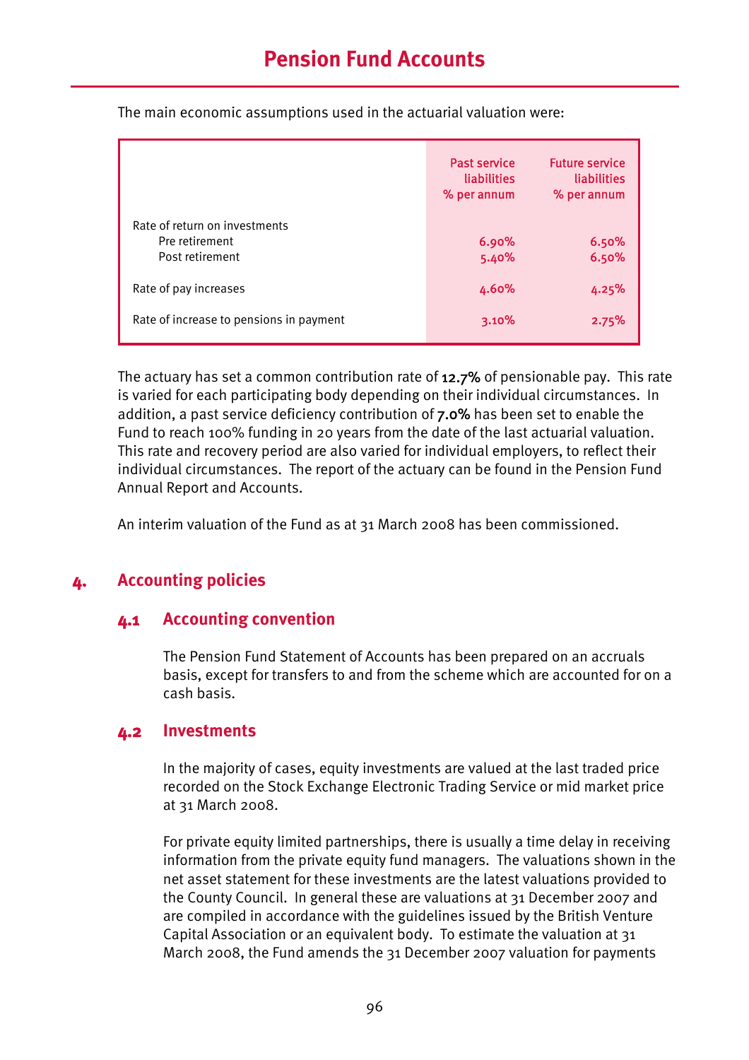The main economic assumptions used in the actuarial valuation were:

| | Past service liabilities % per annum | Future service liabilities % per annum |
|---|---|---|
| Rate of return on investments | | |
| Pre retirement | 6.90% | 6.50% |
| Post retirement | 5.40% | 6.50% |
| Rate of pay increases | 4.60% | 4.25% |
| Rate of increase to pensions in payment | 3.10% | 2.75% |

The actuary has set a common contribution rate of **12.7%** of pensionable pay. This rate is varied for each participating body depending on their individual circumstances. In addition, a past service deficiency contribution of **7.0%** has been set to enable the Fund to reach 100% funding in 20 years from the date of the last actuarial valuation. This rate and recovery period are also varied for individual employers, to reflect their individual circumstances. The report of the actuary can be found in the Pension Fund Annual Report and Accounts.

An interim valuation of the Fund as at 31 March 2008 has been commissioned.

## 4. Accounting policies

### 4.1 Accounting convention

The Pension Fund Statement of Accounts has been prepared on an accruals basis, except for transfers to and from the scheme which are accounted for on a cash basis.

### 4.2 Investments

In the majority of cases, equity investments are valued at the last traded price recorded on the Stock Exchange Electronic Trading Service or mid market price at 31 March 2008.

For private equity limited partnerships, there is usually a time delay in receiving information from the private equity fund managers. The valuations shown in the net asset statement for these investments are the latest valuations provided to the County Council. In general these are valuations at 31 December 2007 and are compiled in accordance with the guidelines issued by the British Venture Capital Association or an equivalent body. To estimate the valuation at 31 March 2008, the Fund amends the 31 December 2007 valuation for payments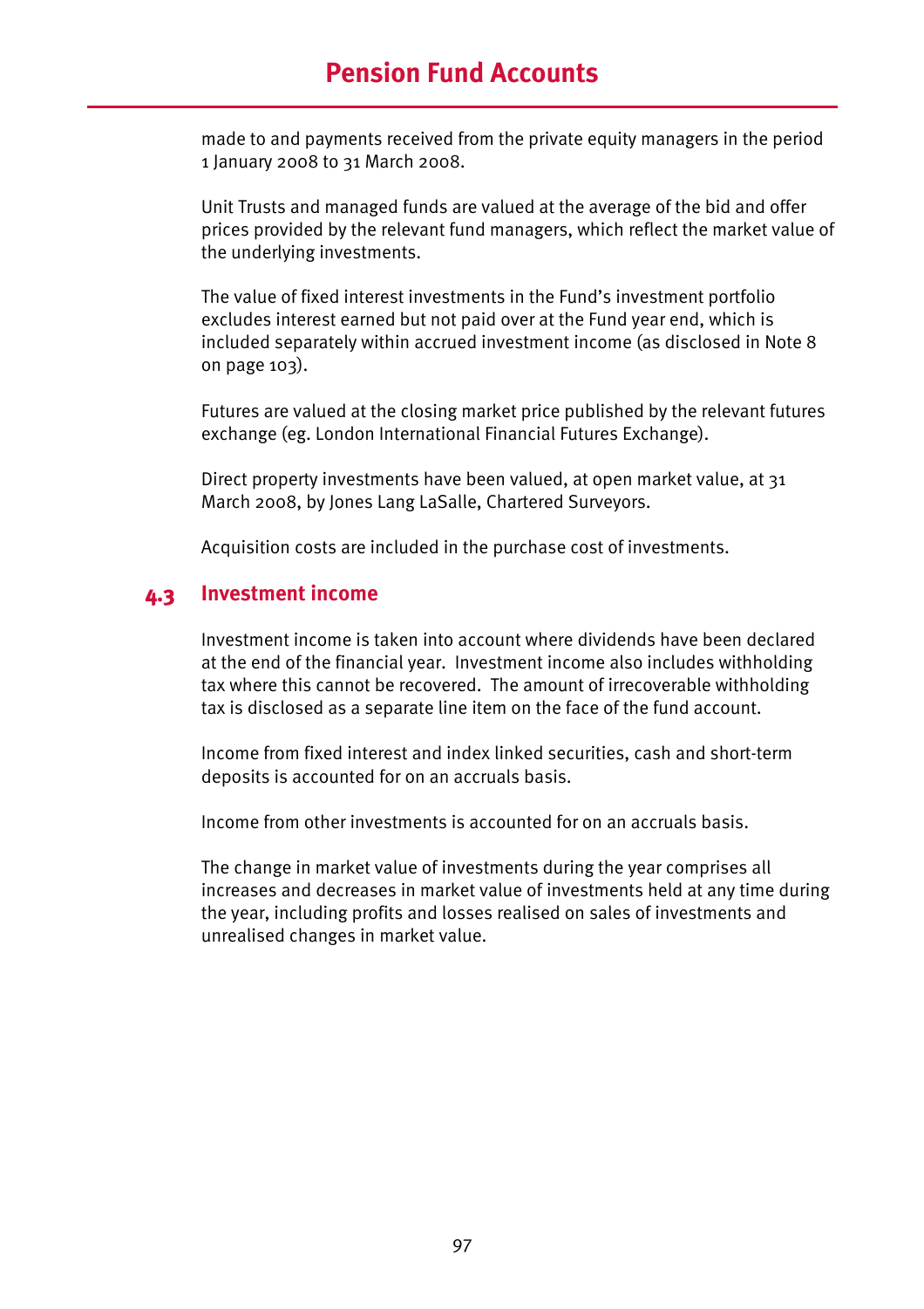made to and payments received from the private equity managers in the period 1 January 2008 to 31 March 2008.

Unit Trusts and managed funds are valued at the average of the bid and offer prices provided by the relevant fund managers, which reflect the market value of the underlying investments.

The value of fixed interest investments in the Fund's investment portfolio excludes interest earned but not paid over at the Fund year end, which is included separately within accrued investment income (as disclosed in Note 8 on page 103).

Futures are valued at the closing market price published by the relevant futures exchange (eg. London International Financial Futures Exchange).

Direct property investments have been valued, at open market value, at 31 March 2008, by Jones Lang LaSalle, Chartered Surveyors.

Acquisition costs are included in the purchase cost of investments.

## 4.3 Investment income

Investment income is taken into account where dividends have been declared at the end of the financial year. Investment income also includes withholding tax where this cannot be recovered. The amount of irrecoverable withholding tax is disclosed as a separate line item on the face of the fund account.

Income from fixed interest and index linked securities, cash and short-term deposits is accounted for on an accruals basis.

Income from other investments is accounted for on an accruals basis.

The change in market value of investments during the year comprises all increases and decreases in market value of investments held at any time during the year, including profits and losses realised on sales of investments and unrealised changes in market value.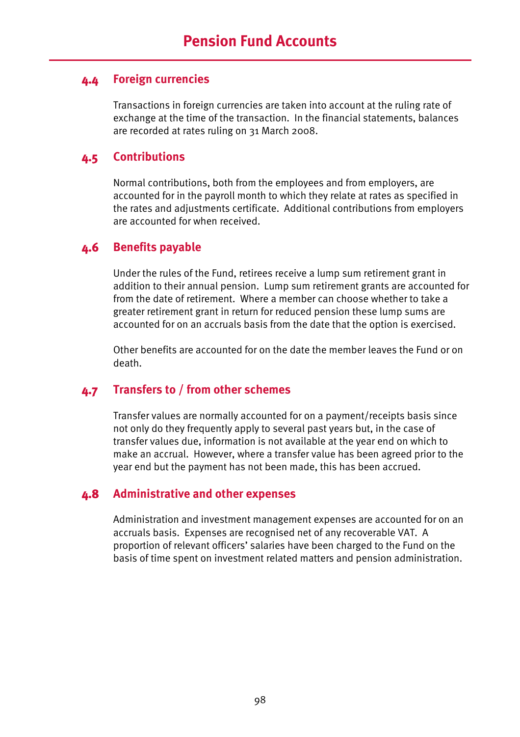### 4.4 Foreign currencies

Transactions in foreign currencies are taken into account at the ruling rate of exchange at the time of the transaction. In the financial statements, balances are recorded at rates ruling on 31 March 2008.

### 4.5 Contributions

Normal contributions, both from the employees and from employers, are accounted for in the payroll month to which they relate at rates as specified in the rates and adjustments certificate. Additional contributions from employers are accounted for when received.

### 4.6 Benefits payable

Under the rules of the Fund, retirees receive a lump sum retirement grant in addition to their annual pension. Lump sum retirement grants are accounted for from the date of retirement. Where a member can choose whether to take a greater retirement grant in return for reduced pension these lump sums are accounted for on an accruals basis from the date that the option is exercised.

Other benefits are accounted for on the date the member leaves the Fund or on death.

### 4.7 Transfers to / from other schemes

Transfer values are normally accounted for on a payment/receipts basis since not only do they frequently apply to several past years but, in the case of transfer values due, information is not available at the year end on which to make an accrual. However, where a transfer value has been agreed prior to the year end but the payment has not been made, this has been accrued.

### 4.8 Administrative and other expenses

Administration and investment management expenses are accounted for on an accruals basis. Expenses are recognised net of any recoverable VAT. A proportion of relevant officers' salaries have been charged to the Fund on the basis of time spent on investment related matters and pension administration.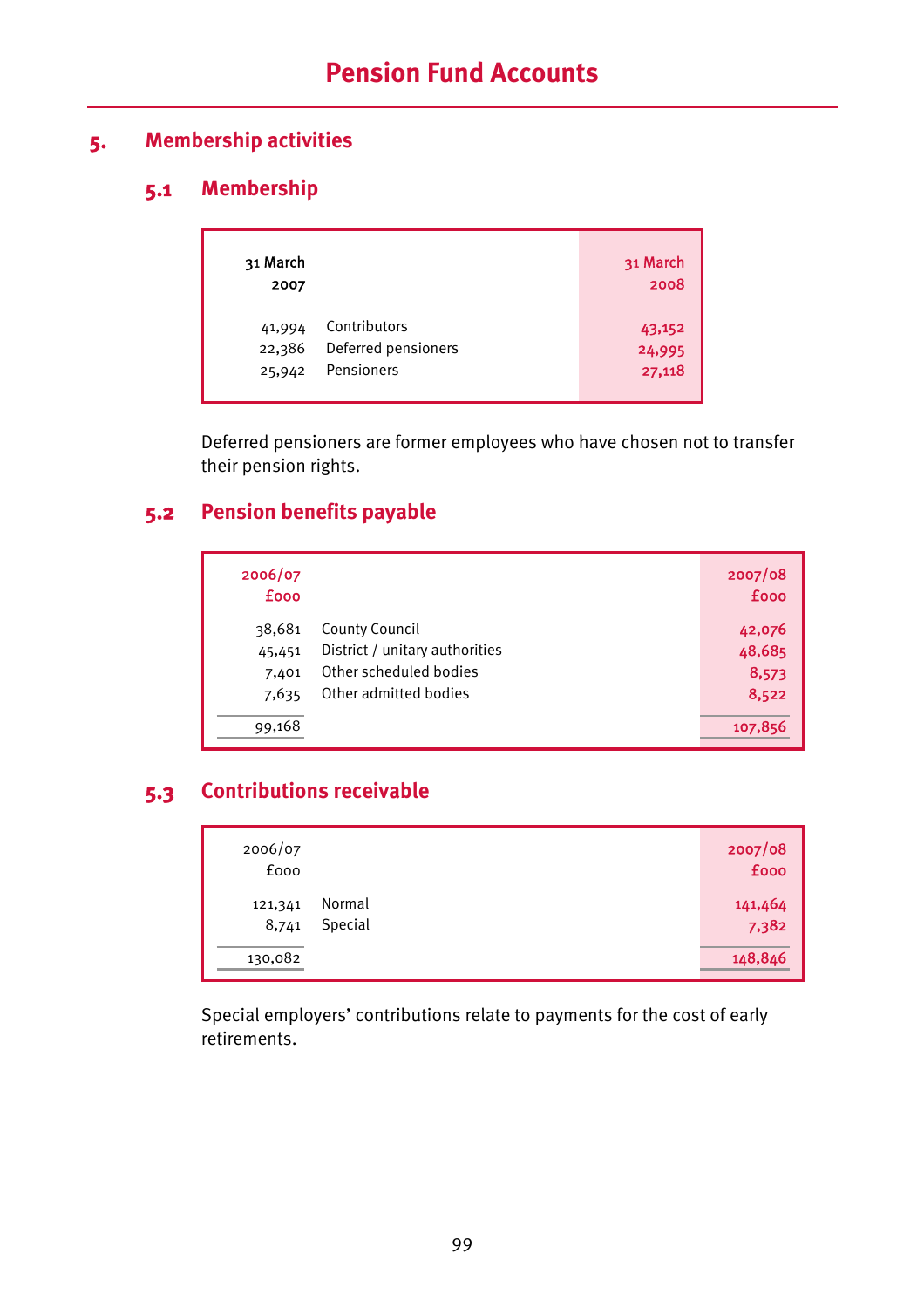# Pension Fund Accounts

## 5. Membership activities

### 5.1 Membership

| 31 March 2007 | | 31 March 2008 |
|---|---|---|
| 41,994 | Contributors | 43,152 |
| 22,386 | Deferred pensioners | 24,995 |
| 25,942 | Pensioners | 27,118 |

Deferred pensioners are former employees who have chosen not to transfer their pension rights.

### 5.2 Pension benefits payable

| 2006/07 £000 | | 2007/08 £000 |
|---|---|---|
| 38,681 | County Council | 42,076 |
| 45,451 | District / unitary authorities | 48,685 |
| 7,401 | Other scheduled bodies | 8,573 |
| 7,635 | Other admitted bodies | 8,522 |
| 99,168 | | 107,856 |

### 5.3 Contributions receivable

| 2006/07 £000 | | 2007/08 £000 |
|---|---|---|
| 121,341 | Normal | 141,464 |
| 8,741 | Special | 7,382 |
| 130,082 | | 148,846 |

Special employers' contributions relate to payments for the cost of early retirements.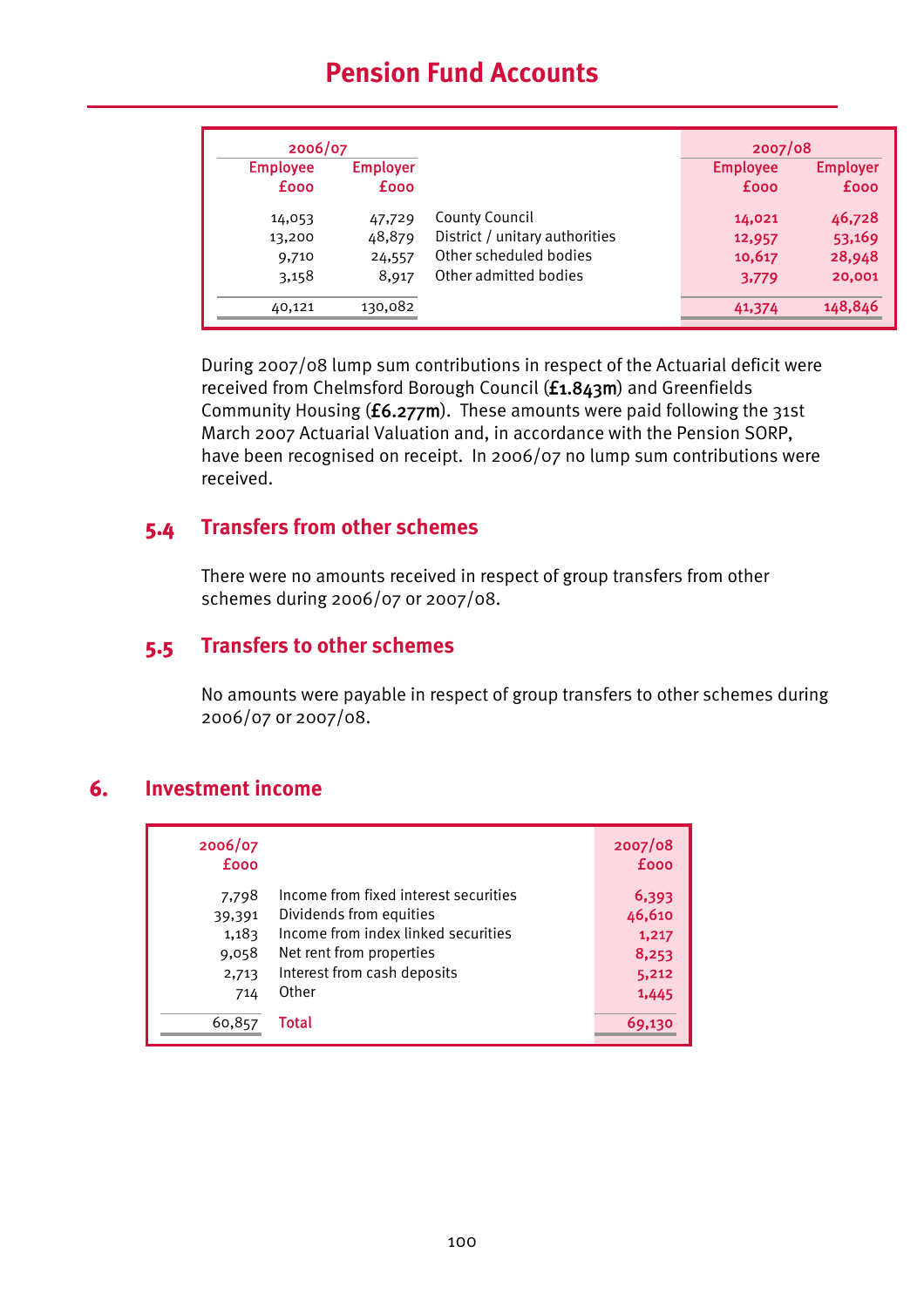# Pension Fund Accounts

| 2006/07 | | | 2007/08 | |
|---|---|---|---|---|
| Employee £000 | Employer £000 | | Employee £000 | Employer £000 |
| 14,053 | 47,729 | County Council | 14,021 | 46,728 |
| 13,200 | 48,879 | District / unitary authorities | 12,957 | 53,169 |
| 9,710 | 24,557 | Other scheduled bodies | 10,617 | 28,948 |
| 3,158 | 8,917 | Other admitted bodies | 3,779 | 20,001 |
| 40,121 | 130,082 | | 41,374 | 148,846 |

During 2007/08 lump sum contributions in respect of the Actuarial deficit were received from Chelmsford Borough Council (**£1.843m**) and Greenfields Community Housing (**£6.277m**). These amounts were paid following the 31st March 2007 Actuarial Valuation and, in accordance with the Pension SORP, have been recognised on receipt. In 2006/07 no lump sum contributions were received.

## 5.4 Transfers from other schemes

There were no amounts received in respect of group transfers from other schemes during 2006/07 or 2007/08.

## 5.5 Transfers to other schemes

No amounts were payable in respect of group transfers to other schemes during 2006/07 or 2007/08.

## 6. Investment income

| 2006/07 £000 | | 2007/08 £000 |
|---|---|---|
| 7,798 | Income from fixed interest securities | 6,393 |
| 39,391 | Dividends from equities | 46,610 |
| 1,183 | Income from index linked securities | 1,217 |
| 9,058 | Net rent from properties | 8,253 |
| 2,713 | Interest from cash deposits | 5,212 |
| 714 | Other | 1,445 |
| 60,857 | **Total** | 69,130 |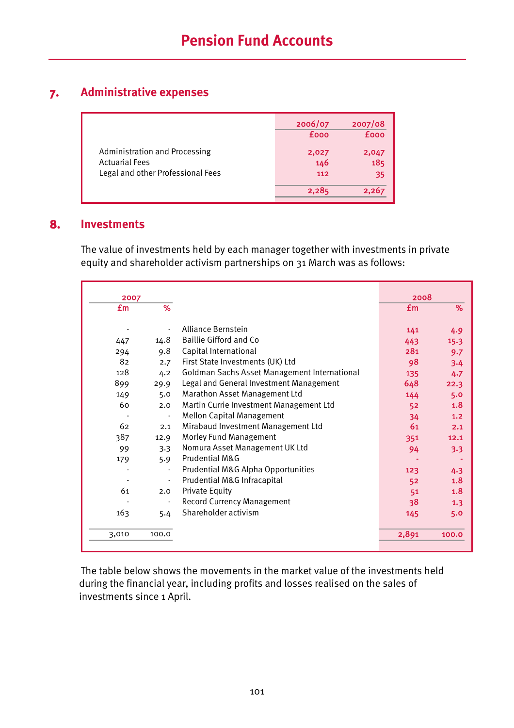# Pension Fund Accounts

## 7. Administrative expenses

| | 2006/07 £000 | 2007/08 £000 |
|---|---|---|
| Administration and Processing | 2,027 | 2,047 |
| Actuarial Fees | 146 | 185 |
| Legal and other Professional Fees | 112 | 35 |
| | 2,285 | 2,267 |

## 8. Investments

The value of investments held by each manager together with investments in private equity and shareholder activism partnerships on 31 March was as follows:

| 2007 £m | 2007 % | | 2008 £m | 2008 % |
|---|---|---|---|---|
| - | - | Alliance Bernstein | 141 | 4.9 |
| 447 | 14.8 | Baillie Gifford and Co | 443 | 15.3 |
| 294 | 9.8 | Capital International | 281 | 9.7 |
| 82 | 2.7 | First State Investments (UK) Ltd | 98 | 3.4 |
| 128 | 4.2 | Goldman Sachs Asset Management International | 135 | 4.7 |
| 899 | 29.9 | Legal and General Investment Management | 648 | 22.3 |
| 149 | 5.0 | Marathon Asset Management Ltd | 144 | 5.0 |
| 60 | 2.0 | Martin Currie Investment Management Ltd | 52 | 1.8 |
| - | - | Mellon Capital Management | 34 | 1.2 |
| 62 | 2.1 | Mirabaud Investment Management Ltd | 61 | 2.1 |
| 387 | 12.9 | Morley Fund Management | 351 | 12.1 |
| 99 | 3.3 | Nomura Asset Management UK Ltd | 94 | 3.3 |
| 179 | 5.9 | Prudential M&G | - | - |
| - | - | Prudential M&G Alpha Opportunities | 123 | 4.3 |
| - | - | Prudential M&G Infracapital | 52 | 1.8 |
| 61 | 2.0 | Private Equity | 51 | 1.8 |
| - | - | Record Currency Management | 38 | 1.3 |
| 163 | 5.4 | Shareholder activism | 145 | 5.0 |
| 3,010 | 100.0 | | 2,891 | 100.0 |

The table below shows the movements in the market value of the investments held during the financial year, including profits and losses realised on the sales of investments since 1 April.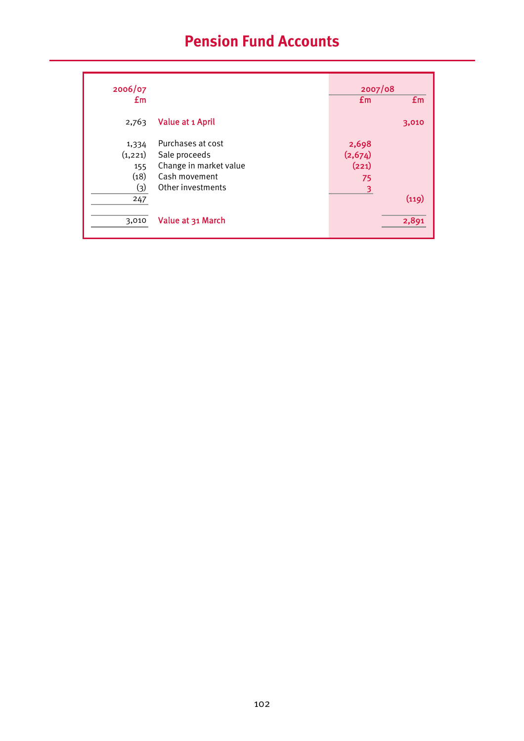# Pension Fund Accounts

| 2006/07 £m | | 2007/08 £m | 2007/08 £m |
|---|---|---|---|
| 2,763 | Value at 1 April | | 3,010 |
| 1,334 | Purchases at cost | 2,698 | |
| (1,221) | Sale proceeds | (2,674) | |
| 155 | Change in market value | (221) | |
| (18) | Cash movement | 75 | |
| (3) | Other investments | 3 | |
| 247 | | | (119) |
| 3,010 | Value at 31 March | | 2,891 |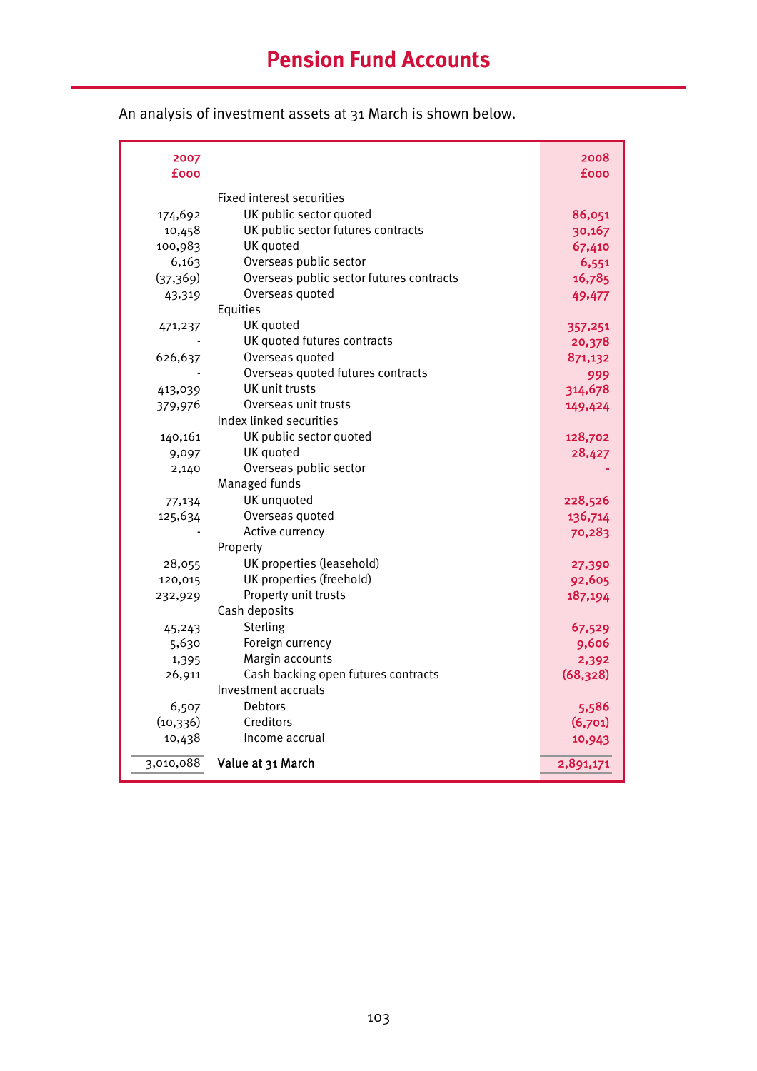# Pension Fund Accounts

An analysis of investment assets at 31 March is shown below.

| 2007 £000 | | 2008 £000 |
|---|---|---|
| | **Fixed interest securities** | |
| 174,692 | UK public sector quoted | 86,051 |
| 10,458 | UK public sector futures contracts | 30,167 |
| 100,983 | UK quoted | 67,410 |
| 6,163 | Overseas public sector | 6,551 |
| (37,369) | Overseas public sector futures contracts | 16,785 |
| 43,319 | Overseas quoted | 49,477 |
| | **Equities** | |
| 471,237 | UK quoted | 357,251 |
| - | UK quoted futures contracts | 20,378 |
| 626,637 | Overseas quoted | 871,132 |
| - | Overseas quoted futures contracts | 999 |
| 413,039 | UK unit trusts | 314,678 |
| 379,976 | Overseas unit trusts | 149,424 |
| | **Index linked securities** | |
| 140,161 | UK public sector quoted | 128,702 |
| 9,097 | UK quoted | 28,427 |
| 2,140 | Overseas public sector | - |
| | **Managed funds** | |
| 77,134 | UK unquoted | 228,526 |
| 125,634 | Overseas quoted | 136,714 |
| - | Active currency | 70,283 |
| | **Property** | |
| 28,055 | UK properties (leasehold) | 27,390 |
| 120,015 | UK properties (freehold) | 92,605 |
| 232,929 | Property unit trusts | 187,194 |
| | **Cash deposits** | |
| 45,243 | Sterling | 67,529 |
| 5,630 | Foreign currency | 9,606 |
| 1,395 | Margin accounts | 2,392 |
| 26,911 | Cash backing open futures contracts | (68,328) |
| | **Investment accruals** | |
| 6,507 | Debtors | 5,586 |
| (10,336) | Creditors | (6,701) |
| 10,438 | Income accrual | 10,943 |
| 3,010,088 | **Value at 31 March** | 2,891,171 |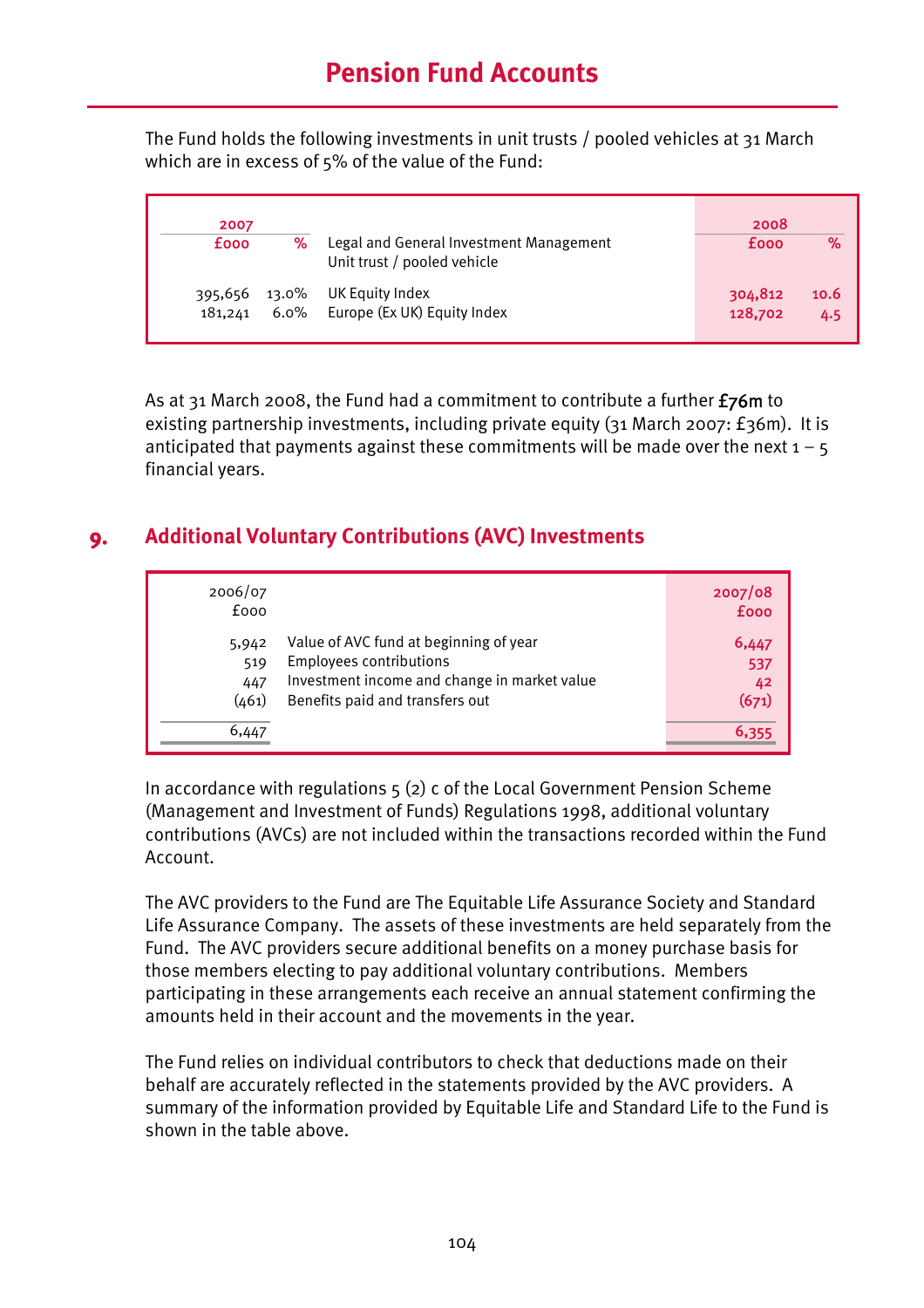The Fund holds the following investments in unit trusts / pooled vehicles at 31 March which are in excess of 5% of the value of the Fund:

| 2007 £000 | % | Legal and General Investment Management Unit trust / pooled vehicle | 2008 £000 | % |
|---|---|---|---|---|
| 395,656 | 13.0% | UK Equity Index | 304,812 | 10.6 |
| 181,241 | 6.0% | Europe (Ex UK) Equity Index | 128,702 | 4.5 |

As at 31 March 2008, the Fund had a commitment to contribute a further **£76m** to existing partnership investments, including private equity (31 March 2007: £36m). It is anticipated that payments against these commitments will be made over the next 1 – 5 financial years.

## 9. Additional Voluntary Contributions (AVC) Investments

| 2006/07 £000 | | 2007/08 £000 |
|---|---|---|
| 5,942 | Value of AVC fund at beginning of year | 6,447 |
| 519 | Employees contributions | 537 |
| 447 | Investment income and change in market value | 42 |
| (461) | Benefits paid and transfers out | (671) |
| 6,447 | | 6,355 |

In accordance with regulations 5 (2) c of the Local Government Pension Scheme (Management and Investment of Funds) Regulations 1998, additional voluntary contributions (AVCs) are not included within the transactions recorded within the Fund Account.

The AVC providers to the Fund are The Equitable Life Assurance Society and Standard Life Assurance Company. The assets of these investments are held separately from the Fund. The AVC providers secure additional benefits on a money purchase basis for those members electing to pay additional voluntary contributions. Members participating in these arrangements each receive an annual statement confirming the amounts held in their account and the movements in the year.

The Fund relies on individual contributors to check that deductions made on their behalf are accurately reflected in the statements provided by the AVC providers. A summary of the information provided by Equitable Life and Standard Life to the Fund is shown in the table above.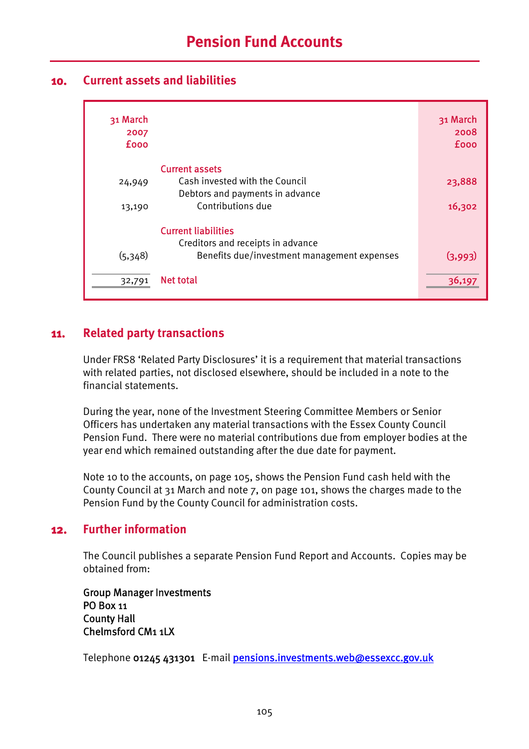# Pension Fund Accounts

## 10. Current assets and liabilities

| 31 March 2007 £000 | | 31 March 2008 £000 |
|---|---|---|
| | **Current assets** | |
| 24,949 | Cash invested with the Council | 23,888 |
| | Debtors and payments in advance | |
| 13,190 | Contributions due | 16,302 |
| | **Current liabilities** | |
| | Creditors and receipts in advance | |
| (5,348) | Benefits due/investment management expenses | (3,993) |
| 32,791 | **Net total** | 36,197 |

## 11. Related party transactions

Under FRS8 'Related Party Disclosures' it is a requirement that material transactions with related parties, not disclosed elsewhere, should be included in a note to the financial statements.

During the year, none of the Investment Steering Committee Members or Senior Officers has undertaken any material transactions with the Essex County Council Pension Fund. There were no material contributions due from employer bodies at the year end which remained outstanding after the due date for payment.

Note 10 to the accounts, on page 105, shows the Pension Fund cash held with the County Council at 31 March and note 7, on page 101, shows the charges made to the Pension Fund by the County Council for administration costs.

## 12. Further information

The Council publishes a separate Pension Fund Report and Accounts. Copies may be obtained from:

Group Manager Investments
PO Box 11
County Hall
Chelmsford CM1 1LX

Telephone **01245 431301** E-mail pensions.investments.web@essexcc.gov.uk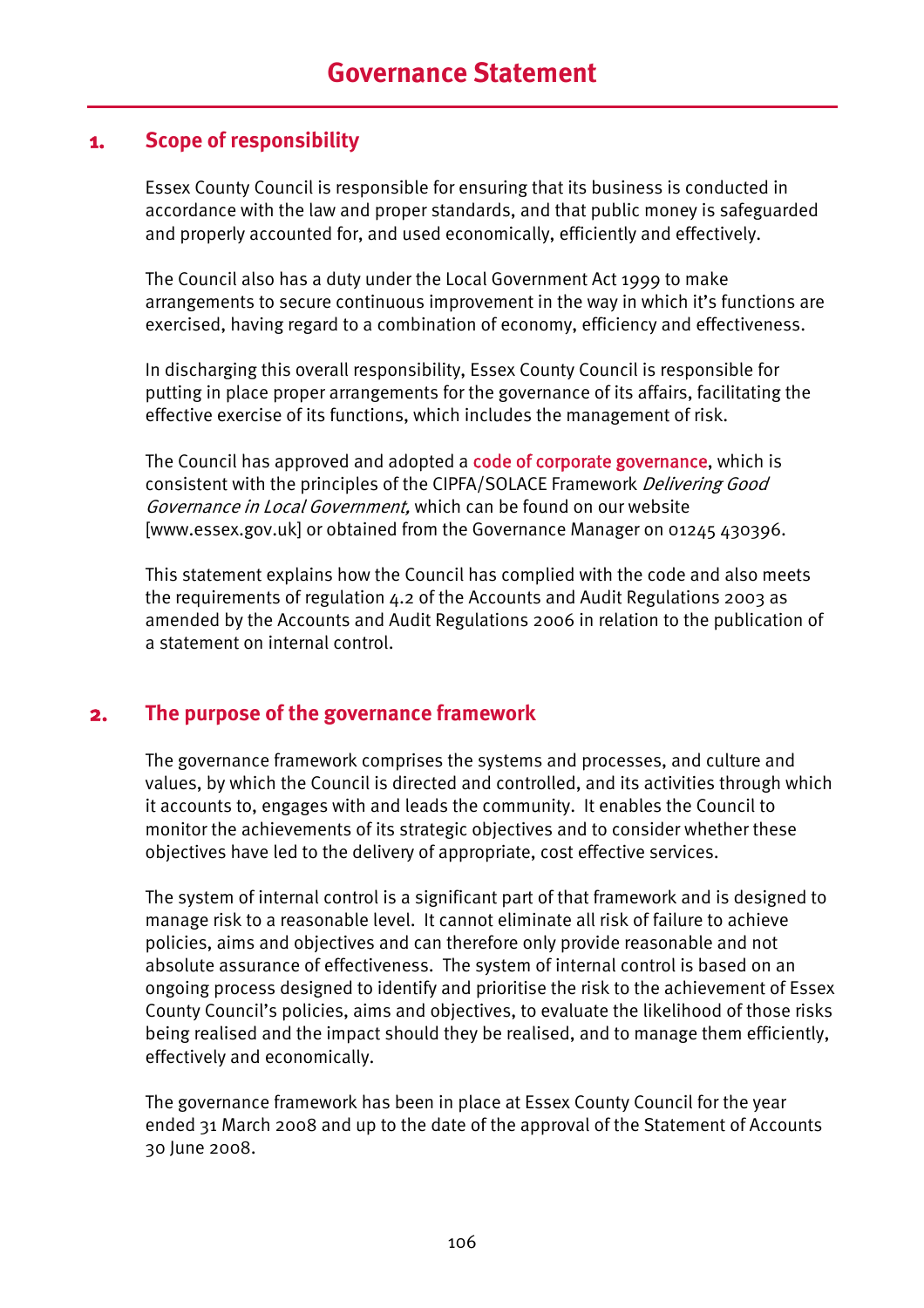# Governance Statement

## 1. Scope of responsibility

Essex County Council is responsible for ensuring that its business is conducted in accordance with the law and proper standards, and that public money is safeguarded and properly accounted for, and used economically, efficiently and effectively.

The Council also has a duty under the Local Government Act 1999 to make arrangements to secure continuous improvement in the way in which it's functions are exercised, having regard to a combination of economy, efficiency and effectiveness.

In discharging this overall responsibility, Essex County Council is responsible for putting in place proper arrangements for the governance of its affairs, facilitating the effective exercise of its functions, which includes the management of risk.

The Council has approved and adopted a code of corporate governance, which is consistent with the principles of the CIPFA/SOLACE Framework *Delivering Good Governance in Local Government,* which can be found on our website [www.essex.gov.uk] or obtained from the Governance Manager on 01245 430396.

This statement explains how the Council has complied with the code and also meets the requirements of regulation 4.2 of the Accounts and Audit Regulations 2003 as amended by the Accounts and Audit Regulations 2006 in relation to the publication of a statement on internal control.

## 2. The purpose of the governance framework

The governance framework comprises the systems and processes, and culture and values, by which the Council is directed and controlled, and its activities through which it accounts to, engages with and leads the community. It enables the Council to monitor the achievements of its strategic objectives and to consider whether these objectives have led to the delivery of appropriate, cost effective services.

The system of internal control is a significant part of that framework and is designed to manage risk to a reasonable level. It cannot eliminate all risk of failure to achieve policies, aims and objectives and can therefore only provide reasonable and not absolute assurance of effectiveness. The system of internal control is based on an ongoing process designed to identify and prioritise the risk to the achievement of Essex County Council's policies, aims and objectives, to evaluate the likelihood of those risks being realised and the impact should they be realised, and to manage them efficiently, effectively and economically.

The governance framework has been in place at Essex County Council for the year ended 31 March 2008 and up to the date of the approval of the Statement of Accounts 30 June 2008.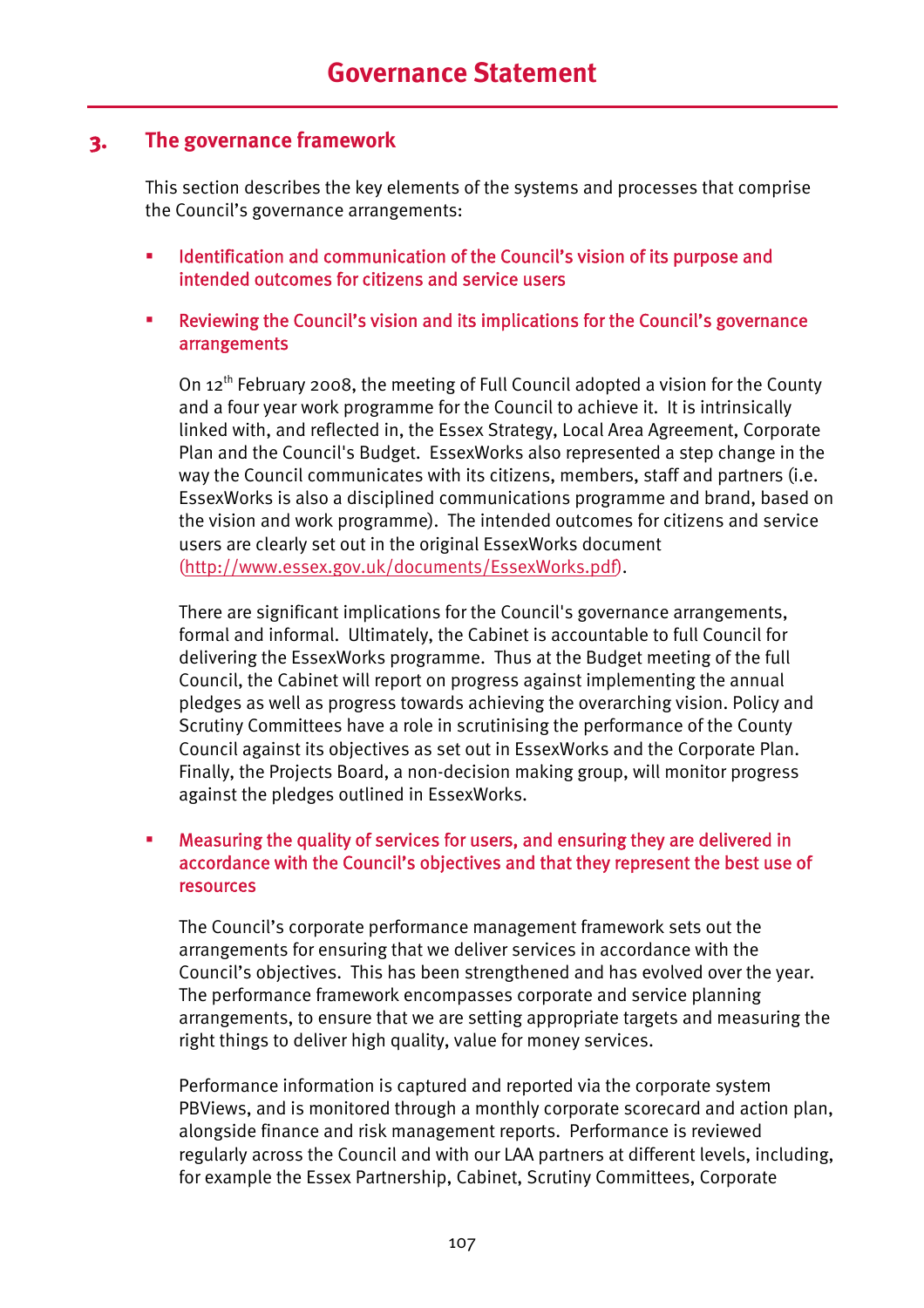## 3. The governance framework

This section describes the key elements of the systems and processes that comprise the Council's governance arrangements:

- **Identification and communication of the Council's vision of its purpose and intended outcomes for citizens and service users**

- **Reviewing the Council's vision and its implications for the Council's governance arrangements**

  On 12th February 2008, the meeting of Full Council adopted a vision for the County and a four year work programme for the Council to achieve it. It is intrinsically linked with, and reflected in, the Essex Strategy, Local Area Agreement, Corporate Plan and the Council's Budget. EssexWorks also represented a step change in the way the Council communicates with its citizens, members, staff and partners (i.e. EssexWorks is also a disciplined communications programme and brand, based on the vision and work programme). The intended outcomes for citizens and service users are clearly set out in the original EssexWorks document (http://www.essex.gov.uk/documents/EssexWorks.pdf).

  There are significant implications for the Council's governance arrangements, formal and informal. Ultimately, the Cabinet is accountable to full Council for delivering the EssexWorks programme. Thus at the Budget meeting of the full Council, the Cabinet will report on progress against implementing the annual pledges as well as progress towards achieving the overarching vision. Policy and Scrutiny Committees have a role in scrutinising the performance of the County Council against its objectives as set out in EssexWorks and the Corporate Plan. Finally, the Projects Board, a non-decision making group, will monitor progress against the pledges outlined in EssexWorks.

- **Measuring the quality of services for users, and ensuring they are delivered in accordance with the Council's objectives and that they represent the best use of resources**

  The Council's corporate performance management framework sets out the arrangements for ensuring that we deliver services in accordance with the Council's objectives. This has been strengthened and has evolved over the year. The performance framework encompasses corporate and service planning arrangements, to ensure that we are setting appropriate targets and measuring the right things to deliver high quality, value for money services.

  Performance information is captured and reported via the corporate system PBViews, and is monitored through a monthly corporate scorecard and action plan, alongside finance and risk management reports. Performance is reviewed regularly across the Council and with our LAA partners at different levels, including, for example the Essex Partnership, Cabinet, Scrutiny Committees, Corporate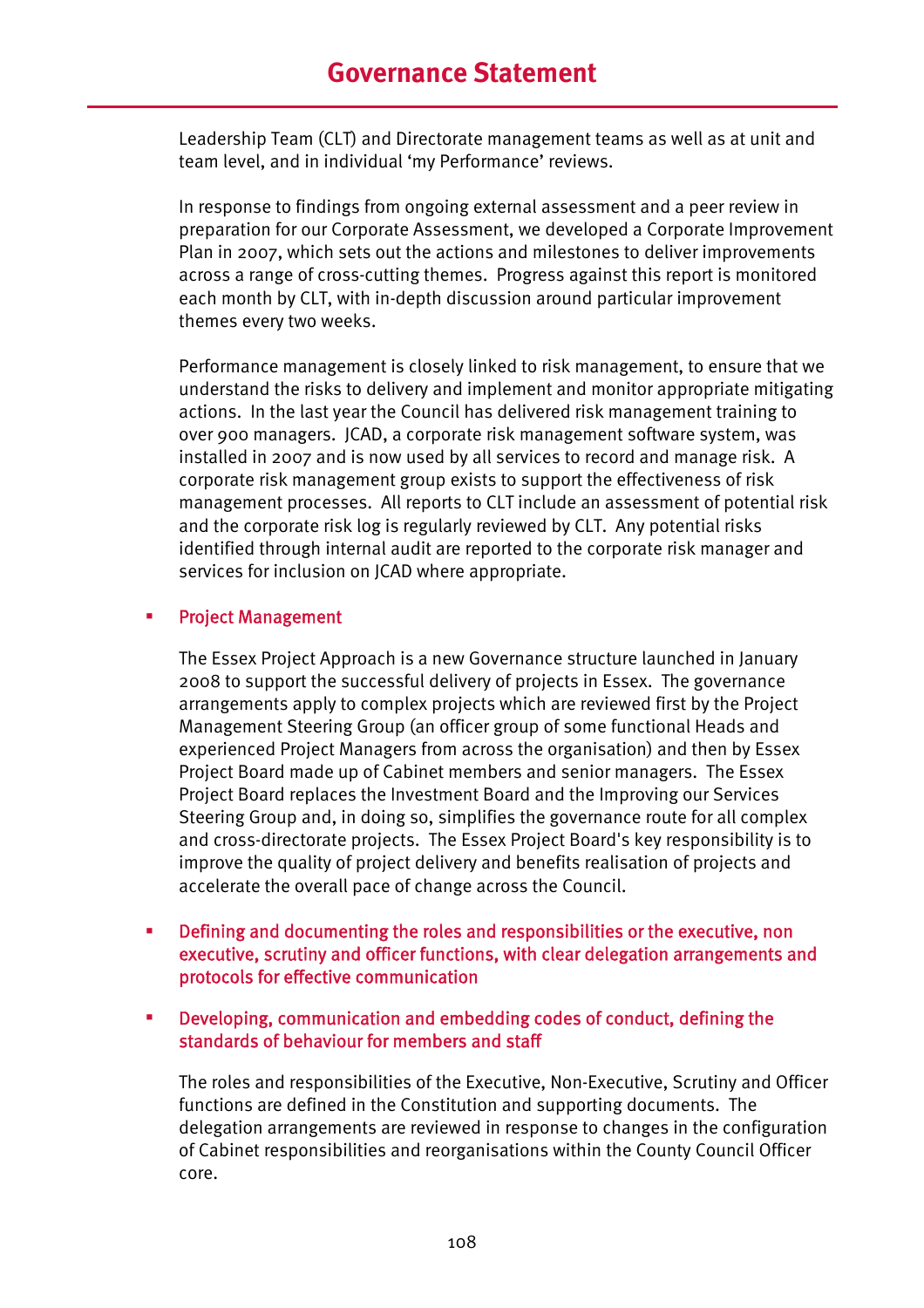Leadership Team (CLT) and Directorate management teams as well as at unit and team level, and in individual 'my Performance' reviews.

In response to findings from ongoing external assessment and a peer review in preparation for our Corporate Assessment, we developed a Corporate Improvement Plan in 2007, which sets out the actions and milestones to deliver improvements across a range of cross-cutting themes. Progress against this report is monitored each month by CLT, with in-depth discussion around particular improvement themes every two weeks.

Performance management is closely linked to risk management, to ensure that we understand the risks to delivery and implement and monitor appropriate mitigating actions. In the last year the Council has delivered risk management training to over 900 managers. JCAD, a corporate risk management software system, was installed in 2007 and is now used by all services to record and manage risk. A corporate risk management group exists to support the effectiveness of risk management processes. All reports to CLT include an assessment of potential risk and the corporate risk log is regularly reviewed by CLT. Any potential risks identified through internal audit are reported to the corporate risk manager and services for inclusion on JCAD where appropriate.

- Project Management

  The Essex Project Approach is a new Governance structure launched in January 2008 to support the successful delivery of projects in Essex. The governance arrangements apply to complex projects which are reviewed first by the Project Management Steering Group (an officer group of some functional Heads and experienced Project Managers from across the organisation) and then by Essex Project Board made up of Cabinet members and senior managers. The Essex Project Board replaces the Investment Board and the Improving our Services Steering Group and, in doing so, simplifies the governance route for all complex and cross-directorate projects. The Essex Project Board's key responsibility is to improve the quality of project delivery and benefits realisation of projects and accelerate the overall pace of change across the Council.

- Defining and documenting the roles and responsibilities or the executive, non executive, scrutiny and officer functions, with clear delegation arrangements and protocols for effective communication

- Developing, communication and embedding codes of conduct, defining the standards of behaviour for members and staff

  The roles and responsibilities of the Executive, Non-Executive, Scrutiny and Officer functions are defined in the Constitution and supporting documents. The delegation arrangements are reviewed in response to changes in the configuration of Cabinet responsibilities and reorganisations within the County Council Officer core.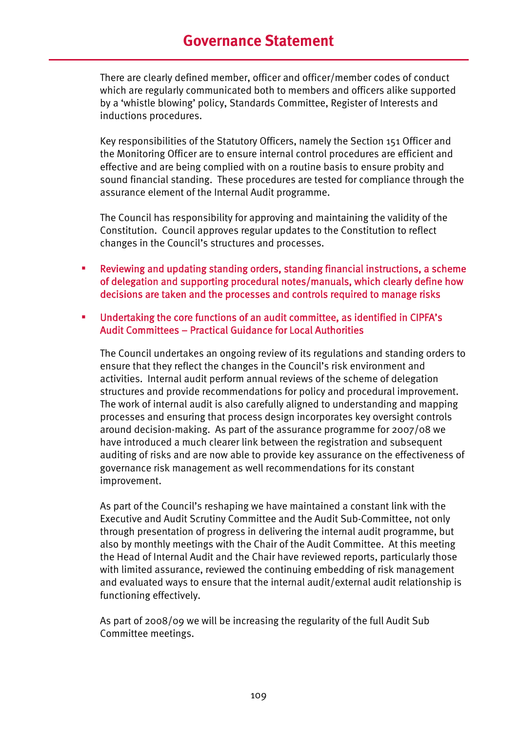There are clearly defined member, officer and officer/member codes of conduct which are regularly communicated both to members and officers alike supported by a 'whistle blowing' policy, Standards Committee, Register of Interests and inductions procedures.

Key responsibilities of the Statutory Officers, namely the Section 151 Officer and the Monitoring Officer are to ensure internal control procedures are efficient and effective and are being complied with on a routine basis to ensure probity and sound financial standing. These procedures are tested for compliance through the assurance element of the Internal Audit programme.

The Council has responsibility for approving and maintaining the validity of the Constitution. Council approves regular updates to the Constitution to reflect changes in the Council's structures and processes.

- **Reviewing and updating standing orders, standing financial instructions, a scheme of delegation and supporting procedural notes/manuals, which clearly define how decisions are taken and the processes and controls required to manage risks**
- **Undertaking the core functions of an audit committee, as identified in CIPFA's Audit Committees – Practical Guidance for Local Authorities**

The Council undertakes an ongoing review of its regulations and standing orders to ensure that they reflect the changes in the Council's risk environment and activities. Internal audit perform annual reviews of the scheme of delegation structures and provide recommendations for policy and procedural improvement. The work of internal audit is also carefully aligned to understanding and mapping processes and ensuring that process design incorporates key oversight controls around decision-making. As part of the assurance programme for 2007/08 we have introduced a much clearer link between the registration and subsequent auditing of risks and are now able to provide key assurance on the effectiveness of governance risk management as well recommendations for its constant improvement.

As part of the Council's reshaping we have maintained a constant link with the Executive and Audit Scrutiny Committee and the Audit Sub-Committee, not only through presentation of progress in delivering the internal audit programme, but also by monthly meetings with the Chair of the Audit Committee. At this meeting the Head of Internal Audit and the Chair have reviewed reports, particularly those with limited assurance, reviewed the continuing embedding of risk management and evaluated ways to ensure that the internal audit/external audit relationship is functioning effectively.

As part of 2008/09 we will be increasing the regularity of the full Audit Sub Committee meetings.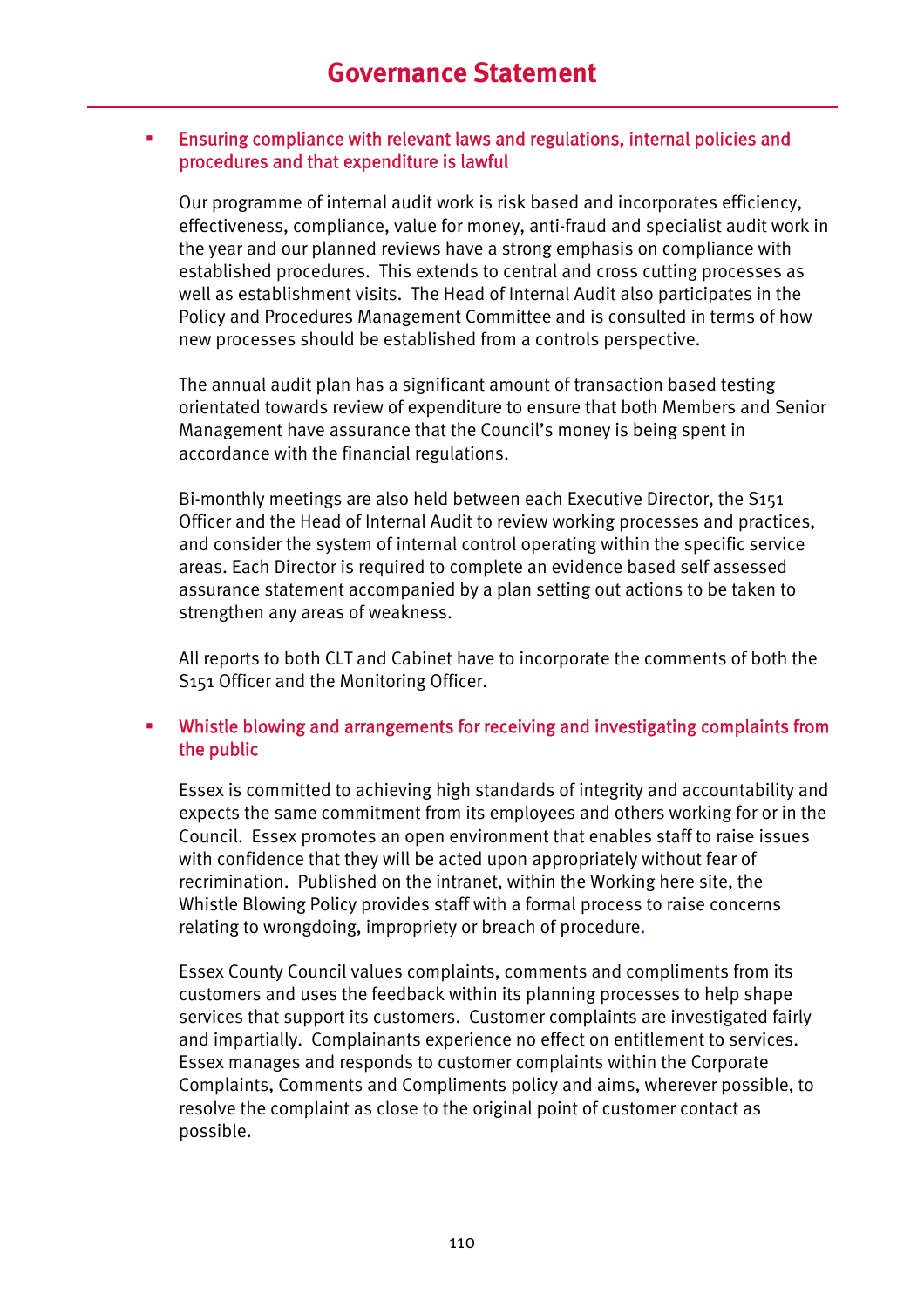- **Ensuring compliance with relevant laws and regulations, internal policies and procedures and that expenditure is lawful**

  Our programme of internal audit work is risk based and incorporates efficiency, effectiveness, compliance, value for money, anti-fraud and specialist audit work in the year and our planned reviews have a strong emphasis on compliance with established procedures. This extends to central and cross cutting processes as well as establishment visits. The Head of Internal Audit also participates in the Policy and Procedures Management Committee and is consulted in terms of how new processes should be established from a controls perspective.

  The annual audit plan has a significant amount of transaction based testing orientated towards review of expenditure to ensure that both Members and Senior Management have assurance that the Council's money is being spent in accordance with the financial regulations.

  Bi-monthly meetings are also held between each Executive Director, the S151 Officer and the Head of Internal Audit to review working processes and practices, and consider the system of internal control operating within the specific service areas. Each Director is required to complete an evidence based self assessed assurance statement accompanied by a plan setting out actions to be taken to strengthen any areas of weakness.

  All reports to both CLT and Cabinet have to incorporate the comments of both the S151 Officer and the Monitoring Officer.

- **Whistle blowing and arrangements for receiving and investigating complaints from the public**

  Essex is committed to achieving high standards of integrity and accountability and expects the same commitment from its employees and others working for or in the Council. Essex promotes an open environment that enables staff to raise issues with confidence that they will be acted upon appropriately without fear of recrimination. Published on the intranet, within the Working here site, the Whistle Blowing Policy provides staff with a formal process to raise concerns relating to wrongdoing, impropriety or breach of procedure.

  Essex County Council values complaints, comments and compliments from its customers and uses the feedback within its planning processes to help shape services that support its customers. Customer complaints are investigated fairly and impartially. Complainants experience no effect on entitlement to services. Essex manages and responds to customer complaints within the Corporate Complaints, Comments and Compliments policy and aims, wherever possible, to resolve the complaint as close to the original point of customer contact as possible.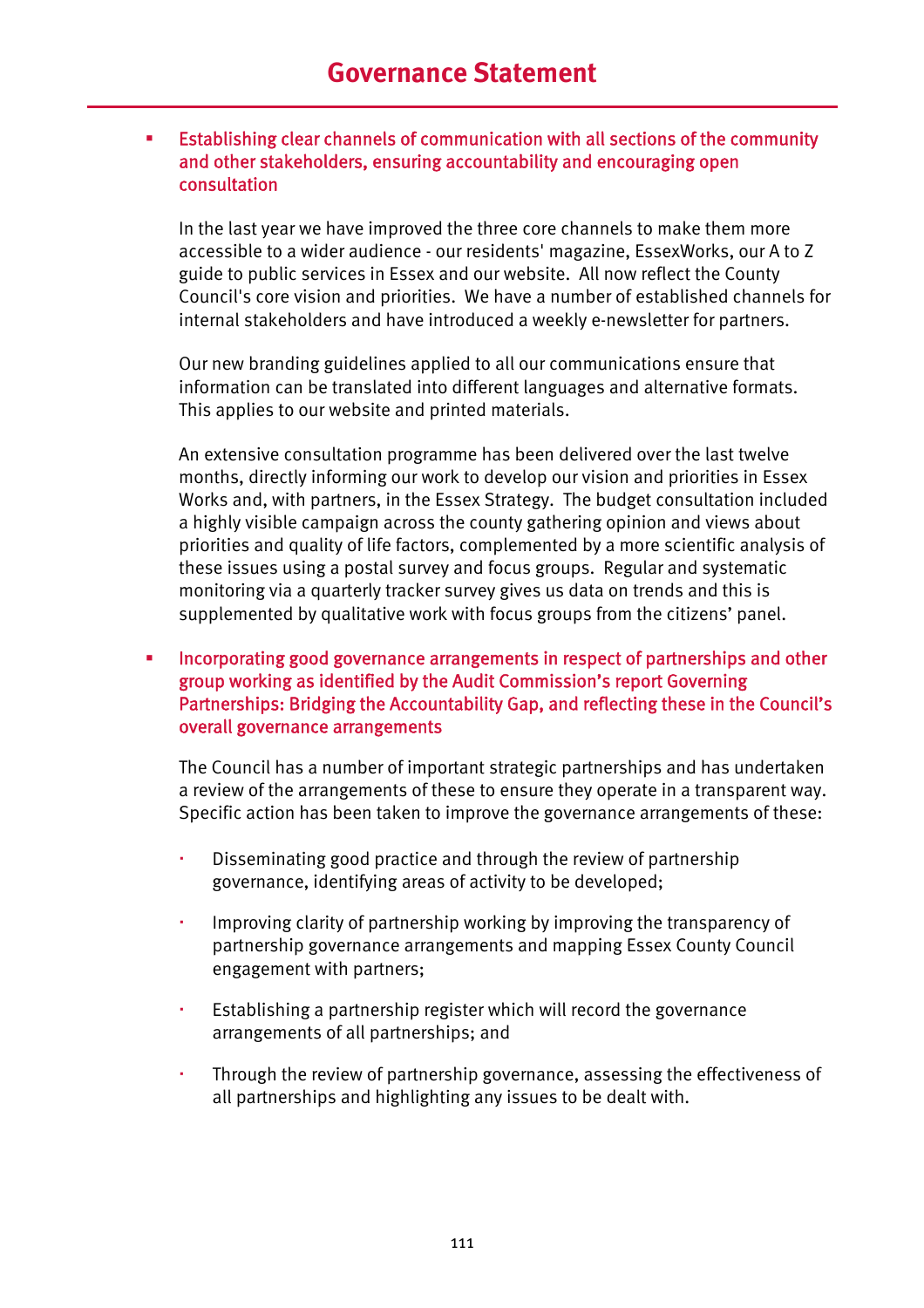- **Establishing clear channels of communication with all sections of the community and other stakeholders, ensuring accountability and encouraging open consultation**

  In the last year we have improved the three core channels to make them more accessible to a wider audience - our residents' magazine, EssexWorks, our A to Z guide to public services in Essex and our website. All now reflect the County Council's core vision and priorities. We have a number of established channels for internal stakeholders and have introduced a weekly e-newsletter for partners.

  Our new branding guidelines applied to all our communications ensure that information can be translated into different languages and alternative formats. This applies to our website and printed materials.

  An extensive consultation programme has been delivered over the last twelve months, directly informing our work to develop our vision and priorities in Essex Works and, with partners, in the Essex Strategy. The budget consultation included a highly visible campaign across the county gathering opinion and views about priorities and quality of life factors, complemented by a more scientific analysis of these issues using a postal survey and focus groups. Regular and systematic monitoring via a quarterly tracker survey gives us data on trends and this is supplemented by qualitative work with focus groups from the citizens' panel.

- **Incorporating good governance arrangements in respect of partnerships and other group working as identified by the Audit Commission's report Governing Partnerships: Bridging the Accountability Gap, and reflecting these in the Council's overall governance arrangements**

  The Council has a number of important strategic partnerships and has undertaken a review of the arrangements of these to ensure they operate in a transparent way. Specific action has been taken to improve the governance arrangements of these:

  - Disseminating good practice and through the review of partnership governance, identifying areas of activity to be developed;
  - Improving clarity of partnership working by improving the transparency of partnership governance arrangements and mapping Essex County Council engagement with partners;
  - Establishing a partnership register which will record the governance arrangements of all partnerships; and
  - Through the review of partnership governance, assessing the effectiveness of all partnerships and highlighting any issues to be dealt with.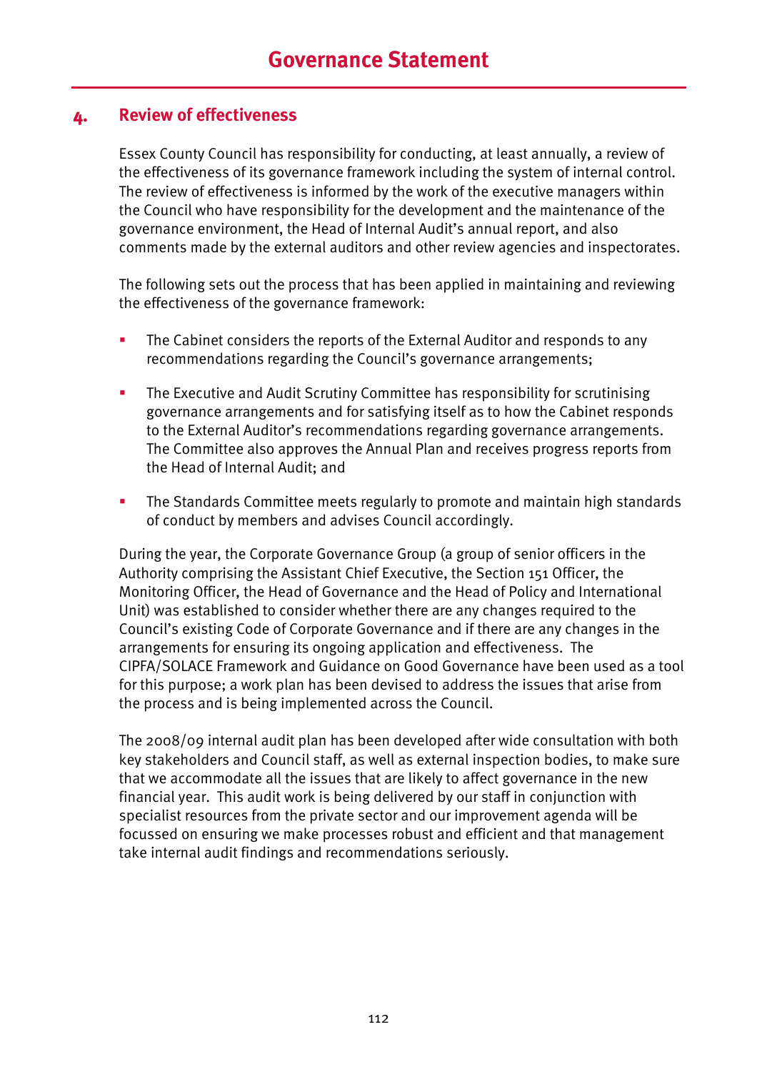# Governance Statement

## 4. Review of effectiveness

Essex County Council has responsibility for conducting, at least annually, a review of the effectiveness of its governance framework including the system of internal control. The review of effectiveness is informed by the work of the executive managers within the Council who have responsibility for the development and the maintenance of the governance environment, the Head of Internal Audit's annual report, and also comments made by the external auditors and other review agencies and inspectorates.

The following sets out the process that has been applied in maintaining and reviewing the effectiveness of the governance framework:

- The Cabinet considers the reports of the External Auditor and responds to any recommendations regarding the Council's governance arrangements;
- The Executive and Audit Scrutiny Committee has responsibility for scrutinising governance arrangements and for satisfying itself as to how the Cabinet responds to the External Auditor's recommendations regarding governance arrangements. The Committee also approves the Annual Plan and receives progress reports from the Head of Internal Audit; and
- The Standards Committee meets regularly to promote and maintain high standards of conduct by members and advises Council accordingly.

During the year, the Corporate Governance Group (a group of senior officers in the Authority comprising the Assistant Chief Executive, the Section 151 Officer, the Monitoring Officer, the Head of Governance and the Head of Policy and International Unit) was established to consider whether there are any changes required to the Council's existing Code of Corporate Governance and if there are any changes in the arrangements for ensuring its ongoing application and effectiveness. The CIPFA/SOLACE Framework and Guidance on Good Governance have been used as a tool for this purpose; a work plan has been devised to address the issues that arise from the process and is being implemented across the Council.

The 2008/09 internal audit plan has been developed after wide consultation with both key stakeholders and Council staff, as well as external inspection bodies, to make sure that we accommodate all the issues that are likely to affect governance in the new financial year. This audit work is being delivered by our staff in conjunction with specialist resources from the private sector and our improvement agenda will be focussed on ensuring we make processes robust and efficient and that management take internal audit findings and recommendations seriously.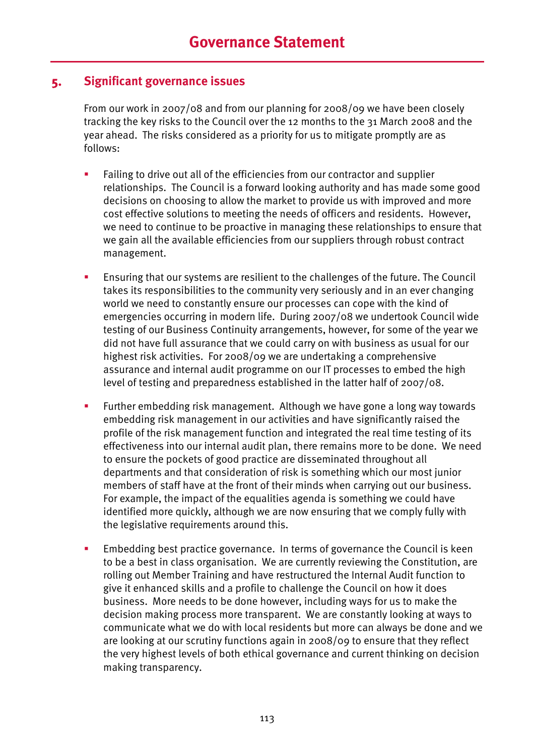# Governance Statement

## 5. Significant governance issues

From our work in 2007/08 and from our planning for 2008/09 we have been closely tracking the key risks to the Council over the 12 months to the 31 March 2008 and the year ahead. The risks considered as a priority for us to mitigate promptly are as follows:

- Failing to drive out all of the efficiencies from our contractor and supplier relationships. The Council is a forward looking authority and has made some good decisions on choosing to allow the market to provide us with improved and more cost effective solutions to meeting the needs of officers and residents. However, we need to continue to be proactive in managing these relationships to ensure that we gain all the available efficiencies from our suppliers through robust contract management.

- Ensuring that our systems are resilient to the challenges of the future. The Council takes its responsibilities to the community very seriously and in an ever changing world we need to constantly ensure our processes can cope with the kind of emergencies occurring in modern life. During 2007/08 we undertook Council wide testing of our Business Continuity arrangements, however, for some of the year we did not have full assurance that we could carry on with business as usual for our highest risk activities. For 2008/09 we are undertaking a comprehensive assurance and internal audit programme on our IT processes to embed the high level of testing and preparedness established in the latter half of 2007/08.

- Further embedding risk management. Although we have gone a long way towards embedding risk management in our activities and have significantly raised the profile of the risk management function and integrated the real time testing of its effectiveness into our internal audit plan, there remains more to be done. We need to ensure the pockets of good practice are disseminated throughout all departments and that consideration of risk is something which our most junior members of staff have at the front of their minds when carrying out our business. For example, the impact of the equalities agenda is something we could have identified more quickly, although we are now ensuring that we comply fully with the legislative requirements around this.

- Embedding best practice governance. In terms of governance the Council is keen to be a best in class organisation. We are currently reviewing the Constitution, are rolling out Member Training and have restructured the Internal Audit function to give it enhanced skills and a profile to challenge the Council on how it does business. More needs to be done however, including ways for us to make the decision making process more transparent. We are constantly looking at ways to communicate what we do with local residents but more can always be done and we are looking at our scrutiny functions again in 2008/09 to ensure that they reflect the very highest levels of both ethical governance and current thinking on decision making transparency.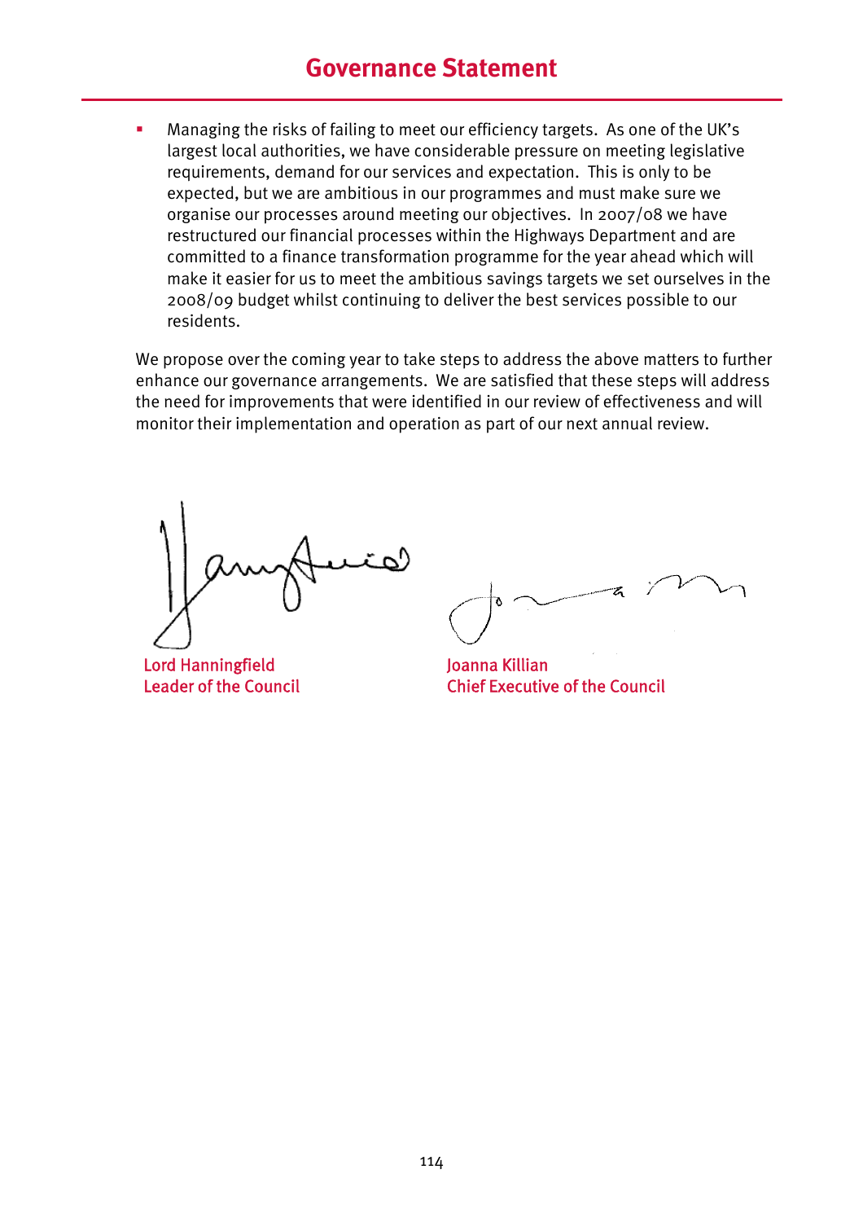## Governance Statement

- Managing the risks of failing to meet our efficiency targets. As one of the UK's largest local authorities, we have considerable pressure on meeting legislative requirements, demand for our services and expectation. This is only to be expected, but we are ambitious in our programmes and must make sure we organise our processes around meeting our objectives. In 2007/08 we have restructured our financial processes within the Highways Department and are committed to a finance transformation programme for the year ahead which will make it easier for us to meet the ambitious savings targets we set ourselves in the 2008/09 budget whilst continuing to deliver the best services possible to our residents.

We propose over the coming year to take steps to address the above matters to further enhance our governance arrangements. We are satisfied that these steps will address the need for improvements that were identified in our review of effectiveness and will monitor their implementation and operation as part of our next annual review.

Lord Hanningfield
Leader of the Council

Joanna Killian
Chief Executive of the Council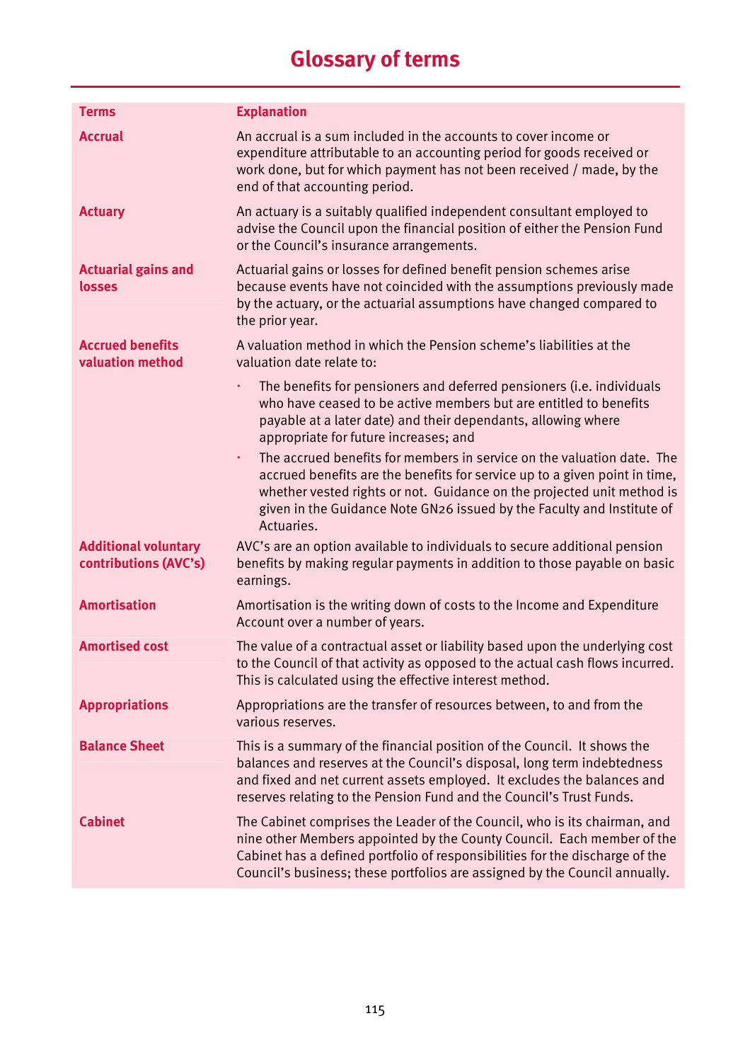# Glossary of terms

| Terms | Explanation |
|---|---|
| **Accrual** | An accrual is a sum included in the accounts to cover income or expenditure attributable to an accounting period for goods received or work done, but for which payment has not been received / made, by the end of that accounting period. |
| **Actuary** | An actuary is a suitably qualified independent consultant employed to advise the Council upon the financial position of either the Pension Fund or the Council's insurance arrangements. |
| **Actuarial gains and losses** | Actuarial gains or losses for defined benefit pension schemes arise because events have not coincided with the assumptions previously made by the actuary, or the actuarial assumptions have changed compared to the prior year. |
| **Accrued benefits valuation method** | A valuation method in which the Pension scheme's liabilities at the valuation date relate to:<br>• The benefits for pensioners and deferred pensioners (i.e. individuals who have ceased to be active members but are entitled to benefits payable at a later date) and their dependants, allowing where appropriate for future increases; and<br>• The accrued benefits for members in service on the valuation date. The accrued benefits are the benefits for service up to a given point in time, whether vested rights or not. Guidance on the projected unit method is given in the Guidance Note GN26 issued by the Faculty and Institute of Actuaries. |
| **Additional voluntary contributions (AVC's)** | AVC's are an option available to individuals to secure additional pension benefits by making regular payments in addition to those payable on basic earnings. |
| **Amortisation** | Amortisation is the writing down of costs to the Income and Expenditure Account over a number of years. |
| **Amortised cost** | The value of a contractual asset or liability based upon the underlying cost to the Council of that activity as opposed to the actual cash flows incurred. This is calculated using the effective interest method. |
| **Appropriations** | Appropriations are the transfer of resources between, to and from the various reserves. |
| **Balance Sheet** | This is a summary of the financial position of the Council. It shows the balances and reserves at the Council's disposal, long term indebtedness and fixed and net current assets employed. It excludes the balances and reserves relating to the Pension Fund and the Council's Trust Funds. |
| **Cabinet** | The Cabinet comprises the Leader of the Council, who is its chairman, and nine other Members appointed by the County Council. Each member of the Cabinet has a defined portfolio of responsibilities for the discharge of the Council's business; these portfolios are assigned by the Council annually. |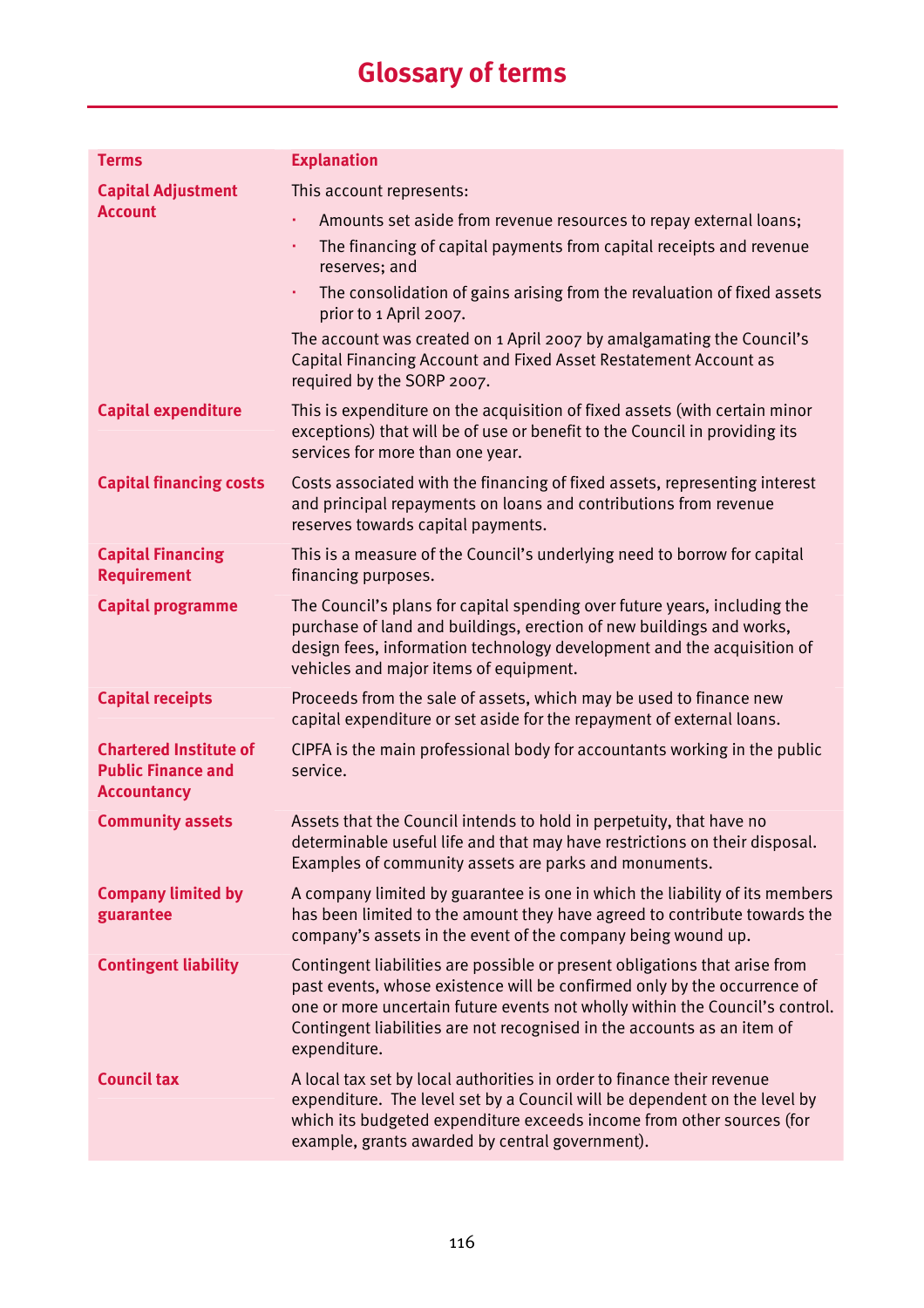# Glossary of terms

| Terms | Explanation |
|---|---|
| **Capital Adjustment Account** | This account represents:<br>• Amounts set aside from revenue resources to repay external loans;<br>• The financing of capital payments from capital receipts and revenue reserves; and<br>• The consolidation of gains arising from the revaluation of fixed assets prior to 1 April 2007.<br>The account was created on 1 April 2007 by amalgamating the Council's Capital Financing Account and Fixed Asset Restatement Account as required by the SORP 2007. |
| **Capital expenditure** | This is expenditure on the acquisition of fixed assets (with certain minor exceptions) that will be of use or benefit to the Council in providing its services for more than one year. |
| **Capital financing costs** | Costs associated with the financing of fixed assets, representing interest and principal repayments on loans and contributions from revenue reserves towards capital payments. |
| **Capital Financing Requirement** | This is a measure of the Council's underlying need to borrow for capital financing purposes. |
| **Capital programme** | The Council's plans for capital spending over future years, including the purchase of land and buildings, erection of new buildings and works, design fees, information technology development and the acquisition of vehicles and major items of equipment. |
| **Capital receipts** | Proceeds from the sale of assets, which may be used to finance new capital expenditure or set aside for the repayment of external loans. |
| **Chartered Institute of Public Finance and Accountancy** | CIPFA is the main professional body for accountants working in the public service. |
| **Community assets** | Assets that the Council intends to hold in perpetuity, that have no determinable useful life and that may have restrictions on their disposal. Examples of community assets are parks and monuments. |
| **Company limited by guarantee** | A company limited by guarantee is one in which the liability of its members has been limited to the amount they have agreed to contribute towards the company's assets in the event of the company being wound up. |
| **Contingent liability** | Contingent liabilities are possible or present obligations that arise from past events, whose existence will be confirmed only by the occurrence of one or more uncertain future events not wholly within the Council's control. Contingent liabilities are not recognised in the accounts as an item of expenditure. |
| **Council tax** | A local tax set by local authorities in order to finance their revenue expenditure. The level set by a Council will be dependent on the level by which its budgeted expenditure exceeds income from other sources (for example, grants awarded by central government). |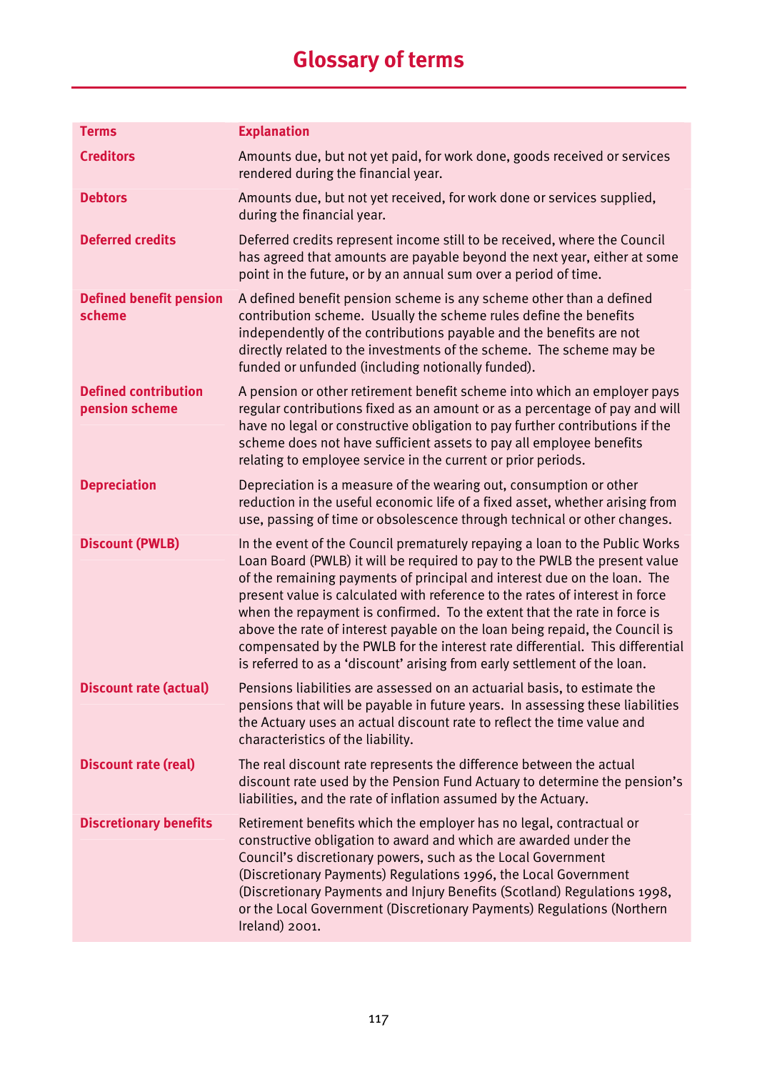# Glossary of terms

| Terms | Explanation |
|---|---|
| **Creditors** | Amounts due, but not yet paid, for work done, goods received or services rendered during the financial year. |
| **Debtors** | Amounts due, but not yet received, for work done or services supplied, during the financial year. |
| **Deferred credits** | Deferred credits represent income still to be received, where the Council has agreed that amounts are payable beyond the next year, either at some point in the future, or by an annual sum over a period of time. |
| **Defined benefit pension scheme** | A defined benefit pension scheme is any scheme other than a defined contribution scheme. Usually the scheme rules define the benefits independently of the contributions payable and the benefits are not directly related to the investments of the scheme. The scheme may be funded or unfunded (including notionally funded). |
| **Defined contribution pension scheme** | A pension or other retirement benefit scheme into which an employer pays regular contributions fixed as an amount or as a percentage of pay and will have no legal or constructive obligation to pay further contributions if the scheme does not have sufficient assets to pay all employee benefits relating to employee service in the current or prior periods. |
| **Depreciation** | Depreciation is a measure of the wearing out, consumption or other reduction in the useful economic life of a fixed asset, whether arising from use, passing of time or obsolescence through technical or other changes. |
| **Discount (PWLB)** | In the event of the Council prematurely repaying a loan to the Public Works Loan Board (PWLB) it will be required to pay to the PWLB the present value of the remaining payments of principal and interest due on the loan. The present value is calculated with reference to the rates of interest in force when the repayment is confirmed. To the extent that the rate in force is above the rate of interest payable on the loan being repaid, the Council is compensated by the PWLB for the interest rate differential. This differential is referred to as a 'discount' arising from early settlement of the loan. |
| **Discount rate (actual)** | Pensions liabilities are assessed on an actuarial basis, to estimate the pensions that will be payable in future years. In assessing these liabilities the Actuary uses an actual discount rate to reflect the time value and characteristics of the liability. |
| **Discount rate (real)** | The real discount rate represents the difference between the actual discount rate used by the Pension Fund Actuary to determine the pension's liabilities, and the rate of inflation assumed by the Actuary. |
| **Discretionary benefits** | Retirement benefits which the employer has no legal, contractual or constructive obligation to award and which are awarded under the Council's discretionary powers, such as the Local Government (Discretionary Payments) Regulations 1996, the Local Government (Discretionary Payments and Injury Benefits (Scotland) Regulations 1998, or the Local Government (Discretionary Payments) Regulations (Northern Ireland) 2001. |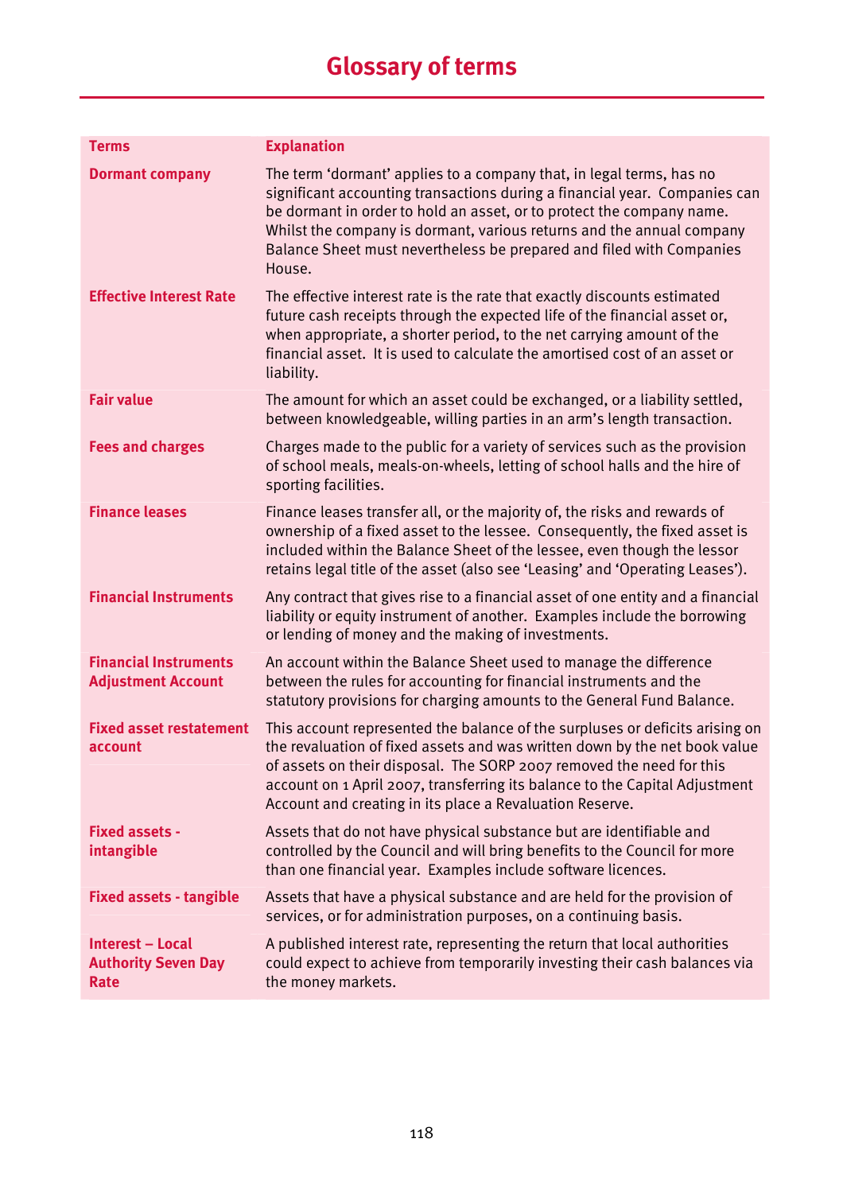# Glossary of terms

| Terms | Explanation |
|---|---|
| Dormant company | The term 'dormant' applies to a company that, in legal terms, has no significant accounting transactions during a financial year. Companies can be dormant in order to hold an asset, or to protect the company name. Whilst the company is dormant, various returns and the annual company Balance Sheet must nevertheless be prepared and filed with Companies House. |
| Effective Interest Rate | The effective interest rate is the rate that exactly discounts estimated future cash receipts through the expected life of the financial asset or, when appropriate, a shorter period, to the net carrying amount of the financial asset. It is used to calculate the amortised cost of an asset or liability. |
| Fair value | The amount for which an asset could be exchanged, or a liability settled, between knowledgeable, willing parties in an arm's length transaction. |
| Fees and charges | Charges made to the public for a variety of services such as the provision of school meals, meals-on-wheels, letting of school halls and the hire of sporting facilities. |
| Finance leases | Finance leases transfer all, or the majority of, the risks and rewards of ownership of a fixed asset to the lessee. Consequently, the fixed asset is included within the Balance Sheet of the lessee, even though the lessor retains legal title of the asset (also see 'Leasing' and 'Operating Leases'). |
| Financial Instruments | Any contract that gives rise to a financial asset of one entity and a financial liability or equity instrument of another. Examples include the borrowing or lending of money and the making of investments. |
| Financial Instruments Adjustment Account | An account within the Balance Sheet used to manage the difference between the rules for accounting for financial instruments and the statutory provisions for charging amounts to the General Fund Balance. |
| Fixed asset restatement account | This account represented the balance of the surpluses or deficits arising on the revaluation of fixed assets and was written down by the net book value of assets on their disposal. The SORP 2007 removed the need for this account on 1 April 2007, transferring its balance to the Capital Adjustment Account and creating in its place a Revaluation Reserve. |
| Fixed assets - intangible | Assets that do not have physical substance but are identifiable and controlled by the Council and will bring benefits to the Council for more than one financial year. Examples include software licences. |
| Fixed assets - tangible | Assets that have a physical substance and are held for the provision of services, or for administration purposes, on a continuing basis. |
| Interest – Local Authority Seven Day Rate | A published interest rate, representing the return that local authorities could expect to achieve from temporarily investing their cash balances via the money markets. |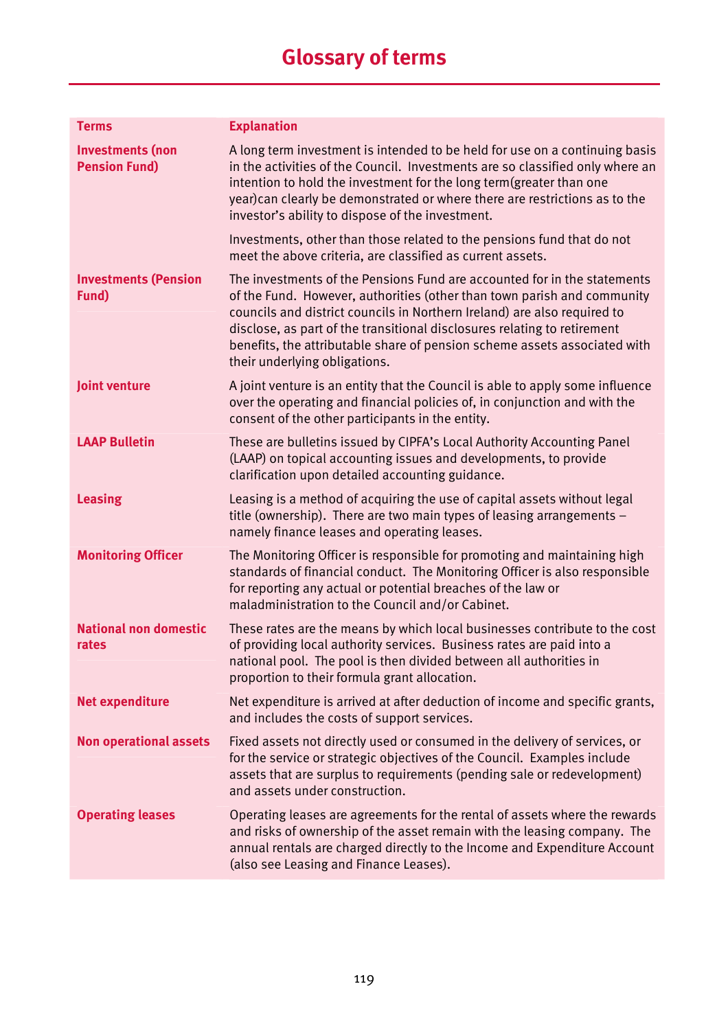# Glossary of terms

| Terms | Explanation |
|---|---|
| **Investments (non Pension Fund)** | A long term investment is intended to be held for use on a continuing basis in the activities of the Council. Investments are so classified only where an intention to hold the investment for the long term(greater than one year)can clearly be demonstrated or where there are restrictions as to the investor's ability to dispose of the investment.<br><br>Investments, other than those related to the pensions fund that do not meet the above criteria, are classified as current assets. |
| **Investments (Pension Fund)** | The investments of the Pensions Fund are accounted for in the statements of the Fund. However, authorities (other than town parish and community councils and district councils in Northern Ireland) are also required to disclose, as part of the transitional disclosures relating to retirement benefits, the attributable share of pension scheme assets associated with their underlying obligations. |
| **Joint venture** | A joint venture is an entity that the Council is able to apply some influence over the operating and financial policies of, in conjunction and with the consent of the other participants in the entity. |
| **LAAP Bulletin** | These are bulletins issued by CIPFA's Local Authority Accounting Panel (LAAP) on topical accounting issues and developments, to provide clarification upon detailed accounting guidance. |
| **Leasing** | Leasing is a method of acquiring the use of capital assets without legal title (ownership). There are two main types of leasing arrangements – namely finance leases and operating leases. |
| **Monitoring Officer** | The Monitoring Officer is responsible for promoting and maintaining high standards of financial conduct. The Monitoring Officer is also responsible for reporting any actual or potential breaches of the law or maladministration to the Council and/or Cabinet. |
| **National non domestic rates** | These rates are the means by which local businesses contribute to the cost of providing local authority services. Business rates are paid into a national pool. The pool is then divided between all authorities in proportion to their formula grant allocation. |
| **Net expenditure** | Net expenditure is arrived at after deduction of income and specific grants, and includes the costs of support services. |
| **Non operational assets** | Fixed assets not directly used or consumed in the delivery of services, or for the service or strategic objectives of the Council. Examples include assets that are surplus to requirements (pending sale or redevelopment) and assets under construction. |
| **Operating leases** | Operating leases are agreements for the rental of assets where the rewards and risks of ownership of the asset remain with the leasing company. The annual rentals are charged directly to the Income and Expenditure Account (also see Leasing and Finance Leases). |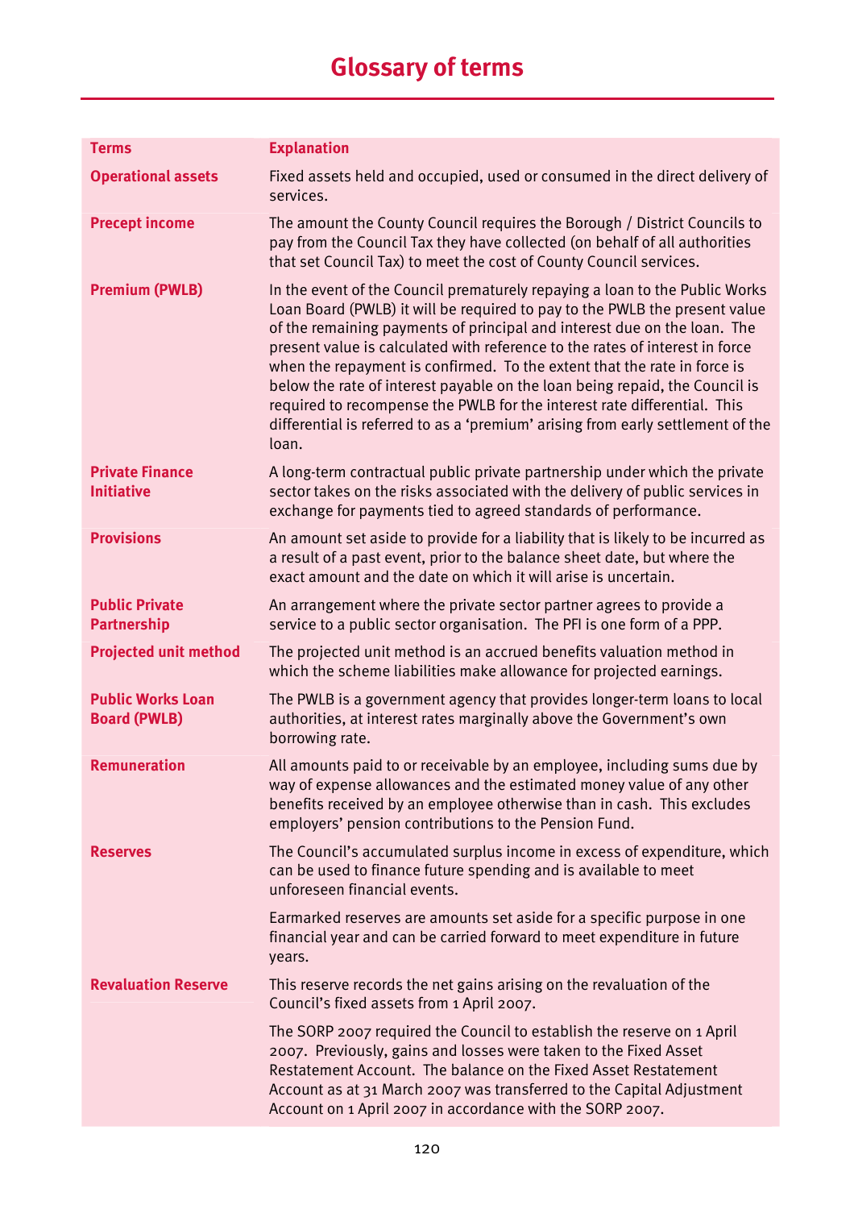# Glossary of terms

| Terms | Explanation |
| --- | --- |
| **Operational assets** | Fixed assets held and occupied, used or consumed in the direct delivery of services. |
| **Precept income** | The amount the County Council requires the Borough / District Councils to pay from the Council Tax they have collected (on behalf of all authorities that set Council Tax) to meet the cost of County Council services. |
| **Premium (PWLB)** | In the event of the Council prematurely repaying a loan to the Public Works Loan Board (PWLB) it will be required to pay to the PWLB the present value of the remaining payments of principal and interest due on the loan. The present value is calculated with reference to the rates of interest in force when the repayment is confirmed. To the extent that the rate in force is below the rate of interest payable on the loan being repaid, the Council is required to recompense the PWLB for the interest rate differential. This differential is referred to as a 'premium' arising from early settlement of the loan. |
| **Private Finance Initiative** | A long-term contractual public private partnership under which the private sector takes on the risks associated with the delivery of public services in exchange for payments tied to agreed standards of performance. |
| **Provisions** | An amount set aside to provide for a liability that is likely to be incurred as a result of a past event, prior to the balance sheet date, but where the exact amount and the date on which it will arise is uncertain. |
| **Public Private Partnership** | An arrangement where the private sector partner agrees to provide a service to a public sector organisation. The PFI is one form of a PPP. |
| **Projected unit method** | The projected unit method is an accrued benefits valuation method in which the scheme liabilities make allowance for projected earnings. |
| **Public Works Loan Board (PWLB)** | The PWLB is a government agency that provides longer-term loans to local authorities, at interest rates marginally above the Government's own borrowing rate. |
| **Remuneration** | All amounts paid to or receivable by an employee, including sums due by way of expense allowances and the estimated money value of any other benefits received by an employee otherwise than in cash. This excludes employers' pension contributions to the Pension Fund. |
| **Reserves** | The Council's accumulated surplus income in excess of expenditure, which can be used to finance future spending and is available to meet unforeseen financial events. |
| | Earmarked reserves are amounts set aside for a specific purpose in one financial year and can be carried forward to meet expenditure in future years. |
| **Revaluation Reserve** | This reserve records the net gains arising on the revaluation of the Council's fixed assets from 1 April 2007. |
| | The SORP 2007 required the Council to establish the reserve on 1 April 2007. Previously, gains and losses were taken to the Fixed Asset Restatement Account. The balance on the Fixed Asset Restatement Account as at 31 March 2007 was transferred to the Capital Adjustment Account on 1 April 2007 in accordance with the SORP 2007. |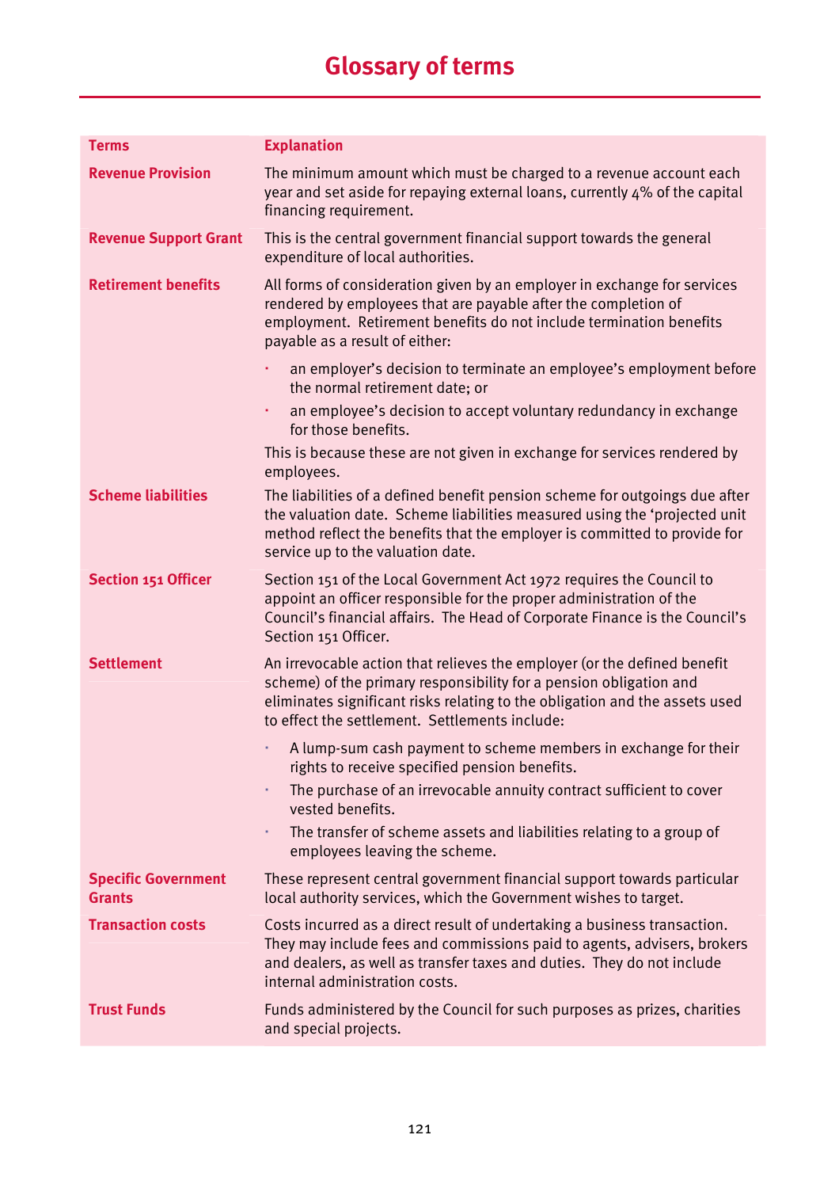# Glossary of terms

| Terms | Explanation |
|---|---|
| Revenue Provision | The minimum amount which must be charged to a revenue account each year and set aside for repaying external loans, currently 4% of the capital financing requirement. |
| Revenue Support Grant | This is the central government financial support towards the general expenditure of local authorities. |
| Retirement benefits | All forms of consideration given by an employer in exchange for services rendered by employees that are payable after the completion of employment. Retirement benefits do not include termination benefits payable as a result of either:<br>• an employer's decision to terminate an employee's employment before the normal retirement date; or<br>• an employee's decision to accept voluntary redundancy in exchange for those benefits.<br>This is because these are not given in exchange for services rendered by employees. |
| Scheme liabilities | The liabilities of a defined benefit pension scheme for outgoings due after the valuation date. Scheme liabilities measured using the 'projected unit method reflect the benefits that the employer is committed to provide for service up to the valuation date. |
| Section 151 Officer | Section 151 of the Local Government Act 1972 requires the Council to appoint an officer responsible for the proper administration of the Council's financial affairs. The Head of Corporate Finance is the Council's Section 151 Officer. |
| Settlement | An irrevocable action that relieves the employer (or the defined benefit scheme) of the primary responsibility for a pension obligation and eliminates significant risks relating to the obligation and the assets used to effect the settlement. Settlements include:<br>• A lump-sum cash payment to scheme members in exchange for their rights to receive specified pension benefits.<br>• The purchase of an irrevocable annuity contract sufficient to cover vested benefits.<br>• The transfer of scheme assets and liabilities relating to a group of employees leaving the scheme. |
| Specific Government Grants | These represent central government financial support towards particular local authority services, which the Government wishes to target. |
| Transaction costs | Costs incurred as a direct result of undertaking a business transaction. They may include fees and commissions paid to agents, advisers, brokers and dealers, as well as transfer taxes and duties. They do not include internal administration costs. |
| Trust Funds | Funds administered by the Council for such purposes as prizes, charities and special projects. |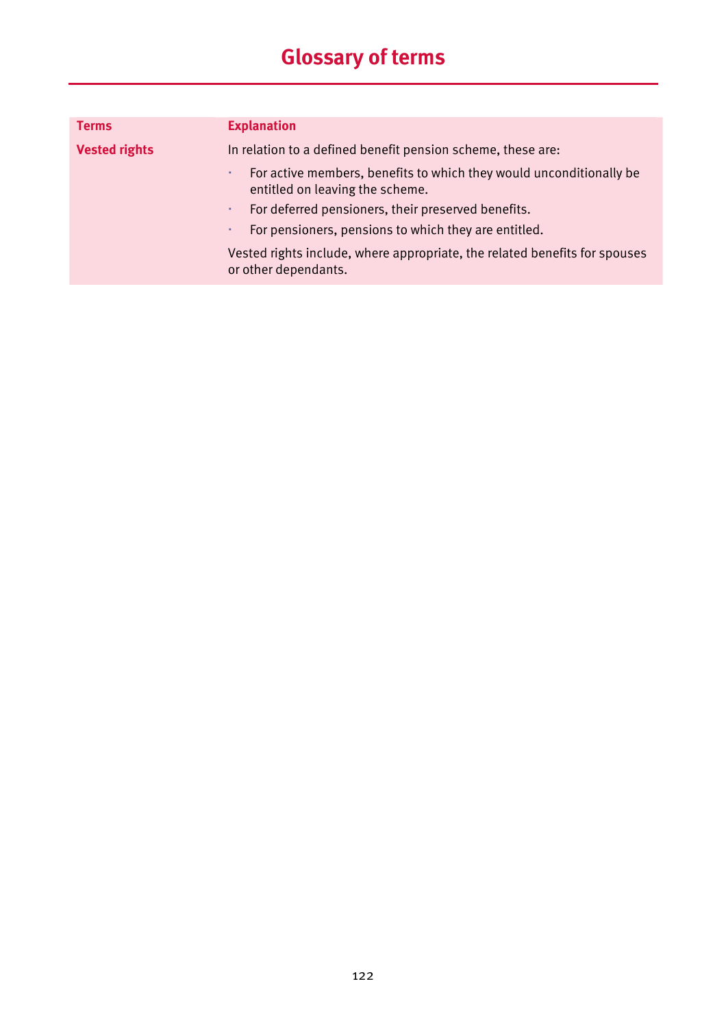# Glossary of terms

| Terms | Explanation |
|---|---|
| **Vested rights** | In relation to a defined benefit pension scheme, these are:<br>• For active members, benefits to which they would unconditionally be entitled on leaving the scheme.<br>• For deferred pensioners, their preserved benefits.<br>• For pensioners, pensions to which they are entitled.<br>Vested rights include, where appropriate, the related benefits for spouses or other dependants. |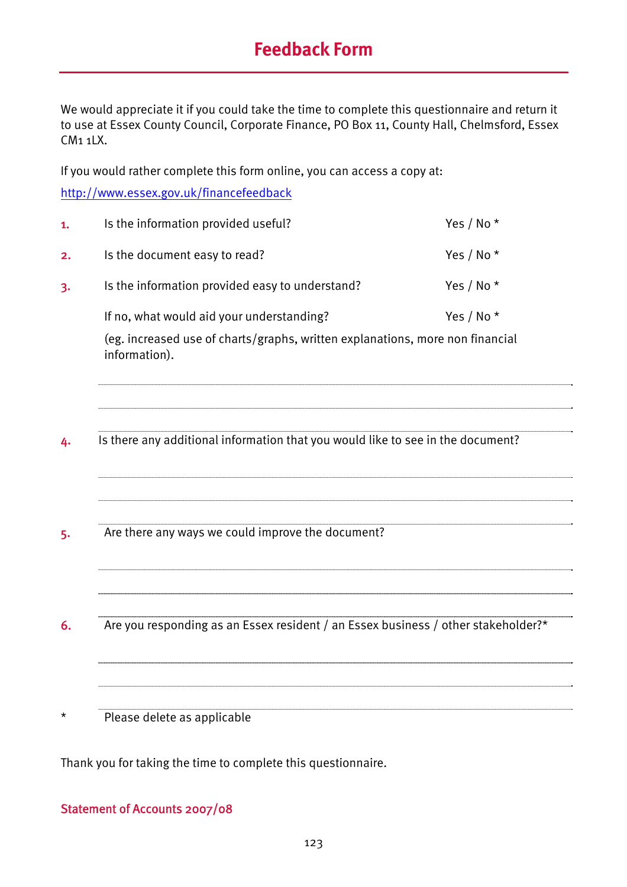# Feedback Form

We would appreciate it if you could take the time to complete this questionnaire and return it to use at Essex County Council, Corporate Finance, PO Box 11, County Hall, Chelmsford, Essex CM1 1LX.

If you would rather complete this form online, you can access a copy at:

http://www.essex.gov.uk/financefeedback

1. Is the information provided useful? Yes / No *

2. Is the document easy to read? Yes / No *

3. Is the information provided easy to understand? Yes / No *

   If no, what would aid your understanding? Yes / No *

   (eg. increased use of charts/graphs, written explanations, more non financial information).

4. Is there any additional information that you would like to see in the document?

5. Are there any ways we could improve the document?

6. Are you responding as an Essex resident / an Essex business / other stakeholder?*

\* Please delete as applicable

Thank you for taking the time to complete this questionnaire.

Statement of Accounts 2007/08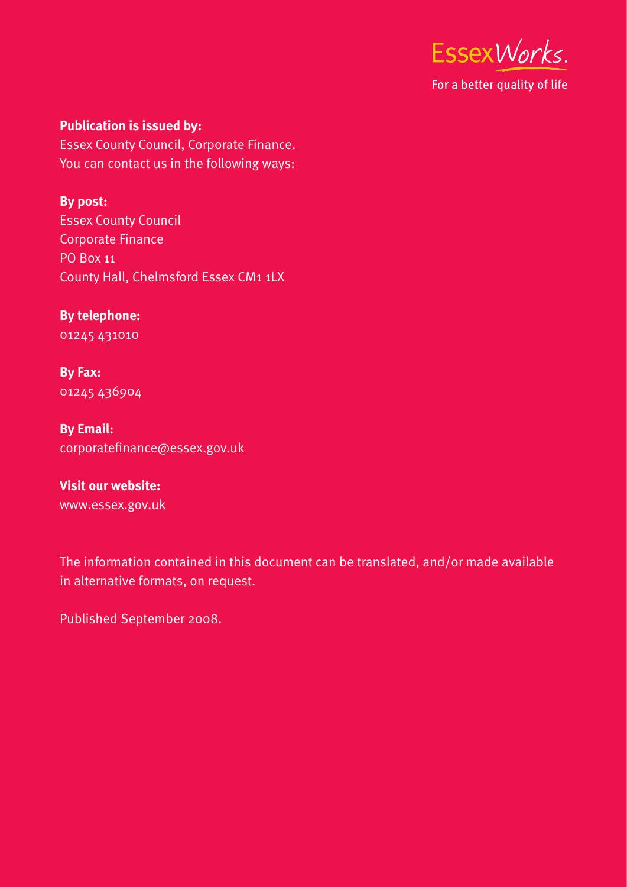EssexWorks.

For a better quality of life

**Publication is issued by:**
Essex County Council, Corporate Finance.
You can contact us in the following ways:

**By post:**
Essex County Council
Corporate Finance
PO Box 11
County Hall, Chelmsford Essex CM1 1LX

**By telephone:**
01245 431010

**By Fax:**
01245 436904

**By Email:**
corporatefinance@essex.gov.uk

**Visit our website:**
www.essex.gov.uk

The information contained in this document can be translated, and/or made available in alternative formats, on request.

Published September 2008.